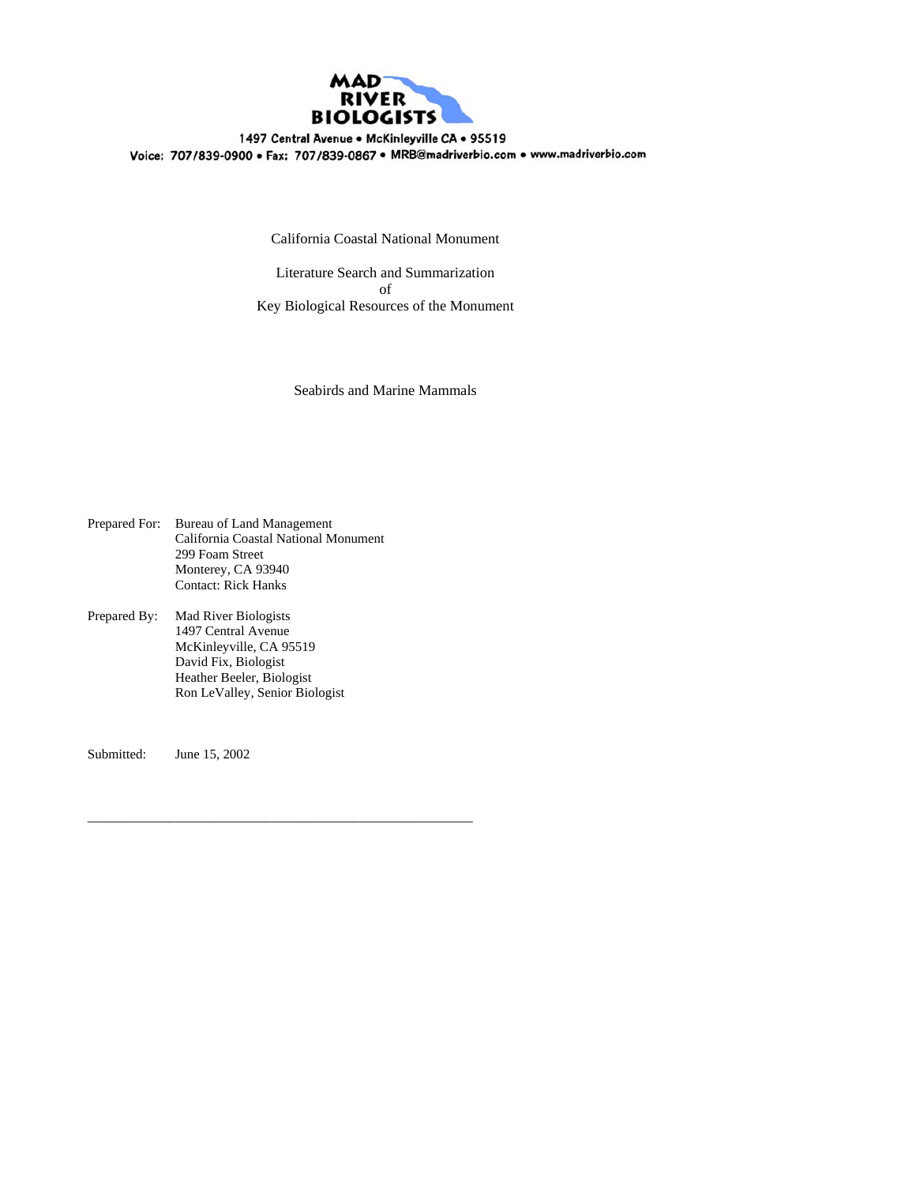MAD RIVER BIOLOGISTS

1497 Central Avenue • McKinleyville CA • 95519
Voice: 707/839-0900 • Fax: 707/839-0867 • MRB@madriverbio.com • www.madriverbio.com

California Coastal National Monument

Literature Search and Summarization
of
Key Biological Resources of the Monument

Seabirds and Marine Mammals

Prepared For: Bureau of Land Management
California Coastal National Monument
299 Foam Street
Monterey, CA 93940
Contact: Rick Hanks

Prepared By: Mad River Biologists
1497 Central Avenue
McKinleyville, CA 95519
David Fix, Biologist
Heather Beeler, Biologist
Ron LeValley, Senior Biologist

Submitted: June 15, 2002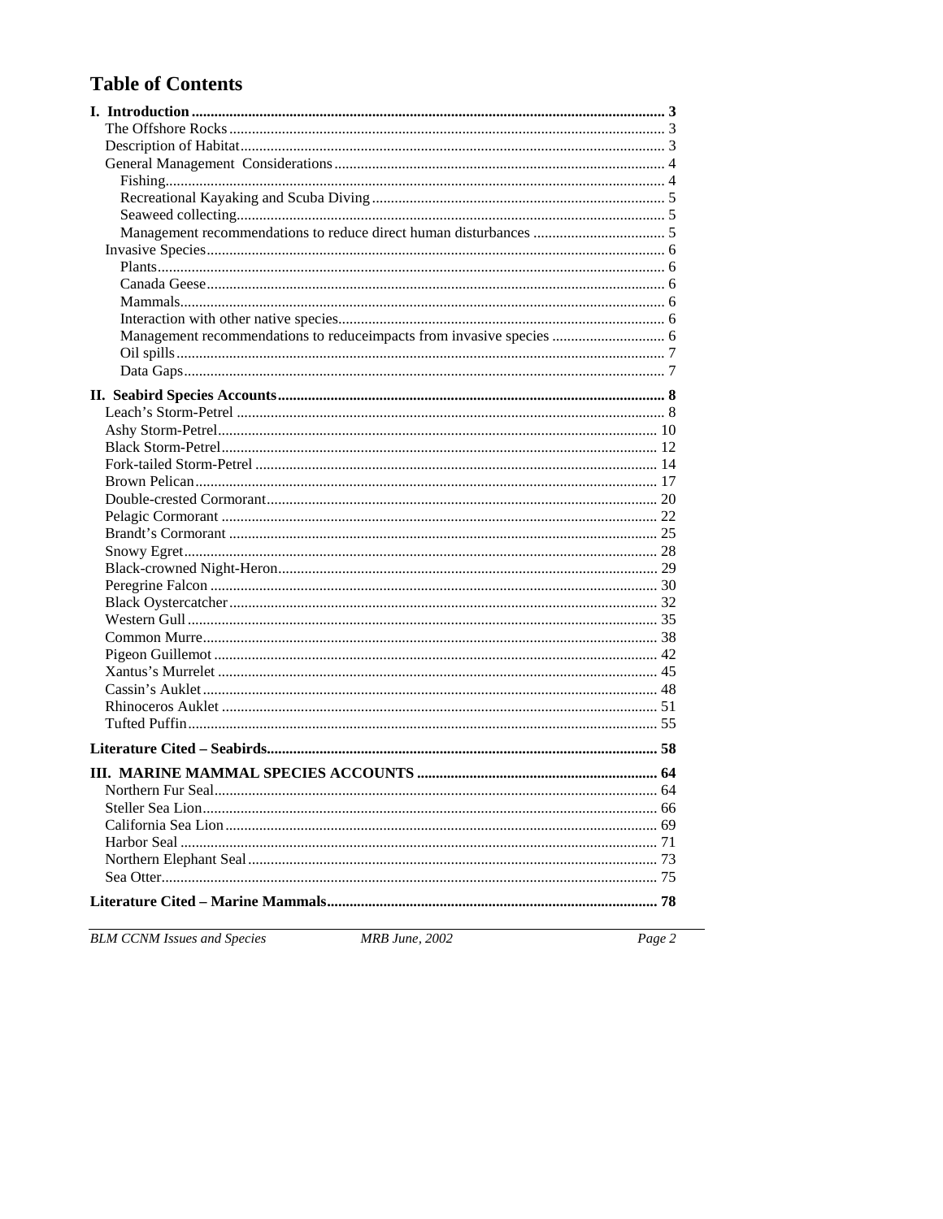# Table of Contents

**I. Introduction** ........ 3

- The Offshore Rocks ........ 3
- Description of Habitat ........ 3
- General Management Considerations ........ 4
  - Fishing ........ 4
  - Recreational Kayaking and Scuba Diving ........ 5
  - Seaweed collecting ........ 5
  - Management recommendations to reduce direct human disturbances ........ 5
- Invasive Species ........ 6
  - Plants ........ 6
  - Canada Geese ........ 6
  - Mammals ........ 6
  - Interaction with other native species ........ 6
  - Management recommendations to reduceimpacts from invasive species ........ 6
  - Oil spills ........ 7
  - Data Gaps ........ 7

**II. Seabird Species Accounts** ........ 8

- Leach's Storm-Petrel ........ 8
- Ashy Storm-Petrel ........ 10
- Black Storm-Petrel ........ 12
- Fork-tailed Storm-Petrel ........ 14
- Brown Pelican ........ 17
- Double-crested Cormorant ........ 20
- Pelagic Cormorant ........ 22
- Brandt's Cormorant ........ 25
- Snowy Egret ........ 28
- Black-crowned Night-Heron ........ 29
- Peregrine Falcon ........ 30
- Black Oystercatcher ........ 32
- Western Gull ........ 35
- Common Murre ........ 38
- Pigeon Guillemot ........ 42
- Xantus's Murrelet ........ 45
- Cassin's Auklet ........ 48
- Rhinoceros Auklet ........ 51
- Tufted Puffin ........ 55

**Literature Cited – Seabirds** ........ 58

**III. MARINE MAMMAL SPECIES ACCOUNTS** ........ 64

- Northern Fur Seal ........ 64
- Steller Sea Lion ........ 66
- California Sea Lion ........ 69
- Harbor Seal ........ 71
- Northern Elephant Seal ........ 73
- Sea Otter ........ 75

**Literature Cited – Marine Mammals** ........ 78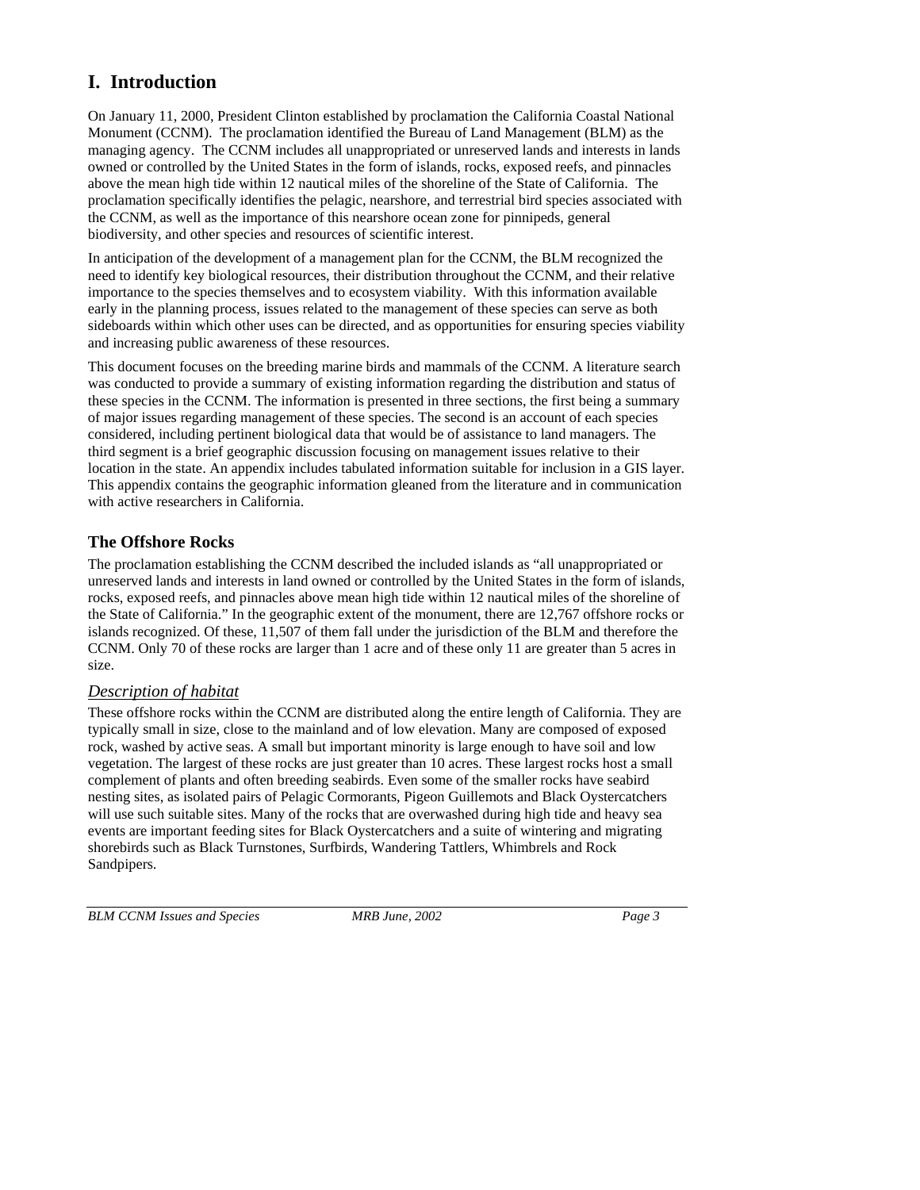# I. Introduction

On January 11, 2000, President Clinton established by proclamation the California Coastal National Monument (CCNM). The proclamation identified the Bureau of Land Management (BLM) as the managing agency. The CCNM includes all unappropriated or unreserved lands and interests in lands owned or controlled by the United States in the form of islands, rocks, exposed reefs, and pinnacles above the mean high tide within 12 nautical miles of the shoreline of the State of California. The proclamation specifically identifies the pelagic, nearshore, and terrestrial bird species associated with the CCNM, as well as the importance of this nearshore ocean zone for pinnipeds, general biodiversity, and other species and resources of scientific interest.

In anticipation of the development of a management plan for the CCNM, the BLM recognized the need to identify key biological resources, their distribution throughout the CCNM, and their relative importance to the species themselves and to ecosystem viability. With this information available early in the planning process, issues related to the management of these species can serve as both sideboards within which other uses can be directed, and as opportunities for ensuring species viability and increasing public awareness of these resources.

This document focuses on the breeding marine birds and mammals of the CCNM. A literature search was conducted to provide a summary of existing information regarding the distribution and status of these species in the CCNM. The information is presented in three sections, the first being a summary of major issues regarding management of these species. The second is an account of each species considered, including pertinent biological data that would be of assistance to land managers. The third segment is a brief geographic discussion focusing on management issues relative to their location in the state. An appendix includes tabulated information suitable for inclusion in a GIS layer. This appendix contains the geographic information gleaned from the literature and in communication with active researchers in California.

## The Offshore Rocks

The proclamation establishing the CCNM described the included islands as "all unappropriated or unreserved lands and interests in land owned or controlled by the United States in the form of islands, rocks, exposed reefs, and pinnacles above mean high tide within 12 nautical miles of the shoreline of the State of California." In the geographic extent of the monument, there are 12,767 offshore rocks or islands recognized. Of these, 11,507 of them fall under the jurisdiction of the BLM and therefore the CCNM. Only 70 of these rocks are larger than 1 acre and of these only 11 are greater than 5 acres in size.

### *Description of habitat*

These offshore rocks within the CCNM are distributed along the entire length of California. They are typically small in size, close to the mainland and of low elevation. Many are composed of exposed rock, washed by active seas. A small but important minority is large enough to have soil and low vegetation. The largest of these rocks are just greater than 10 acres. These largest rocks host a small complement of plants and often breeding seabirds. Even some of the smaller rocks have seabird nesting sites, as isolated pairs of Pelagic Cormorants, Pigeon Guillemots and Black Oystercatchers will use such suitable sites. Many of the rocks that are overwashed during high tide and heavy sea events are important feeding sites for Black Oystercatchers and a suite of wintering and migrating shorebirds such as Black Turnstones, Surfbirds, Wandering Tattlers, Whimbrels and Rock Sandpipers.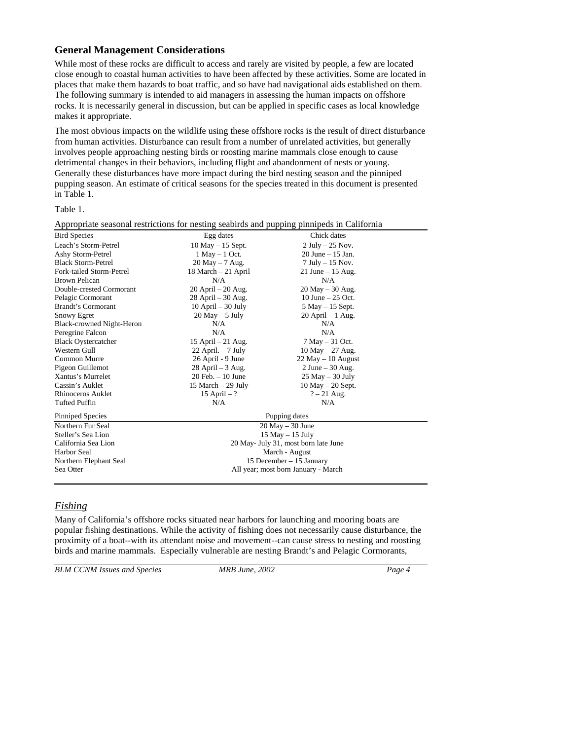## General Management Considerations

While most of these rocks are difficult to access and rarely are visited by people, a few are located close enough to coastal human activities to have been affected by these activities. Some are located in places that make them hazards to boat traffic, and so have had navigational aids established on them. The following summary is intended to aid managers in assessing the human impacts on offshore rocks. It is necessarily general in discussion, but can be applied in specific cases as local knowledge makes it appropriate.

The most obvious impacts on the wildlife using these offshore rocks is the result of direct disturbance from human activities. Disturbance can result from a number of unrelated activities, but generally involves people approaching nesting birds or roosting marine mammals close enough to cause detrimental changes in their behaviors, including flight and abandonment of nests or young. Generally these disturbances have more impact during the bird nesting season and the pinniped pupping season. An estimate of critical seasons for the species treated in this document is presented in Table 1.

Table 1.

Appropriate seasonal restrictions for nesting seabirds and pupping pinnipeds in California

| Bird Species | Egg dates | Chick dates |
|---|---|---|
| Leach's Storm-Petrel | 10 May – 15 Sept. | 2 July – 25 Nov. |
| Ashy Storm-Petrel | 1 May – 1 Oct. | 20 June – 15 Jan. |
| Black Storm-Petrel | 20 May – 7 Aug. | 7 July – 15 Nov. |
| Fork-tailed Storm-Petrel | 18 March – 21 April | 21 June – 15 Aug. |
| Brown Pelican | N/A | N/A |
| Double-crested Cormorant | 20 April – 20 Aug. | 20 May – 30 Aug. |
| Pelagic Cormorant | 28 April – 30 Aug. | 10 June – 25 Oct. |
| Brandt's Cormorant | 10 April – 30 July | 5 May – 15 Sept. |
| Snowy Egret | 20 May – 5 July | 20 April – 1 Aug. |
| Black-crowned Night-Heron | N/A | N/A |
| Peregrine Falcon | N/A | N/A |
| Black Oystercatcher | 15 April – 21 Aug. | 7 May – 31 Oct. |
| Western Gull | 22 April. – 7 July | 10 May – 27 Aug. |
| Common Murre | 26 April - 9 June | 22 May – 10 August |
| Pigeon Guillemot | 28 April – 3 Aug. | 2 June – 30 Aug. |
| Xantus's Murrelet | 20 Feb. – 10 June | 25 May – 30 July |
| Cassin's Auklet | 15 March – 29 July | 10 May – 20 Sept. |
| Rhinoceros Auklet | 15 April – ? | ? – 21 Aug. |
| Tufted Puffin | N/A | N/A |
| **Pinniped Species** | **Pupping dates** | |
| Northern Fur Seal | 20 May – 30 June | |
| Steller's Sea Lion | 15 May – 15 July | |
| California Sea Lion | 20 May- July 31, most born late June | |
| Harbor Seal | March - August | |
| Northern Elephant Seal | 15 December – 15 January | |
| Sea Otter | All year; most born January - March | |

### *Fishing*

Many of California's offshore rocks situated near harbors for launching and mooring boats are popular fishing destinations. While the activity of fishing does not necessarily cause disturbance, the proximity of a boat--with its attendant noise and movement--can cause stress to nesting and roosting birds and marine mammals. Especially vulnerable are nesting Brandt's and Pelagic Cormorants,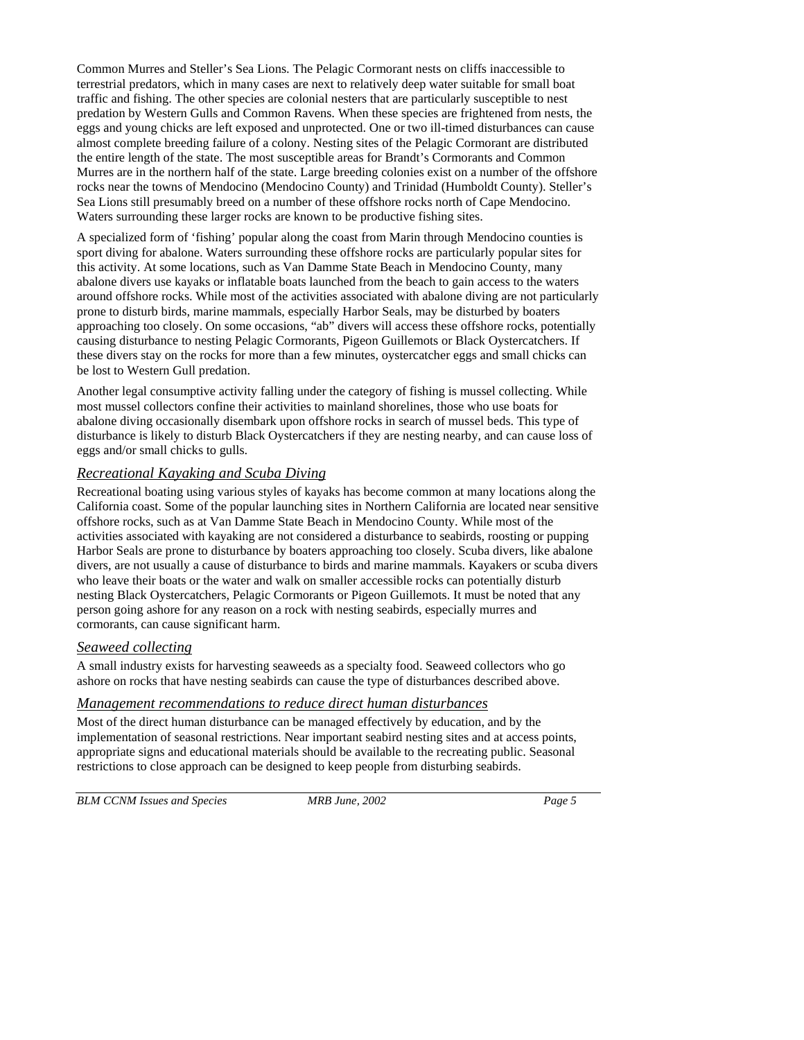Common Murres and Steller's Sea Lions. The Pelagic Cormorant nests on cliffs inaccessible to terrestrial predators, which in many cases are next to relatively deep water suitable for small boat traffic and fishing. The other species are colonial nesters that are particularly susceptible to nest predation by Western Gulls and Common Ravens. When these species are frightened from nests, the eggs and young chicks are left exposed and unprotected. One or two ill-timed disturbances can cause almost complete breeding failure of a colony. Nesting sites of the Pelagic Cormorant are distributed the entire length of the state. The most susceptible areas for Brandt's Cormorants and Common Murres are in the northern half of the state. Large breeding colonies exist on a number of the offshore rocks near the towns of Mendocino (Mendocino County) and Trinidad (Humboldt County). Steller's Sea Lions still presumably breed on a number of these offshore rocks north of Cape Mendocino. Waters surrounding these larger rocks are known to be productive fishing sites.

A specialized form of 'fishing' popular along the coast from Marin through Mendocino counties is sport diving for abalone. Waters surrounding these offshore rocks are particularly popular sites for this activity. At some locations, such as Van Damme State Beach in Mendocino County, many abalone divers use kayaks or inflatable boats launched from the beach to gain access to the waters around offshore rocks. While most of the activities associated with abalone diving are not particularly prone to disturb birds, marine mammals, especially Harbor Seals, may be disturbed by boaters approaching too closely. On some occasions, "ab" divers will access these offshore rocks, potentially causing disturbance to nesting Pelagic Cormorants, Pigeon Guillemots or Black Oystercatchers. If these divers stay on the rocks for more than a few minutes, oystercatcher eggs and small chicks can be lost to Western Gull predation.

Another legal consumptive activity falling under the category of fishing is mussel collecting. While most mussel collectors confine their activities to mainland shorelines, those who use boats for abalone diving occasionally disembark upon offshore rocks in search of mussel beds. This type of disturbance is likely to disturb Black Oystercatchers if they are nesting nearby, and can cause loss of eggs and/or small chicks to gulls.

### *Recreational Kayaking and Scuba Diving*

Recreational boating using various styles of kayaks has become common at many locations along the California coast. Some of the popular launching sites in Northern California are located near sensitive offshore rocks, such as at Van Damme State Beach in Mendocino County. While most of the activities associated with kayaking are not considered a disturbance to seabirds, roosting or pupping Harbor Seals are prone to disturbance by boaters approaching too closely. Scuba divers, like abalone divers, are not usually a cause of disturbance to birds and marine mammals. Kayakers or scuba divers who leave their boats or the water and walk on smaller accessible rocks can potentially disturb nesting Black Oystercatchers, Pelagic Cormorants or Pigeon Guillemots. It must be noted that any person going ashore for any reason on a rock with nesting seabirds, especially murres and cormorants, can cause significant harm.

### *Seaweed collecting*

A small industry exists for harvesting seaweeds as a specialty food. Seaweed collectors who go ashore on rocks that have nesting seabirds can cause the type of disturbances described above.

### *Management recommendations to reduce direct human disturbances*

Most of the direct human disturbance can be managed effectively by education, and by the implementation of seasonal restrictions. Near important seabird nesting sites and at access points, appropriate signs and educational materials should be available to the recreating public. Seasonal restrictions to close approach can be designed to keep people from disturbing seabirds.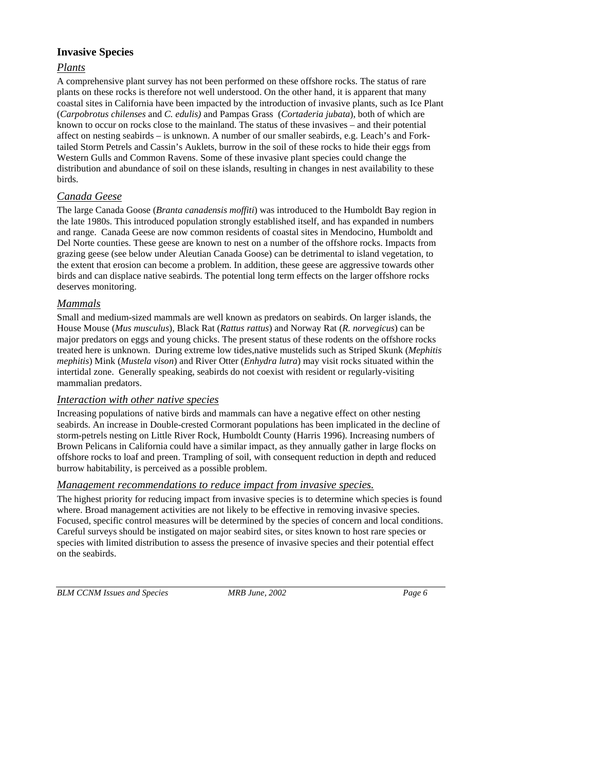## Invasive Species

### *Plants*

A comprehensive plant survey has not been performed on these offshore rocks. The status of rare plants on these rocks is therefore not well understood. On the other hand, it is apparent that many coastal sites in California have been impacted by the introduction of invasive plants, such as Ice Plant (*Carpobrotus chilenses* and *C. edulis)* and Pampas Grass (*Cortaderia jubata*), both of which are known to occur on rocks close to the mainland. The status of these invasives – and their potential affect on nesting seabirds – is unknown. A number of our smaller seabirds, e.g. Leach's and Fork-tailed Storm Petrels and Cassin's Auklets, burrow in the soil of these rocks to hide their eggs from Western Gulls and Common Ravens. Some of these invasive plant species could change the distribution and abundance of soil on these islands, resulting in changes in nest availability to these birds.

### *Canada Geese*

The large Canada Goose (*Branta canadensis moffiti*) was introduced to the Humboldt Bay region in the late 1980s. This introduced population strongly established itself, and has expanded in numbers and range. Canada Geese are now common residents of coastal sites in Mendocino, Humboldt and Del Norte counties. These geese are known to nest on a number of the offshore rocks. Impacts from grazing geese (see below under Aleutian Canada Goose) can be detrimental to island vegetation, to the extent that erosion can become a problem. In addition, these geese are aggressive towards other birds and can displace native seabirds. The potential long term effects on the larger offshore rocks deserves monitoring.

### *Mammals*

Small and medium-sized mammals are well known as predators on seabirds. On larger islands, the House Mouse (*Mus musculus*), Black Rat (*Rattus rattus*) and Norway Rat (*R. norvegicus*) can be major predators on eggs and young chicks. The present status of these rodents on the offshore rocks treated here is unknown. During extreme low tides,native mustelids such as Striped Skunk (*Mephitis mephitis*) Mink (*Mustela vison*) and River Otter (*Enhydra lutra*) may visit rocks situated within the intertidal zone. Generally speaking, seabirds do not coexist with resident or regularly-visiting mammalian predators.

### *Interaction with other native species*

Increasing populations of native birds and mammals can have a negative effect on other nesting seabirds. An increase in Double-crested Cormorant populations has been implicated in the decline of storm-petrels nesting on Little River Rock, Humboldt County (Harris 1996). Increasing numbers of Brown Pelicans in California could have a similar impact, as they annually gather in large flocks on offshore rocks to loaf and preen. Trampling of soil, with consequent reduction in depth and reduced burrow habitability, is perceived as a possible problem.

### *Management recommendations to reduce impact from invasive species.*

The highest priority for reducing impact from invasive species is to determine which species is found where. Broad management activities are not likely to be effective in removing invasive species. Focused, specific control measures will be determined by the species of concern and local conditions. Careful surveys should be instigated on major seabird sites, or sites known to host rare species or species with limited distribution to assess the presence of invasive species and their potential effect on the seabirds.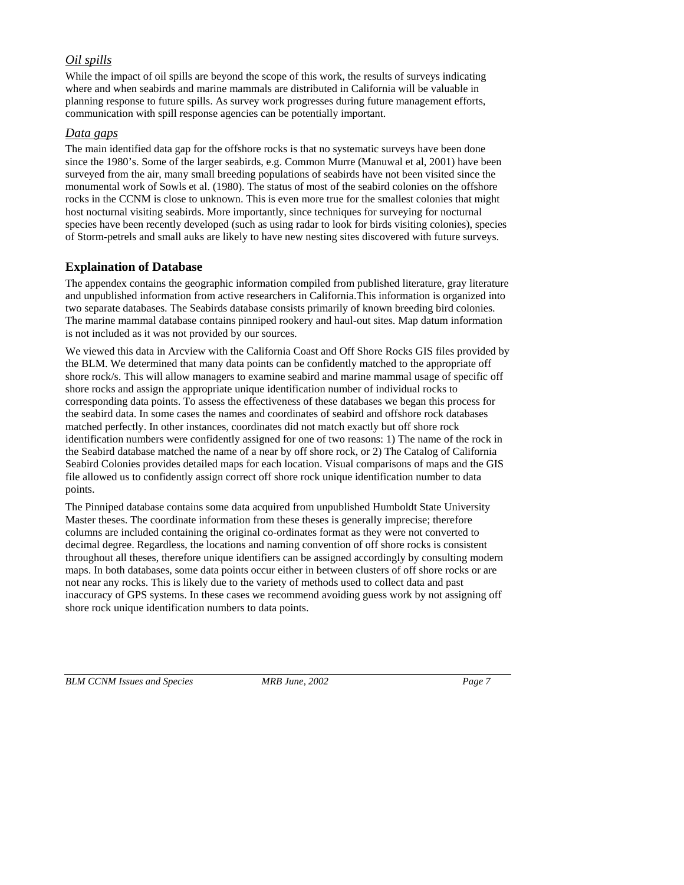### *Oil spills*

While the impact of oil spills are beyond the scope of this work, the results of surveys indicating where and when seabirds and marine mammals are distributed in California will be valuable in planning response to future spills. As survey work progresses during future management efforts, communication with spill response agencies can be potentially important.

### *Data gaps*

The main identified data gap for the offshore rocks is that no systematic surveys have been done since the 1980's. Some of the larger seabirds, e.g. Common Murre (Manuwal et al, 2001) have been surveyed from the air, many small breeding populations of seabirds have not been visited since the monumental work of Sowls et al. (1980). The status of most of the seabird colonies on the offshore rocks in the CCNM is close to unknown. This is even more true for the smallest colonies that might host nocturnal visiting seabirds. More importantly, since techniques for surveying for nocturnal species have been recently developed (such as using radar to look for birds visiting colonies), species of Storm-petrels and small auks are likely to have new nesting sites discovered with future surveys.

## Explaination of Database

The appendex contains the geographic information compiled from published literature, gray literature and unpublished information from active researchers in California.This information is organized into two separate databases. The Seabirds database consists primarily of known breeding bird colonies. The marine mammal database contains pinniped rookery and haul-out sites. Map datum information is not included as it was not provided by our sources.

We viewed this data in Arcview with the California Coast and Off Shore Rocks GIS files provided by the BLM. We determined that many data points can be confidently matched to the appropriate off shore rock/s. This will allow managers to examine seabird and marine mammal usage of specific off shore rocks and assign the appropriate unique identification number of individual rocks to corresponding data points. To assess the effectiveness of these databases we began this process for the seabird data. In some cases the names and coordinates of seabird and offshore rock databases matched perfectly. In other instances, coordinates did not match exactly but off shore rock identification numbers were confidently assigned for one of two reasons: 1) The name of the rock in the Seabird database matched the name of a near by off shore rock, or 2) The Catalog of California Seabird Colonies provides detailed maps for each location. Visual comparisons of maps and the GIS file allowed us to confidently assign correct off shore rock unique identification number to data points.

The Pinniped database contains some data acquired from unpublished Humboldt State University Master theses. The coordinate information from these theses is generally imprecise; therefore columns are included containing the original co-ordinates format as they were not converted to decimal degree. Regardless, the locations and naming convention of off shore rocks is consistent throughout all theses, therefore unique identifiers can be assigned accordingly by consulting modern maps. In both databases, some data points occur either in between clusters of off shore rocks or are not near any rocks. This is likely due to the variety of methods used to collect data and past inaccuracy of GPS systems. In these cases we recommend avoiding guess work by not assigning off shore rock unique identification numbers to data points.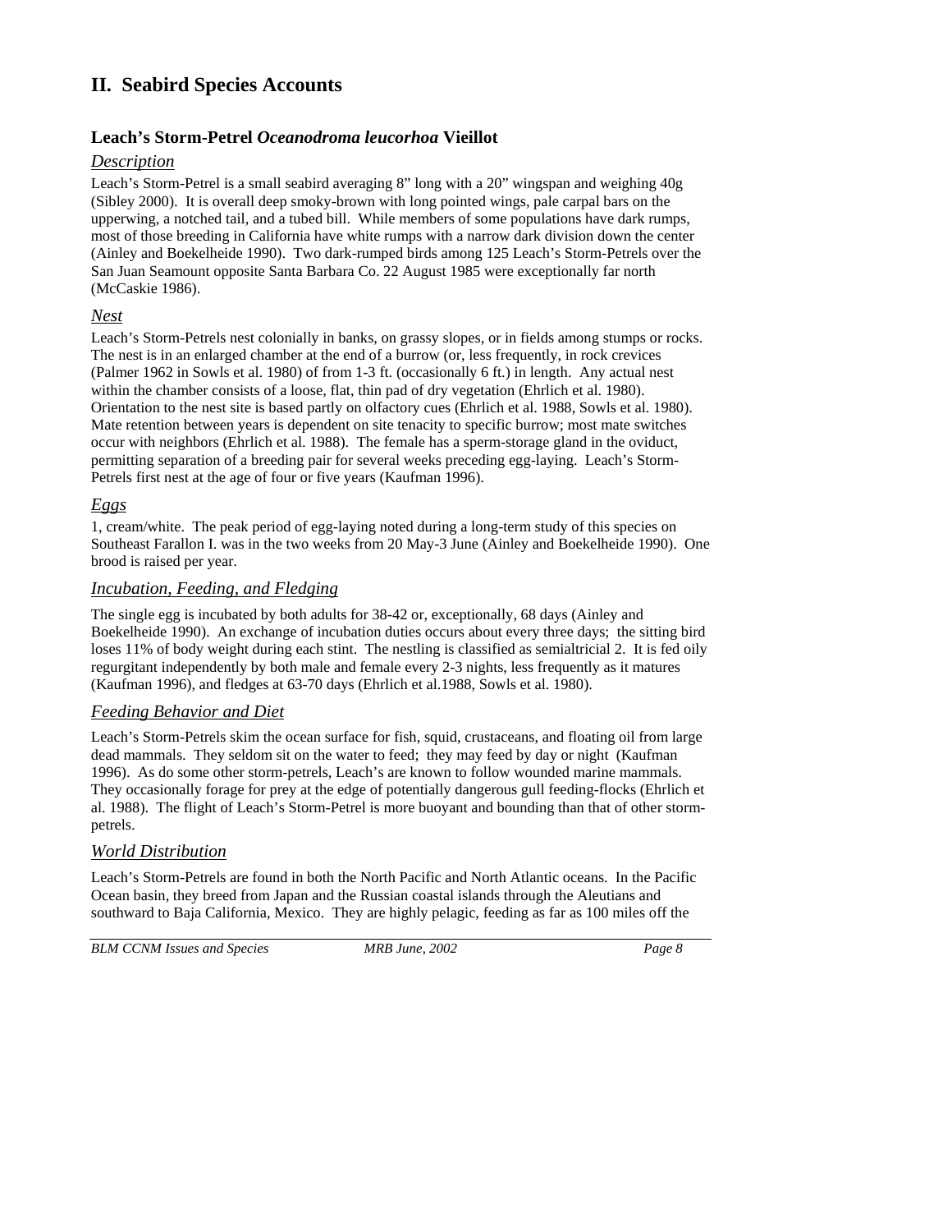## II. Seabird Species Accounts

### Leach's Storm-Petrel *Oceanodroma leucorhoa* Vieillot

#### *Description*

Leach's Storm-Petrel is a small seabird averaging 8" long with a 20" wingspan and weighing 40g (Sibley 2000). It is overall deep smoky-brown with long pointed wings, pale carpal bars on the upperwing, a notched tail, and a tubed bill. While members of some populations have dark rumps, most of those breeding in California have white rumps with a narrow dark division down the center (Ainley and Boekelheide 1990). Two dark-rumped birds among 125 Leach's Storm-Petrels over the San Juan Seamount opposite Santa Barbara Co. 22 August 1985 were exceptionally far north (McCaskie 1986).

#### *Nest*

Leach's Storm-Petrels nest colonially in banks, on grassy slopes, or in fields among stumps or rocks. The nest is in an enlarged chamber at the end of a burrow (or, less frequently, in rock crevices (Palmer 1962 in Sowls et al. 1980) of from 1-3 ft. (occasionally 6 ft.) in length. Any actual nest within the chamber consists of a loose, flat, thin pad of dry vegetation (Ehrlich et al. 1980). Orientation to the nest site is based partly on olfactory cues (Ehrlich et al. 1988, Sowls et al. 1980). Mate retention between years is dependent on site tenacity to specific burrow; most mate switches occur with neighbors (Ehrlich et al. 1988). The female has a sperm-storage gland in the oviduct, permitting separation of a breeding pair for several weeks preceding egg-laying. Leach's Storm-Petrels first nest at the age of four or five years (Kaufman 1996).

#### *Eggs*

1, cream/white. The peak period of egg-laying noted during a long-term study of this species on Southeast Farallon I. was in the two weeks from 20 May-3 June (Ainley and Boekelheide 1990). One brood is raised per year.

#### *Incubation, Feeding, and Fledging*

The single egg is incubated by both adults for 38-42 or, exceptionally, 68 days (Ainley and Boekelheide 1990). An exchange of incubation duties occurs about every three days; the sitting bird loses 11% of body weight during each stint. The nestling is classified as semialtricial 2. It is fed oily regurgitant independently by both male and female every 2-3 nights, less frequently as it matures (Kaufman 1996), and fledges at 63-70 days (Ehrlich et al.1988, Sowls et al. 1980).

#### *Feeding Behavior and Diet*

Leach's Storm-Petrels skim the ocean surface for fish, squid, crustaceans, and floating oil from large dead mammals. They seldom sit on the water to feed; they may feed by day or night (Kaufman 1996). As do some other storm-petrels, Leach's are known to follow wounded marine mammals. They occasionally forage for prey at the edge of potentially dangerous gull feeding-flocks (Ehrlich et al. 1988). The flight of Leach's Storm-Petrel is more buoyant and bounding than that of other storm-petrels.

#### *World Distribution*

Leach's Storm-Petrels are found in both the North Pacific and North Atlantic oceans. In the Pacific Ocean basin, they breed from Japan and the Russian coastal islands through the Aleutians and southward to Baja California, Mexico. They are highly pelagic, feeding as far as 100 miles off the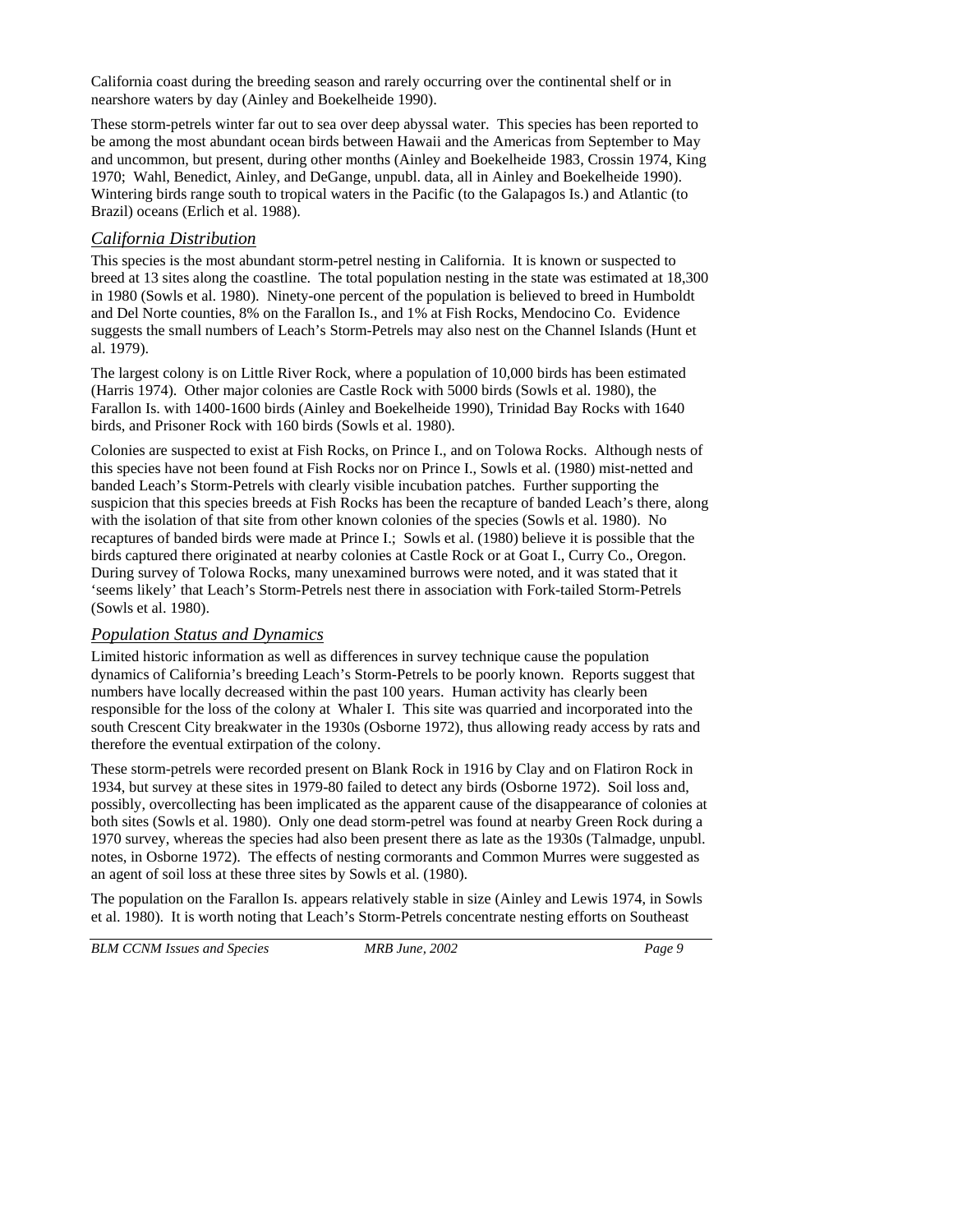California coast during the breeding season and rarely occurring over the continental shelf or in nearshore waters by day (Ainley and Boekelheide 1990).

These storm-petrels winter far out to sea over deep abyssal water. This species has been reported to be among the most abundant ocean birds between Hawaii and the Americas from September to May and uncommon, but present, during other months (Ainley and Boekelheide 1983, Crossin 1974, King 1970; Wahl, Benedict, Ainley, and DeGange, unpubl. data, all in Ainley and Boekelheide 1990). Wintering birds range south to tropical waters in the Pacific (to the Galapagos Is.) and Atlantic (to Brazil) oceans (Erlich et al. 1988).

## *California Distribution*

This species is the most abundant storm-petrel nesting in California. It is known or suspected to breed at 13 sites along the coastline. The total population nesting in the state was estimated at 18,300 in 1980 (Sowls et al. 1980). Ninety-one percent of the population is believed to breed in Humboldt and Del Norte counties, 8% on the Farallon Is., and 1% at Fish Rocks, Mendocino Co. Evidence suggests the small numbers of Leach's Storm-Petrels may also nest on the Channel Islands (Hunt et al. 1979).

The largest colony is on Little River Rock, where a population of 10,000 birds has been estimated (Harris 1974). Other major colonies are Castle Rock with 5000 birds (Sowls et al. 1980), the Farallon Is. with 1400-1600 birds (Ainley and Boekelheide 1990), Trinidad Bay Rocks with 1640 birds, and Prisoner Rock with 160 birds (Sowls et al. 1980).

Colonies are suspected to exist at Fish Rocks, on Prince I., and on Tolowa Rocks. Although nests of this species have not been found at Fish Rocks nor on Prince I., Sowls et al. (1980) mist-netted and banded Leach's Storm-Petrels with clearly visible incubation patches. Further supporting the suspicion that this species breeds at Fish Rocks has been the recapture of banded Leach's there, along with the isolation of that site from other known colonies of the species (Sowls et al. 1980). No recaptures of banded birds were made at Prince I.; Sowls et al. (1980) believe it is possible that the birds captured there originated at nearby colonies at Castle Rock or at Goat I., Curry Co., Oregon. During survey of Tolowa Rocks, many unexamined burrows were noted, and it was stated that it 'seems likely' that Leach's Storm-Petrels nest there in association with Fork-tailed Storm-Petrels (Sowls et al. 1980).

## *Population Status and Dynamics*

Limited historic information as well as differences in survey technique cause the population dynamics of California's breeding Leach's Storm-Petrels to be poorly known. Reports suggest that numbers have locally decreased within the past 100 years. Human activity has clearly been responsible for the loss of the colony at Whaler I. This site was quarried and incorporated into the south Crescent City breakwater in the 1930s (Osborne 1972), thus allowing ready access by rats and therefore the eventual extirpation of the colony.

These storm-petrels were recorded present on Blank Rock in 1916 by Clay and on Flatiron Rock in 1934, but survey at these sites in 1979-80 failed to detect any birds (Osborne 1972). Soil loss and, possibly, overcollecting has been implicated as the apparent cause of the disappearance of colonies at both sites (Sowls et al. 1980). Only one dead storm-petrel was found at nearby Green Rock during a 1970 survey, whereas the species had also been present there as late as the 1930s (Talmadge, unpubl. notes, in Osborne 1972). The effects of nesting cormorants and Common Murres were suggested as an agent of soil loss at these three sites by Sowls et al. (1980).

The population on the Farallon Is. appears relatively stable in size (Ainley and Lewis 1974, in Sowls et al. 1980). It is worth noting that Leach's Storm-Petrels concentrate nesting efforts on Southeast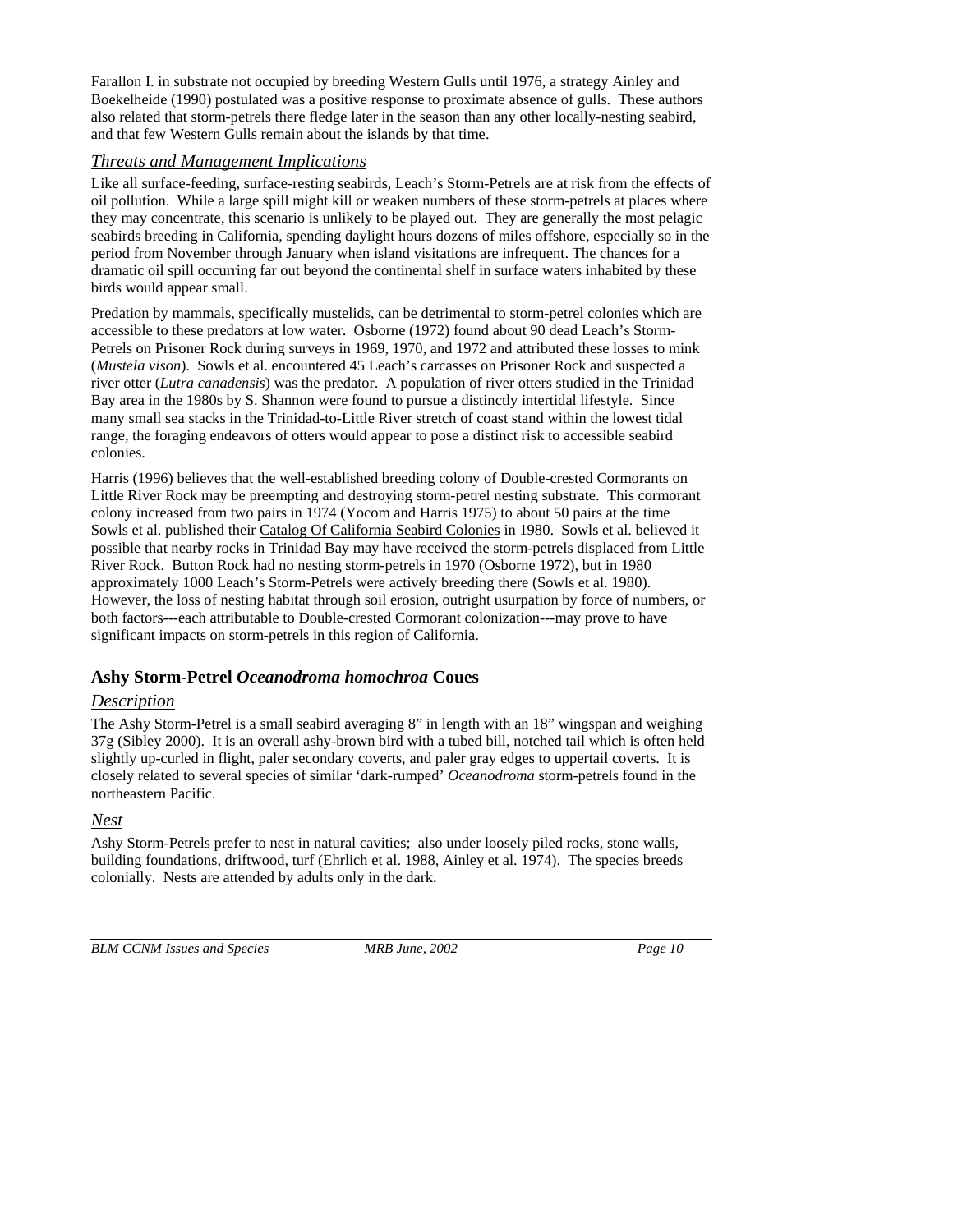Farallon I. in substrate not occupied by breeding Western Gulls until 1976, a strategy Ainley and Boekelheide (1990) postulated was a positive response to proximate absence of gulls. These authors also related that storm-petrels there fledge later in the season than any other locally-nesting seabird, and that few Western Gulls remain about the islands by that time.

### *Threats and Management Implications*

Like all surface-feeding, surface-resting seabirds, Leach's Storm-Petrels are at risk from the effects of oil pollution. While a large spill might kill or weaken numbers of these storm-petrels at places where they may concentrate, this scenario is unlikely to be played out. They are generally the most pelagic seabirds breeding in California, spending daylight hours dozens of miles offshore, especially so in the period from November through January when island visitations are infrequent. The chances for a dramatic oil spill occurring far out beyond the continental shelf in surface waters inhabited by these birds would appear small.

Predation by mammals, specifically mustelids, can be detrimental to storm-petrel colonies which are accessible to these predators at low water. Osborne (1972) found about 90 dead Leach's Storm-Petrels on Prisoner Rock during surveys in 1969, 1970, and 1972 and attributed these losses to mink (*Mustela vison*). Sowls et al. encountered 45 Leach's carcasses on Prisoner Rock and suspected a river otter (*Lutra canadensis*) was the predator. A population of river otters studied in the Trinidad Bay area in the 1980s by S. Shannon were found to pursue a distinctly intertidal lifestyle. Since many small sea stacks in the Trinidad-to-Little River stretch of coast stand within the lowest tidal range, the foraging endeavors of otters would appear to pose a distinct risk to accessible seabird colonies.

Harris (1996) believes that the well-established breeding colony of Double-crested Cormorants on Little River Rock may be preempting and destroying storm-petrel nesting substrate. This cormorant colony increased from two pairs in 1974 (Yocom and Harris 1975) to about 50 pairs at the time Sowls et al. published their Catalog Of California Seabird Colonies in 1980. Sowls et al. believed it possible that nearby rocks in Trinidad Bay may have received the storm-petrels displaced from Little River Rock. Button Rock had no nesting storm-petrels in 1970 (Osborne 1972), but in 1980 approximately 1000 Leach's Storm-Petrels were actively breeding there (Sowls et al. 1980). However, the loss of nesting habitat through soil erosion, outright usurpation by force of numbers, or both factors---each attributable to Double-crested Cormorant colonization---may prove to have significant impacts on storm-petrels in this region of California.

## Ashy Storm-Petrel *Oceanodroma homochroa* Coues

### *Description*

The Ashy Storm-Petrel is a small seabird averaging 8" in length with an 18" wingspan and weighing 37g (Sibley 2000). It is an overall ashy-brown bird with a tubed bill, notched tail which is often held slightly up-curled in flight, paler secondary coverts, and paler gray edges to uppertail coverts. It is closely related to several species of similar 'dark-rumped' *Oceanodroma* storm-petrels found in the northeastern Pacific.

### *Nest*

Ashy Storm-Petrels prefer to nest in natural cavities; also under loosely piled rocks, stone walls, building foundations, driftwood, turf (Ehrlich et al. 1988, Ainley et al. 1974). The species breeds colonially. Nests are attended by adults only in the dark.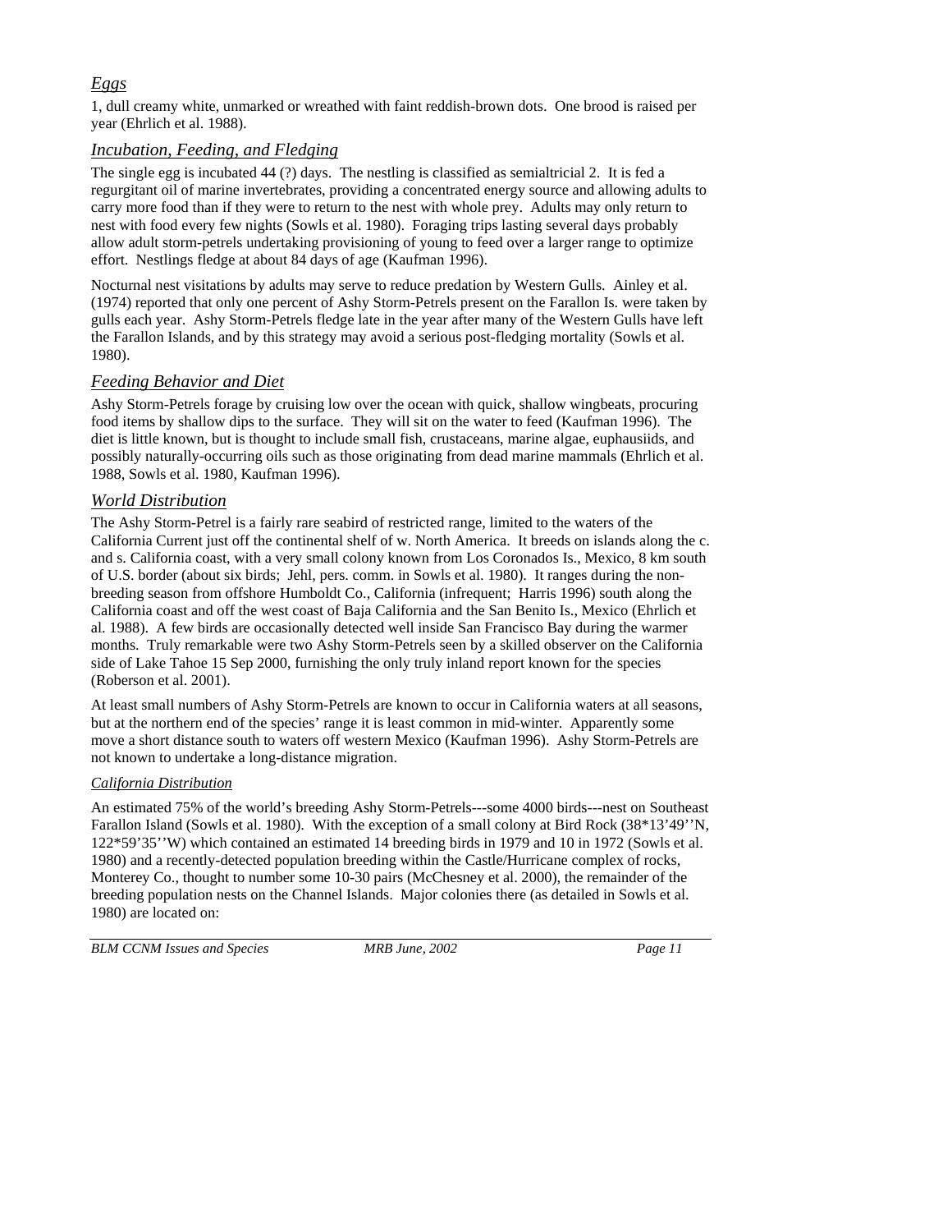### *Eggs*

1, dull creamy white, unmarked or wreathed with faint reddish-brown dots. One brood is raised per year (Ehrlich et al. 1988).

### *Incubation, Feeding, and Fledging*

The single egg is incubated 44 (?) days. The nestling is classified as semialtricial 2. It is fed a regurgitant oil of marine invertebrates, providing a concentrated energy source and allowing adults to carry more food than if they were to return to the nest with whole prey. Adults may only return to nest with food every few nights (Sowls et al. 1980). Foraging trips lasting several days probably allow adult storm-petrels undertaking provisioning of young to feed over a larger range to optimize effort. Nestlings fledge at about 84 days of age (Kaufman 1996).

Nocturnal nest visitations by adults may serve to reduce predation by Western Gulls. Ainley et al. (1974) reported that only one percent of Ashy Storm-Petrels present on the Farallon Is. were taken by gulls each year. Ashy Storm-Petrels fledge late in the year after many of the Western Gulls have left the Farallon Islands, and by this strategy may avoid a serious post-fledging mortality (Sowls et al. 1980).

### *Feeding Behavior and Diet*

Ashy Storm-Petrels forage by cruising low over the ocean with quick, shallow wingbeats, procuring food items by shallow dips to the surface. They will sit on the water to feed (Kaufman 1996). The diet is little known, but is thought to include small fish, crustaceans, marine algae, euphausiids, and possibly naturally-occurring oils such as those originating from dead marine mammals (Ehrlich et al. 1988, Sowls et al. 1980, Kaufman 1996).

### *World Distribution*

The Ashy Storm-Petrel is a fairly rare seabird of restricted range, limited to the waters of the California Current just off the continental shelf of w. North America. It breeds on islands along the c. and s. California coast, with a very small colony known from Los Coronados Is., Mexico, 8 km south of U.S. border (about six birds; Jehl, pers. comm. in Sowls et al. 1980). It ranges during the non-breeding season from offshore Humboldt Co., California (infrequent; Harris 1996) south along the California coast and off the west coast of Baja California and the San Benito Is., Mexico (Ehrlich et al. 1988). A few birds are occasionally detected well inside San Francisco Bay during the warmer months. Truly remarkable were two Ashy Storm-Petrels seen by a skilled observer on the California side of Lake Tahoe 15 Sep 2000, furnishing the only truly inland report known for the species (Roberson et al. 2001).

At least small numbers of Ashy Storm-Petrels are known to occur in California waters at all seasons, but at the northern end of the species' range it is least common in mid-winter. Apparently some move a short distance south to waters off western Mexico (Kaufman 1996). Ashy Storm-Petrels are not known to undertake a long-distance migration.

#### *California Distribution*

An estimated 75% of the world's breeding Ashy Storm-Petrels---some 4000 birds---nest on Southeast Farallon Island (Sowls et al. 1980). With the exception of a small colony at Bird Rock (38*13'49''N, 122*59'35''W) which contained an estimated 14 breeding birds in 1979 and 10 in 1972 (Sowls et al. 1980) and a recently-detected population breeding within the Castle/Hurricane complex of rocks, Monterey Co., thought to number some 10-30 pairs (McChesney et al. 2000), the remainder of the breeding population nests on the Channel Islands. Major colonies there (as detailed in Sowls et al. 1980) are located on: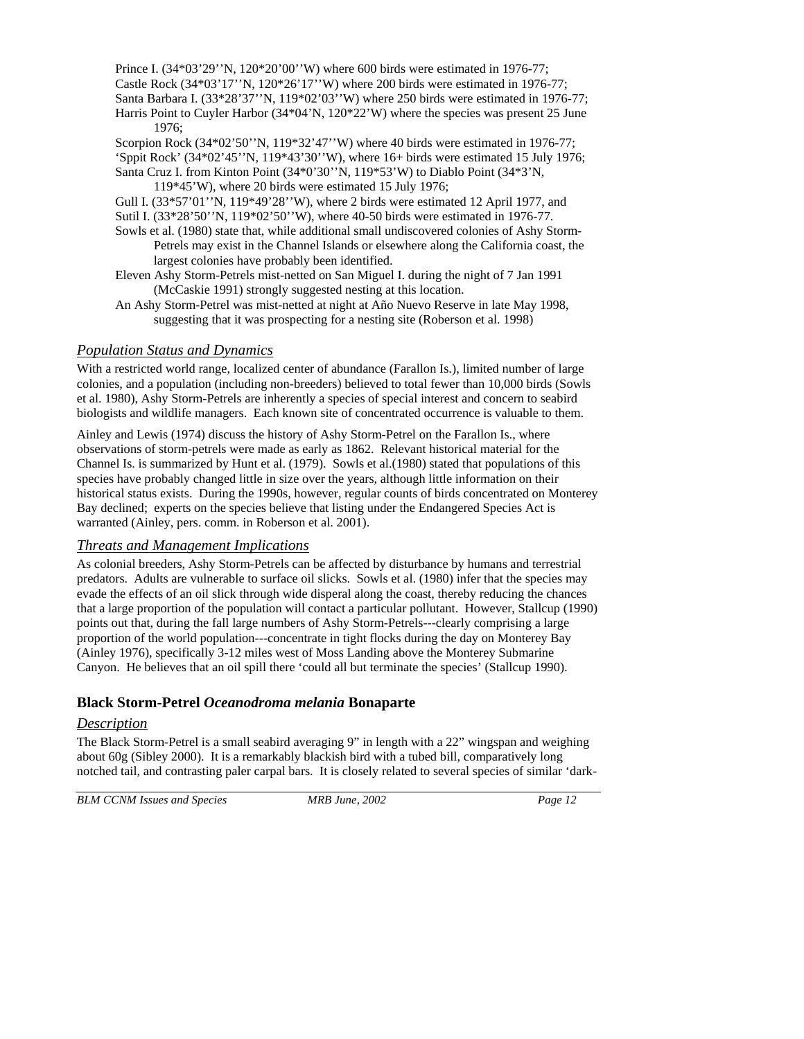Prince I. (34*03'29''N, 120*20'00''W) where 600 birds were estimated in 1976-77;

Castle Rock (34*03'17''N, 120*26'17''W) where 200 birds were estimated in 1976-77;

Santa Barbara I. (33*28'37''N, 119*02'03''W) where 250 birds were estimated in 1976-77;

Harris Point to Cuyler Harbor (34*04'N, 120*22'W) where the species was present 25 June 1976;

Scorpion Rock (34*02'50''N, 119*32'47''W) where 40 birds were estimated in 1976-77;

'Sppit Rock' (34*02'45''N, 119*43'30''W), where 16+ birds were estimated 15 July 1976;

Santa Cruz I. from Kinton Point (34*0'30''N, 119*53'W) to Diablo Point (34*3'N, 119*45'W), where 20 birds were estimated 15 July 1976;

Gull I. (33*57'01''N, 119*49'28''W), where 2 birds were estimated 12 April 1977, and

Sutil I. (33*28'50''N, 119*02'50''W), where 40-50 birds were estimated in 1976-77.

Sowls et al. (1980) state that, while additional small undiscovered colonies of Ashy Storm-Petrels may exist in the Channel Islands or elsewhere along the California coast, the largest colonies have probably been identified.

Eleven Ashy Storm-Petrels mist-netted on San Miguel I. during the night of 7 Jan 1991 (McCaskie 1991) strongly suggested nesting at this location.

An Ashy Storm-Petrel was mist-netted at night at Año Nuevo Reserve in late May 1998, suggesting that it was prospecting for a nesting site (Roberson et al. 1998)

### *Population Status and Dynamics*

With a restricted world range, localized center of abundance (Farallon Is.), limited number of large colonies, and a population (including non-breeders) believed to total fewer than 10,000 birds (Sowls et al. 1980), Ashy Storm-Petrels are inherently a species of special interest and concern to seabird biologists and wildlife managers. Each known site of concentrated occurrence is valuable to them.

Ainley and Lewis (1974) discuss the history of Ashy Storm-Petrel on the Farallon Is., where observations of storm-petrels were made as early as 1862. Relevant historical material for the Channel Is. is summarized by Hunt et al. (1979). Sowls et al.(1980) stated that populations of this species have probably changed little in size over the years, although little information on their historical status exists. During the 1990s, however, regular counts of birds concentrated on Monterey Bay declined; experts on the species believe that listing under the Endangered Species Act is warranted (Ainley, pers. comm. in Roberson et al. 2001).

### *Threats and Management Implications*

As colonial breeders, Ashy Storm-Petrels can be affected by disturbance by humans and terrestrial predators. Adults are vulnerable to surface oil slicks. Sowls et al. (1980) infer that the species may evade the effects of an oil slick through wide disperal along the coast, thereby reducing the chances that a large proportion of the population will contact a particular pollutant. However, Stallcup (1990) points out that, during the fall large numbers of Ashy Storm-Petrels---clearly comprising a large proportion of the world population---concentrate in tight flocks during the day on Monterey Bay (Ainley 1976), specifically 3-12 miles west of Moss Landing above the Monterey Submarine Canyon. He believes that an oil spill there 'could all but terminate the species' (Stallcup 1990).

## Black Storm-Petrel *Oceanodroma melania* Bonaparte

### *Description*

The Black Storm-Petrel is a small seabird averaging 9" in length with a 22" wingspan and weighing about 60g (Sibley 2000). It is a remarkably blackish bird with a tubed bill, comparatively long notched tail, and contrasting paler carpal bars. It is closely related to several species of similar 'dark-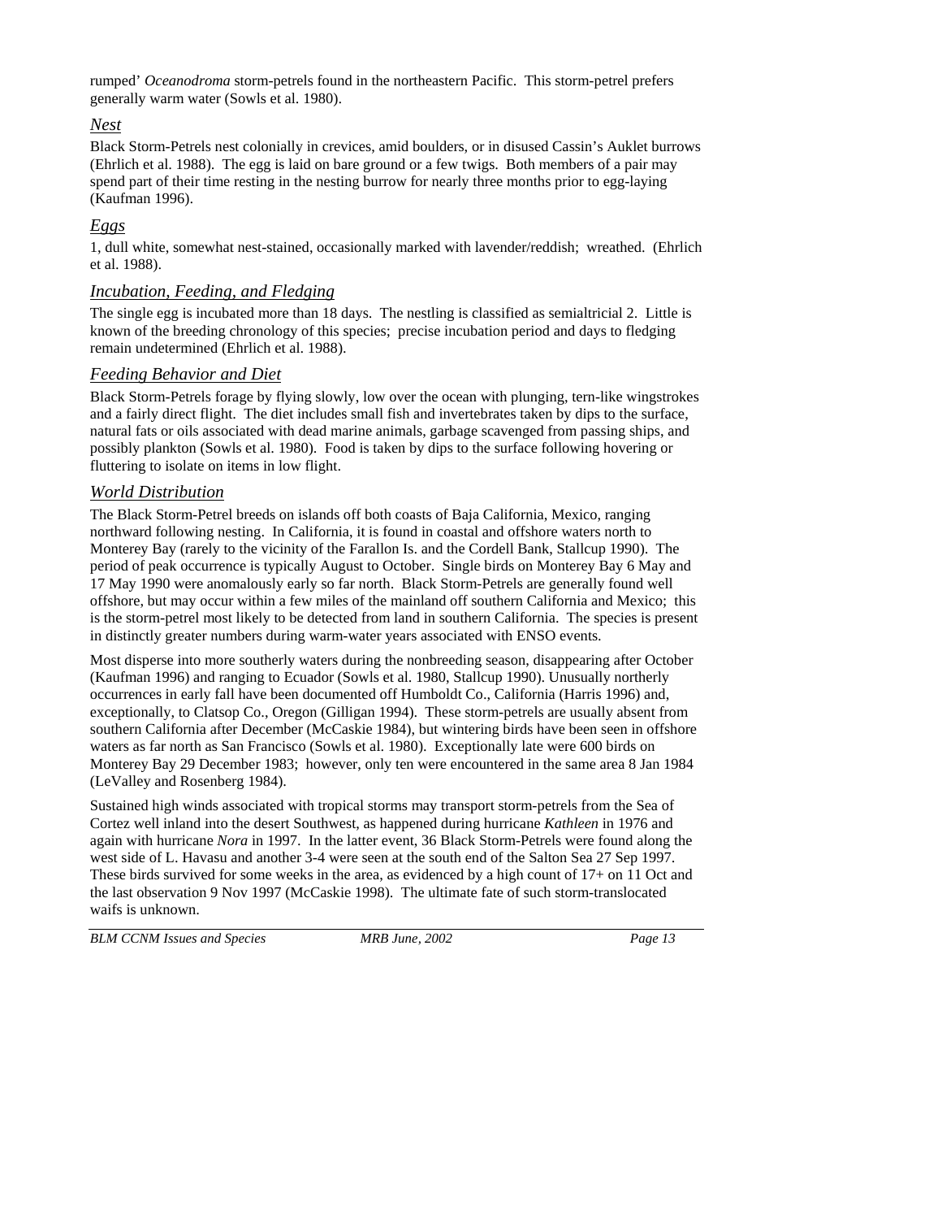rumped' *Oceanodroma* storm-petrels found in the northeastern Pacific. This storm-petrel prefers generally warm water (Sowls et al. 1980).

### *Nest*

Black Storm-Petrels nest colonially in crevices, amid boulders, or in disused Cassin's Auklet burrows (Ehrlich et al. 1988). The egg is laid on bare ground or a few twigs. Both members of a pair may spend part of their time resting in the nesting burrow for nearly three months prior to egg-laying (Kaufman 1996).

### *Eggs*

1, dull white, somewhat nest-stained, occasionally marked with lavender/reddish; wreathed. (Ehrlich et al. 1988).

### *Incubation, Feeding, and Fledging*

The single egg is incubated more than 18 days. The nestling is classified as semialtricial 2. Little is known of the breeding chronology of this species; precise incubation period and days to fledging remain undetermined (Ehrlich et al. 1988).

### *Feeding Behavior and Diet*

Black Storm-Petrels forage by flying slowly, low over the ocean with plunging, tern-like wingstrokes and a fairly direct flight. The diet includes small fish and invertebrates taken by dips to the surface, natural fats or oils associated with dead marine animals, garbage scavenged from passing ships, and possibly plankton (Sowls et al. 1980). Food is taken by dips to the surface following hovering or fluttering to isolate on items in low flight.

### *World Distribution*

The Black Storm-Petrel breeds on islands off both coasts of Baja California, Mexico, ranging northward following nesting. In California, it is found in coastal and offshore waters north to Monterey Bay (rarely to the vicinity of the Farallon Is. and the Cordell Bank, Stallcup 1990). The period of peak occurrence is typically August to October. Single birds on Monterey Bay 6 May and 17 May 1990 were anomalously early so far north. Black Storm-Petrels are generally found well offshore, but may occur within a few miles of the mainland off southern California and Mexico; this is the storm-petrel most likely to be detected from land in southern California. The species is present in distinctly greater numbers during warm-water years associated with ENSO events.

Most disperse into more southerly waters during the nonbreeding season, disappearing after October (Kaufman 1996) and ranging to Ecuador (Sowls et al. 1980, Stallcup 1990). Unusually northerly occurrences in early fall have been documented off Humboldt Co., California (Harris 1996) and, exceptionally, to Clatsop Co., Oregon (Gilligan 1994). These storm-petrels are usually absent from southern California after December (McCaskie 1984), but wintering birds have been seen in offshore waters as far north as San Francisco (Sowls et al. 1980). Exceptionally late were 600 birds on Monterey Bay 29 December 1983; however, only ten were encountered in the same area 8 Jan 1984 (LeValley and Rosenberg 1984).

Sustained high winds associated with tropical storms may transport storm-petrels from the Sea of Cortez well inland into the desert Southwest, as happened during hurricane *Kathleen* in 1976 and again with hurricane *Nora* in 1997. In the latter event, 36 Black Storm-Petrels were found along the west side of L. Havasu and another 3-4 were seen at the south end of the Salton Sea 27 Sep 1997. These birds survived for some weeks in the area, as evidenced by a high count of 17+ on 11 Oct and the last observation 9 Nov 1997 (McCaskie 1998). The ultimate fate of such storm-translocated waifs is unknown.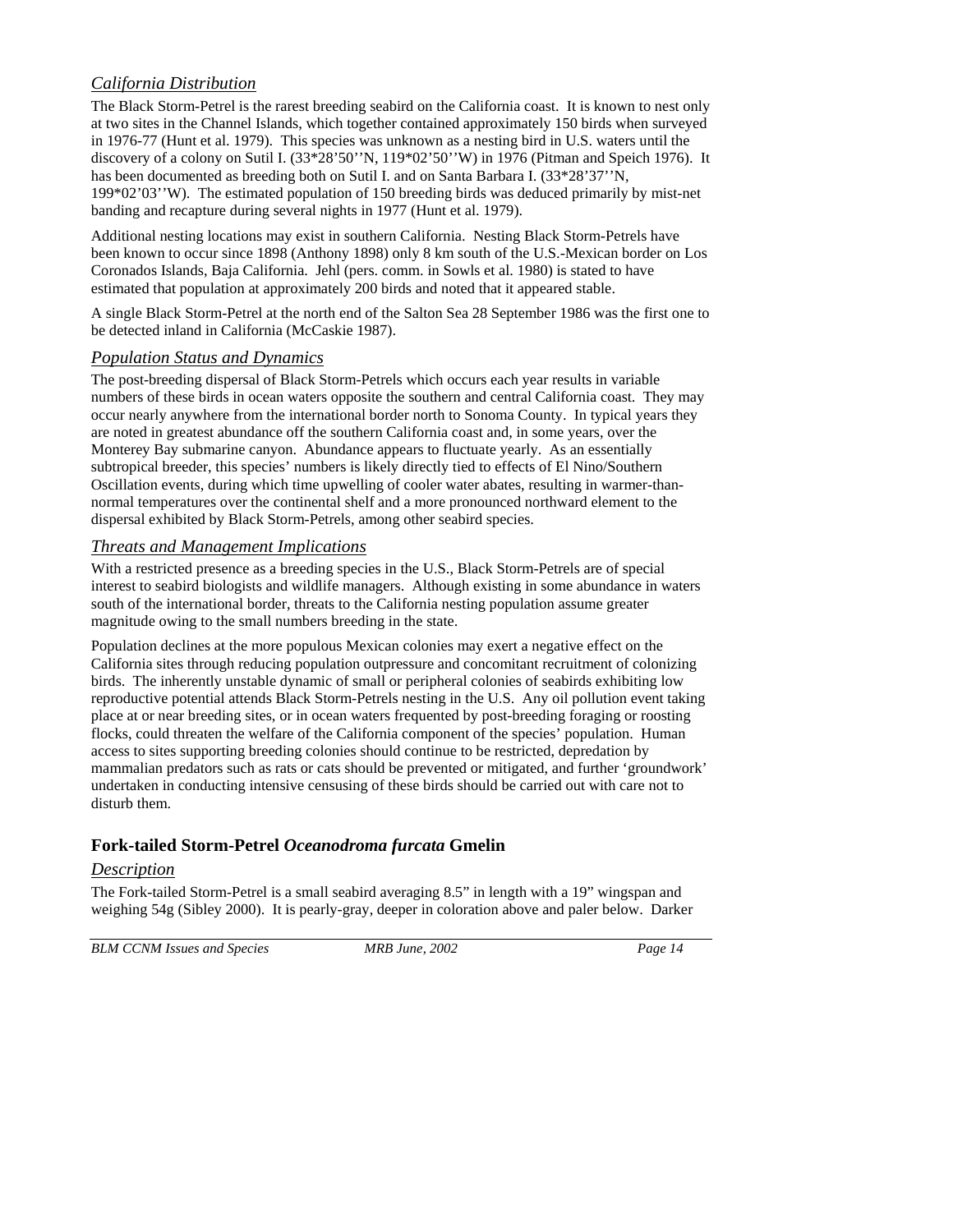### *California Distribution*

The Black Storm-Petrel is the rarest breeding seabird on the California coast. It is known to nest only at two sites in the Channel Islands, which together contained approximately 150 birds when surveyed in 1976-77 (Hunt et al. 1979). This species was unknown as a nesting bird in U.S. waters until the discovery of a colony on Sutil I. (33*28'50''N, 119*02'50''W) in 1976 (Pitman and Speich 1976). It has been documented as breeding both on Sutil I. and on Santa Barbara I. (33*28'37''N, 199*02'03''W). The estimated population of 150 breeding birds was deduced primarily by mist-net banding and recapture during several nights in 1977 (Hunt et al. 1979).

Additional nesting locations may exist in southern California. Nesting Black Storm-Petrels have been known to occur since 1898 (Anthony 1898) only 8 km south of the U.S.-Mexican border on Los Coronados Islands, Baja California. Jehl (pers. comm. in Sowls et al. 1980) is stated to have estimated that population at approximately 200 birds and noted that it appeared stable.

A single Black Storm-Petrel at the north end of the Salton Sea 28 September 1986 was the first one to be detected inland in California (McCaskie 1987).

### *Population Status and Dynamics*

The post-breeding dispersal of Black Storm-Petrels which occurs each year results in variable numbers of these birds in ocean waters opposite the southern and central California coast. They may occur nearly anywhere from the international border north to Sonoma County. In typical years they are noted in greatest abundance off the southern California coast and, in some years, over the Monterey Bay submarine canyon. Abundance appears to fluctuate yearly. As an essentially subtropical breeder, this species' numbers is likely directly tied to effects of El Nino/Southern Oscillation events, during which time upwelling of cooler water abates, resulting in warmer-than-normal temperatures over the continental shelf and a more pronounced northward element to the dispersal exhibited by Black Storm-Petrels, among other seabird species.

### *Threats and Management Implications*

With a restricted presence as a breeding species in the U.S., Black Storm-Petrels are of special interest to seabird biologists and wildlife managers. Although existing in some abundance in waters south of the international border, threats to the California nesting population assume greater magnitude owing to the small numbers breeding in the state.

Population declines at the more populous Mexican colonies may exert a negative effect on the California sites through reducing population outpressure and concomitant recruitment of colonizing birds. The inherently unstable dynamic of small or peripheral colonies of seabirds exhibiting low reproductive potential attends Black Storm-Petrels nesting in the U.S. Any oil pollution event taking place at or near breeding sites, or in ocean waters frequented by post-breeding foraging or roosting flocks, could threaten the welfare of the California component of the species' population. Human access to sites supporting breeding colonies should continue to be restricted, depredation by mammalian predators such as rats or cats should be prevented or mitigated, and further 'groundwork' undertaken in conducting intensive censusing of these birds should be carried out with care not to disturb them.

## Fork-tailed Storm-Petrel *Oceanodroma furcata* Gmelin

### *Description*

The Fork-tailed Storm-Petrel is a small seabird averaging 8.5" in length with a 19" wingspan and weighing 54g (Sibley 2000). It is pearly-gray, deeper in coloration above and paler below. Darker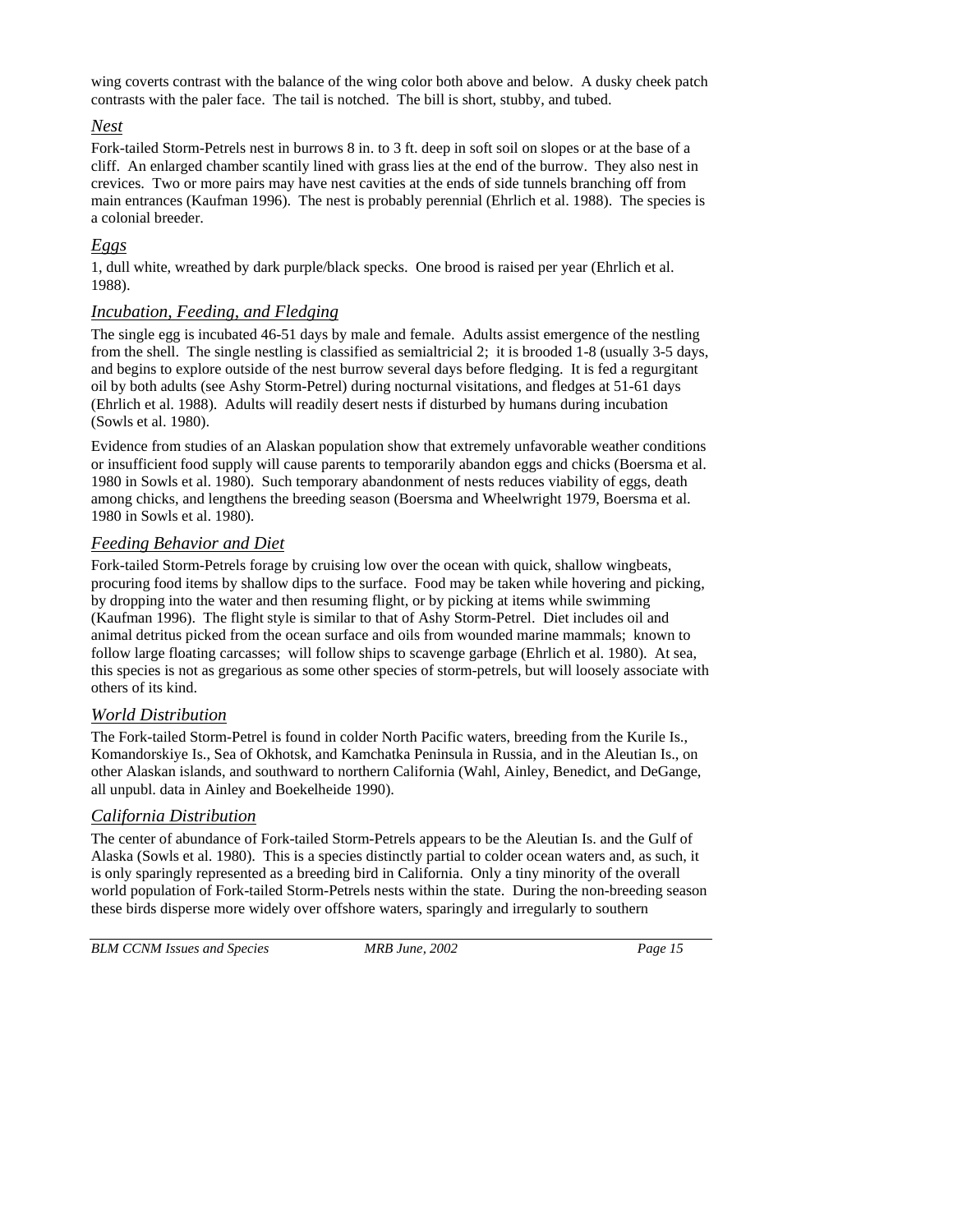wing coverts contrast with the balance of the wing color both above and below. A dusky cheek patch contrasts with the paler face. The tail is notched. The bill is short, stubby, and tubed.

### *Nest*

Fork-tailed Storm-Petrels nest in burrows 8 in. to 3 ft. deep in soft soil on slopes or at the base of a cliff. An enlarged chamber scantily lined with grass lies at the end of the burrow. They also nest in crevices. Two or more pairs may have nest cavities at the ends of side tunnels branching off from main entrances (Kaufman 1996). The nest is probably perennial (Ehrlich et al. 1988). The species is a colonial breeder.

### *Eggs*

1, dull white, wreathed by dark purple/black specks. One brood is raised per year (Ehrlich et al. 1988).

### *Incubation, Feeding, and Fledging*

The single egg is incubated 46-51 days by male and female. Adults assist emergence of the nestling from the shell. The single nestling is classified as semialtricial 2; it is brooded 1-8 (usually 3-5 days, and begins to explore outside of the nest burrow several days before fledging. It is fed a regurgitant oil by both adults (see Ashy Storm-Petrel) during nocturnal visitations, and fledges at 51-61 days (Ehrlich et al. 1988). Adults will readily desert nests if disturbed by humans during incubation (Sowls et al. 1980).

Evidence from studies of an Alaskan population show that extremely unfavorable weather conditions or insufficient food supply will cause parents to temporarily abandon eggs and chicks (Boersma et al. 1980 in Sowls et al. 1980). Such temporary abandonment of nests reduces viability of eggs, death among chicks, and lengthens the breeding season (Boersma and Wheelwright 1979, Boersma et al. 1980 in Sowls et al. 1980).

### *Feeding Behavior and Diet*

Fork-tailed Storm-Petrels forage by cruising low over the ocean with quick, shallow wingbeats, procuring food items by shallow dips to the surface. Food may be taken while hovering and picking, by dropping into the water and then resuming flight, or by picking at items while swimming (Kaufman 1996). The flight style is similar to that of Ashy Storm-Petrel. Diet includes oil and animal detritus picked from the ocean surface and oils from wounded marine mammals; known to follow large floating carcasses; will follow ships to scavenge garbage (Ehrlich et al. 1980). At sea, this species is not as gregarious as some other species of storm-petrels, but will loosely associate with others of its kind.

### *World Distribution*

The Fork-tailed Storm-Petrel is found in colder North Pacific waters, breeding from the Kurile Is., Komandorskiye Is., Sea of Okhotsk, and Kamchatka Peninsula in Russia, and in the Aleutian Is., on other Alaskan islands, and southward to northern California (Wahl, Ainley, Benedict, and DeGange, all unpubl. data in Ainley and Boekelheide 1990).

### *California Distribution*

The center of abundance of Fork-tailed Storm-Petrels appears to be the Aleutian Is. and the Gulf of Alaska (Sowls et al. 1980). This is a species distinctly partial to colder ocean waters and, as such, it is only sparingly represented as a breeding bird in California. Only a tiny minority of the overall world population of Fork-tailed Storm-Petrels nests within the state. During the non-breeding season these birds disperse more widely over offshore waters, sparingly and irregularly to southern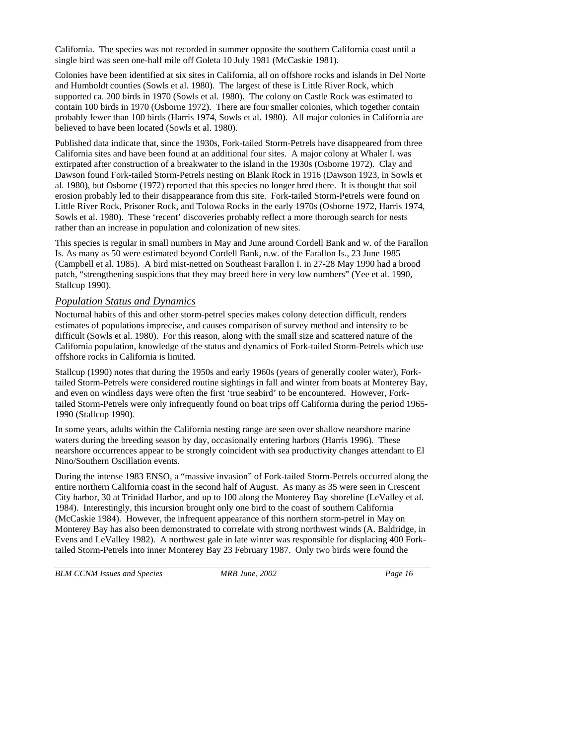California. The species was not recorded in summer opposite the southern California coast until a single bird was seen one-half mile off Goleta 10 July 1981 (McCaskie 1981).

Colonies have been identified at six sites in California, all on offshore rocks and islands in Del Norte and Humboldt counties (Sowls et al. 1980). The largest of these is Little River Rock, which supported ca. 200 birds in 1970 (Sowls et al. 1980). The colony on Castle Rock was estimated to contain 100 birds in 1970 (Osborne 1972). There are four smaller colonies, which together contain probably fewer than 100 birds (Harris 1974, Sowls et al. 1980). All major colonies in California are believed to have been located (Sowls et al. 1980).

Published data indicate that, since the 1930s, Fork-tailed Storm-Petrels have disappeared from three California sites and have been found at an additional four sites. A major colony at Whaler I. was extirpated after construction of a breakwater to the island in the 1930s (Osborne 1972). Clay and Dawson found Fork-tailed Storm-Petrels nesting on Blank Rock in 1916 (Dawson 1923, in Sowls et al. 1980), but Osborne (1972) reported that this species no longer bred there. It is thought that soil erosion probably led to their disappearance from this site. Fork-tailed Storm-Petrels were found on Little River Rock, Prisoner Rock, and Tolowa Rocks in the early 1970s (Osborne 1972, Harris 1974, Sowls et al. 1980). These 'recent' discoveries probably reflect a more thorough search for nests rather than an increase in population and colonization of new sites.

This species is regular in small numbers in May and June around Cordell Bank and w. of the Farallon Is. As many as 50 were estimated beyond Cordell Bank, n.w. of the Farallon Is., 23 June 1985 (Campbell et al. 1985). A bird mist-netted on Southeast Farallon I. in 27-28 May 1990 had a brood patch, "strengthening suspicions that they may breed here in very low numbers" (Yee et al. 1990, Stallcup 1990).

### *Population Status and Dynamics*

Nocturnal habits of this and other storm-petrel species makes colony detection difficult, renders estimates of populations imprecise, and causes comparison of survey method and intensity to be difficult (Sowls et al. 1980). For this reason, along with the small size and scattered nature of the California population, knowledge of the status and dynamics of Fork-tailed Storm-Petrels which use offshore rocks in California is limited.

Stallcup (1990) notes that during the 1950s and early 1960s (years of generally cooler water), Fork-tailed Storm-Petrels were considered routine sightings in fall and winter from boats at Monterey Bay, and even on windless days were often the first 'true seabird' to be encountered. However, Fork-tailed Storm-Petrels were only infrequently found on boat trips off California during the period 1965-1990 (Stallcup 1990).

In some years, adults within the California nesting range are seen over shallow nearshore marine waters during the breeding season by day, occasionally entering harbors (Harris 1996). These nearshore occurrences appear to be strongly coincident with sea productivity changes attendant to El Nino/Southern Oscillation events.

During the intense 1983 ENSO, a "massive invasion" of Fork-tailed Storm-Petrels occurred along the entire northern California coast in the second half of August. As many as 35 were seen in Crescent City harbor, 30 at Trinidad Harbor, and up to 100 along the Monterey Bay shoreline (LeValley et al. 1984). Interestingly, this incursion brought only one bird to the coast of southern California (McCaskie 1984). However, the infrequent appearance of this northern storm-petrel in May on Monterey Bay has also been demonstrated to correlate with strong northwest winds (A. Baldridge, in Evens and LeValley 1982). A northwest gale in late winter was responsible for displacing 400 Fork-tailed Storm-Petrels into inner Monterey Bay 23 February 1987. Only two birds were found the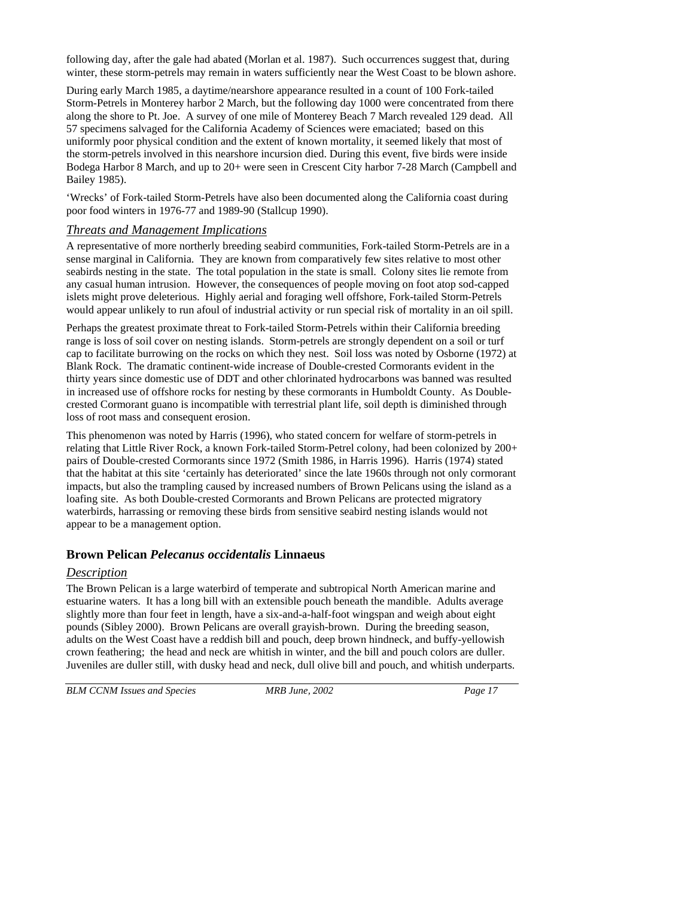following day, after the gale had abated (Morlan et al. 1987). Such occurrences suggest that, during winter, these storm-petrels may remain in waters sufficiently near the West Coast to be blown ashore.

During early March 1985, a daytime/nearshore appearance resulted in a count of 100 Fork-tailed Storm-Petrels in Monterey harbor 2 March, but the following day 1000 were concentrated from there along the shore to Pt. Joe. A survey of one mile of Monterey Beach 7 March revealed 129 dead. All 57 specimens salvaged for the California Academy of Sciences were emaciated; based on this uniformly poor physical condition and the extent of known mortality, it seemed likely that most of the storm-petrels involved in this nearshore incursion died. During this event, five birds were inside Bodega Harbor 8 March, and up to 20+ were seen in Crescent City harbor 7-28 March (Campbell and Bailey 1985).

'Wrecks' of Fork-tailed Storm-Petrels have also been documented along the California coast during poor food winters in 1976-77 and 1989-90 (Stallcup 1990).

### *Threats and Management Implications*

A representative of more northerly breeding seabird communities, Fork-tailed Storm-Petrels are in a sense marginal in California. They are known from comparatively few sites relative to most other seabirds nesting in the state. The total population in the state is small. Colony sites lie remote from any casual human intrusion. However, the consequences of people moving on foot atop sod-capped islets might prove deleterious. Highly aerial and foraging well offshore, Fork-tailed Storm-Petrels would appear unlikely to run afoul of industrial activity or run special risk of mortality in an oil spill.

Perhaps the greatest proximate threat to Fork-tailed Storm-Petrels within their California breeding range is loss of soil cover on nesting islands. Storm-petrels are strongly dependent on a soil or turf cap to facilitate burrowing on the rocks on which they nest. Soil loss was noted by Osborne (1972) at Blank Rock. The dramatic continent-wide increase of Double-crested Cormorants evident in the thirty years since domestic use of DDT and other chlorinated hydrocarbons was banned was resulted in increased use of offshore rocks for nesting by these cormorants in Humboldt County. As Double-crested Cormorant guano is incompatible with terrestrial plant life, soil depth is diminished through loss of root mass and consequent erosion.

This phenomenon was noted by Harris (1996), who stated concern for welfare of storm-petrels in relating that Little River Rock, a known Fork-tailed Storm-Petrel colony, had been colonized by 200+ pairs of Double-crested Cormorants since 1972 (Smith 1986, in Harris 1996). Harris (1974) stated that the habitat at this site 'certainly has deteriorated' since the late 1960s through not only cormorant impacts, but also the trampling caused by increased numbers of Brown Pelicans using the island as a loafing site. As both Double-crested Cormorants and Brown Pelicans are protected migratory waterbirds, harrassing or removing these birds from sensitive seabird nesting islands would not appear to be a management option.

## Brown Pelican *Pelecanus occidentalis* Linnaeus

### *Description*

The Brown Pelican is a large waterbird of temperate and subtropical North American marine and estuarine waters. It has a long bill with an extensible pouch beneath the mandible. Adults average slightly more than four feet in length, have a six-and-a-half-foot wingspan and weigh about eight pounds (Sibley 2000). Brown Pelicans are overall grayish-brown. During the breeding season, adults on the West Coast have a reddish bill and pouch, deep brown hindneck, and buffy-yellowish crown feathering; the head and neck are whitish in winter, and the bill and pouch colors are duller. Juveniles are duller still, with dusky head and neck, dull olive bill and pouch, and whitish underparts.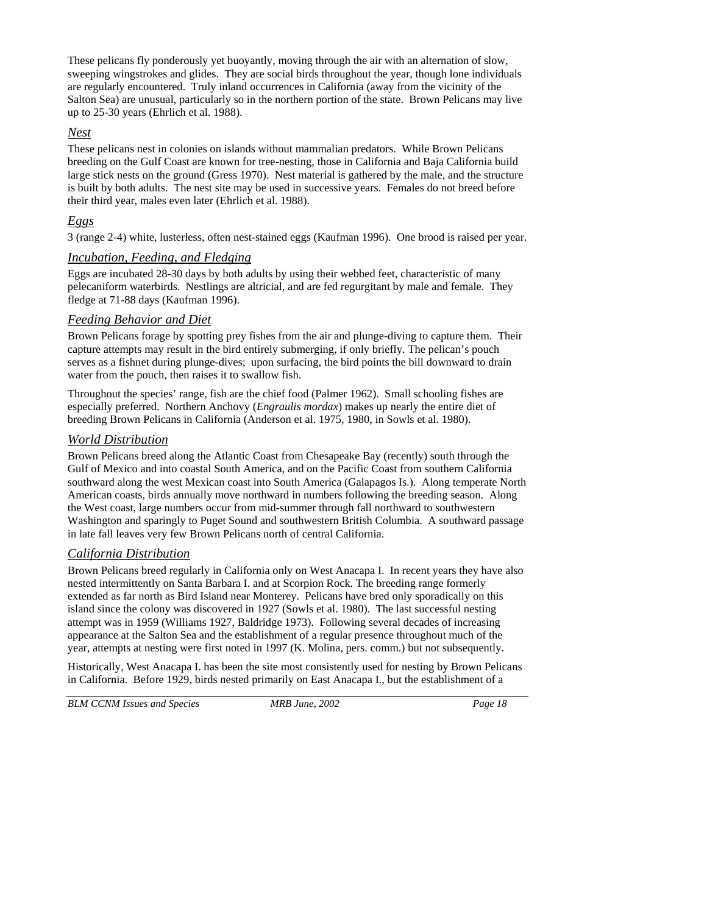These pelicans fly ponderously yet buoyantly, moving through the air with an alternation of slow, sweeping wingstrokes and glides. They are social birds throughout the year, though lone individuals are regularly encountered. Truly inland occurrences in California (away from the vicinity of the Salton Sea) are unusual, particularly so in the northern portion of the state. Brown Pelicans may live up to 25-30 years (Ehrlich et al. 1988).

### *Nest*

These pelicans nest in colonies on islands without mammalian predators. While Brown Pelicans breeding on the Gulf Coast are known for tree-nesting, those in California and Baja California build large stick nests on the ground (Gress 1970). Nest material is gathered by the male, and the structure is built by both adults. The nest site may be used in successive years. Females do not breed before their third year, males even later (Ehrlich et al. 1988).

### *Eggs*

3 (range 2-4) white, lusterless, often nest-stained eggs (Kaufman 1996). One brood is raised per year.

### *Incubation, Feeding, and Fledging*

Eggs are incubated 28-30 days by both adults by using their webbed feet, characteristic of many pelecaniform waterbirds. Nestlings are altricial, and are fed regurgitant by male and female. They fledge at 71-88 days (Kaufman 1996).

### *Feeding Behavior and Diet*

Brown Pelicans forage by spotting prey fishes from the air and plunge-diving to capture them. Their capture attempts may result in the bird entirely submerging, if only briefly. The pelican's pouch serves as a fishnet during plunge-dives; upon surfacing, the bird points the bill downward to drain water from the pouch, then raises it to swallow fish.

Throughout the species' range, fish are the chief food (Palmer 1962). Small schooling fishes are especially preferred. Northern Anchovy (*Engraulis mordax*) makes up nearly the entire diet of breeding Brown Pelicans in California (Anderson et al. 1975, 1980, in Sowls et al. 1980).

### *World Distribution*

Brown Pelicans breed along the Atlantic Coast from Chesapeake Bay (recently) south through the Gulf of Mexico and into coastal South America, and on the Pacific Coast from southern California southward along the west Mexican coast into South America (Galapagos Is.). Along temperate North American coasts, birds annually move northward in numbers following the breeding season. Along the West coast, large numbers occur from mid-summer through fall northward to southwestern Washington and sparingly to Puget Sound and southwestern British Columbia. A southward passage in late fall leaves very few Brown Pelicans north of central California.

### *California Distribution*

Brown Pelicans breed regularly in California only on West Anacapa I. In recent years they have also nested intermittently on Santa Barbara I. and at Scorpion Rock. The breeding range formerly extended as far north as Bird Island near Monterey. Pelicans have bred only sporadically on this island since the colony was discovered in 1927 (Sowls et al. 1980). The last successful nesting attempt was in 1959 (Williams 1927, Baldridge 1973). Following several decades of increasing appearance at the Salton Sea and the establishment of a regular presence throughout much of the year, attempts at nesting were first noted in 1997 (K. Molina, pers. comm.) but not subsequently.

Historically, West Anacapa I. has been the site most consistently used for nesting by Brown Pelicans in California. Before 1929, birds nested primarily on East Anacapa I., but the establishment of a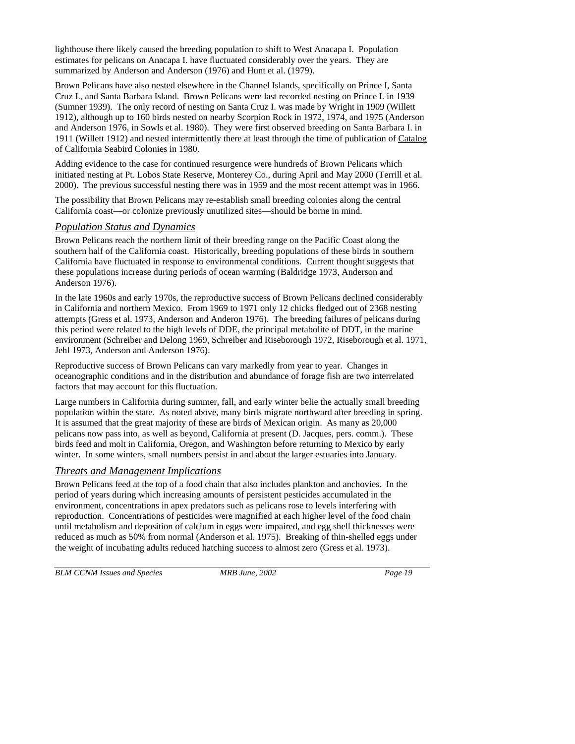lighthouse there likely caused the breeding population to shift to West Anacapa I. Population estimates for pelicans on Anacapa I. have fluctuated considerably over the years. They are summarized by Anderson and Anderson (1976) and Hunt et al. (1979).

Brown Pelicans have also nested elsewhere in the Channel Islands, specifically on Prince I, Santa Cruz I., and Santa Barbara Island. Brown Pelicans were last recorded nesting on Prince I. in 1939 (Sumner 1939). The only record of nesting on Santa Cruz I. was made by Wright in 1909 (Willett 1912), although up to 160 birds nested on nearby Scorpion Rock in 1972, 1974, and 1975 (Anderson and Anderson 1976, in Sowls et al. 1980). They were first observed breeding on Santa Barbara I. in 1911 (Willett 1912) and nested intermittently there at least through the time of publication of Catalog of California Seabird Colonies in 1980.

Adding evidence to the case for continued resurgence were hundreds of Brown Pelicans which initiated nesting at Pt. Lobos State Reserve, Monterey Co., during April and May 2000 (Terrill et al. 2000). The previous successful nesting there was in 1959 and the most recent attempt was in 1966.

The possibility that Brown Pelicans may re-establish small breeding colonies along the central California coast—or colonize previously unutilized sites—should be borne in mind.

### *Population Status and Dynamics*

Brown Pelicans reach the northern limit of their breeding range on the Pacific Coast along the southern half of the California coast. Historically, breeding populations of these birds in southern California have fluctuated in response to environmental conditions. Current thought suggests that these populations increase during periods of ocean warming (Baldridge 1973, Anderson and Anderson 1976).

In the late 1960s and early 1970s, the reproductive success of Brown Pelicans declined considerably in California and northern Mexico. From 1969 to 1971 only 12 chicks fledged out of 2368 nesting attempts (Gress et al. 1973, Anderson and Anderon 1976). The breeding failures of pelicans during this period were related to the high levels of DDE, the principal metabolite of DDT, in the marine environment (Schreiber and Delong 1969, Schreiber and Riseborough 1972, Riseborough et al. 1971, Jehl 1973, Anderson and Anderson 1976).

Reproductive success of Brown Pelicans can vary markedly from year to year. Changes in oceanographic conditions and in the distribution and abundance of forage fish are two interrelated factors that may account for this fluctuation.

Large numbers in California during summer, fall, and early winter belie the actually small breeding population within the state. As noted above, many birds migrate northward after breeding in spring. It is assumed that the great majority of these are birds of Mexican origin. As many as 20,000 pelicans now pass into, as well as beyond, California at present (D. Jacques, pers. comm.). These birds feed and molt in California, Oregon, and Washington before returning to Mexico by early winter. In some winters, small numbers persist in and about the larger estuaries into January.

### *Threats and Management Implications*

Brown Pelicans feed at the top of a food chain that also includes plankton and anchovies. In the period of years during which increasing amounts of persistent pesticides accumulated in the environment, concentrations in apex predators such as pelicans rose to levels interfering with reproduction. Concentrations of pesticides were magnified at each higher level of the food chain until metabolism and deposition of calcium in eggs were impaired, and egg shell thicknesses were reduced as much as 50% from normal (Anderson et al. 1975). Breaking of thin-shelled eggs under the weight of incubating adults reduced hatching success to almost zero (Gress et al. 1973).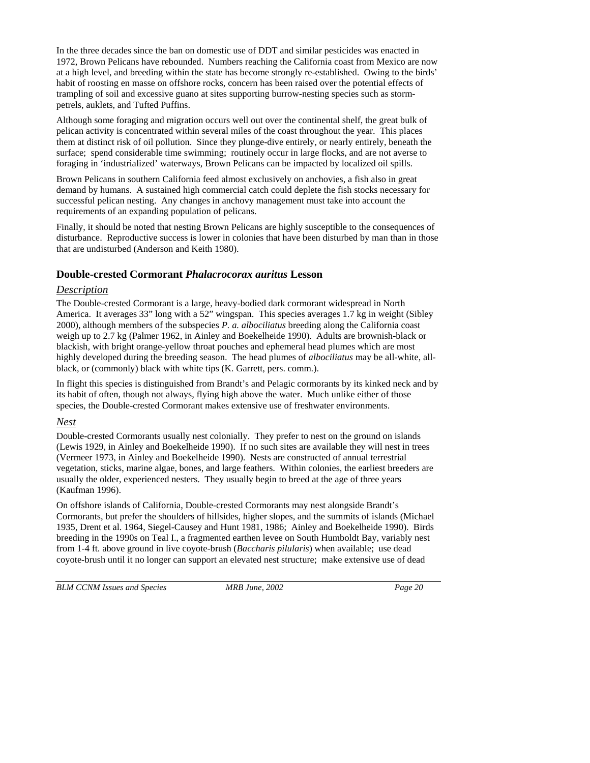In the three decades since the ban on domestic use of DDT and similar pesticides was enacted in 1972, Brown Pelicans have rebounded. Numbers reaching the California coast from Mexico are now at a high level, and breeding within the state has become strongly re-established. Owing to the birds' habit of roosting en masse on offshore rocks, concern has been raised over the potential effects of trampling of soil and excessive guano at sites supporting burrow-nesting species such as storm-petrels, auklets, and Tufted Puffins.

Although some foraging and migration occurs well out over the continental shelf, the great bulk of pelican activity is concentrated within several miles of the coast throughout the year. This places them at distinct risk of oil pollution. Since they plunge-dive entirely, or nearly entirely, beneath the surface; spend considerable time swimming; routinely occur in large flocks, and are not averse to foraging in 'industrialized' waterways, Brown Pelicans can be impacted by localized oil spills.

Brown Pelicans in southern California feed almost exclusively on anchovies, a fish also in great demand by humans. A sustained high commercial catch could deplete the fish stocks necessary for successful pelican nesting. Any changes in anchovy management must take into account the requirements of an expanding population of pelicans.

Finally, it should be noted that nesting Brown Pelicans are highly susceptible to the consequences of disturbance. Reproductive success is lower in colonies that have been disturbed by man than in those that are undisturbed (Anderson and Keith 1980).

## Double-crested Cormorant *Phalacrocorax auritus* Lesson

### *Description*

The Double-crested Cormorant is a large, heavy-bodied dark cormorant widespread in North America. It averages 33" long with a 52" wingspan. This species averages 1.7 kg in weight (Sibley 2000), although members of the subspecies *P. a. albociliatus* breeding along the California coast weigh up to 2.7 kg (Palmer 1962, in Ainley and Boekelheide 1990). Adults are brownish-black or blackish, with bright orange-yellow throat pouches and ephemeral head plumes which are most highly developed during the breeding season. The head plumes of *albociliatus* may be all-white, all-black, or (commonly) black with white tips (K. Garrett, pers. comm.).

In flight this species is distinguished from Brandt's and Pelagic cormorants by its kinked neck and by its habit of often, though not always, flying high above the water. Much unlike either of those species, the Double-crested Cormorant makes extensive use of freshwater environments.

### *Nest*

Double-crested Cormorants usually nest colonially. They prefer to nest on the ground on islands (Lewis 1929, in Ainley and Boekelheide 1990). If no such sites are available they will nest in trees (Vermeer 1973, in Ainley and Boekelheide 1990). Nests are constructed of annual terrestrial vegetation, sticks, marine algae, bones, and large feathers. Within colonies, the earliest breeders are usually the older, experienced nesters. They usually begin to breed at the age of three years (Kaufman 1996).

On offshore islands of California, Double-crested Cormorants may nest alongside Brandt's Cormorants, but prefer the shoulders of hillsides, higher slopes, and the summits of islands (Michael 1935, Drent et al. 1964, Siegel-Causey and Hunt 1981, 1986; Ainley and Boekelheide 1990). Birds breeding in the 1990s on Teal I., a fragmented earthen levee on South Humboldt Bay, variably nest from 1-4 ft. above ground in live coyote-brush (*Baccharis pilularis*) when available; use dead coyote-brush until it no longer can support an elevated nest structure; make extensive use of dead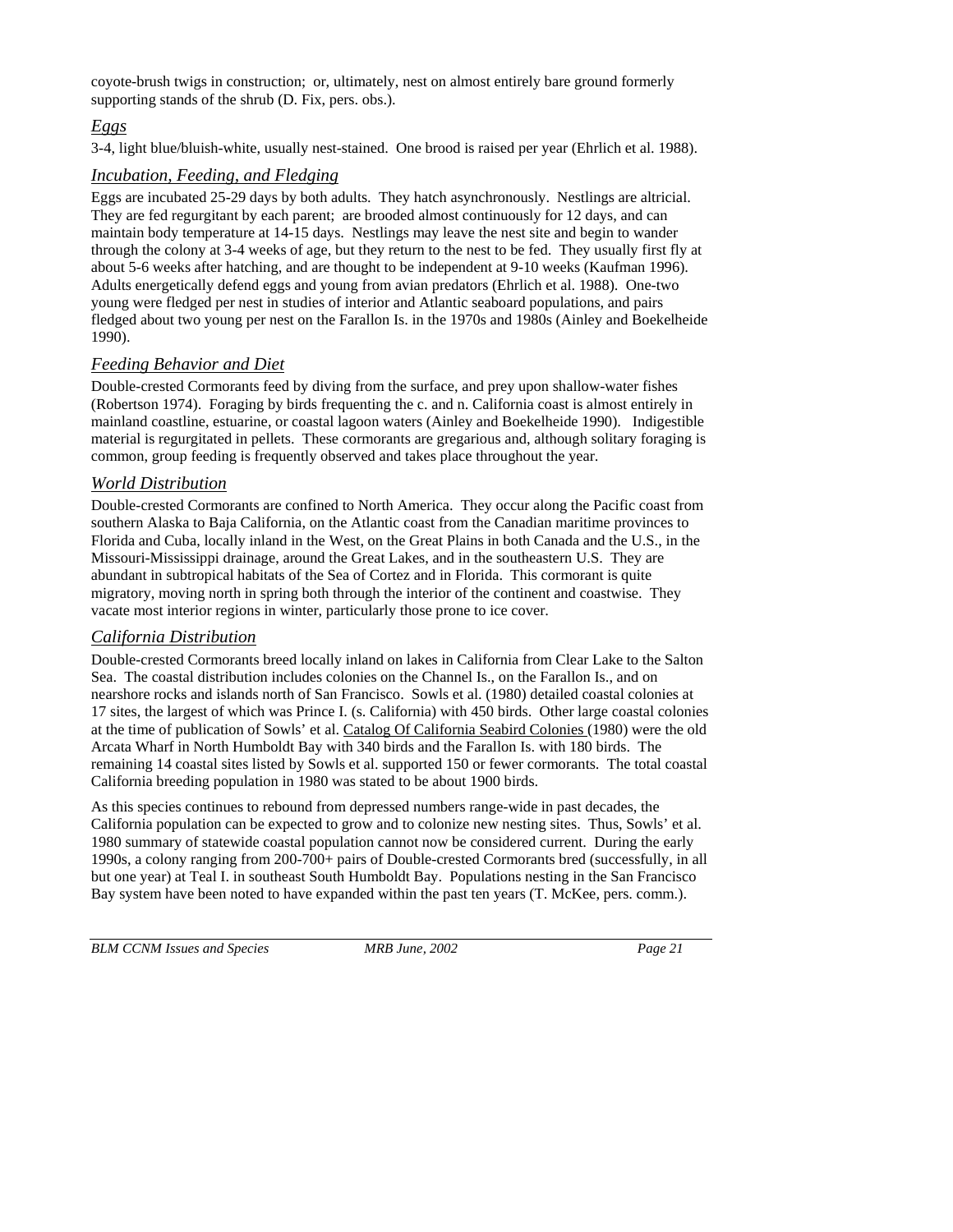coyote-brush twigs in construction; or, ultimately, nest on almost entirely bare ground formerly supporting stands of the shrub (D. Fix, pers. obs.).

### *Eggs*

3-4, light blue/bluish-white, usually nest-stained. One brood is raised per year (Ehrlich et al. 1988).

### *Incubation, Feeding, and Fledging*

Eggs are incubated 25-29 days by both adults. They hatch asynchronously. Nestlings are altricial. They are fed regurgitant by each parent; are brooded almost continuously for 12 days, and can maintain body temperature at 14-15 days. Nestlings may leave the nest site and begin to wander through the colony at 3-4 weeks of age, but they return to the nest to be fed. They usually first fly at about 5-6 weeks after hatching, and are thought to be independent at 9-10 weeks (Kaufman 1996). Adults energetically defend eggs and young from avian predators (Ehrlich et al. 1988). One-two young were fledged per nest in studies of interior and Atlantic seaboard populations, and pairs fledged about two young per nest on the Farallon Is. in the 1970s and 1980s (Ainley and Boekelheide 1990).

### *Feeding Behavior and Diet*

Double-crested Cormorants feed by diving from the surface, and prey upon shallow-water fishes (Robertson 1974). Foraging by birds frequenting the c. and n. California coast is almost entirely in mainland coastline, estuarine, or coastal lagoon waters (Ainley and Boekelheide 1990). Indigestible material is regurgitated in pellets. These cormorants are gregarious and, although solitary foraging is common, group feeding is frequently observed and takes place throughout the year.

### *World Distribution*

Double-crested Cormorants are confined to North America. They occur along the Pacific coast from southern Alaska to Baja California, on the Atlantic coast from the Canadian maritime provinces to Florida and Cuba, locally inland in the West, on the Great Plains in both Canada and the U.S., in the Missouri-Mississippi drainage, around the Great Lakes, and in the southeastern U.S. They are abundant in subtropical habitats of the Sea of Cortez and in Florida. This cormorant is quite migratory, moving north in spring both through the interior of the continent and coastwise. They vacate most interior regions in winter, particularly those prone to ice cover.

### *California Distribution*

Double-crested Cormorants breed locally inland on lakes in California from Clear Lake to the Salton Sea. The coastal distribution includes colonies on the Channel Is., on the Farallon Is., and on nearshore rocks and islands north of San Francisco. Sowls et al. (1980) detailed coastal colonies at 17 sites, the largest of which was Prince I. (s. California) with 450 birds. Other large coastal colonies at the time of publication of Sowls' et al. Catalog Of California Seabird Colonies (1980) were the old Arcata Wharf in North Humboldt Bay with 340 birds and the Farallon Is. with 180 birds. The remaining 14 coastal sites listed by Sowls et al. supported 150 or fewer cormorants. The total coastal California breeding population in 1980 was stated to be about 1900 birds.

As this species continues to rebound from depressed numbers range-wide in past decades, the California population can be expected to grow and to colonize new nesting sites. Thus, Sowls' et al. 1980 summary of statewide coastal population cannot now be considered current. During the early 1990s, a colony ranging from 200-700+ pairs of Double-crested Cormorants bred (successfully, in all but one year) at Teal I. in southeast South Humboldt Bay. Populations nesting in the San Francisco Bay system have been noted to have expanded within the past ten years (T. McKee, pers. comm.).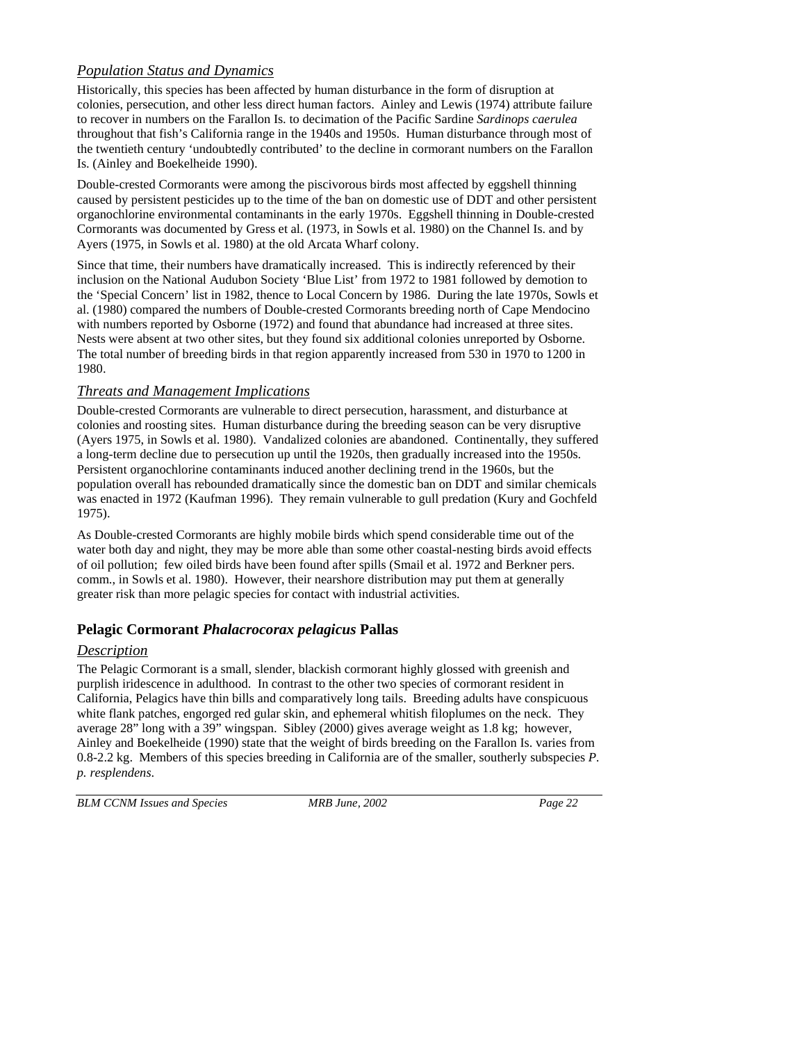### *Population Status and Dynamics*

Historically, this species has been affected by human disturbance in the form of disruption at colonies, persecution, and other less direct human factors. Ainley and Lewis (1974) attribute failure to recover in numbers on the Farallon Is. to decimation of the Pacific Sardine *Sardinops caerulea* throughout that fish's California range in the 1940s and 1950s. Human disturbance through most of the twentieth century 'undoubtedly contributed' to the decline in cormorant numbers on the Farallon Is. (Ainley and Boekelheide 1990).

Double-crested Cormorants were among the piscivorous birds most affected by eggshell thinning caused by persistent pesticides up to the time of the ban on domestic use of DDT and other persistent organochlorine environmental contaminants in the early 1970s. Eggshell thinning in Double-crested Cormorants was documented by Gress et al. (1973, in Sowls et al. 1980) on the Channel Is. and by Ayers (1975, in Sowls et al. 1980) at the old Arcata Wharf colony.

Since that time, their numbers have dramatically increased. This is indirectly referenced by their inclusion on the National Audubon Society 'Blue List' from 1972 to 1981 followed by demotion to the 'Special Concern' list in 1982, thence to Local Concern by 1986. During the late 1970s, Sowls et al. (1980) compared the numbers of Double-crested Cormorants breeding north of Cape Mendocino with numbers reported by Osborne (1972) and found that abundance had increased at three sites. Nests were absent at two other sites, but they found six additional colonies unreported by Osborne. The total number of breeding birds in that region apparently increased from 530 in 1970 to 1200 in 1980.

### *Threats and Management Implications*

Double-crested Cormorants are vulnerable to direct persecution, harassment, and disturbance at colonies and roosting sites. Human disturbance during the breeding season can be very disruptive (Ayers 1975, in Sowls et al. 1980). Vandalized colonies are abandoned. Continentally, they suffered a long-term decline due to persecution up until the 1920s, then gradually increased into the 1950s. Persistent organochlorine contaminants induced another declining trend in the 1960s, but the population overall has rebounded dramatically since the domestic ban on DDT and similar chemicals was enacted in 1972 (Kaufman 1996). They remain vulnerable to gull predation (Kury and Gochfeld 1975).

As Double-crested Cormorants are highly mobile birds which spend considerable time out of the water both day and night, they may be more able than some other coastal-nesting birds avoid effects of oil pollution; few oiled birds have been found after spills (Smail et al. 1972 and Berkner pers. comm., in Sowls et al. 1980). However, their nearshore distribution may put them at generally greater risk than more pelagic species for contact with industrial activities.

## Pelagic Cormorant *Phalacrocorax pelagicus* Pallas

### *Description*

The Pelagic Cormorant is a small, slender, blackish cormorant highly glossed with greenish and purplish iridescence in adulthood. In contrast to the other two species of cormorant resident in California, Pelagics have thin bills and comparatively long tails. Breeding adults have conspicuous white flank patches, engorged red gular skin, and ephemeral whitish filoplumes on the neck. They average 28" long with a 39" wingspan. Sibley (2000) gives average weight as 1.8 kg; however, Ainley and Boekelheide (1990) state that the weight of birds breeding on the Farallon Is. varies from 0.8-2.2 kg. Members of this species breeding in California are of the smaller, southerly subspecies *P. p. resplendens*.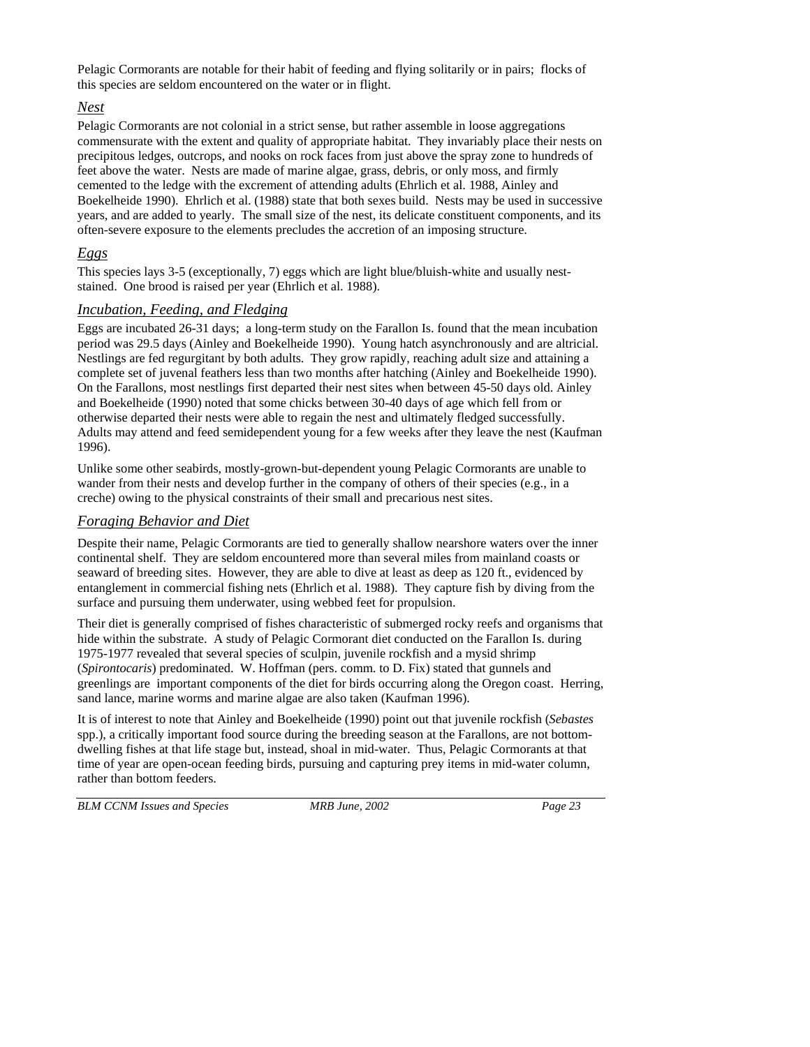Pelagic Cormorants are notable for their habit of feeding and flying solitarily or in pairs; flocks of this species are seldom encountered on the water or in flight.

### *Nest*

Pelagic Cormorants are not colonial in a strict sense, but rather assemble in loose aggregations commensurate with the extent and quality of appropriate habitat. They invariably place their nests on precipitous ledges, outcrops, and nooks on rock faces from just above the spray zone to hundreds of feet above the water. Nests are made of marine algae, grass, debris, or only moss, and firmly cemented to the ledge with the excrement of attending adults (Ehrlich et al. 1988, Ainley and Boekelheide 1990). Ehrlich et al. (1988) state that both sexes build. Nests may be used in successive years, and are added to yearly. The small size of the nest, its delicate constituent components, and its often-severe exposure to the elements precludes the accretion of an imposing structure.

### *Eggs*

This species lays 3-5 (exceptionally, 7) eggs which are light blue/bluish-white and usually nest-stained. One brood is raised per year (Ehrlich et al. 1988).

### *Incubation, Feeding, and Fledging*

Eggs are incubated 26-31 days; a long-term study on the Farallon Is. found that the mean incubation period was 29.5 days (Ainley and Boekelheide 1990). Young hatch asynchronously and are altricial. Nestlings are fed regurgitant by both adults. They grow rapidly, reaching adult size and attaining a complete set of juvenal feathers less than two months after hatching (Ainley and Boekelheide 1990). On the Farallons, most nestlings first departed their nest sites when between 45-50 days old. Ainley and Boekelheide (1990) noted that some chicks between 30-40 days of age which fell from or otherwise departed their nests were able to regain the nest and ultimately fledged successfully. Adults may attend and feed semidependent young for a few weeks after they leave the nest (Kaufman 1996).

Unlike some other seabirds, mostly-grown-but-dependent young Pelagic Cormorants are unable to wander from their nests and develop further in the company of others of their species (e.g., in a creche) owing to the physical constraints of their small and precarious nest sites.

### *Foraging Behavior and Diet*

Despite their name, Pelagic Cormorants are tied to generally shallow nearshore waters over the inner continental shelf. They are seldom encountered more than several miles from mainland coasts or seaward of breeding sites. However, they are able to dive at least as deep as 120 ft., evidenced by entanglement in commercial fishing nets (Ehrlich et al. 1988). They capture fish by diving from the surface and pursuing them underwater, using webbed feet for propulsion.

Their diet is generally comprised of fishes characteristic of submerged rocky reefs and organisms that hide within the substrate. A study of Pelagic Cormorant diet conducted on the Farallon Is. during 1975-1977 revealed that several species of sculpin, juvenile rockfish and a mysid shrimp (*Spirontocaris*) predominated. W. Hoffman (pers. comm. to D. Fix) stated that gunnels and greenlings are important components of the diet for birds occurring along the Oregon coast. Herring, sand lance, marine worms and marine algae are also taken (Kaufman 1996).

It is of interest to note that Ainley and Boekelheide (1990) point out that juvenile rockfish (*Sebastes* spp.), a critically important food source during the breeding season at the Farallons, are not bottom-dwelling fishes at that life stage but, instead, shoal in mid-water. Thus, Pelagic Cormorants at that time of year are open-ocean feeding birds, pursuing and capturing prey items in mid-water column, rather than bottom feeders.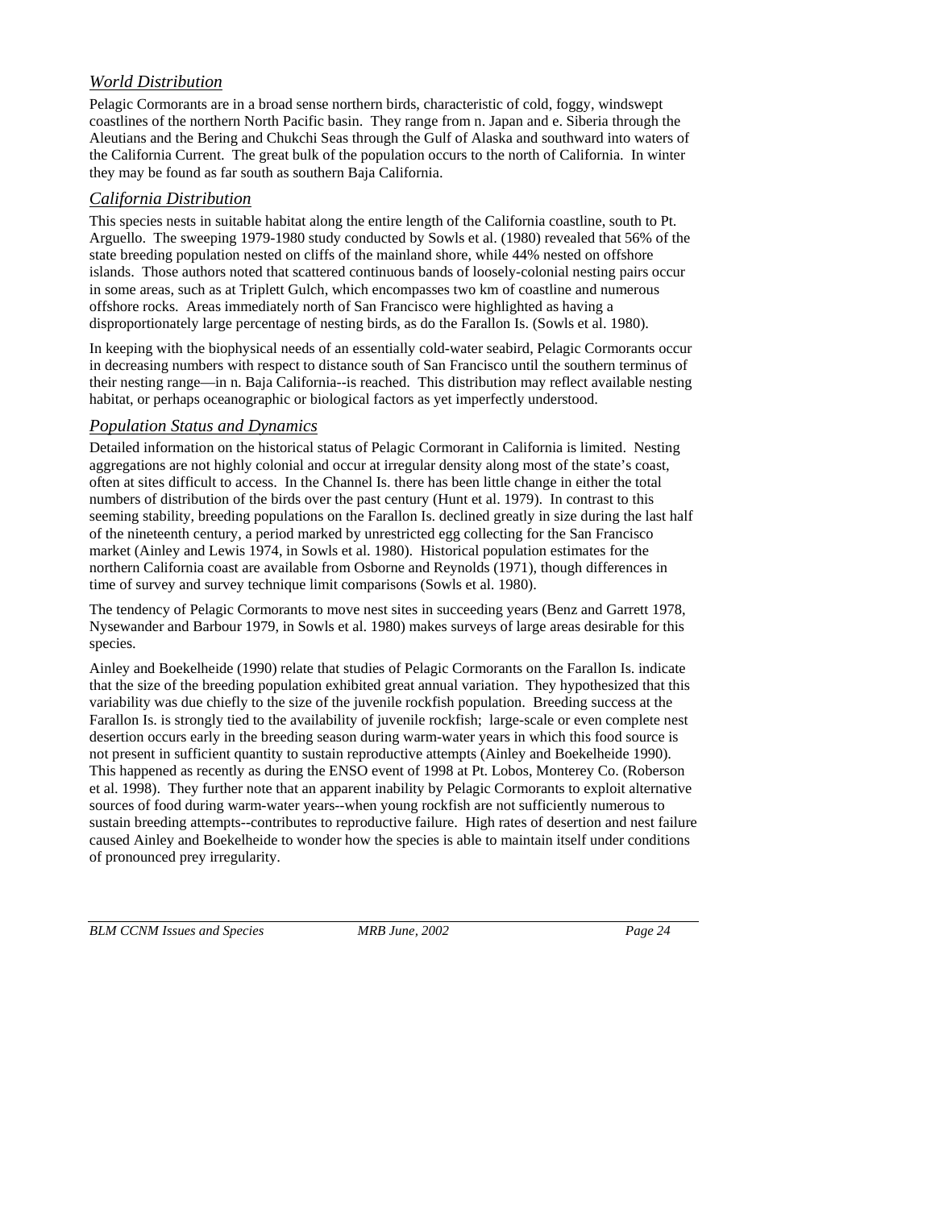### *World Distribution*

Pelagic Cormorants are in a broad sense northern birds, characteristic of cold, foggy, windswept coastlines of the northern North Pacific basin. They range from n. Japan and e. Siberia through the Aleutians and the Bering and Chukchi Seas through the Gulf of Alaska and southward into waters of the California Current. The great bulk of the population occurs to the north of California. In winter they may be found as far south as southern Baja California.

### *California Distribution*

This species nests in suitable habitat along the entire length of the California coastline, south to Pt. Arguello. The sweeping 1979-1980 study conducted by Sowls et al. (1980) revealed that 56% of the state breeding population nested on cliffs of the mainland shore, while 44% nested on offshore islands. Those authors noted that scattered continuous bands of loosely-colonial nesting pairs occur in some areas, such as at Triplett Gulch, which encompasses two km of coastline and numerous offshore rocks. Areas immediately north of San Francisco were highlighted as having a disproportionately large percentage of nesting birds, as do the Farallon Is. (Sowls et al. 1980).

In keeping with the biophysical needs of an essentially cold-water seabird, Pelagic Cormorants occur in decreasing numbers with respect to distance south of San Francisco until the southern terminus of their nesting range—in n. Baja California--is reached. This distribution may reflect available nesting habitat, or perhaps oceanographic or biological factors as yet imperfectly understood.

### *Population Status and Dynamics*

Detailed information on the historical status of Pelagic Cormorant in California is limited. Nesting aggregations are not highly colonial and occur at irregular density along most of the state's coast, often at sites difficult to access. In the Channel Is. there has been little change in either the total numbers of distribution of the birds over the past century (Hunt et al. 1979). In contrast to this seeming stability, breeding populations on the Farallon Is. declined greatly in size during the last half of the nineteenth century, a period marked by unrestricted egg collecting for the San Francisco market (Ainley and Lewis 1974, in Sowls et al. 1980). Historical population estimates for the northern California coast are available from Osborne and Reynolds (1971), though differences in time of survey and survey technique limit comparisons (Sowls et al. 1980).

The tendency of Pelagic Cormorants to move nest sites in succeeding years (Benz and Garrett 1978, Nysewander and Barbour 1979, in Sowls et al. 1980) makes surveys of large areas desirable for this species.

Ainley and Boekelheide (1990) relate that studies of Pelagic Cormorants on the Farallon Is. indicate that the size of the breeding population exhibited great annual variation. They hypothesized that this variability was due chiefly to the size of the juvenile rockfish population. Breeding success at the Farallon Is. is strongly tied to the availability of juvenile rockfish; large-scale or even complete nest desertion occurs early in the breeding season during warm-water years in which this food source is not present in sufficient quantity to sustain reproductive attempts (Ainley and Boekelheide 1990). This happened as recently as during the ENSO event of 1998 at Pt. Lobos, Monterey Co. (Roberson et al. 1998). They further note that an apparent inability by Pelagic Cormorants to exploit alternative sources of food during warm-water years--when young rockfish are not sufficiently numerous to sustain breeding attempts--contributes to reproductive failure. High rates of desertion and nest failure caused Ainley and Boekelheide to wonder how the species is able to maintain itself under conditions of pronounced prey irregularity.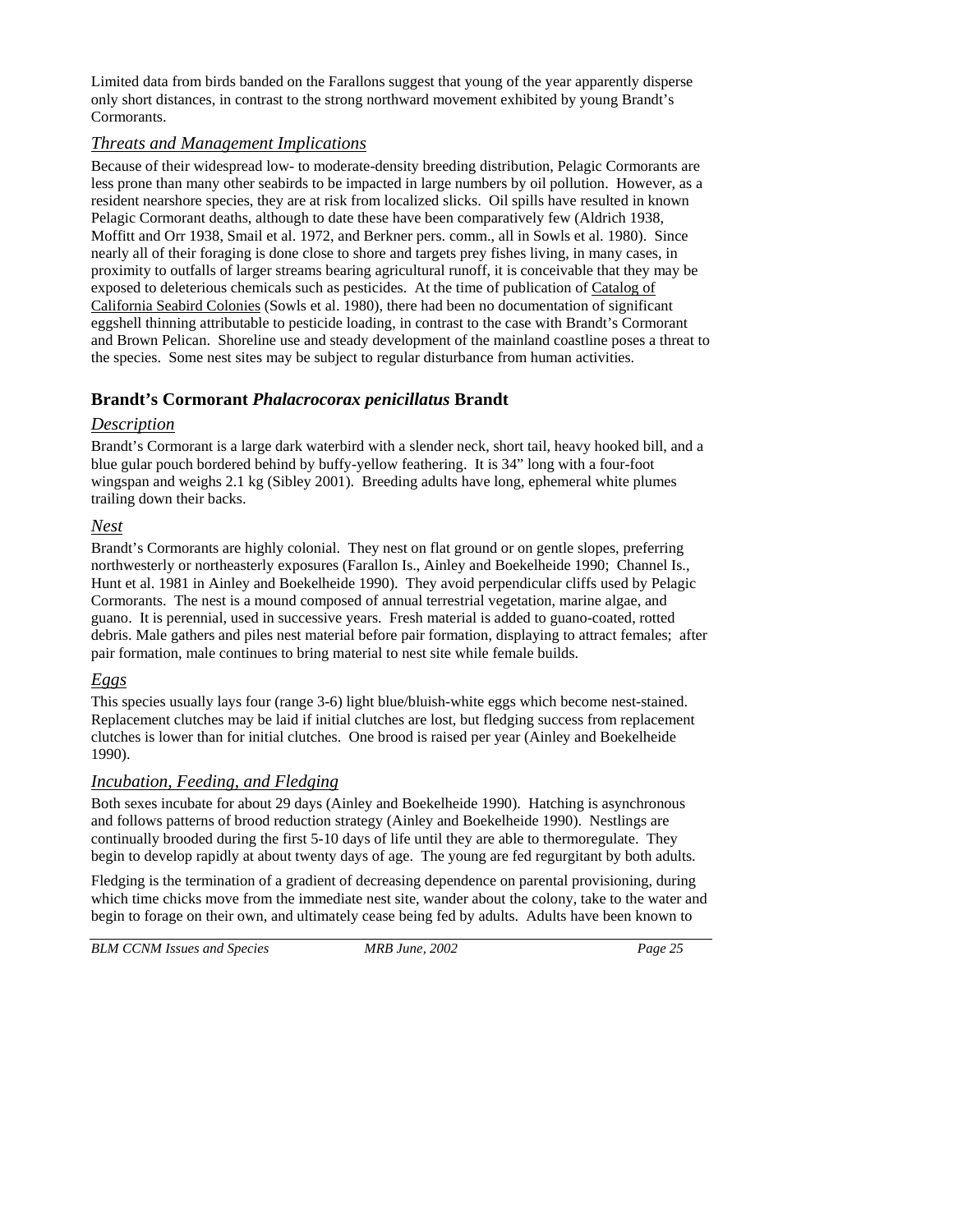Limited data from birds banded on the Farallons suggest that young of the year apparently disperse only short distances, in contrast to the strong northward movement exhibited by young Brandt's Cormorants.

### *Threats and Management Implications*

Because of their widespread low- to moderate-density breeding distribution, Pelagic Cormorants are less prone than many other seabirds to be impacted in large numbers by oil pollution. However, as a resident nearshore species, they are at risk from localized slicks. Oil spills have resulted in known Pelagic Cormorant deaths, although to date these have been comparatively few (Aldrich 1938, Moffitt and Orr 1938, Smail et al. 1972, and Berkner pers. comm., all in Sowls et al. 1980). Since nearly all of their foraging is done close to shore and targets prey fishes living, in many cases, in proximity to outfalls of larger streams bearing agricultural runoff, it is conceivable that they may be exposed to deleterious chemicals such as pesticides. At the time of publication of Catalog of California Seabird Colonies (Sowls et al. 1980), there had been no documentation of significant eggshell thinning attributable to pesticide loading, in contrast to the case with Brandt's Cormorant and Brown Pelican. Shoreline use and steady development of the mainland coastline poses a threat to the species. Some nest sites may be subject to regular disturbance from human activities.

## Brandt's Cormorant *Phalacrocorax penicillatus* Brandt

### *Description*

Brandt's Cormorant is a large dark waterbird with a slender neck, short tail, heavy hooked bill, and a blue gular pouch bordered behind by buffy-yellow feathering. It is 34" long with a four-foot wingspan and weighs 2.1 kg (Sibley 2001). Breeding adults have long, ephemeral white plumes trailing down their backs.

### *Nest*

Brandt's Cormorants are highly colonial. They nest on flat ground or on gentle slopes, preferring northwesterly or northeasterly exposures (Farallon Is., Ainley and Boekelheide 1990; Channel Is., Hunt et al. 1981 in Ainley and Boekelheide 1990). They avoid perpendicular cliffs used by Pelagic Cormorants. The nest is a mound composed of annual terrestrial vegetation, marine algae, and guano. It is perennial, used in successive years. Fresh material is added to guano-coated, rotted debris. Male gathers and piles nest material before pair formation, displaying to attract females; after pair formation, male continues to bring material to nest site while female builds.

### *Eggs*

This species usually lays four (range 3-6) light blue/bluish-white eggs which become nest-stained. Replacement clutches may be laid if initial clutches are lost, but fledging success from replacement clutches is lower than for initial clutches. One brood is raised per year (Ainley and Boekelheide 1990).

### *Incubation, Feeding, and Fledging*

Both sexes incubate for about 29 days (Ainley and Boekelheide 1990). Hatching is asynchronous and follows patterns of brood reduction strategy (Ainley and Boekelheide 1990). Nestlings are continually brooded during the first 5-10 days of life until they are able to thermoregulate. They begin to develop rapidly at about twenty days of age. The young are fed regurgitant by both adults.

Fledging is the termination of a gradient of decreasing dependence on parental provisioning, during which time chicks move from the immediate nest site, wander about the colony, take to the water and begin to forage on their own, and ultimately cease being fed by adults. Adults have been known to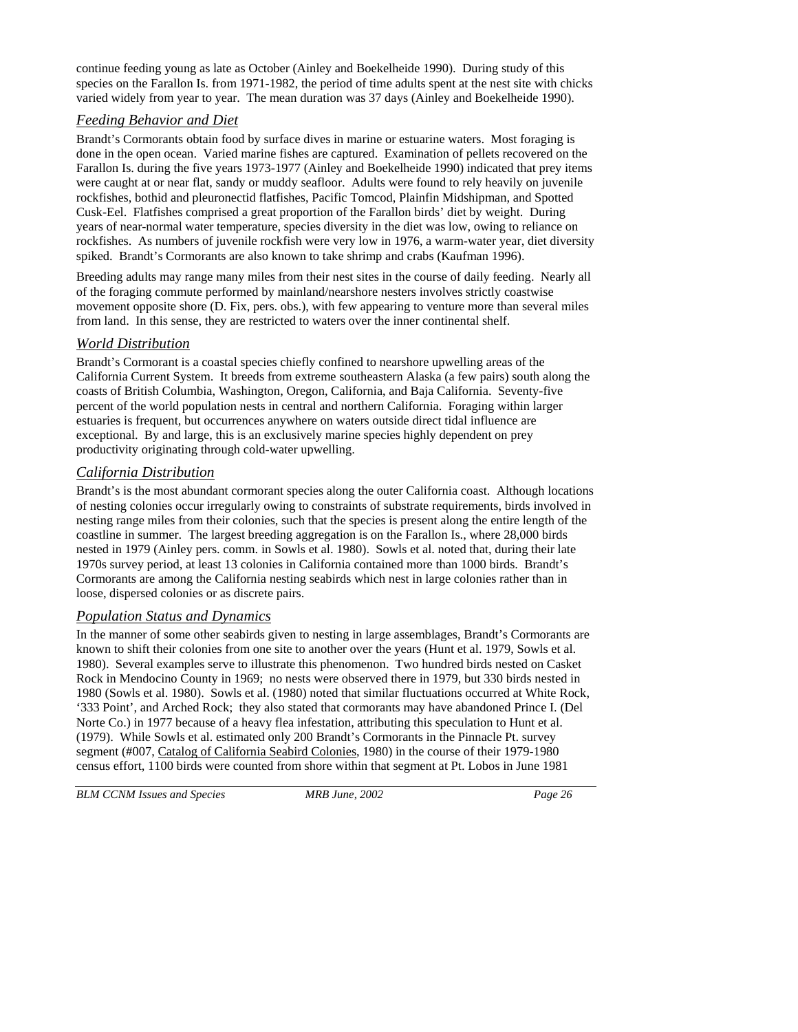continue feeding young as late as October (Ainley and Boekelheide 1990). During study of this species on the Farallon Is. from 1971-1982, the period of time adults spent at the nest site with chicks varied widely from year to year. The mean duration was 37 days (Ainley and Boekelheide 1990).

### *Feeding Behavior and Diet*

Brandt's Cormorants obtain food by surface dives in marine or estuarine waters. Most foraging is done in the open ocean. Varied marine fishes are captured. Examination of pellets recovered on the Farallon Is. during the five years 1973-1977 (Ainley and Boekelheide 1990) indicated that prey items were caught at or near flat, sandy or muddy seafloor. Adults were found to rely heavily on juvenile rockfishes, bothid and pleuronectid flatfishes, Pacific Tomcod, Plainfin Midshipman, and Spotted Cusk-Eel. Flatfishes comprised a great proportion of the Farallon birds' diet by weight. During years of near-normal water temperature, species diversity in the diet was low, owing to reliance on rockfishes. As numbers of juvenile rockfish were very low in 1976, a warm-water year, diet diversity spiked. Brandt's Cormorants are also known to take shrimp and crabs (Kaufman 1996).

Breeding adults may range many miles from their nest sites in the course of daily feeding. Nearly all of the foraging commute performed by mainland/nearshore nesters involves strictly coastwise movement opposite shore (D. Fix, pers. obs.), with few appearing to venture more than several miles from land. In this sense, they are restricted to waters over the inner continental shelf.

### *World Distribution*

Brandt's Cormorant is a coastal species chiefly confined to nearshore upwelling areas of the California Current System. It breeds from extreme southeastern Alaska (a few pairs) south along the coasts of British Columbia, Washington, Oregon, California, and Baja California. Seventy-five percent of the world population nests in central and northern California. Foraging within larger estuaries is frequent, but occurrences anywhere on waters outside direct tidal influence are exceptional. By and large, this is an exclusively marine species highly dependent on prey productivity originating through cold-water upwelling.

### *California Distribution*

Brandt's is the most abundant cormorant species along the outer California coast. Although locations of nesting colonies occur irregularly owing to constraints of substrate requirements, birds involved in nesting range miles from their colonies, such that the species is present along the entire length of the coastline in summer. The largest breeding aggregation is on the Farallon Is., where 28,000 birds nested in 1979 (Ainley pers. comm. in Sowls et al. 1980). Sowls et al. noted that, during their late 1970s survey period, at least 13 colonies in California contained more than 1000 birds. Brandt's Cormorants are among the California nesting seabirds which nest in large colonies rather than in loose, dispersed colonies or as discrete pairs.

### *Population Status and Dynamics*

In the manner of some other seabirds given to nesting in large assemblages, Brandt's Cormorants are known to shift their colonies from one site to another over the years (Hunt et al. 1979, Sowls et al. 1980). Several examples serve to illustrate this phenomenon. Two hundred birds nested on Casket Rock in Mendocino County in 1969; no nests were observed there in 1979, but 330 birds nested in 1980 (Sowls et al. 1980). Sowls et al. (1980) noted that similar fluctuations occurred at White Rock, '333 Point', and Arched Rock; they also stated that cormorants may have abandoned Prince I. (Del Norte Co.) in 1977 because of a heavy flea infestation, attributing this speculation to Hunt et al. (1979). While Sowls et al. estimated only 200 Brandt's Cormorants in the Pinnacle Pt. survey segment (#007, Catalog of California Seabird Colonies, 1980) in the course of their 1979-1980 census effort, 1100 birds were counted from shore within that segment at Pt. Lobos in June 1981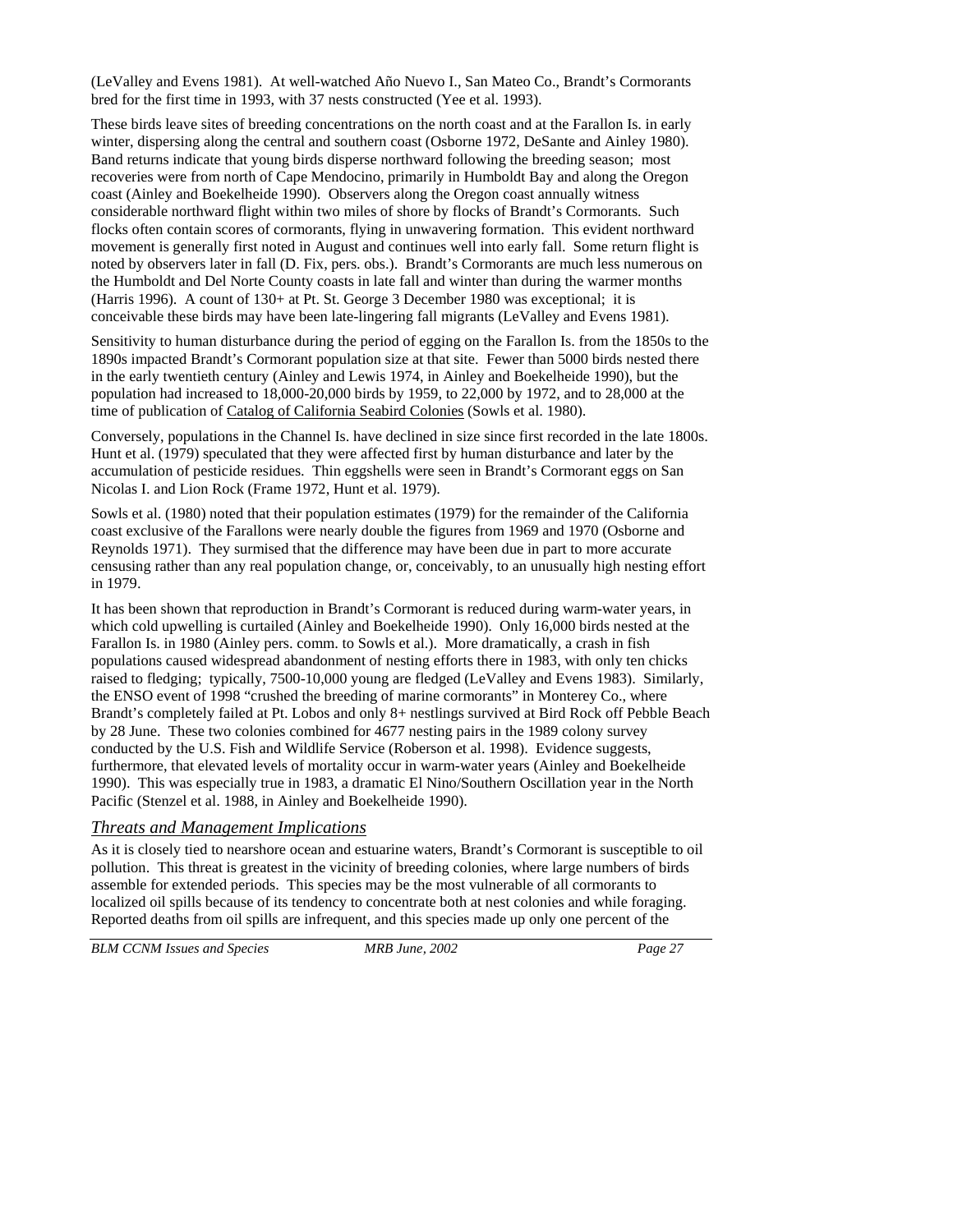(LeValley and Evens 1981). At well-watched Año Nuevo I., San Mateo Co., Brandt's Cormorants bred for the first time in 1993, with 37 nests constructed (Yee et al. 1993).

These birds leave sites of breeding concentrations on the north coast and at the Farallon Is. in early winter, dispersing along the central and southern coast (Osborne 1972, DeSante and Ainley 1980). Band returns indicate that young birds disperse northward following the breeding season; most recoveries were from north of Cape Mendocino, primarily in Humboldt Bay and along the Oregon coast (Ainley and Boekelheide 1990). Observers along the Oregon coast annually witness considerable northward flight within two miles of shore by flocks of Brandt's Cormorants. Such flocks often contain scores of cormorants, flying in unwavering formation. This evident northward movement is generally first noted in August and continues well into early fall. Some return flight is noted by observers later in fall (D. Fix, pers. obs.). Brandt's Cormorants are much less numerous on the Humboldt and Del Norte County coasts in late fall and winter than during the warmer months (Harris 1996). A count of 130+ at Pt. St. George 3 December 1980 was exceptional; it is conceivable these birds may have been late-lingering fall migrants (LeValley and Evens 1981).

Sensitivity to human disturbance during the period of egging on the Farallon Is. from the 1850s to the 1890s impacted Brandt's Cormorant population size at that site. Fewer than 5000 birds nested there in the early twentieth century (Ainley and Lewis 1974, in Ainley and Boekelheide 1990), but the population had increased to 18,000-20,000 birds by 1959, to 22,000 by 1972, and to 28,000 at the time of publication of Catalog of California Seabird Colonies (Sowls et al. 1980).

Conversely, populations in the Channel Is. have declined in size since first recorded in the late 1800s. Hunt et al. (1979) speculated that they were affected first by human disturbance and later by the accumulation of pesticide residues. Thin eggshells were seen in Brandt's Cormorant eggs on San Nicolas I. and Lion Rock (Frame 1972, Hunt et al. 1979).

Sowls et al. (1980) noted that their population estimates (1979) for the remainder of the California coast exclusive of the Farallons were nearly double the figures from 1969 and 1970 (Osborne and Reynolds 1971). They surmised that the difference may have been due in part to more accurate censusing rather than any real population change, or, conceivably, to an unusually high nesting effort in 1979.

It has been shown that reproduction in Brandt's Cormorant is reduced during warm-water years, in which cold upwelling is curtailed (Ainley and Boekelheide 1990). Only 16,000 birds nested at the Farallon Is. in 1980 (Ainley pers. comm. to Sowls et al.). More dramatically, a crash in fish populations caused widespread abandonment of nesting efforts there in 1983, with only ten chicks raised to fledging; typically, 7500-10,000 young are fledged (LeValley and Evens 1983). Similarly, the ENSO event of 1998 "crushed the breeding of marine cormorants" in Monterey Co., where Brandt's completely failed at Pt. Lobos and only 8+ nestlings survived at Bird Rock off Pebble Beach by 28 June. These two colonies combined for 4677 nesting pairs in the 1989 colony survey conducted by the U.S. Fish and Wildlife Service (Roberson et al. 1998). Evidence suggests, furthermore, that elevated levels of mortality occur in warm-water years (Ainley and Boekelheide 1990). This was especially true in 1983, a dramatic El Nino/Southern Oscillation year in the North Pacific (Stenzel et al. 1988, in Ainley and Boekelheide 1990).

### *Threats and Management Implications*

As it is closely tied to nearshore ocean and estuarine waters, Brandt's Cormorant is susceptible to oil pollution. This threat is greatest in the vicinity of breeding colonies, where large numbers of birds assemble for extended periods. This species may be the most vulnerable of all cormorants to localized oil spills because of its tendency to concentrate both at nest colonies and while foraging. Reported deaths from oil spills are infrequent, and this species made up only one percent of the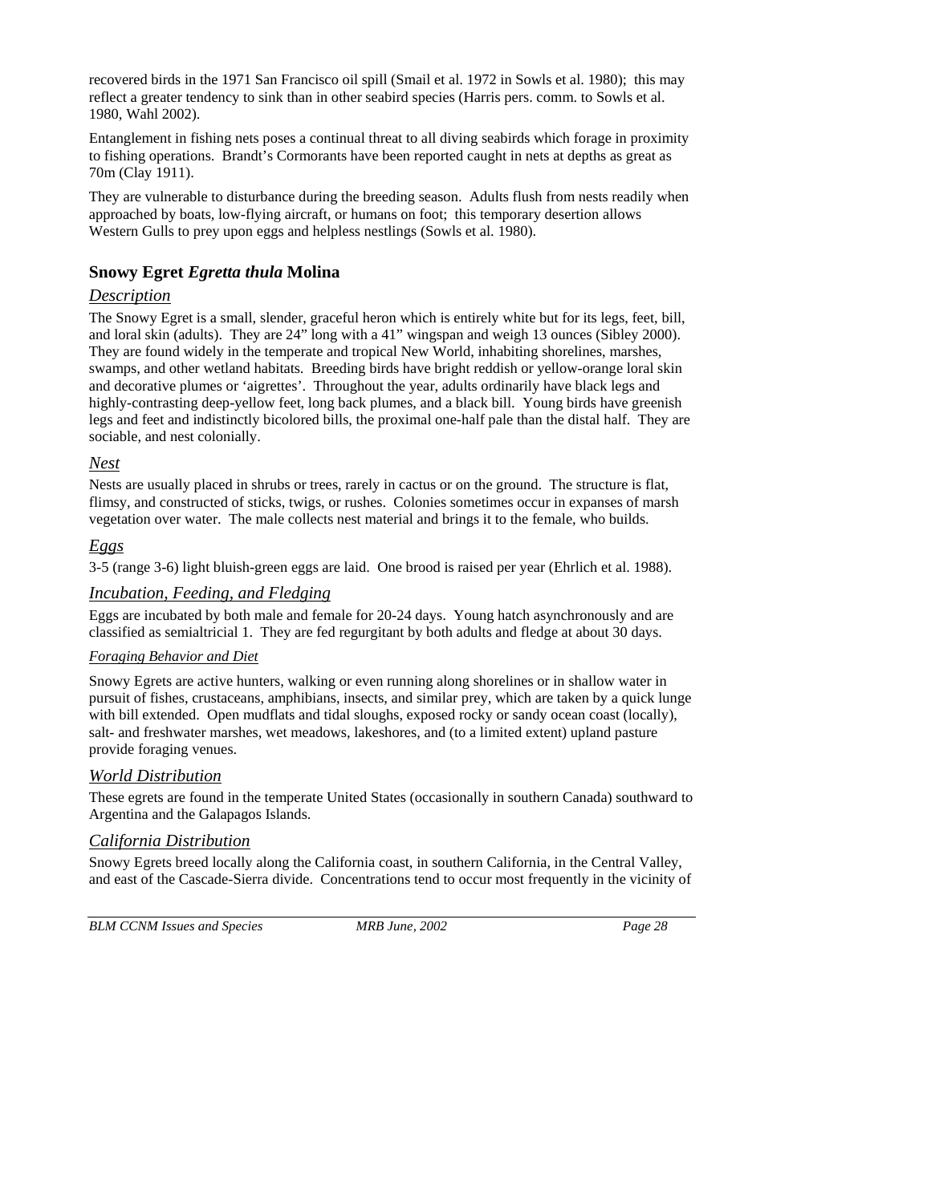recovered birds in the 1971 San Francisco oil spill (Smail et al. 1972 in Sowls et al. 1980); this may reflect a greater tendency to sink than in other seabird species (Harris pers. comm. to Sowls et al. 1980, Wahl 2002).

Entanglement in fishing nets poses a continual threat to all diving seabirds which forage in proximity to fishing operations. Brandt's Cormorants have been reported caught in nets at depths as great as 70m (Clay 1911).

They are vulnerable to disturbance during the breeding season. Adults flush from nests readily when approached by boats, low-flying aircraft, or humans on foot; this temporary desertion allows Western Gulls to prey upon eggs and helpless nestlings (Sowls et al. 1980).

## Snowy Egret *Egretta thula* Molina

### *Description*

The Snowy Egret is a small, slender, graceful heron which is entirely white but for its legs, feet, bill, and loral skin (adults). They are 24" long with a 41" wingspan and weigh 13 ounces (Sibley 2000). They are found widely in the temperate and tropical New World, inhabiting shorelines, marshes, swamps, and other wetland habitats. Breeding birds have bright reddish or yellow-orange loral skin and decorative plumes or 'aigrettes'. Throughout the year, adults ordinarily have black legs and highly-contrasting deep-yellow feet, long back plumes, and a black bill. Young birds have greenish legs and feet and indistinctly bicolored bills, the proximal one-half pale than the distal half. They are sociable, and nest colonially.

### *Nest*

Nests are usually placed in shrubs or trees, rarely in cactus or on the ground. The structure is flat, flimsy, and constructed of sticks, twigs, or rushes. Colonies sometimes occur in expanses of marsh vegetation over water. The male collects nest material and brings it to the female, who builds.

### *Eggs*

3-5 (range 3-6) light bluish-green eggs are laid. One brood is raised per year (Ehrlich et al. 1988).

### *Incubation, Feeding, and Fledging*

Eggs are incubated by both male and female for 20-24 days. Young hatch asynchronously and are classified as semialtricial 1. They are fed regurgitant by both adults and fledge at about 30 days.

#### *Foraging Behavior and Diet*

Snowy Egrets are active hunters, walking or even running along shorelines or in shallow water in pursuit of fishes, crustaceans, amphibians, insects, and similar prey, which are taken by a quick lunge with bill extended. Open mudflats and tidal sloughs, exposed rocky or sandy ocean coast (locally), salt- and freshwater marshes, wet meadows, lakeshores, and (to a limited extent) upland pasture provide foraging venues.

### *World Distribution*

These egrets are found in the temperate United States (occasionally in southern Canada) southward to Argentina and the Galapagos Islands.

### *California Distribution*

Snowy Egrets breed locally along the California coast, in southern California, in the Central Valley, and east of the Cascade-Sierra divide. Concentrations tend to occur most frequently in the vicinity of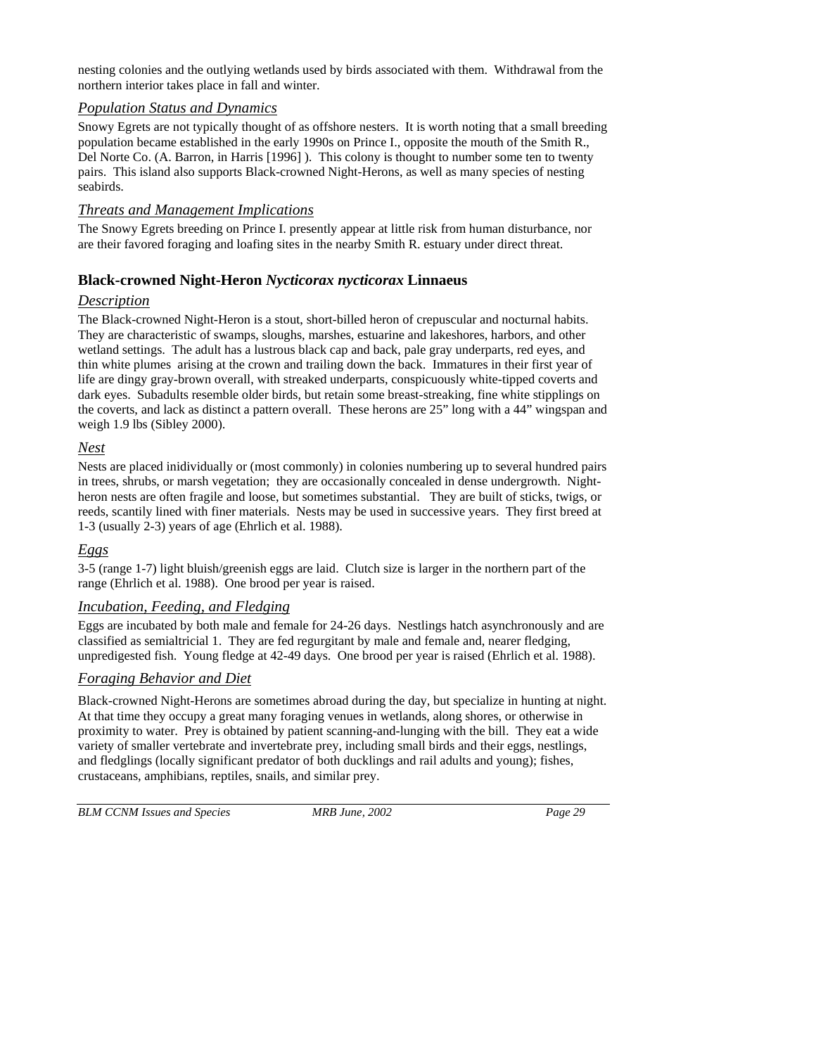nesting colonies and the outlying wetlands used by birds associated with them. Withdrawal from the northern interior takes place in fall and winter.

### *Population Status and Dynamics*

Snowy Egrets are not typically thought of as offshore nesters. It is worth noting that a small breeding population became established in the early 1990s on Prince I., opposite the mouth of the Smith R., Del Norte Co. (A. Barron, in Harris [1996] ). This colony is thought to number some ten to twenty pairs. This island also supports Black-crowned Night-Herons, as well as many species of nesting seabirds.

### *Threats and Management Implications*

The Snowy Egrets breeding on Prince I. presently appear at little risk from human disturbance, nor are their favored foraging and loafing sites in the nearby Smith R. estuary under direct threat.

## Black-crowned Night-Heron *Nycticorax nycticorax* Linnaeus

### *Description*

The Black-crowned Night-Heron is a stout, short-billed heron of crepuscular and nocturnal habits. They are characteristic of swamps, sloughs, marshes, estuarine and lakeshores, harbors, and other wetland settings. The adult has a lustrous black cap and back, pale gray underparts, red eyes, and thin white plumes arising at the crown and trailing down the back. Immatures in their first year of life are dingy gray-brown overall, with streaked underparts, conspicuously white-tipped coverts and dark eyes. Subadults resemble older birds, but retain some breast-streaking, fine white stipplings on the coverts, and lack as distinct a pattern overall. These herons are 25" long with a 44" wingspan and weigh 1.9 lbs (Sibley 2000).

### *Nest*

Nests are placed inidividually or (most commonly) in colonies numbering up to several hundred pairs in trees, shrubs, or marsh vegetation; they are occasionally concealed in dense undergrowth. Night-heron nests are often fragile and loose, but sometimes substantial. They are built of sticks, twigs, or reeds, scantily lined with finer materials. Nests may be used in successive years. They first breed at 1-3 (usually 2-3) years of age (Ehrlich et al. 1988).

### *Eggs*

3-5 (range 1-7) light bluish/greenish eggs are laid. Clutch size is larger in the northern part of the range (Ehrlich et al. 1988). One brood per year is raised.

### *Incubation, Feeding, and Fledging*

Eggs are incubated by both male and female for 24-26 days. Nestlings hatch asynchronously and are classified as semialtricial 1. They are fed regurgitant by male and female and, nearer fledging, unpredigested fish. Young fledge at 42-49 days. One brood per year is raised (Ehrlich et al. 1988).

### *Foraging Behavior and Diet*

Black-crowned Night-Herons are sometimes abroad during the day, but specialize in hunting at night. At that time they occupy a great many foraging venues in wetlands, along shores, or otherwise in proximity to water. Prey is obtained by patient scanning-and-lunging with the bill. They eat a wide variety of smaller vertebrate and invertebrate prey, including small birds and their eggs, nestlings, and fledglings (locally significant predator of both ducklings and rail adults and young); fishes, crustaceans, amphibians, reptiles, snails, and similar prey.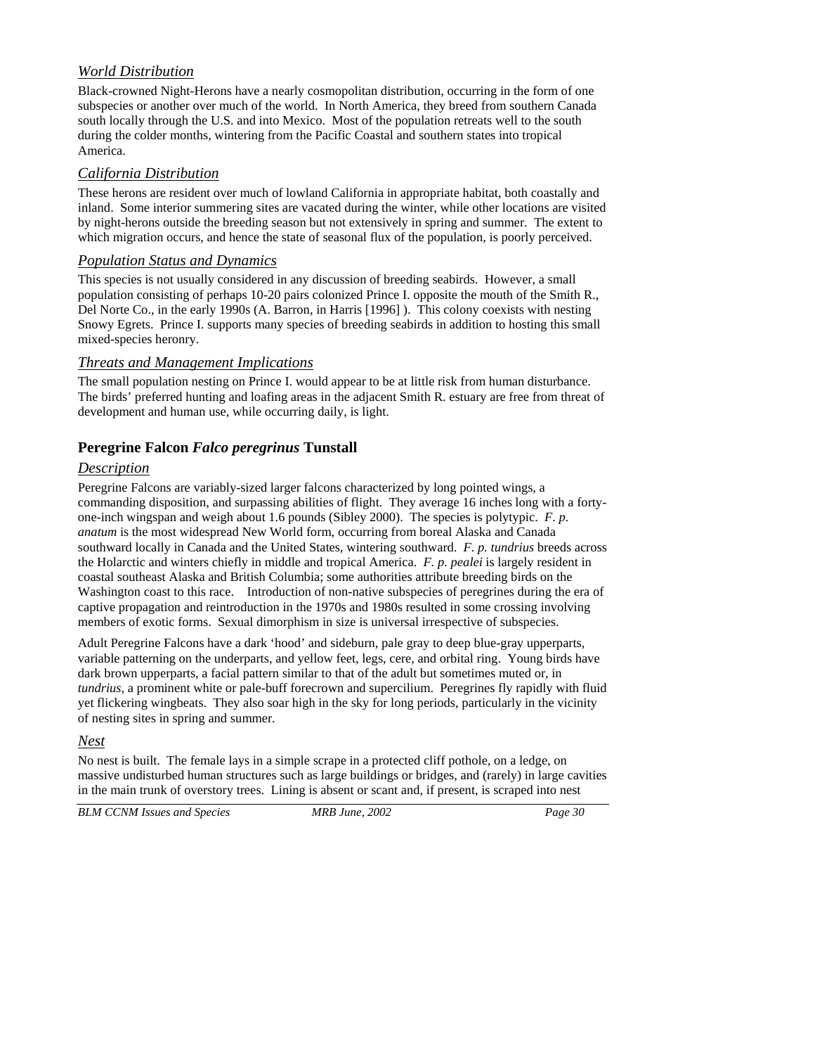### *World Distribution*

Black-crowned Night-Herons have a nearly cosmopolitan distribution, occurring in the form of one subspecies or another over much of the world. In North America, they breed from southern Canada south locally through the U.S. and into Mexico. Most of the population retreats well to the south during the colder months, wintering from the Pacific Coastal and southern states into tropical America.

### *California Distribution*

These herons are resident over much of lowland California in appropriate habitat, both coastally and inland. Some interior summering sites are vacated during the winter, while other locations are visited by night-herons outside the breeding season but not extensively in spring and summer. The extent to which migration occurs, and hence the state of seasonal flux of the population, is poorly perceived.

### *Population Status and Dynamics*

This species is not usually considered in any discussion of breeding seabirds. However, a small population consisting of perhaps 10-20 pairs colonized Prince I. opposite the mouth of the Smith R., Del Norte Co., in the early 1990s (A. Barron, in Harris [1996] ). This colony coexists with nesting Snowy Egrets. Prince I. supports many species of breeding seabirds in addition to hosting this small mixed-species heronry.

### *Threats and Management Implications*

The small population nesting on Prince I. would appear to be at little risk from human disturbance. The birds' preferred hunting and loafing areas in the adjacent Smith R. estuary are free from threat of development and human use, while occurring daily, is light.

## Peregrine Falcon *Falco peregrinus* Tunstall

### *Description*

Peregrine Falcons are variably-sized larger falcons characterized by long pointed wings, a commanding disposition, and surpassing abilities of flight. They average 16 inches long with a forty-one-inch wingspan and weigh about 1.6 pounds (Sibley 2000). The species is polytypic. *F. p. anatum* is the most widespread New World form, occurring from boreal Alaska and Canada southward locally in Canada and the United States, wintering southward. *F. p. tundrius* breeds across the Holarctic and winters chiefly in middle and tropical America. *F. p. pealei* is largely resident in coastal southeast Alaska and British Columbia; some authorities attribute breeding birds on the Washington coast to this race. Introduction of non-native subspecies of peregrines during the era of captive propagation and reintroduction in the 1970s and 1980s resulted in some crossing involving members of exotic forms. Sexual dimorphism in size is universal irrespective of subspecies.

Adult Peregrine Falcons have a dark 'hood' and sideburn, pale gray to deep blue-gray upperparts, variable patterning on the underparts, and yellow feet, legs, cere, and orbital ring. Young birds have dark brown upperparts, a facial pattern similar to that of the adult but sometimes muted or, in *tundrius*, a prominent white or pale-buff forecrown and supercilium. Peregrines fly rapidly with fluid yet flickering wingbeats. They also soar high in the sky for long periods, particularly in the vicinity of nesting sites in spring and summer.

### *Nest*

No nest is built. The female lays in a simple scrape in a protected cliff pothole, on a ledge, on massive undisturbed human structures such as large buildings or bridges, and (rarely) in large cavities in the main trunk of overstory trees. Lining is absent or scant and, if present, is scraped into nest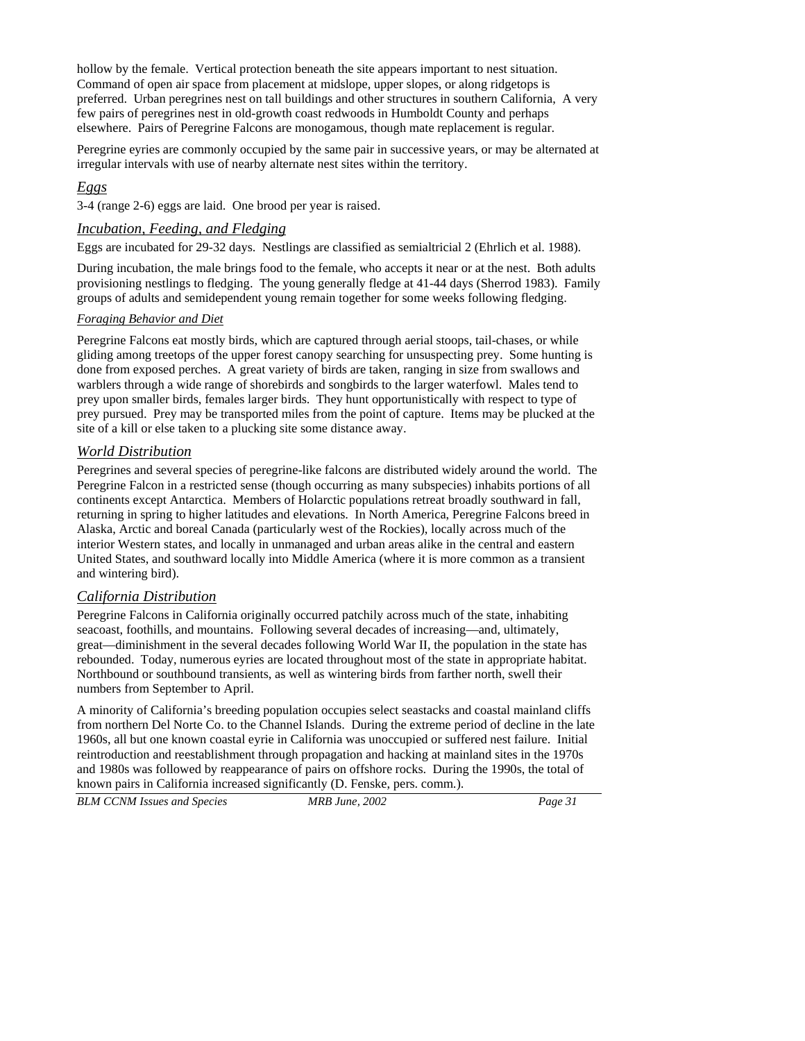hollow by the female. Vertical protection beneath the site appears important to nest situation. Command of open air space from placement at midslope, upper slopes, or along ridgetops is preferred. Urban peregrines nest on tall buildings and other structures in southern California, A very few pairs of peregrines nest in old-growth coast redwoods in Humboldt County and perhaps elsewhere. Pairs of Peregrine Falcons are monogamous, though mate replacement is regular.

Peregrine eyries are commonly occupied by the same pair in successive years, or may be alternated at irregular intervals with use of nearby alternate nest sites within the territory.

## *Eggs*

3-4 (range 2-6) eggs are laid. One brood per year is raised.

## *Incubation, Feeding, and Fledging*

Eggs are incubated for 29-32 days. Nestlings are classified as semialtricial 2 (Ehrlich et al. 1988).

During incubation, the male brings food to the female, who accepts it near or at the nest. Both adults provisioning nestlings to fledging. The young generally fledge at 41-44 days (Sherrod 1983). Family groups of adults and semidependent young remain together for some weeks following fledging.

### *Foraging Behavior and Diet*

Peregrine Falcons eat mostly birds, which are captured through aerial stoops, tail-chases, or while gliding among treetops of the upper forest canopy searching for unsuspecting prey. Some hunting is done from exposed perches. A great variety of birds are taken, ranging in size from swallows and warblers through a wide range of shorebirds and songbirds to the larger waterfowl. Males tend to prey upon smaller birds, females larger birds. They hunt opportunistically with respect to type of prey pursued. Prey may be transported miles from the point of capture. Items may be plucked at the site of a kill or else taken to a plucking site some distance away.

## *World Distribution*

Peregrines and several species of peregrine-like falcons are distributed widely around the world. The Peregrine Falcon in a restricted sense (though occurring as many subspecies) inhabits portions of all continents except Antarctica. Members of Holarctic populations retreat broadly southward in fall, returning in spring to higher latitudes and elevations. In North America, Peregrine Falcons breed in Alaska, Arctic and boreal Canada (particularly west of the Rockies), locally across much of the interior Western states, and locally in unmanaged and urban areas alike in the central and eastern United States, and southward locally into Middle America (where it is more common as a transient and wintering bird).

## *California Distribution*

Peregrine Falcons in California originally occurred patchily across much of the state, inhabiting seacoast, foothills, and mountains. Following several decades of increasing—and, ultimately, great—diminishment in the several decades following World War II, the population in the state has rebounded. Today, numerous eyries are located throughout most of the state in appropriate habitat. Northbound or southbound transients, as well as wintering birds from farther north, swell their numbers from September to April.

A minority of California's breeding population occupies select seastacks and coastal mainland cliffs from northern Del Norte Co. to the Channel Islands. During the extreme period of decline in the late 1960s, all but one known coastal eyrie in California was unoccupied or suffered nest failure. Initial reintroduction and reestablishment through propagation and hacking at mainland sites in the 1970s and 1980s was followed by reappearance of pairs on offshore rocks. During the 1990s, the total of known pairs in California increased significantly (D. Fenske, pers. comm.).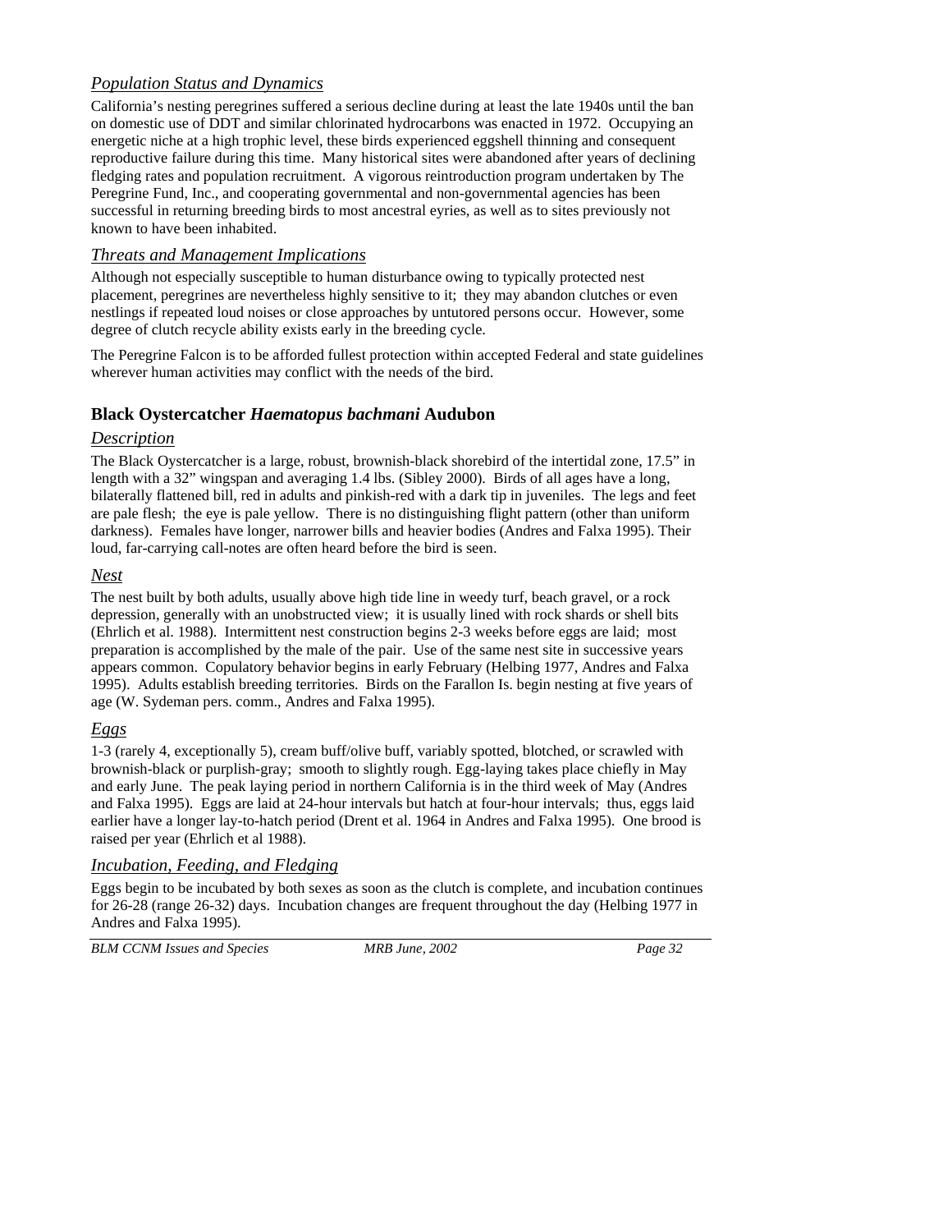### *Population Status and Dynamics*

California's nesting peregrines suffered a serious decline during at least the late 1940s until the ban on domestic use of DDT and similar chlorinated hydrocarbons was enacted in 1972. Occupying an energetic niche at a high trophic level, these birds experienced eggshell thinning and consequent reproductive failure during this time. Many historical sites were abandoned after years of declining fledging rates and population recruitment. A vigorous reintroduction program undertaken by The Peregrine Fund, Inc., and cooperating governmental and non-governmental agencies has been successful in returning breeding birds to most ancestral eyries, as well as to sites previously not known to have been inhabited.

### *Threats and Management Implications*

Although not especially susceptible to human disturbance owing to typically protected nest placement, peregrines are nevertheless highly sensitive to it; they may abandon clutches or even nestlings if repeated loud noises or close approaches by untutored persons occur. However, some degree of clutch recycle ability exists early in the breeding cycle.

The Peregrine Falcon is to be afforded fullest protection within accepted Federal and state guidelines wherever human activities may conflict with the needs of the bird.

## Black Oystercatcher *Haematopus bachmani* Audubon

### *Description*

The Black Oystercatcher is a large, robust, brownish-black shorebird of the intertidal zone, 17.5" in length with a 32" wingspan and averaging 1.4 lbs. (Sibley 2000). Birds of all ages have a long, bilaterally flattened bill, red in adults and pinkish-red with a dark tip in juveniles. The legs and feet are pale flesh; the eye is pale yellow. There is no distinguishing flight pattern (other than uniform darkness). Females have longer, narrower bills and heavier bodies (Andres and Falxa 1995). Their loud, far-carrying call-notes are often heard before the bird is seen.

### *Nest*

The nest built by both adults, usually above high tide line in weedy turf, beach gravel, or a rock depression, generally with an unobstructed view; it is usually lined with rock shards or shell bits (Ehrlich et al. 1988). Intermittent nest construction begins 2-3 weeks before eggs are laid; most preparation is accomplished by the male of the pair. Use of the same nest site in successive years appears common. Copulatory behavior begins in early February (Helbing 1977, Andres and Falxa 1995). Adults establish breeding territories. Birds on the Farallon Is. begin nesting at five years of age (W. Sydeman pers. comm., Andres and Falxa 1995).

### *Eggs*

1-3 (rarely 4, exceptionally 5), cream buff/olive buff, variably spotted, blotched, or scrawled with brownish-black or purplish-gray; smooth to slightly rough. Egg-laying takes place chiefly in May and early June. The peak laying period in northern California is in the third week of May (Andres and Falxa 1995). Eggs are laid at 24-hour intervals but hatch at four-hour intervals; thus, eggs laid earlier have a longer lay-to-hatch period (Drent et al. 1964 in Andres and Falxa 1995). One brood is raised per year (Ehrlich et al 1988).

### *Incubation, Feeding, and Fledging*

Eggs begin to be incubated by both sexes as soon as the clutch is complete, and incubation continues for 26-28 (range 26-32) days. Incubation changes are frequent throughout the day (Helbing 1977 in Andres and Falxa 1995).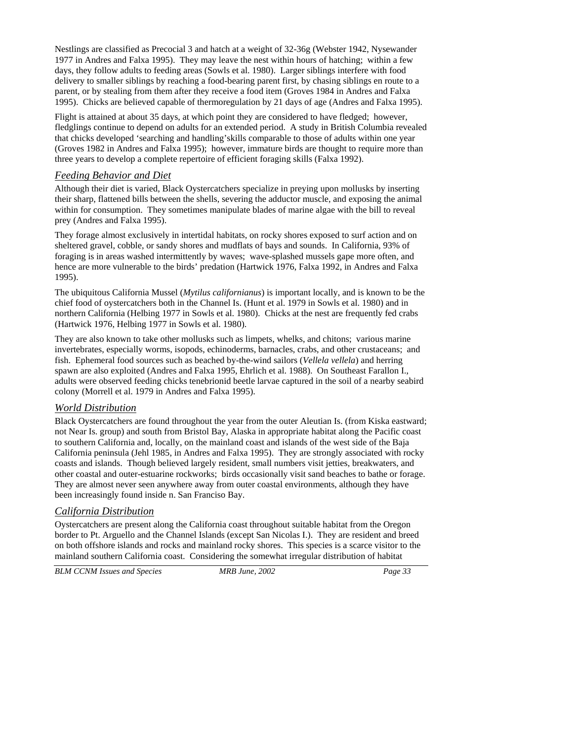Nestlings are classified as Precocial 3 and hatch at a weight of 32-36g (Webster 1942, Nysewander 1977 in Andres and Falxa 1995). They may leave the nest within hours of hatching; within a few days, they follow adults to feeding areas (Sowls et al. 1980). Larger siblings interfere with food delivery to smaller siblings by reaching a food-bearing parent first, by chasing siblings en route to a parent, or by stealing from them after they receive a food item (Groves 1984 in Andres and Falxa 1995). Chicks are believed capable of thermoregulation by 21 days of age (Andres and Falxa 1995).

Flight is attained at about 35 days, at which point they are considered to have fledged; however, fledglings continue to depend on adults for an extended period. A study in British Columbia revealed that chicks developed 'searching and handling'skills comparable to those of adults within one year (Groves 1982 in Andres and Falxa 1995); however, immature birds are thought to require more than three years to develop a complete repertoire of efficient foraging skills (Falxa 1992).

### *Feeding Behavior and Diet*

Although their diet is varied, Black Oystercatchers specialize in preying upon mollusks by inserting their sharp, flattened bills between the shells, severing the adductor muscle, and exposing the animal within for consumption. They sometimes manipulate blades of marine algae with the bill to reveal prey (Andres and Falxa 1995).

They forage almost exclusively in intertidal habitats, on rocky shores exposed to surf action and on sheltered gravel, cobble, or sandy shores and mudflats of bays and sounds. In California, 93% of foraging is in areas washed intermittently by waves; wave-splashed mussels gape more often, and hence are more vulnerable to the birds' predation (Hartwick 1976, Falxa 1992, in Andres and Falxa 1995).

The ubiquitous California Mussel (*Mytilus californianus*) is important locally, and is known to be the chief food of oystercatchers both in the Channel Is. (Hunt et al. 1979 in Sowls et al. 1980) and in northern California (Helbing 1977 in Sowls et al. 1980). Chicks at the nest are frequently fed crabs (Hartwick 1976, Helbing 1977 in Sowls et al. 1980).

They are also known to take other mollusks such as limpets, whelks, and chitons; various marine invertebrates, especially worms, isopods, echinoderms, barnacles, crabs, and other crustaceans; and fish. Ephemeral food sources such as beached by-the-wind sailors (*Vellela vellela*) and herring spawn are also exploited (Andres and Falxa 1995, Ehrlich et al. 1988). On Southeast Farallon I., adults were observed feeding chicks tenebrionid beetle larvae captured in the soil of a nearby seabird colony (Morrell et al. 1979 in Andres and Falxa 1995).

### *World Distribution*

Black Oystercatchers are found throughout the year from the outer Aleutian Is. (from Kiska eastward; not Near Is. group) and south from Bristol Bay, Alaska in appropriate habitat along the Pacific coast to southern California and, locally, on the mainland coast and islands of the west side of the Baja California peninsula (Jehl 1985, in Andres and Falxa 1995). They are strongly associated with rocky coasts and islands. Though believed largely resident, small numbers visit jetties, breakwaters, and other coastal and outer-estuarine rockworks; birds occasionally visit sand beaches to bathe or forage. They are almost never seen anywhere away from outer coastal environments, although they have been increasingly found inside n. San Franciso Bay.

### *California Distribution*

Oystercatchers are present along the California coast throughout suitable habitat from the Oregon border to Pt. Arguello and the Channel Islands (except San Nicolas I.). They are resident and breed on both offshore islands and rocks and mainland rocky shores. This species is a scarce visitor to the mainland southern California coast. Considering the somewhat irregular distribution of habitat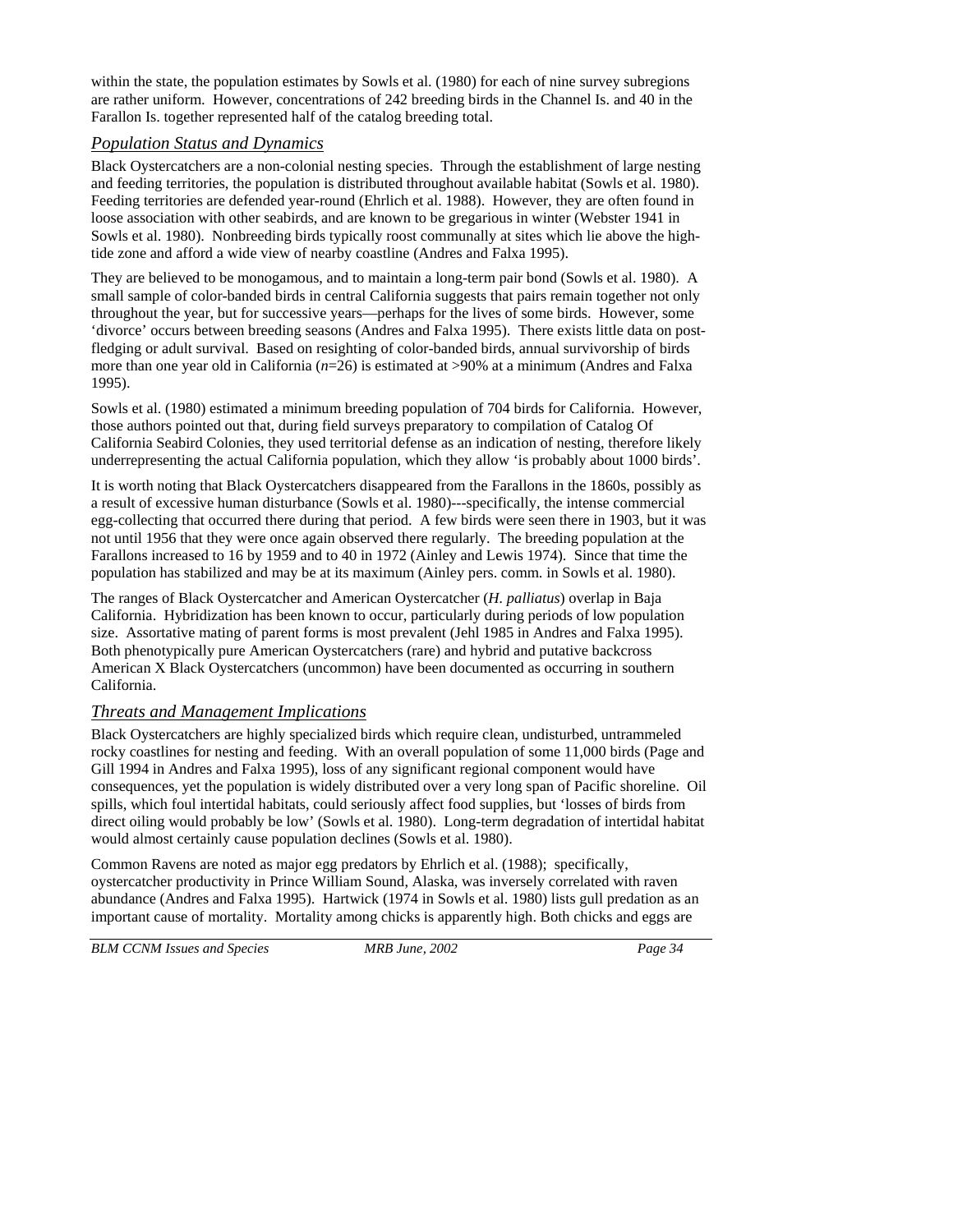within the state, the population estimates by Sowls et al. (1980) for each of nine survey subregions are rather uniform. However, concentrations of 242 breeding birds in the Channel Is. and 40 in the Farallon Is. together represented half of the catalog breeding total.

### *Population Status and Dynamics*

Black Oystercatchers are a non-colonial nesting species. Through the establishment of large nesting and feeding territories, the population is distributed throughout available habitat (Sowls et al. 1980). Feeding territories are defended year-round (Ehrlich et al. 1988). However, they are often found in loose association with other seabirds, and are known to be gregarious in winter (Webster 1941 in Sowls et al. 1980). Nonbreeding birds typically roost communally at sites which lie above the high-tide zone and afford a wide view of nearby coastline (Andres and Falxa 1995).

They are believed to be monogamous, and to maintain a long-term pair bond (Sowls et al. 1980). A small sample of color-banded birds in central California suggests that pairs remain together not only throughout the year, but for successive years—perhaps for the lives of some birds. However, some 'divorce' occurs between breeding seasons (Andres and Falxa 1995). There exists little data on post-fledging or adult survival. Based on resighting of color-banded birds, annual survivorship of birds more than one year old in California (*n*=26) is estimated at >90% at a minimum (Andres and Falxa 1995).

Sowls et al. (1980) estimated a minimum breeding population of 704 birds for California. However, those authors pointed out that, during field surveys preparatory to compilation of Catalog Of California Seabird Colonies, they used territorial defense as an indication of nesting, therefore likely underrepresenting the actual California population, which they allow 'is probably about 1000 birds'.

It is worth noting that Black Oystercatchers disappeared from the Farallons in the 1860s, possibly as a result of excessive human disturbance (Sowls et al. 1980)---specifically, the intense commercial egg-collecting that occurred there during that period. A few birds were seen there in 1903, but it was not until 1956 that they were once again observed there regularly. The breeding population at the Farallons increased to 16 by 1959 and to 40 in 1972 (Ainley and Lewis 1974). Since that time the population has stabilized and may be at its maximum (Ainley pers. comm. in Sowls et al. 1980).

The ranges of Black Oystercatcher and American Oystercatcher (*H. palliatus*) overlap in Baja California. Hybridization has been known to occur, particularly during periods of low population size. Assortative mating of parent forms is most prevalent (Jehl 1985 in Andres and Falxa 1995). Both phenotypically pure American Oystercatchers (rare) and hybrid and putative backcross American X Black Oystercatchers (uncommon) have been documented as occurring in southern California.

### *Threats and Management Implications*

Black Oystercatchers are highly specialized birds which require clean, undisturbed, untrammeled rocky coastlines for nesting and feeding. With an overall population of some 11,000 birds (Page and Gill 1994 in Andres and Falxa 1995), loss of any significant regional component would have consequences, yet the population is widely distributed over a very long span of Pacific shoreline. Oil spills, which foul intertidal habitats, could seriously affect food supplies, but 'losses of birds from direct oiling would probably be low' (Sowls et al. 1980). Long-term degradation of intertidal habitat would almost certainly cause population declines (Sowls et al. 1980).

Common Ravens are noted as major egg predators by Ehrlich et al. (1988); specifically, oystercatcher productivity in Prince William Sound, Alaska, was inversely correlated with raven abundance (Andres and Falxa 1995). Hartwick (1974 in Sowls et al. 1980) lists gull predation as an important cause of mortality. Mortality among chicks is apparently high. Both chicks and eggs are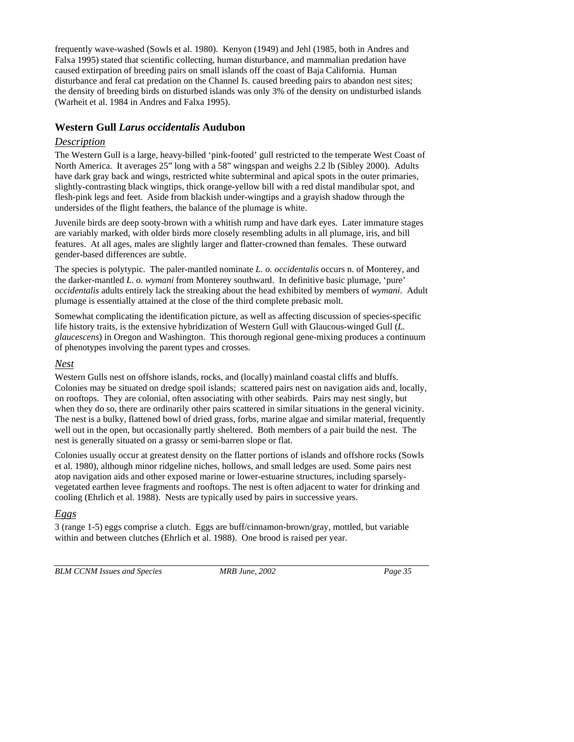frequently wave-washed (Sowls et al. 1980). Kenyon (1949) and Jehl (1985, both in Andres and Falxa 1995) stated that scientific collecting, human disturbance, and mammalian predation have caused extirpation of breeding pairs on small islands off the coast of Baja California. Human disturbance and feral cat predation on the Channel Is. caused breeding pairs to abandon nest sites; the density of breeding birds on disturbed islands was only 3% of the density on undisturbed islands (Warheit et al. 1984 in Andres and Falxa 1995).

## Western Gull *Larus occidentalis* Audubon

### *Description*

The Western Gull is a large, heavy-billed 'pink-footed' gull restricted to the temperate West Coast of North America. It averages 25" long with a 58" wingspan and weighs 2.2 lb (Sibley 2000). Adults have dark gray back and wings, restricted white subterminal and apical spots in the outer primaries, slightly-contrasting black wingtips, thick orange-yellow bill with a red distal mandibular spot, and flesh-pink legs and feet. Aside from blackish under-wingtips and a grayish shadow through the undersides of the flight feathers, the balance of the plumage is white.

Juvenile birds are deep sooty-brown with a whitish rump and have dark eyes. Later immature stages are variably marked, with older birds more closely resembling adults in all plumage, iris, and bill features. At all ages, males are slightly larger and flatter-crowned than females. These outward gender-based differences are subtle.

The species is polytypic. The paler-mantled nominate *L. o. occidentalis* occurs n. of Monterey, and the darker-mantled *L. o. wymani* from Monterey southward. In definitive basic plumage, 'pure' *occidentalis* adults entirely lack the streaking about the head exhibited by members of *wymani*. Adult plumage is essentially attained at the close of the third complete prebasic molt.

Somewhat complicating the identification picture, as well as affecting discussion of species-specific life history traits, is the extensive hybridization of Western Gull with Glaucous-winged Gull (*L. glaucescens*) in Oregon and Washington. This thorough regional gene-mixing produces a continuum of phenotypes involving the parent types and crosses.

### *Nest*

Western Gulls nest on offshore islands, rocks, and (locally) mainland coastal cliffs and bluffs. Colonies may be situated on dredge spoil islands; scattered pairs nest on navigation aids and, locally, on rooftops. They are colonial, often associating with other seabirds. Pairs may nest singly, but when they do so, there are ordinarily other pairs scattered in similar situations in the general vicinity. The nest is a bulky, flattened bowl of dried grass, forbs, marine algae and similar material, frequently well out in the open, but occasionally partly sheltered. Both members of a pair build the nest. The nest is generally situated on a grassy or semi-barren slope or flat.

Colonies usually occur at greatest density on the flatter portions of islands and offshore rocks (Sowls et al. 1980), although minor ridgeline niches, hollows, and small ledges are used. Some pairs nest atop navigation aids and other exposed marine or lower-estuarine structures, including sparsely-vegetated earthen levee fragments and rooftops. The nest is often adjacent to water for drinking and cooling (Ehrlich et al. 1988). Nests are typically used by pairs in successive years.

### *Eggs*

3 (range 1-5) eggs comprise a clutch. Eggs are buff/cinnamon-brown/gray, mottled, but variable within and between clutches (Ehrlich et al. 1988). One brood is raised per year.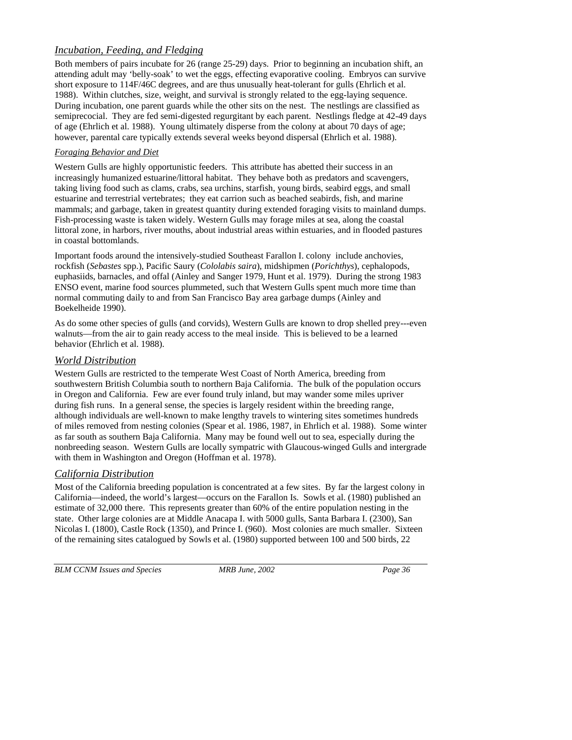## *Incubation, Feeding, and Fledging*

Both members of pairs incubate for 26 (range 25-29) days. Prior to beginning an incubation shift, an attending adult may 'belly-soak' to wet the eggs, effecting evaporative cooling. Embryos can survive short exposure to 114F/46C degrees, and are thus unusually heat-tolerant for gulls (Ehrlich et al. 1988). Within clutches, size, weight, and survival is strongly related to the egg-laying sequence. During incubation, one parent guards while the other sits on the nest. The nestlings are classified as semiprecocial. They are fed semi-digested regurgitant by each parent. Nestlings fledge at 42-49 days of age (Ehrlich et al. 1988). Young ultimately disperse from the colony at about 70 days of age; however, parental care typically extends several weeks beyond dispersal (Ehrlich et al. 1988).

### *Foraging Behavior and Diet*

Western Gulls are highly opportunistic feeders. This attribute has abetted their success in an increasingly humanized estuarine/littoral habitat. They behave both as predators and scavengers, taking living food such as clams, crabs, sea urchins, starfish, young birds, seabird eggs, and small estuarine and terrestrial vertebrates; they eat carrion such as beached seabirds, fish, and marine mammals; and garbage, taken in greatest quantity during extended foraging visits to mainland dumps. Fish-processing waste is taken widely. Western Gulls may forage miles at sea, along the coastal littoral zone, in harbors, river mouths, about industrial areas within estuaries, and in flooded pastures in coastal bottomlands.

Important foods around the intensively-studied Southeast Farallon I. colony include anchovies, rockfish (*Sebastes* spp.), Pacific Saury (*Cololabis saira*), midshipmen (*Porichthys*), cephalopods, euphasiids, barnacles, and offal (Ainley and Sanger 1979, Hunt et al. 1979). During the strong 1983 ENSO event, marine food sources plummeted, such that Western Gulls spent much more time than normal commuting daily to and from San Francisco Bay area garbage dumps (Ainley and Boekelheide 1990).

As do some other species of gulls (and corvids), Western Gulls are known to drop shelled prey---even walnuts—from the air to gain ready access to the meal inside. This is believed to be a learned behavior (Ehrlich et al. 1988).

## *World Distribution*

Western Gulls are restricted to the temperate West Coast of North America, breeding from southwestern British Columbia south to northern Baja California. The bulk of the population occurs in Oregon and California. Few are ever found truly inland, but may wander some miles upriver during fish runs. In a general sense, the species is largely resident within the breeding range, although individuals are well-known to make lengthy travels to wintering sites sometimes hundreds of miles removed from nesting colonies (Spear et al. 1986, 1987, in Ehrlich et al. 1988). Some winter as far south as southern Baja California. Many may be found well out to sea, especially during the nonbreeding season. Western Gulls are locally sympatric with Glaucous-winged Gulls and intergrade with them in Washington and Oregon (Hoffman et al. 1978).

## *California Distribution*

Most of the California breeding population is concentrated at a few sites. By far the largest colony in California—indeed, the world's largest—occurs on the Farallon Is. Sowls et al. (1980) published an estimate of 32,000 there. This represents greater than 60% of the entire population nesting in the state. Other large colonies are at Middle Anacapa I. with 5000 gulls, Santa Barbara I. (2300), San Nicolas I. (1800), Castle Rock (1350), and Prince I. (960). Most colonies are much smaller. Sixteen of the remaining sites catalogued by Sowls et al. (1980) supported between 100 and 500 birds, 22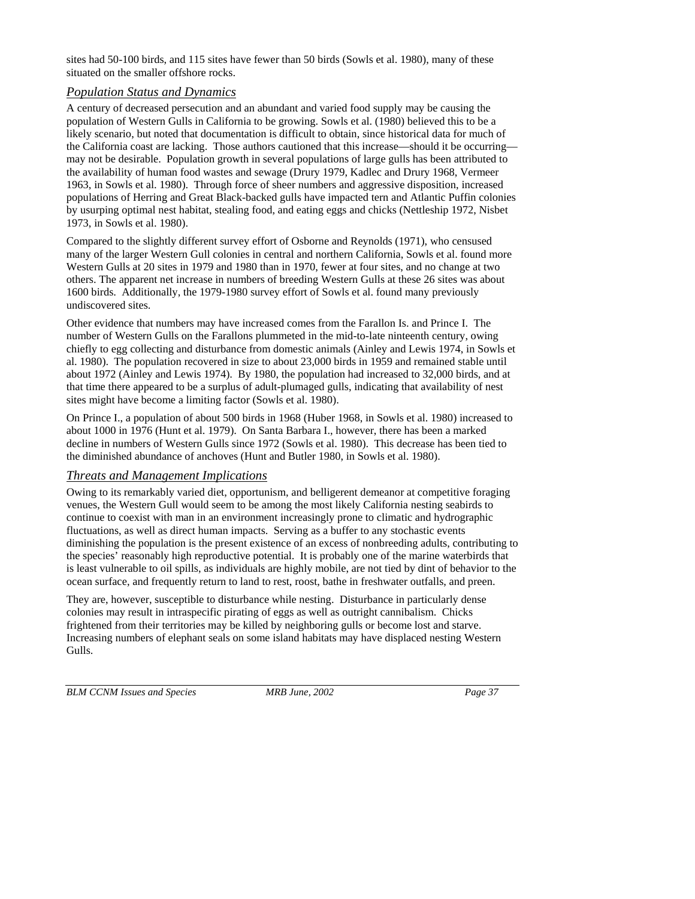sites had 50-100 birds, and 115 sites have fewer than 50 birds (Sowls et al. 1980), many of these situated on the smaller offshore rocks.

### *Population Status and Dynamics*

A century of decreased persecution and an abundant and varied food supply may be causing the population of Western Gulls in California to be growing. Sowls et al. (1980) believed this to be a likely scenario, but noted that documentation is difficult to obtain, since historical data for much of the California coast are lacking. Those authors cautioned that this increase—should it be occurring—may not be desirable. Population growth in several populations of large gulls has been attributed to the availability of human food wastes and sewage (Drury 1979, Kadlec and Drury 1968, Vermeer 1963, in Sowls et al. 1980). Through force of sheer numbers and aggressive disposition, increased populations of Herring and Great Black-backed gulls have impacted tern and Atlantic Puffin colonies by usurping optimal nest habitat, stealing food, and eating eggs and chicks (Nettleship 1972, Nisbet 1973, in Sowls et al. 1980).

Compared to the slightly different survey effort of Osborne and Reynolds (1971), who censused many of the larger Western Gull colonies in central and northern California, Sowls et al. found more Western Gulls at 20 sites in 1979 and 1980 than in 1970, fewer at four sites, and no change at two others. The apparent net increase in numbers of breeding Western Gulls at these 26 sites was about 1600 birds. Additionally, the 1979-1980 survey effort of Sowls et al. found many previously undiscovered sites.

Other evidence that numbers may have increased comes from the Farallon Is. and Prince I. The number of Western Gulls on the Farallons plummeted in the mid-to-late ninteenth century, owing chiefly to egg collecting and disturbance from domestic animals (Ainley and Lewis 1974, in Sowls et al. 1980). The population recovered in size to about 23,000 birds in 1959 and remained stable until about 1972 (Ainley and Lewis 1974). By 1980, the population had increased to 32,000 birds, and at that time there appeared to be a surplus of adult-plumaged gulls, indicating that availability of nest sites might have become a limiting factor (Sowls et al. 1980).

On Prince I., a population of about 500 birds in 1968 (Huber 1968, in Sowls et al. 1980) increased to about 1000 in 1976 (Hunt et al. 1979). On Santa Barbara I., however, there has been a marked decline in numbers of Western Gulls since 1972 (Sowls et al. 1980). This decrease has been tied to the diminished abundance of anchoves (Hunt and Butler 1980, in Sowls et al. 1980).

### *Threats and Management Implications*

Owing to its remarkably varied diet, opportunism, and belligerent demeanor at competitive foraging venues, the Western Gull would seem to be among the most likely California nesting seabirds to continue to coexist with man in an environment increasingly prone to climatic and hydrographic fluctuations, as well as direct human impacts. Serving as a buffer to any stochastic events diminishing the population is the present existence of an excess of nonbreeding adults, contributing to the species' reasonably high reproductive potential. It is probably one of the marine waterbirds that is least vulnerable to oil spills, as individuals are highly mobile, are not tied by dint of behavior to the ocean surface, and frequently return to land to rest, roost, bathe in freshwater outfalls, and preen.

They are, however, susceptible to disturbance while nesting. Disturbance in particularly dense colonies may result in intraspecific pirating of eggs as well as outright cannibalism. Chicks frightened from their territories may be killed by neighboring gulls or become lost and starve. Increasing numbers of elephant seals on some island habitats may have displaced nesting Western Gulls.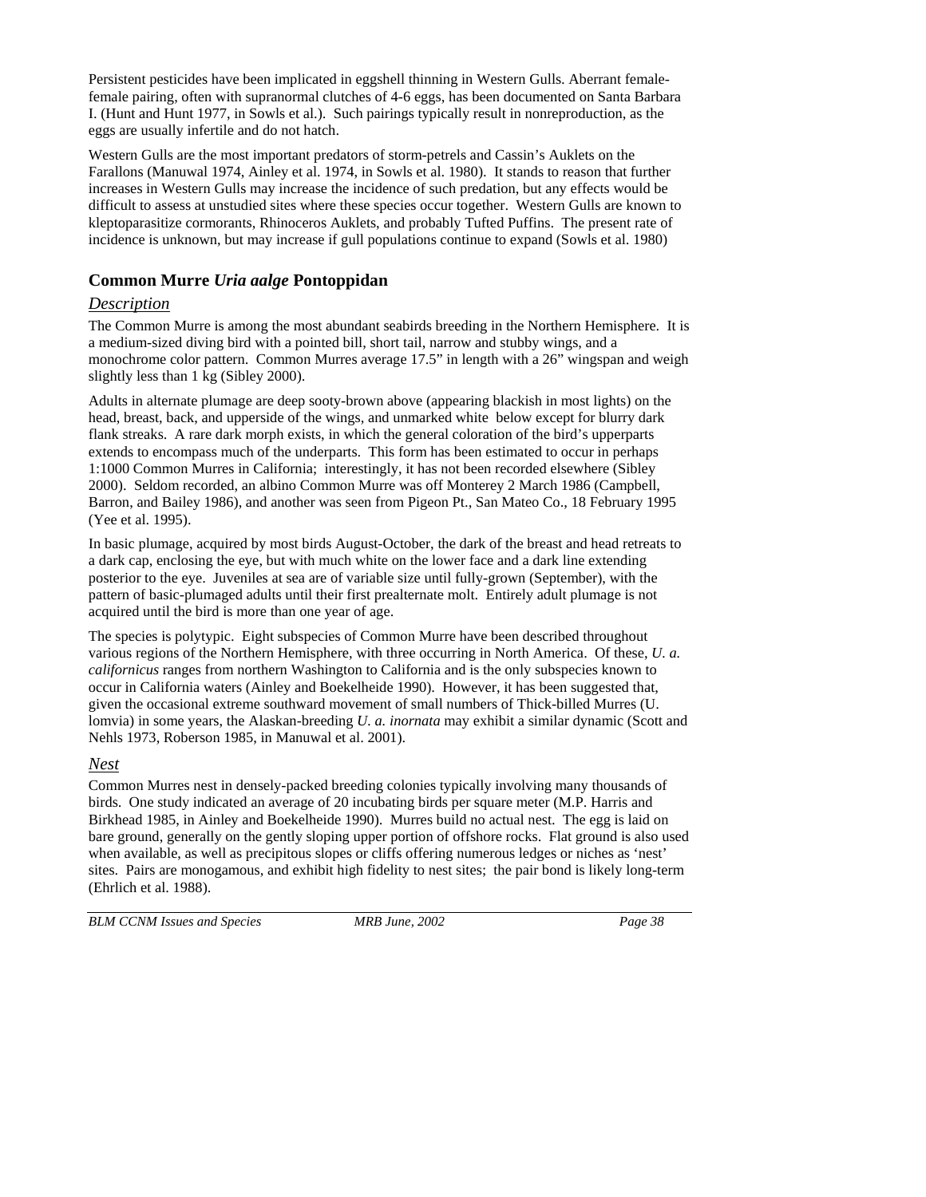Persistent pesticides have been implicated in eggshell thinning in Western Gulls. Aberrant female-female pairing, often with supranormal clutches of 4-6 eggs, has been documented on Santa Barbara I. (Hunt and Hunt 1977, in Sowls et al.). Such pairings typically result in nonreproduction, as the eggs are usually infertile and do not hatch.

Western Gulls are the most important predators of storm-petrels and Cassin's Auklets on the Farallons (Manuwal 1974, Ainley et al. 1974, in Sowls et al. 1980). It stands to reason that further increases in Western Gulls may increase the incidence of such predation, but any effects would be difficult to assess at unstudied sites where these species occur together. Western Gulls are known to kleptoparasitize cormorants, Rhinoceros Auklets, and probably Tufted Puffins. The present rate of incidence is unknown, but may increase if gull populations continue to expand (Sowls et al. 1980)

## Common Murre *Uria aalge* Pontoppidan

### *Description*

The Common Murre is among the most abundant seabirds breeding in the Northern Hemisphere. It is a medium-sized diving bird with a pointed bill, short tail, narrow and stubby wings, and a monochrome color pattern. Common Murres average 17.5" in length with a 26" wingspan and weigh slightly less than 1 kg (Sibley 2000).

Adults in alternate plumage are deep sooty-brown above (appearing blackish in most lights) on the head, breast, back, and upperside of the wings, and unmarked white below except for blurry dark flank streaks. A rare dark morph exists, in which the general coloration of the bird's upperparts extends to encompass much of the underparts. This form has been estimated to occur in perhaps 1:1000 Common Murres in California; interestingly, it has not been recorded elsewhere (Sibley 2000). Seldom recorded, an albino Common Murre was off Monterey 2 March 1986 (Campbell, Barron, and Bailey 1986), and another was seen from Pigeon Pt., San Mateo Co., 18 February 1995 (Yee et al. 1995).

In basic plumage, acquired by most birds August-October, the dark of the breast and head retreats to a dark cap, enclosing the eye, but with much white on the lower face and a dark line extending posterior to the eye. Juveniles at sea are of variable size until fully-grown (September), with the pattern of basic-plumaged adults until their first prealternate molt. Entirely adult plumage is not acquired until the bird is more than one year of age.

The species is polytypic. Eight subspecies of Common Murre have been described throughout various regions of the Northern Hemisphere, with three occurring in North America. Of these, *U. a. californicus* ranges from northern Washington to California and is the only subspecies known to occur in California waters (Ainley and Boekelheide 1990). However, it has been suggested that, given the occasional extreme southward movement of small numbers of Thick-billed Murres (U. lomvia) in some years, the Alaskan-breeding *U. a. inornata* may exhibit a similar dynamic (Scott and Nehls 1973, Roberson 1985, in Manuwal et al. 2001).

### *Nest*

Common Murres nest in densely-packed breeding colonies typically involving many thousands of birds. One study indicated an average of 20 incubating birds per square meter (M.P. Harris and Birkhead 1985, in Ainley and Boekelheide 1990). Murres build no actual nest. The egg is laid on bare ground, generally on the gently sloping upper portion of offshore rocks. Flat ground is also used when available, as well as precipitous slopes or cliffs offering numerous ledges or niches as 'nest' sites. Pairs are monogamous, and exhibit high fidelity to nest sites; the pair bond is likely long-term (Ehrlich et al. 1988).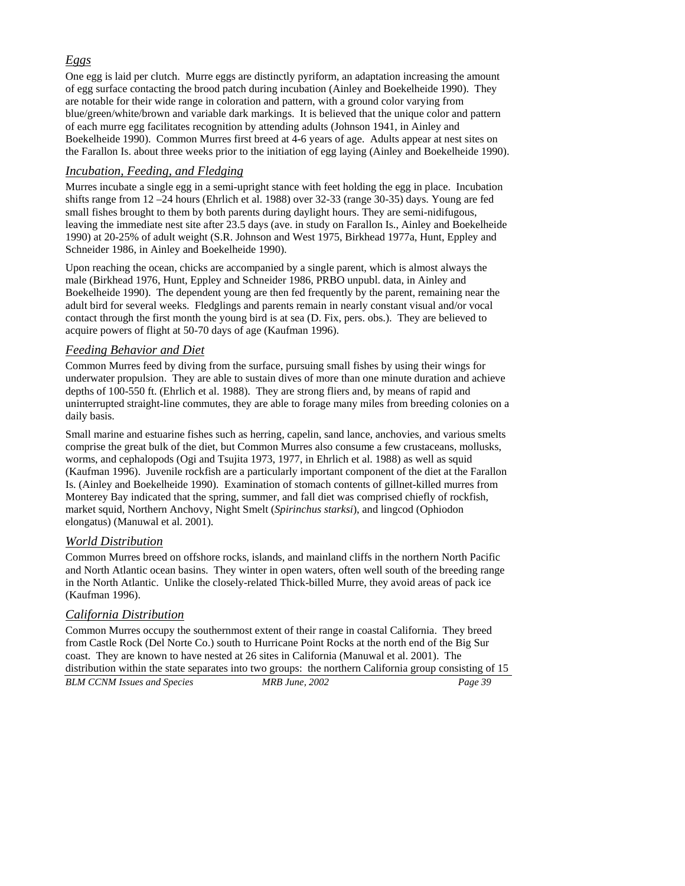### *Eggs*

One egg is laid per clutch. Murre eggs are distinctly pyriform, an adaptation increasing the amount of egg surface contacting the brood patch during incubation (Ainley and Boekelheide 1990). They are notable for their wide range in coloration and pattern, with a ground color varying from blue/green/white/brown and variable dark markings. It is believed that the unique color and pattern of each murre egg facilitates recognition by attending adults (Johnson 1941, in Ainley and Boekelheide 1990). Common Murres first breed at 4-6 years of age. Adults appear at nest sites on the Farallon Is. about three weeks prior to the initiation of egg laying (Ainley and Boekelheide 1990).

### *Incubation, Feeding, and Fledging*

Murres incubate a single egg in a semi-upright stance with feet holding the egg in place. Incubation shifts range from 12 –24 hours (Ehrlich et al. 1988) over 32-33 (range 30-35) days. Young are fed small fishes brought to them by both parents during daylight hours. They are semi-nidifugous, leaving the immediate nest site after 23.5 days (ave. in study on Farallon Is., Ainley and Boekelheide 1990) at 20-25% of adult weight (S.R. Johnson and West 1975, Birkhead 1977a, Hunt, Eppley and Schneider 1986, in Ainley and Boekelheide 1990).

Upon reaching the ocean, chicks are accompanied by a single parent, which is almost always the male (Birkhead 1976, Hunt, Eppley and Schneider 1986, PRBO unpubl. data, in Ainley and Boekelheide 1990). The dependent young are then fed frequently by the parent, remaining near the adult bird for several weeks. Fledglings and parents remain in nearly constant visual and/or vocal contact through the first month the young bird is at sea (D. Fix, pers. obs.). They are believed to acquire powers of flight at 50-70 days of age (Kaufman 1996).

### *Feeding Behavior and Diet*

Common Murres feed by diving from the surface, pursuing small fishes by using their wings for underwater propulsion. They are able to sustain dives of more than one minute duration and achieve depths of 100-550 ft. (Ehrlich et al. 1988). They are strong fliers and, by means of rapid and uninterrupted straight-line commutes, they are able to forage many miles from breeding colonies on a daily basis.

Small marine and estuarine fishes such as herring, capelin, sand lance, anchovies, and various smelts comprise the great bulk of the diet, but Common Murres also consume a few crustaceans, mollusks, worms, and cephalopods (Ogi and Tsujita 1973, 1977, in Ehrlich et al. 1988) as well as squid (Kaufman 1996). Juvenile rockfish are a particularly important component of the diet at the Farallon Is. (Ainley and Boekelheide 1990). Examination of stomach contents of gillnet-killed murres from Monterey Bay indicated that the spring, summer, and fall diet was comprised chiefly of rockfish, market squid, Northern Anchovy, Night Smelt (*Spirinchus starksi*), and lingcod (Ophiodon elongatus) (Manuwal et al. 2001).

### *World Distribution*

Common Murres breed on offshore rocks, islands, and mainland cliffs in the northern North Pacific and North Atlantic ocean basins. They winter in open waters, often well south of the breeding range in the North Atlantic. Unlike the closely-related Thick-billed Murre, they avoid areas of pack ice (Kaufman 1996).

### *California Distribution*

Common Murres occupy the southernmost extent of their range in coastal California. They breed from Castle Rock (Del Norte Co.) south to Hurricane Point Rocks at the north end of the Big Sur coast. They are known to have nested at 26 sites in California (Manuwal et al. 2001). The distribution within the state separates into two groups: the northern California group consisting of 15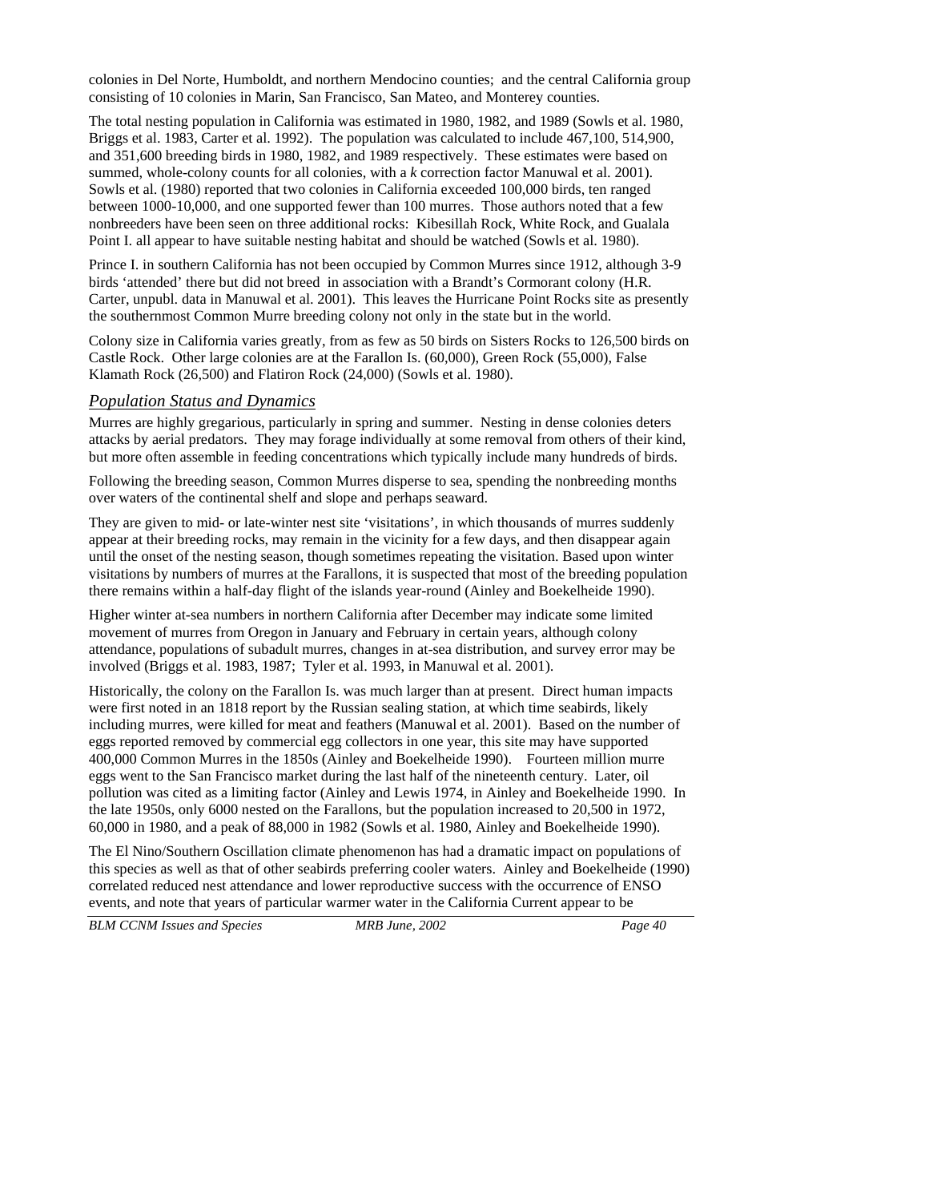colonies in Del Norte, Humboldt, and northern Mendocino counties; and the central California group consisting of 10 colonies in Marin, San Francisco, San Mateo, and Monterey counties.

The total nesting population in California was estimated in 1980, 1982, and 1989 (Sowls et al. 1980, Briggs et al. 1983, Carter et al. 1992). The population was calculated to include 467,100, 514,900, and 351,600 breeding birds in 1980, 1982, and 1989 respectively. These estimates were based on summed, whole-colony counts for all colonies, with a *k* correction factor Manuwal et al. 2001). Sowls et al. (1980) reported that two colonies in California exceeded 100,000 birds, ten ranged between 1000-10,000, and one supported fewer than 100 murres. Those authors noted that a few nonbreeders have been seen on three additional rocks: Kibesillah Rock, White Rock, and Gualala Point I. all appear to have suitable nesting habitat and should be watched (Sowls et al. 1980).

Prince I. in southern California has not been occupied by Common Murres since 1912, although 3-9 birds 'attended' there but did not breed in association with a Brandt's Cormorant colony (H.R. Carter, unpubl. data in Manuwal et al. 2001). This leaves the Hurricane Point Rocks site as presently the southernmost Common Murre breeding colony not only in the state but in the world.

Colony size in California varies greatly, from as few as 50 birds on Sisters Rocks to 126,500 birds on Castle Rock. Other large colonies are at the Farallon Is. (60,000), Green Rock (55,000), False Klamath Rock (26,500) and Flatiron Rock (24,000) (Sowls et al. 1980).

## *Population Status and Dynamics*

Murres are highly gregarious, particularly in spring and summer. Nesting in dense colonies deters attacks by aerial predators. They may forage individually at some removal from others of their kind, but more often assemble in feeding concentrations which typically include many hundreds of birds.

Following the breeding season, Common Murres disperse to sea, spending the nonbreeding months over waters of the continental shelf and slope and perhaps seaward.

They are given to mid- or late-winter nest site 'visitations', in which thousands of murres suddenly appear at their breeding rocks, may remain in the vicinity for a few days, and then disappear again until the onset of the nesting season, though sometimes repeating the visitation. Based upon winter visitations by numbers of murres at the Farallons, it is suspected that most of the breeding population there remains within a half-day flight of the islands year-round (Ainley and Boekelheide 1990).

Higher winter at-sea numbers in northern California after December may indicate some limited movement of murres from Oregon in January and February in certain years, although colony attendance, populations of subadult murres, changes in at-sea distribution, and survey error may be involved (Briggs et al. 1983, 1987; Tyler et al. 1993, in Manuwal et al. 2001).

Historically, the colony on the Farallon Is. was much larger than at present. Direct human impacts were first noted in an 1818 report by the Russian sealing station, at which time seabirds, likely including murres, were killed for meat and feathers (Manuwal et al. 2001). Based on the number of eggs reported removed by commercial egg collectors in one year, this site may have supported 400,000 Common Murres in the 1850s (Ainley and Boekelheide 1990). Fourteen million murre eggs went to the San Francisco market during the last half of the nineteenth century. Later, oil pollution was cited as a limiting factor (Ainley and Lewis 1974, in Ainley and Boekelheide 1990. In the late 1950s, only 6000 nested on the Farallons, but the population increased to 20,500 in 1972, 60,000 in 1980, and a peak of 88,000 in 1982 (Sowls et al. 1980, Ainley and Boekelheide 1990).

The El Nino/Southern Oscillation climate phenomenon has had a dramatic impact on populations of this species as well as that of other seabirds preferring cooler waters. Ainley and Boekelheide (1990) correlated reduced nest attendance and lower reproductive success with the occurrence of ENSO events, and note that years of particular warmer water in the California Current appear to be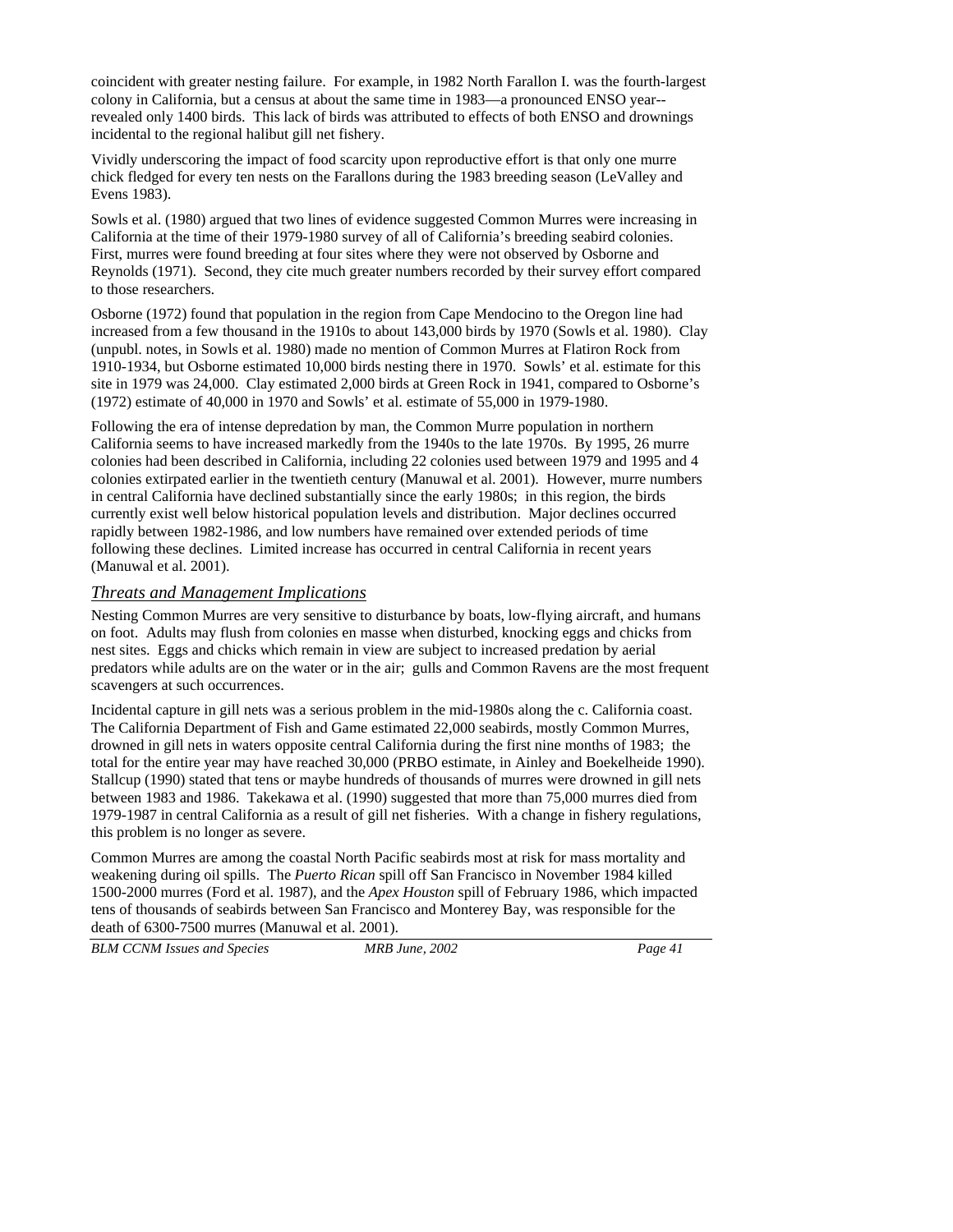coincident with greater nesting failure. For example, in 1982 North Farallon I. was the fourth-largest colony in California, but a census at about the same time in 1983—a pronounced ENSO year--revealed only 1400 birds. This lack of birds was attributed to effects of both ENSO and drownings incidental to the regional halibut gill net fishery.

Vividly underscoring the impact of food scarcity upon reproductive effort is that only one murre chick fledged for every ten nests on the Farallons during the 1983 breeding season (LeValley and Evens 1983).

Sowls et al. (1980) argued that two lines of evidence suggested Common Murres were increasing in California at the time of their 1979-1980 survey of all of California's breeding seabird colonies. First, murres were found breeding at four sites where they were not observed by Osborne and Reynolds (1971). Second, they cite much greater numbers recorded by their survey effort compared to those researchers.

Osborne (1972) found that population in the region from Cape Mendocino to the Oregon line had increased from a few thousand in the 1910s to about 143,000 birds by 1970 (Sowls et al. 1980). Clay (unpubl. notes, in Sowls et al. 1980) made no mention of Common Murres at Flatiron Rock from 1910-1934, but Osborne estimated 10,000 birds nesting there in 1970. Sowls' et al. estimate for this site in 1979 was 24,000. Clay estimated 2,000 birds at Green Rock in 1941, compared to Osborne's (1972) estimate of 40,000 in 1970 and Sowls' et al. estimate of 55,000 in 1979-1980.

Following the era of intense depredation by man, the Common Murre population in northern California seems to have increased markedly from the 1940s to the late 1970s. By 1995, 26 murre colonies had been described in California, including 22 colonies used between 1979 and 1995 and 4 colonies extirpated earlier in the twentieth century (Manuwal et al. 2001). However, murre numbers in central California have declined substantially since the early 1980s; in this region, the birds currently exist well below historical population levels and distribution. Major declines occurred rapidly between 1982-1986, and low numbers have remained over extended periods of time following these declines. Limited increase has occurred in central California in recent years (Manuwal et al. 2001).

### *Threats and Management Implications*

Nesting Common Murres are very sensitive to disturbance by boats, low-flying aircraft, and humans on foot. Adults may flush from colonies en masse when disturbed, knocking eggs and chicks from nest sites. Eggs and chicks which remain in view are subject to increased predation by aerial predators while adults are on the water or in the air; gulls and Common Ravens are the most frequent scavengers at such occurrences.

Incidental capture in gill nets was a serious problem in the mid-1980s along the c. California coast. The California Department of Fish and Game estimated 22,000 seabirds, mostly Common Murres, drowned in gill nets in waters opposite central California during the first nine months of 1983; the total for the entire year may have reached 30,000 (PRBO estimate, in Ainley and Boekelheide 1990). Stallcup (1990) stated that tens or maybe hundreds of thousands of murres were drowned in gill nets between 1983 and 1986. Takekawa et al. (1990) suggested that more than 75,000 murres died from 1979-1987 in central California as a result of gill net fisheries. With a change in fishery regulations, this problem is no longer as severe.

Common Murres are among the coastal North Pacific seabirds most at risk for mass mortality and weakening during oil spills. The *Puerto Rican* spill off San Francisco in November 1984 killed 1500-2000 murres (Ford et al. 1987), and the *Apex Houston* spill of February 1986, which impacted tens of thousands of seabirds between San Francisco and Monterey Bay, was responsible for the death of 6300-7500 murres (Manuwal et al. 2001).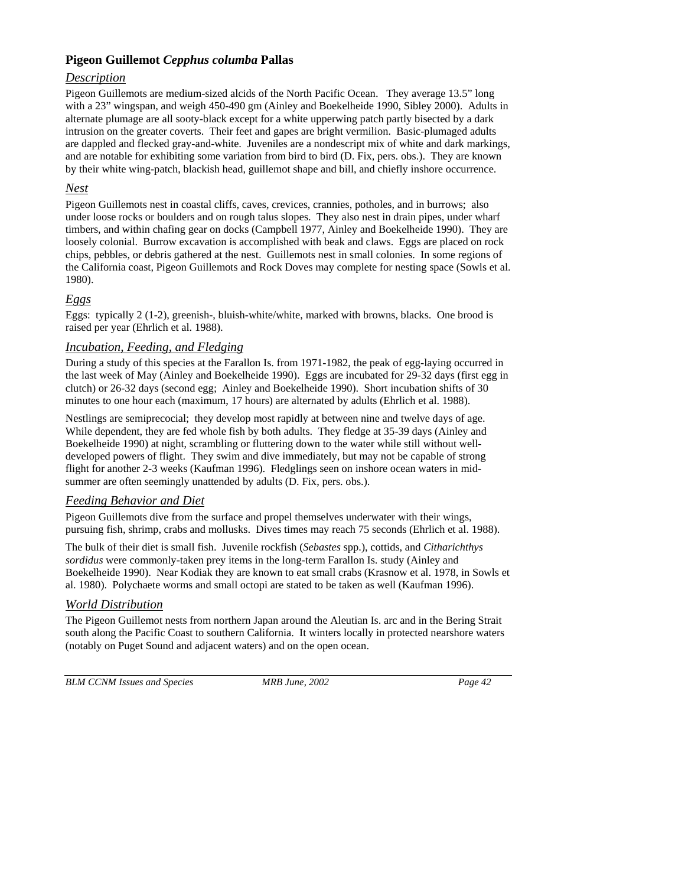## Pigeon Guillemot *Cepphus columba* Pallas

### *Description*

Pigeon Guillemots are medium-sized alcids of the North Pacific Ocean. They average 13.5" long with a 23" wingspan, and weigh 450-490 gm (Ainley and Boekelheide 1990, Sibley 2000). Adults in alternate plumage are all sooty-black except for a white upperwing patch partly bisected by a dark intrusion on the greater coverts. Their feet and gapes are bright vermilion. Basic-plumaged adults are dappled and flecked gray-and-white. Juveniles are a nondescript mix of white and dark markings, and are notable for exhibiting some variation from bird to bird (D. Fix, pers. obs.). They are known by their white wing-patch, blackish head, guillemot shape and bill, and chiefly inshore occurrence.

### *Nest*

Pigeon Guillemots nest in coastal cliffs, caves, crevices, crannies, potholes, and in burrows; also under loose rocks or boulders and on rough talus slopes. They also nest in drain pipes, under wharf timbers, and within chafing gear on docks (Campbell 1977, Ainley and Boekelheide 1990). They are loosely colonial. Burrow excavation is accomplished with beak and claws. Eggs are placed on rock chips, pebbles, or debris gathered at the nest. Guillemots nest in small colonies. In some regions of the California coast, Pigeon Guillemots and Rock Doves may complete for nesting space (Sowls et al. 1980).

### *Eggs*

Eggs: typically 2 (1-2), greenish-, bluish-white/white, marked with browns, blacks. One brood is raised per year (Ehrlich et al. 1988).

### *Incubation, Feeding, and Fledging*

During a study of this species at the Farallon Is. from 1971-1982, the peak of egg-laying occurred in the last week of May (Ainley and Boekelheide 1990). Eggs are incubated for 29-32 days (first egg in clutch) or 26-32 days (second egg; Ainley and Boekelheide 1990). Short incubation shifts of 30 minutes to one hour each (maximum, 17 hours) are alternated by adults (Ehrlich et al. 1988).

Nestlings are semiprecocial; they develop most rapidly at between nine and twelve days of age. While dependent, they are fed whole fish by both adults. They fledge at 35-39 days (Ainley and Boekelheide 1990) at night, scrambling or fluttering down to the water while still without well-developed powers of flight. They swim and dive immediately, but may not be capable of strong flight for another 2-3 weeks (Kaufman 1996). Fledglings seen on inshore ocean waters in mid-summer are often seemingly unattended by adults (D. Fix, pers. obs.).

### *Feeding Behavior and Diet*

Pigeon Guillemots dive from the surface and propel themselves underwater with their wings, pursuing fish, shrimp, crabs and mollusks. Dives times may reach 75 seconds (Ehrlich et al. 1988).

The bulk of their diet is small fish. Juvenile rockfish (*Sebastes* spp.), cottids, and *Citharichthys sordidus* were commonly-taken prey items in the long-term Farallon Is. study (Ainley and Boekelheide 1990). Near Kodiak they are known to eat small crabs (Krasnow et al. 1978, in Sowls et al. 1980). Polychaete worms and small octopi are stated to be taken as well (Kaufman 1996).

### *World Distribution*

The Pigeon Guillemot nests from northern Japan around the Aleutian Is. arc and in the Bering Strait south along the Pacific Coast to southern California. It winters locally in protected nearshore waters (notably on Puget Sound and adjacent waters) and on the open ocean.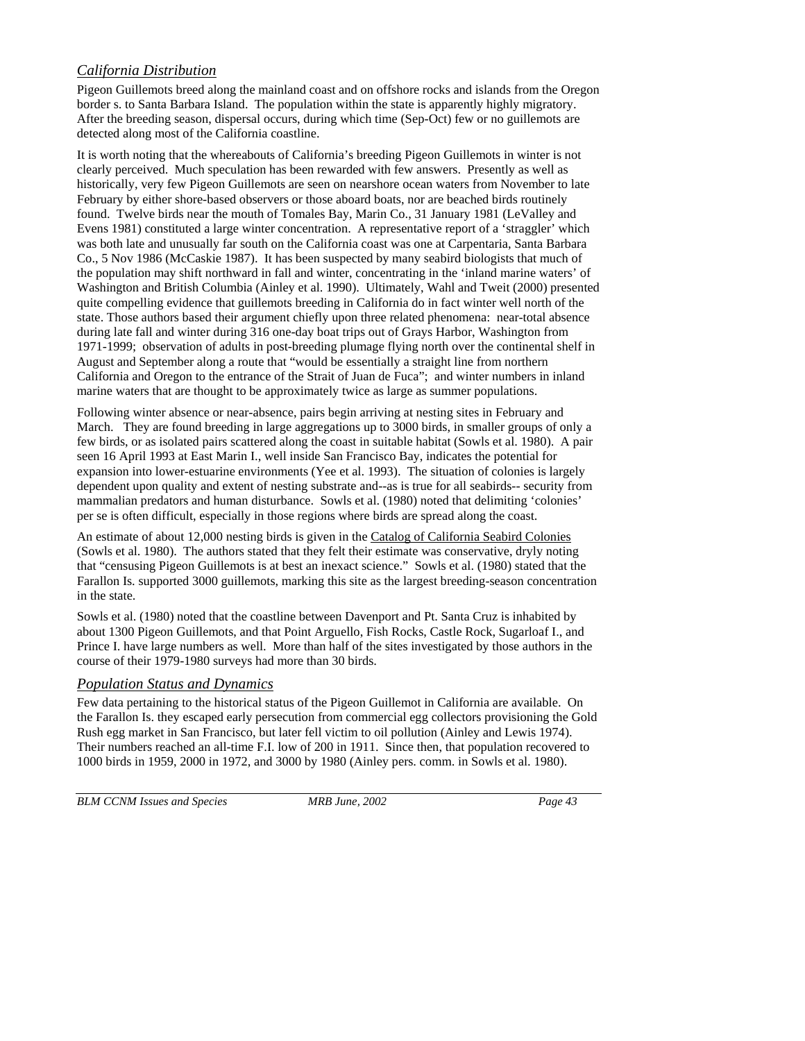## *California Distribution*

Pigeon Guillemots breed along the mainland coast and on offshore rocks and islands from the Oregon border s. to Santa Barbara Island. The population within the state is apparently highly migratory. After the breeding season, dispersal occurs, during which time (Sep-Oct) few or no guillemots are detected along most of the California coastline.

It is worth noting that the whereabouts of California's breeding Pigeon Guillemots in winter is not clearly perceived. Much speculation has been rewarded with few answers. Presently as well as historically, very few Pigeon Guillemots are seen on nearshore ocean waters from November to late February by either shore-based observers or those aboard boats, nor are beached birds routinely found. Twelve birds near the mouth of Tomales Bay, Marin Co., 31 January 1981 (LeValley and Evens 1981) constituted a large winter concentration. A representative report of a 'straggler' which was both late and unusually far south on the California coast was one at Carpentaria, Santa Barbara Co., 5 Nov 1986 (McCaskie 1987). It has been suspected by many seabird biologists that much of the population may shift northward in fall and winter, concentrating in the 'inland marine waters' of Washington and British Columbia (Ainley et al. 1990). Ultimately, Wahl and Tweit (2000) presented quite compelling evidence that guillemots breeding in California do in fact winter well north of the state. Those authors based their argument chiefly upon three related phenomena: near-total absence during late fall and winter during 316 one-day boat trips out of Grays Harbor, Washington from 1971-1999; observation of adults in post-breeding plumage flying north over the continental shelf in August and September along a route that "would be essentially a straight line from northern California and Oregon to the entrance of the Strait of Juan de Fuca"; and winter numbers in inland marine waters that are thought to be approximately twice as large as summer populations.

Following winter absence or near-absence, pairs begin arriving at nesting sites in February and March. They are found breeding in large aggregations up to 3000 birds, in smaller groups of only a few birds, or as isolated pairs scattered along the coast in suitable habitat (Sowls et al. 1980). A pair seen 16 April 1993 at East Marin I., well inside San Francisco Bay, indicates the potential for expansion into lower-estuarine environments (Yee et al. 1993). The situation of colonies is largely dependent upon quality and extent of nesting substrate and--as is true for all seabirds-- security from mammalian predators and human disturbance. Sowls et al. (1980) noted that delimiting 'colonies' per se is often difficult, especially in those regions where birds are spread along the coast.

An estimate of about 12,000 nesting birds is given in the Catalog of California Seabird Colonies (Sowls et al. 1980). The authors stated that they felt their estimate was conservative, dryly noting that "censusing Pigeon Guillemots is at best an inexact science." Sowls et al. (1980) stated that the Farallon Is. supported 3000 guillemots, marking this site as the largest breeding-season concentration in the state.

Sowls et al. (1980) noted that the coastline between Davenport and Pt. Santa Cruz is inhabited by about 1300 Pigeon Guillemots, and that Point Arguello, Fish Rocks, Castle Rock, Sugarloaf I., and Prince I. have large numbers as well. More than half of the sites investigated by those authors in the course of their 1979-1980 surveys had more than 30 birds.

## *Population Status and Dynamics*

Few data pertaining to the historical status of the Pigeon Guillemot in California are available. On the Farallon Is. they escaped early persecution from commercial egg collectors provisioning the Gold Rush egg market in San Francisco, but later fell victim to oil pollution (Ainley and Lewis 1974). Their numbers reached an all-time F.I. low of 200 in 1911. Since then, that population recovered to 1000 birds in 1959, 2000 in 1972, and 3000 by 1980 (Ainley pers. comm. in Sowls et al. 1980).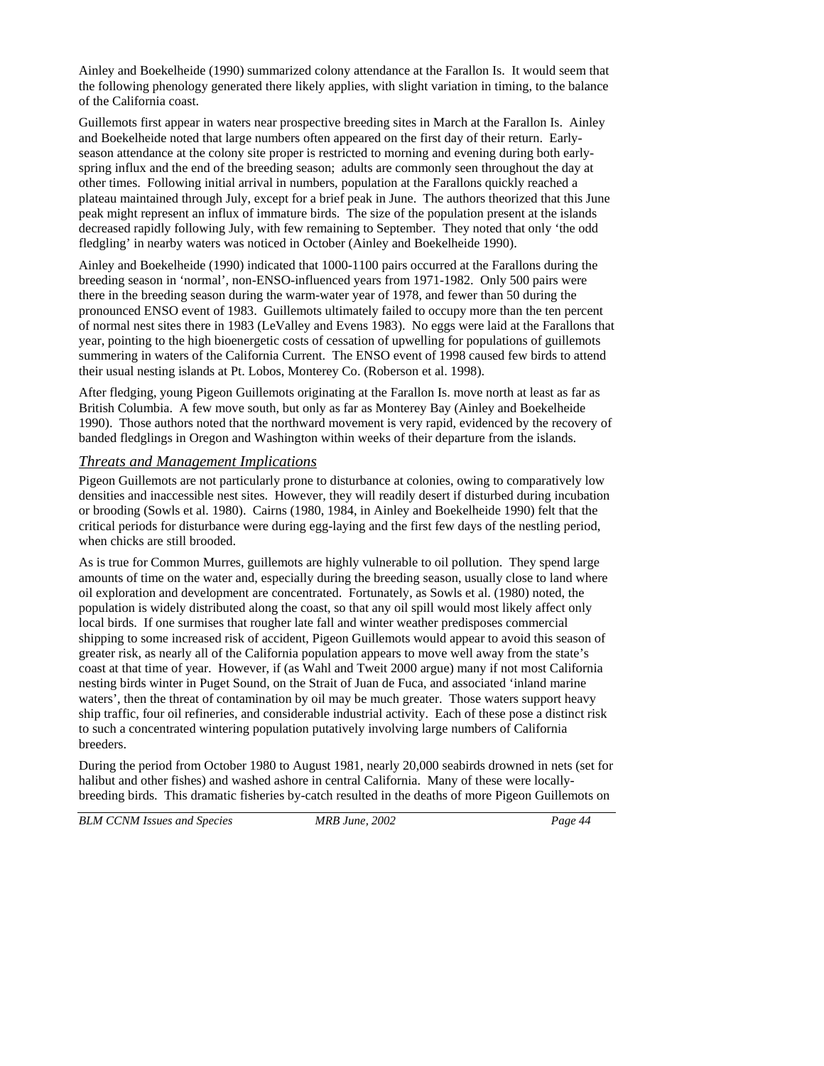Ainley and Boekelheide (1990) summarized colony attendance at the Farallon Is. It would seem that the following phenology generated there likely applies, with slight variation in timing, to the balance of the California coast.

Guillemots first appear in waters near prospective breeding sites in March at the Farallon Is. Ainley and Boekelheide noted that large numbers often appeared on the first day of their return. Early-season attendance at the colony site proper is restricted to morning and evening during both early-spring influx and the end of the breeding season; adults are commonly seen throughout the day at other times. Following initial arrival in numbers, population at the Farallons quickly reached a plateau maintained through July, except for a brief peak in June. The authors theorized that this June peak might represent an influx of immature birds. The size of the population present at the islands decreased rapidly following July, with few remaining to September. They noted that only 'the odd fledgling' in nearby waters was noticed in October (Ainley and Boekelheide 1990).

Ainley and Boekelheide (1990) indicated that 1000-1100 pairs occurred at the Farallons during the breeding season in 'normal', non-ENSO-influenced years from 1971-1982. Only 500 pairs were there in the breeding season during the warm-water year of 1978, and fewer than 50 during the pronounced ENSO event of 1983. Guillemots ultimately failed to occupy more than the ten percent of normal nest sites there in 1983 (LeValley and Evens 1983). No eggs were laid at the Farallons that year, pointing to the high bioenergetic costs of cessation of upwelling for populations of guillemots summering in waters of the California Current. The ENSO event of 1998 caused few birds to attend their usual nesting islands at Pt. Lobos, Monterey Co. (Roberson et al. 1998).

After fledging, young Pigeon Guillemots originating at the Farallon Is. move north at least as far as British Columbia. A few move south, but only as far as Monterey Bay (Ainley and Boekelheide 1990). Those authors noted that the northward movement is very rapid, evidenced by the recovery of banded fledglings in Oregon and Washington within weeks of their departure from the islands.

### *Threats and Management Implications*

Pigeon Guillemots are not particularly prone to disturbance at colonies, owing to comparatively low densities and inaccessible nest sites. However, they will readily desert if disturbed during incubation or brooding (Sowls et al. 1980). Cairns (1980, 1984, in Ainley and Boekelheide 1990) felt that the critical periods for disturbance were during egg-laying and the first few days of the nestling period, when chicks are still brooded.

As is true for Common Murres, guillemots are highly vulnerable to oil pollution. They spend large amounts of time on the water and, especially during the breeding season, usually close to land where oil exploration and development are concentrated. Fortunately, as Sowls et al. (1980) noted, the population is widely distributed along the coast, so that any oil spill would most likely affect only local birds. If one surmises that rougher late fall and winter weather predisposes commercial shipping to some increased risk of accident, Pigeon Guillemots would appear to avoid this season of greater risk, as nearly all of the California population appears to move well away from the state's coast at that time of year. However, if (as Wahl and Tweit 2000 argue) many if not most California nesting birds winter in Puget Sound, on the Strait of Juan de Fuca, and associated 'inland marine waters', then the threat of contamination by oil may be much greater. Those waters support heavy ship traffic, four oil refineries, and considerable industrial activity. Each of these pose a distinct risk to such a concentrated wintering population putatively involving large numbers of California breeders.

During the period from October 1980 to August 1981, nearly 20,000 seabirds drowned in nets (set for halibut and other fishes) and washed ashore in central California. Many of these were locally-breeding birds. This dramatic fisheries by-catch resulted in the deaths of more Pigeon Guillemots on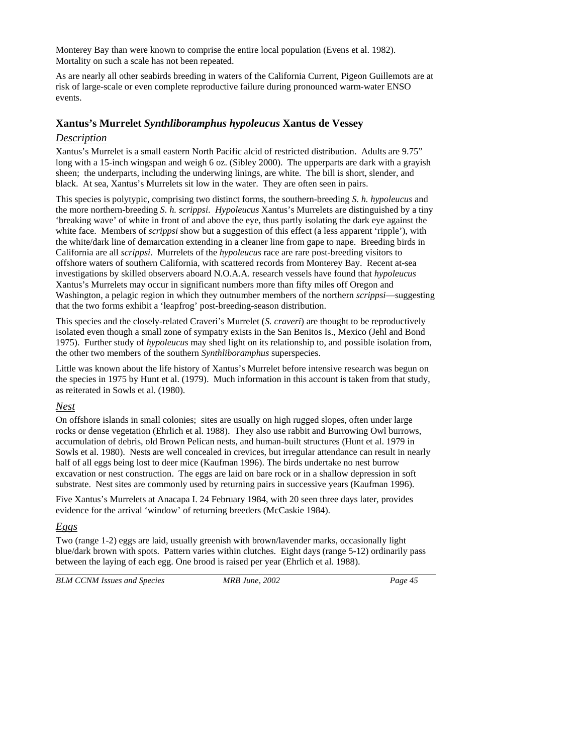Monterey Bay than were known to comprise the entire local population (Evens et al. 1982). Mortality on such a scale has not been repeated.

As are nearly all other seabirds breeding in waters of the California Current, Pigeon Guillemots are at risk of large-scale or even complete reproductive failure during pronounced warm-water ENSO events.

### Xantus's Murrelet *Synthliboramphus hypoleucus* Xantus de Vessey

#### *Description*

Xantus's Murrelet is a small eastern North Pacific alcid of restricted distribution. Adults are 9.75" long with a 15-inch wingspan and weigh 6 oz. (Sibley 2000). The upperparts are dark with a grayish sheen; the underparts, including the underwing linings, are white. The bill is short, slender, and black. At sea, Xantus's Murrelets sit low in the water. They are often seen in pairs.

This species is polytypic, comprising two distinct forms, the southern-breeding *S. h. hypoleucus* and the more northern-breeding *S. h. scrippsi*. *Hypoleucus* Xantus's Murrelets are distinguished by a tiny 'breaking wave' of white in front of and above the eye, thus partly isolating the dark eye against the white face. Members of *scrippsi* show but a suggestion of this effect (a less apparent 'ripple'), with the white/dark line of demarcation extending in a cleaner line from gape to nape. Breeding birds in California are all *scrippsi*. Murrelets of the *hypoleucus* race are rare post-breeding visitors to offshore waters of southern California, with scattered records from Monterey Bay. Recent at-sea investigations by skilled observers aboard N.O.A.A. research vessels have found that *hypoleucus* Xantus's Murrelets may occur in significant numbers more than fifty miles off Oregon and Washington, a pelagic region in which they outnumber members of the northern *scrippsi*—suggesting that the two forms exhibit a 'leapfrog' post-breeding-season distribution.

This species and the closely-related Craveri's Murrelet (*S. craveri*) are thought to be reproductively isolated even though a small zone of sympatry exists in the San Benitos Is., Mexico (Jehl and Bond 1975). Further study of *hypoleucus* may shed light on its relationship to, and possible isolation from, the other two members of the southern *Synthliboramphus* superspecies.

Little was known about the life history of Xantus's Murrelet before intensive research was begun on the species in 1975 by Hunt et al. (1979). Much information in this account is taken from that study, as reiterated in Sowls et al. (1980).

#### *Nest*

On offshore islands in small colonies; sites are usually on high rugged slopes, often under large rocks or dense vegetation (Ehrlich et al. 1988). They also use rabbit and Burrowing Owl burrows, accumulation of debris, old Brown Pelican nests, and human-built structures (Hunt et al. 1979 in Sowls et al. 1980). Nests are well concealed in crevices, but irregular attendance can result in nearly half of all eggs being lost to deer mice (Kaufman 1996). The birds undertake no nest burrow excavation or nest construction. The eggs are laid on bare rock or in a shallow depression in soft substrate. Nest sites are commonly used by returning pairs in successive years (Kaufman 1996).

Five Xantus's Murrelets at Anacapa I. 24 February 1984, with 20 seen three days later, provides evidence for the arrival 'window' of returning breeders (McCaskie 1984).

#### *Eggs*

Two (range 1-2) eggs are laid, usually greenish with brown/lavender marks, occasionally light blue/dark brown with spots. Pattern varies within clutches. Eight days (range 5-12) ordinarily pass between the laying of each egg. One brood is raised per year (Ehrlich et al. 1988).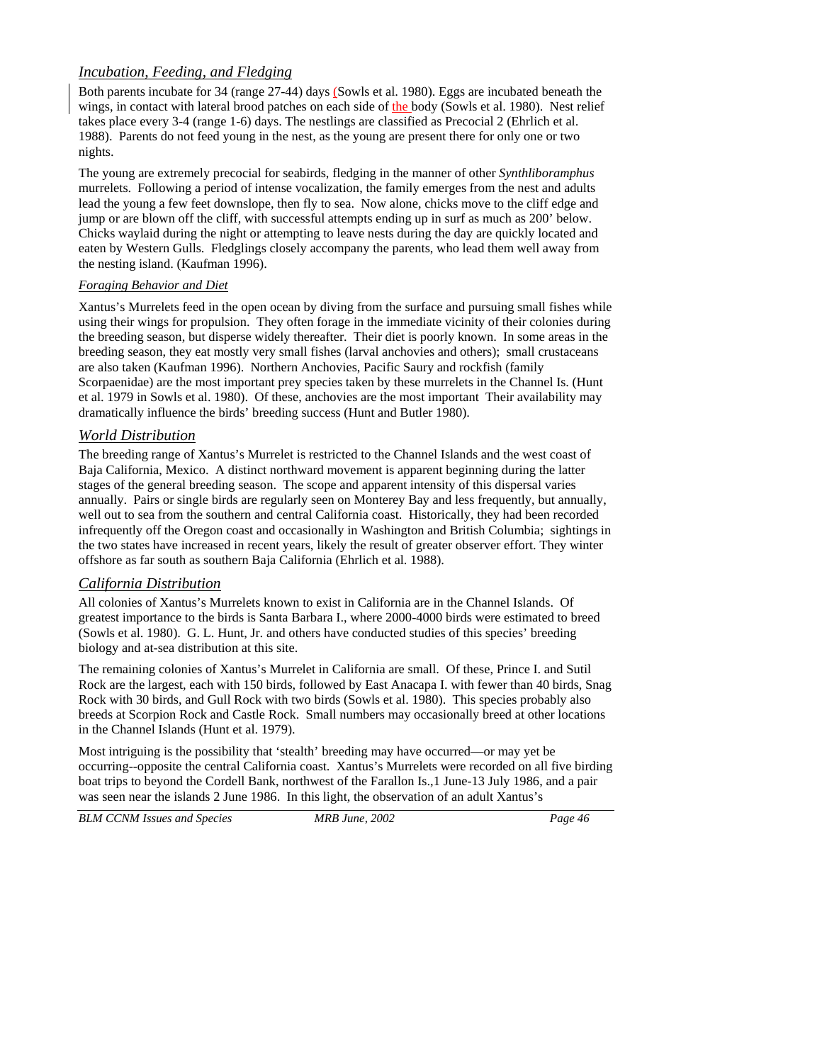### *Incubation, Feeding, and Fledging*

Both parents incubate for 34 (range 27-44) days (Sowls et al. 1980). Eggs are incubated beneath the wings, in contact with lateral brood patches on each side of the body (Sowls et al. 1980). Nest relief takes place every 3-4 (range 1-6) days. The nestlings are classified as Precocial 2 (Ehrlich et al. 1988). Parents do not feed young in the nest, as the young are present there for only one or two nights.

The young are extremely precocial for seabirds, fledging in the manner of other *Synthliboramphus* murrelets. Following a period of intense vocalization, the family emerges from the nest and adults lead the young a few feet downslope, then fly to sea. Now alone, chicks move to the cliff edge and jump or are blown off the cliff, with successful attempts ending up in surf as much as 200' below. Chicks waylaid during the night or attempting to leave nests during the day are quickly located and eaten by Western Gulls. Fledglings closely accompany the parents, who lead them well away from the nesting island. (Kaufman 1996).

#### *Foraging Behavior and Diet*

Xantus's Murrelets feed in the open ocean by diving from the surface and pursuing small fishes while using their wings for propulsion. They often forage in the immediate vicinity of their colonies during the breeding season, but disperse widely thereafter. Their diet is poorly known. In some areas in the breeding season, they eat mostly very small fishes (larval anchovies and others); small crustaceans are also taken (Kaufman 1996). Northern Anchovies, Pacific Saury and rockfish (family Scorpaenidae) are the most important prey species taken by these murrelets in the Channel Is. (Hunt et al. 1979 in Sowls et al. 1980). Of these, anchovies are the most important Their availability may dramatically influence the birds' breeding success (Hunt and Butler 1980).

## *World Distribution*

The breeding range of Xantus's Murrelet is restricted to the Channel Islands and the west coast of Baja California, Mexico. A distinct northward movement is apparent beginning during the latter stages of the general breeding season. The scope and apparent intensity of this dispersal varies annually. Pairs or single birds are regularly seen on Monterey Bay and less frequently, but annually, well out to sea from the southern and central California coast. Historically, they had been recorded infrequently off the Oregon coast and occasionally in Washington and British Columbia; sightings in the two states have increased in recent years, likely the result of greater observer effort. They winter offshore as far south as southern Baja California (Ehrlich et al. 1988).

## *California Distribution*

All colonies of Xantus's Murrelets known to exist in California are in the Channel Islands. Of greatest importance to the birds is Santa Barbara I., where 2000-4000 birds were estimated to breed (Sowls et al. 1980). G. L. Hunt, Jr. and others have conducted studies of this species' breeding biology and at-sea distribution at this site.

The remaining colonies of Xantus's Murrelet in California are small. Of these, Prince I. and Sutil Rock are the largest, each with 150 birds, followed by East Anacapa I. with fewer than 40 birds, Snag Rock with 30 birds, and Gull Rock with two birds (Sowls et al. 1980). This species probably also breeds at Scorpion Rock and Castle Rock. Small numbers may occasionally breed at other locations in the Channel Islands (Hunt et al. 1979).

Most intriguing is the possibility that 'stealth' breeding may have occurred—or may yet be occurring--opposite the central California coast. Xantus's Murrelets were recorded on all five birding boat trips to beyond the Cordell Bank, northwest of the Farallon Is.,1 June-13 July 1986, and a pair was seen near the islands 2 June 1986. In this light, the observation of an adult Xantus's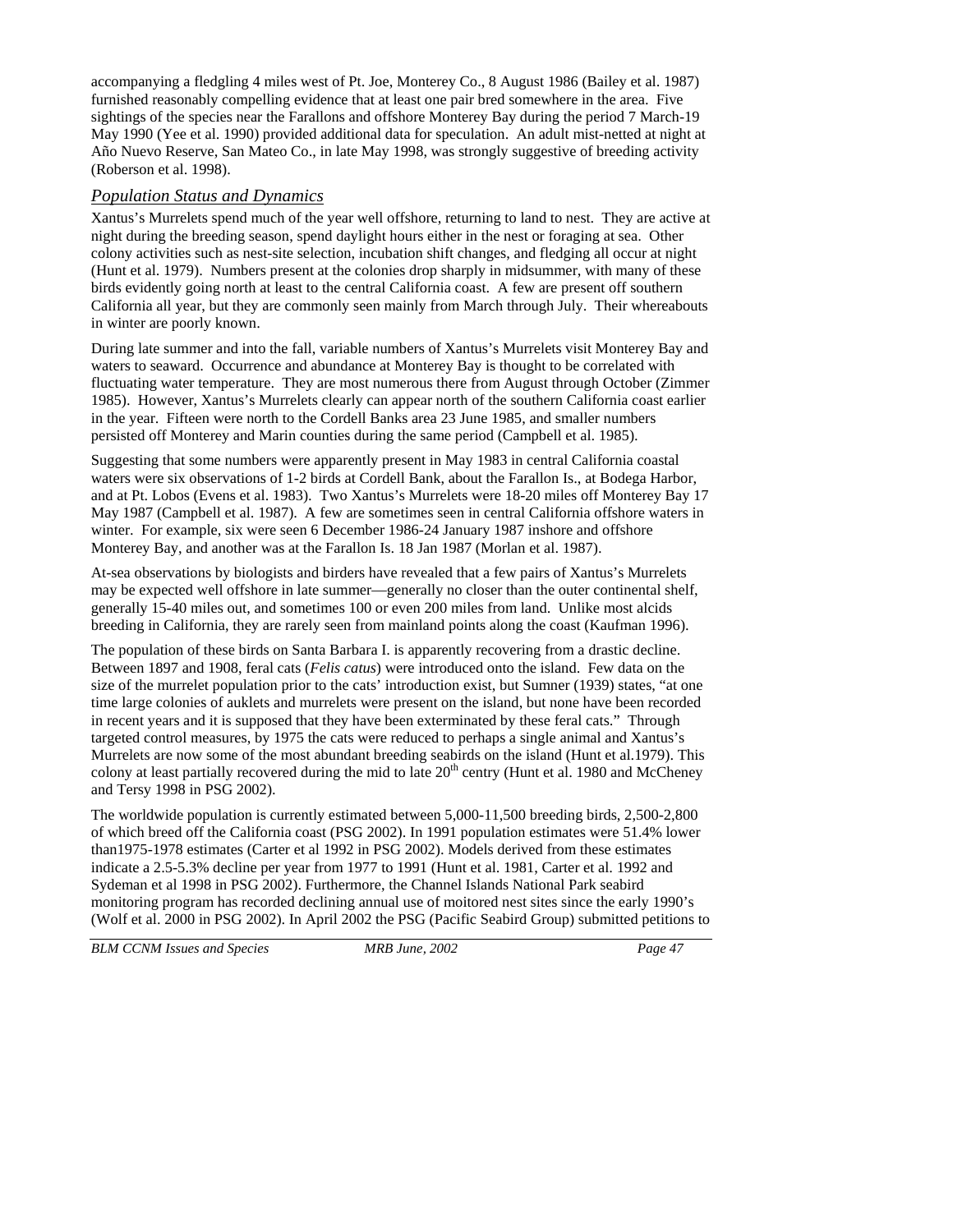accompanying a fledgling 4 miles west of Pt. Joe, Monterey Co., 8 August 1986 (Bailey et al. 1987) furnished reasonably compelling evidence that at least one pair bred somewhere in the area. Five sightings of the species near the Farallons and offshore Monterey Bay during the period 7 March-19 May 1990 (Yee et al. 1990) provided additional data for speculation. An adult mist-netted at night at Año Nuevo Reserve, San Mateo Co., in late May 1998, was strongly suggestive of breeding activity (Roberson et al. 1998).

## *Population Status and Dynamics*

Xantus's Murrelets spend much of the year well offshore, returning to land to nest. They are active at night during the breeding season, spend daylight hours either in the nest or foraging at sea. Other colony activities such as nest-site selection, incubation shift changes, and fledging all occur at night (Hunt et al. 1979). Numbers present at the colonies drop sharply in midsummer, with many of these birds evidently going north at least to the central California coast. A few are present off southern California all year, but they are commonly seen mainly from March through July. Their whereabouts in winter are poorly known.

During late summer and into the fall, variable numbers of Xantus's Murrelets visit Monterey Bay and waters to seaward. Occurrence and abundance at Monterey Bay is thought to be correlated with fluctuating water temperature. They are most numerous there from August through October (Zimmer 1985). However, Xantus's Murrelets clearly can appear north of the southern California coast earlier in the year. Fifteen were north to the Cordell Banks area 23 June 1985, and smaller numbers persisted off Monterey and Marin counties during the same period (Campbell et al. 1985).

Suggesting that some numbers were apparently present in May 1983 in central California coastal waters were six observations of 1-2 birds at Cordell Bank, about the Farallon Is., at Bodega Harbor, and at Pt. Lobos (Evens et al. 1983). Two Xantus's Murrelets were 18-20 miles off Monterey Bay 17 May 1987 (Campbell et al. 1987). A few are sometimes seen in central California offshore waters in winter. For example, six were seen 6 December 1986-24 January 1987 inshore and offshore Monterey Bay, and another was at the Farallon Is. 18 Jan 1987 (Morlan et al. 1987).

At-sea observations by biologists and birders have revealed that a few pairs of Xantus's Murrelets may be expected well offshore in late summer—generally no closer than the outer continental shelf, generally 15-40 miles out, and sometimes 100 or even 200 miles from land. Unlike most alcids breeding in California, they are rarely seen from mainland points along the coast (Kaufman 1996).

The population of these birds on Santa Barbara I. is apparently recovering from a drastic decline. Between 1897 and 1908, feral cats (*Felis catus*) were introduced onto the island. Few data on the size of the murrelet population prior to the cats' introduction exist, but Sumner (1939) states, "at one time large colonies of auklets and murrelets were present on the island, but none have been recorded in recent years and it is supposed that they have been exterminated by these feral cats." Through targeted control measures, by 1975 the cats were reduced to perhaps a single animal and Xantus's Murrelets are now some of the most abundant breeding seabirds on the island (Hunt et al.1979). This colony at least partially recovered during the mid to late 20th centry (Hunt et al. 1980 and McCheney and Tersy 1998 in PSG 2002).

The worldwide population is currently estimated between 5,000-11,500 breeding birds, 2,500-2,800 of which breed off the California coast (PSG 2002). In 1991 population estimates were 51.4% lower than1975-1978 estimates (Carter et al 1992 in PSG 2002). Models derived from these estimates indicate a 2.5-5.3% decline per year from 1977 to 1991 (Hunt et al. 1981, Carter et al. 1992 and Sydeman et al 1998 in PSG 2002). Furthermore, the Channel Islands National Park seabird monitoring program has recorded declining annual use of moitored nest sites since the early 1990's (Wolf et al. 2000 in PSG 2002). In April 2002 the PSG (Pacific Seabird Group) submitted petitions to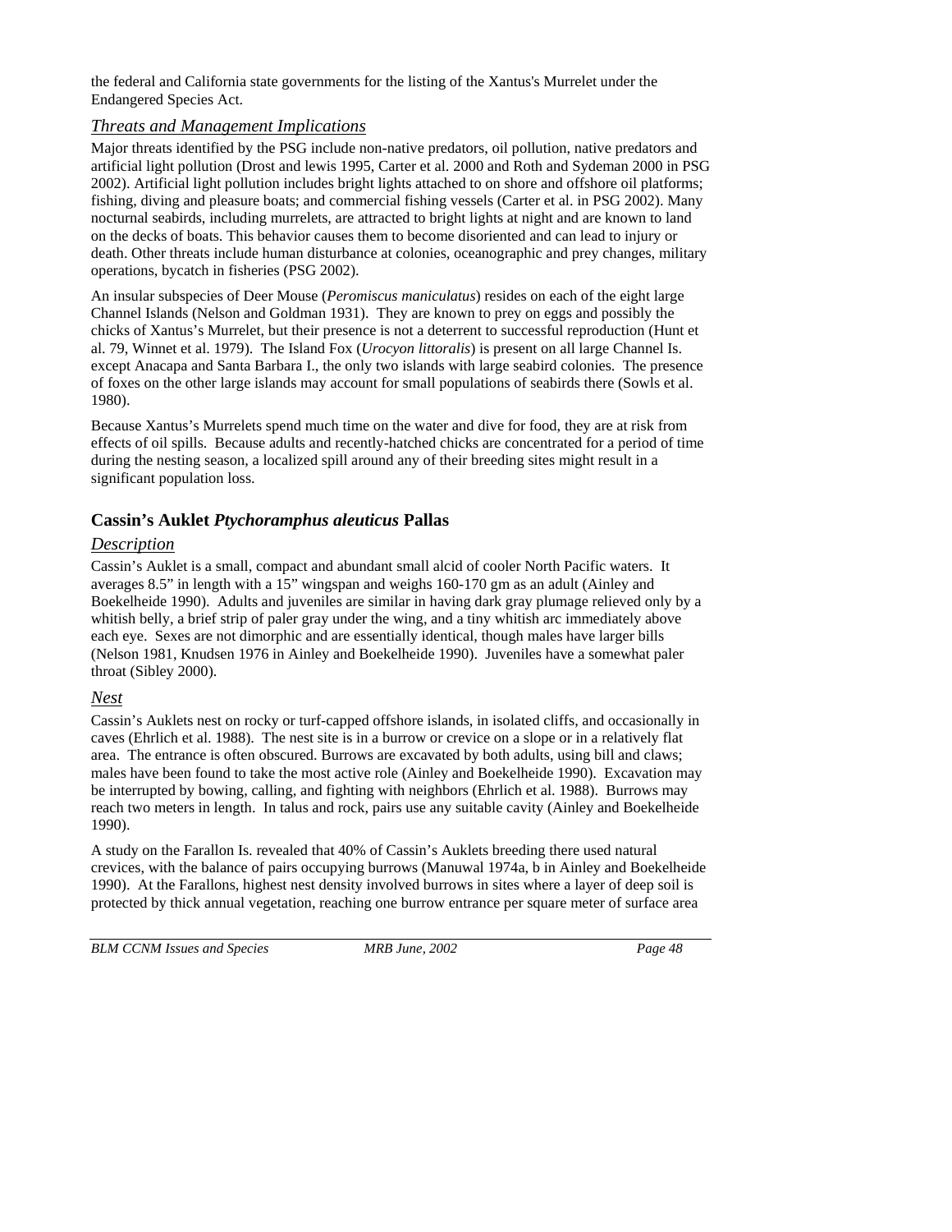the federal and California state governments for the listing of the Xantus's Murrelet under the Endangered Species Act.

### *Threats and Management Implications*

Major threats identified by the PSG include non-native predators, oil pollution, native predators and artificial light pollution (Drost and lewis 1995, Carter et al. 2000 and Roth and Sydeman 2000 in PSG 2002). Artificial light pollution includes bright lights attached to on shore and offshore oil platforms; fishing, diving and pleasure boats; and commercial fishing vessels (Carter et al. in PSG 2002). Many nocturnal seabirds, including murrelets, are attracted to bright lights at night and are known to land on the decks of boats. This behavior causes them to become disoriented and can lead to injury or death. Other threats include human disturbance at colonies, oceanographic and prey changes, military operations, bycatch in fisheries (PSG 2002).

An insular subspecies of Deer Mouse (*Peromiscus maniculatus*) resides on each of the eight large Channel Islands (Nelson and Goldman 1931). They are known to prey on eggs and possibly the chicks of Xantus's Murrelet, but their presence is not a deterrent to successful reproduction (Hunt et al. 79, Winnet et al. 1979). The Island Fox (*Urocyon littoralis*) is present on all large Channel Is. except Anacapa and Santa Barbara I., the only two islands with large seabird colonies. The presence of foxes on the other large islands may account for small populations of seabirds there (Sowls et al. 1980).

Because Xantus's Murrelets spend much time on the water and dive for food, they are at risk from effects of oil spills. Because adults and recently-hatched chicks are concentrated for a period of time during the nesting season, a localized spill around any of their breeding sites might result in a significant population loss.

## Cassin's Auklet *Ptychoramphus aleuticus* Pallas

### *Description*

Cassin's Auklet is a small, compact and abundant small alcid of cooler North Pacific waters. It averages 8.5" in length with a 15" wingspan and weighs 160-170 gm as an adult (Ainley and Boekelheide 1990). Adults and juveniles are similar in having dark gray plumage relieved only by a whitish belly, a brief strip of paler gray under the wing, and a tiny whitish arc immediately above each eye. Sexes are not dimorphic and are essentially identical, though males have larger bills (Nelson 1981, Knudsen 1976 in Ainley and Boekelheide 1990). Juveniles have a somewhat paler throat (Sibley 2000).

### *Nest*

Cassin's Auklets nest on rocky or turf-capped offshore islands, in isolated cliffs, and occasionally in caves (Ehrlich et al. 1988). The nest site is in a burrow or crevice on a slope or in a relatively flat area. The entrance is often obscured. Burrows are excavated by both adults, using bill and claws; males have been found to take the most active role (Ainley and Boekelheide 1990). Excavation may be interrupted by bowing, calling, and fighting with neighbors (Ehrlich et al. 1988). Burrows may reach two meters in length. In talus and rock, pairs use any suitable cavity (Ainley and Boekelheide 1990).

A study on the Farallon Is. revealed that 40% of Cassin's Auklets breeding there used natural crevices, with the balance of pairs occupying burrows (Manuwal 1974a, b in Ainley and Boekelheide 1990). At the Farallons, highest nest density involved burrows in sites where a layer of deep soil is protected by thick annual vegetation, reaching one burrow entrance per square meter of surface area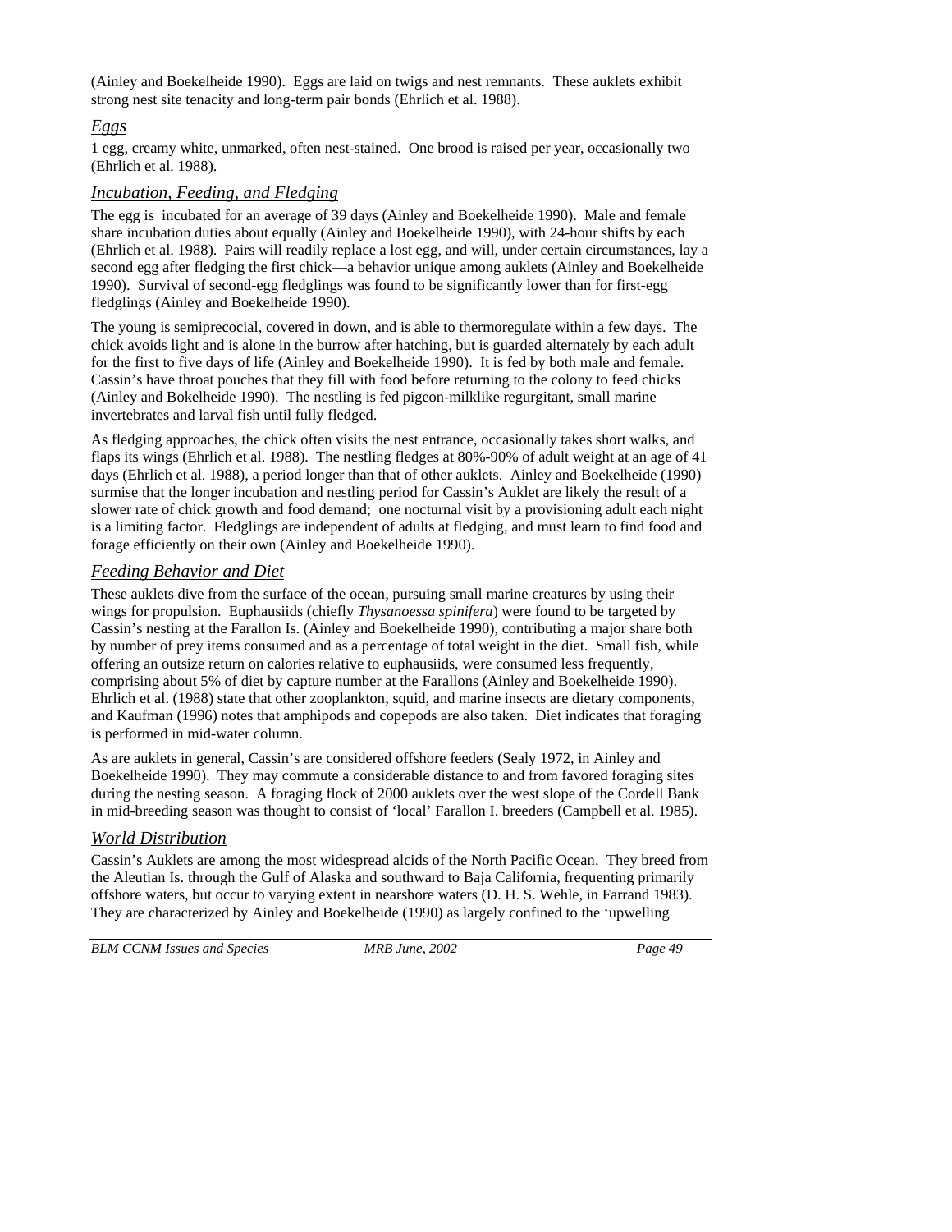(Ainley and Boekelheide 1990). Eggs are laid on twigs and nest remnants. These auklets exhibit strong nest site tenacity and long-term pair bonds (Ehrlich et al. 1988).

### *Eggs*

1 egg, creamy white, unmarked, often nest-stained. One brood is raised per year, occasionally two (Ehrlich et al. 1988).

### *Incubation, Feeding, and Fledging*

The egg is incubated for an average of 39 days (Ainley and Boekelheide 1990). Male and female share incubation duties about equally (Ainley and Boekelheide 1990), with 24-hour shifts by each (Ehrlich et al. 1988). Pairs will readily replace a lost egg, and will, under certain circumstances, lay a second egg after fledging the first chick—a behavior unique among auklets (Ainley and Boekelheide 1990). Survival of second-egg fledglings was found to be significantly lower than for first-egg fledglings (Ainley and Boekelheide 1990).

The young is semiprecocial, covered in down, and is able to thermoregulate within a few days. The chick avoids light and is alone in the burrow after hatching, but is guarded alternately by each adult for the first to five days of life (Ainley and Boekelheide 1990). It is fed by both male and female. Cassin's have throat pouches that they fill with food before returning to the colony to feed chicks (Ainley and Bokelheide 1990). The nestling is fed pigeon-milklike regurgitant, small marine invertebrates and larval fish until fully fledged.

As fledging approaches, the chick often visits the nest entrance, occasionally takes short walks, and flaps its wings (Ehrlich et al. 1988). The nestling fledges at 80%-90% of adult weight at an age of 41 days (Ehrlich et al. 1988), a period longer than that of other auklets. Ainley and Boekelheide (1990) surmise that the longer incubation and nestling period for Cassin's Auklet are likely the result of a slower rate of chick growth and food demand; one nocturnal visit by a provisioning adult each night is a limiting factor. Fledglings are independent of adults at fledging, and must learn to find food and forage efficiently on their own (Ainley and Boekelheide 1990).

### *Feeding Behavior and Diet*

These auklets dive from the surface of the ocean, pursuing small marine creatures by using their wings for propulsion. Euphausiids (chiefly *Thysanoessa spinifera*) were found to be targeted by Cassin's nesting at the Farallon Is. (Ainley and Boekelheide 1990), contributing a major share both by number of prey items consumed and as a percentage of total weight in the diet. Small fish, while offering an outsize return on calories relative to euphausiids, were consumed less frequently, comprising about 5% of diet by capture number at the Farallons (Ainley and Boekelheide 1990). Ehrlich et al. (1988) state that other zooplankton, squid, and marine insects are dietary components, and Kaufman (1996) notes that amphipods and copepods are also taken. Diet indicates that foraging is performed in mid-water column.

As are auklets in general, Cassin's are considered offshore feeders (Sealy 1972, in Ainley and Boekelheide 1990). They may commute a considerable distance to and from favored foraging sites during the nesting season. A foraging flock of 2000 auklets over the west slope of the Cordell Bank in mid-breeding season was thought to consist of 'local' Farallon I. breeders (Campbell et al. 1985).

### *World Distribution*

Cassin's Auklets are among the most widespread alcids of the North Pacific Ocean. They breed from the Aleutian Is. through the Gulf of Alaska and southward to Baja California, frequenting primarily offshore waters, but occur to varying extent in nearshore waters (D. H. S. Wehle, in Farrand 1983). They are characterized by Ainley and Boekelheide (1990) as largely confined to the 'upwelling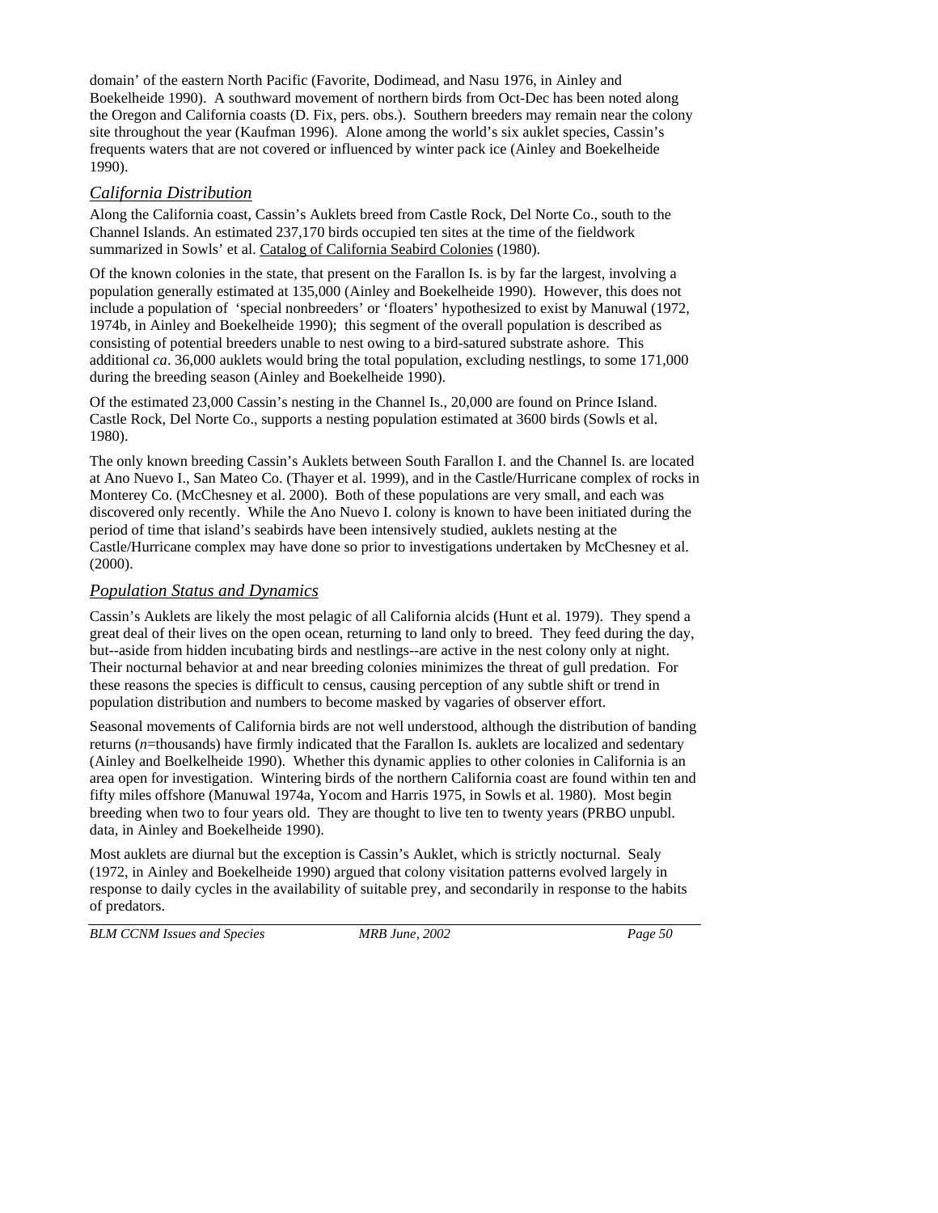domain' of the eastern North Pacific (Favorite, Dodimead, and Nasu 1976, in Ainley and Boekelheide 1990). A southward movement of northern birds from Oct-Dec has been noted along the Oregon and California coasts (D. Fix, pers. obs.). Southern breeders may remain near the colony site throughout the year (Kaufman 1996). Alone among the world's six auklet species, Cassin's frequents waters that are not covered or influenced by winter pack ice (Ainley and Boekelheide 1990).

## *California Distribution*

Along the California coast, Cassin's Auklets breed from Castle Rock, Del Norte Co., south to the Channel Islands. An estimated 237,170 birds occupied ten sites at the time of the fieldwork summarized in Sowls' et al. Catalog of California Seabird Colonies (1980).

Of the known colonies in the state, that present on the Farallon Is. is by far the largest, involving a population generally estimated at 135,000 (Ainley and Boekelheide 1990). However, this does not include a population of 'special nonbreeders' or 'floaters' hypothesized to exist by Manuwal (1972, 1974b, in Ainley and Boekelheide 1990); this segment of the overall population is described as consisting of potential breeders unable to nest owing to a bird-satured substrate ashore. This additional *ca*. 36,000 auklets would bring the total population, excluding nestlings, to some 171,000 during the breeding season (Ainley and Boekelheide 1990).

Of the estimated 23,000 Cassin's nesting in the Channel Is., 20,000 are found on Prince Island. Castle Rock, Del Norte Co., supports a nesting population estimated at 3600 birds (Sowls et al. 1980).

The only known breeding Cassin's Auklets between South Farallon I. and the Channel Is. are located at Ano Nuevo I., San Mateo Co. (Thayer et al. 1999), and in the Castle/Hurricane complex of rocks in Monterey Co. (McChesney et al. 2000). Both of these populations are very small, and each was discovered only recently. While the Ano Nuevo I. colony is known to have been initiated during the period of time that island's seabirds have been intensively studied, auklets nesting at the Castle/Hurricane complex may have done so prior to investigations undertaken by McChesney et al. (2000).

## *Population Status and Dynamics*

Cassin's Auklets are likely the most pelagic of all California alcids (Hunt et al. 1979). They spend a great deal of their lives on the open ocean, returning to land only to breed. They feed during the day, but--aside from hidden incubating birds and nestlings--are active in the nest colony only at night. Their nocturnal behavior at and near breeding colonies minimizes the threat of gull predation. For these reasons the species is difficult to census, causing perception of any subtle shift or trend in population distribution and numbers to become masked by vagaries of observer effort.

Seasonal movements of California birds are not well understood, although the distribution of banding returns (*n*=thousands) have firmly indicated that the Farallon Is. auklets are localized and sedentary (Ainley and Boelkelheide 1990). Whether this dynamic applies to other colonies in California is an area open for investigation. Wintering birds of the northern California coast are found within ten and fifty miles offshore (Manuwal 1974a, Yocom and Harris 1975, in Sowls et al. 1980). Most begin breeding when two to four years old. They are thought to live ten to twenty years (PRBO unpubl. data, in Ainley and Boekelheide 1990).

Most auklets are diurnal but the exception is Cassin's Auklet, which is strictly nocturnal. Sealy (1972, in Ainley and Boekelheide 1990) argued that colony visitation patterns evolved largely in response to daily cycles in the availability of suitable prey, and secondarily in response to the habits of predators.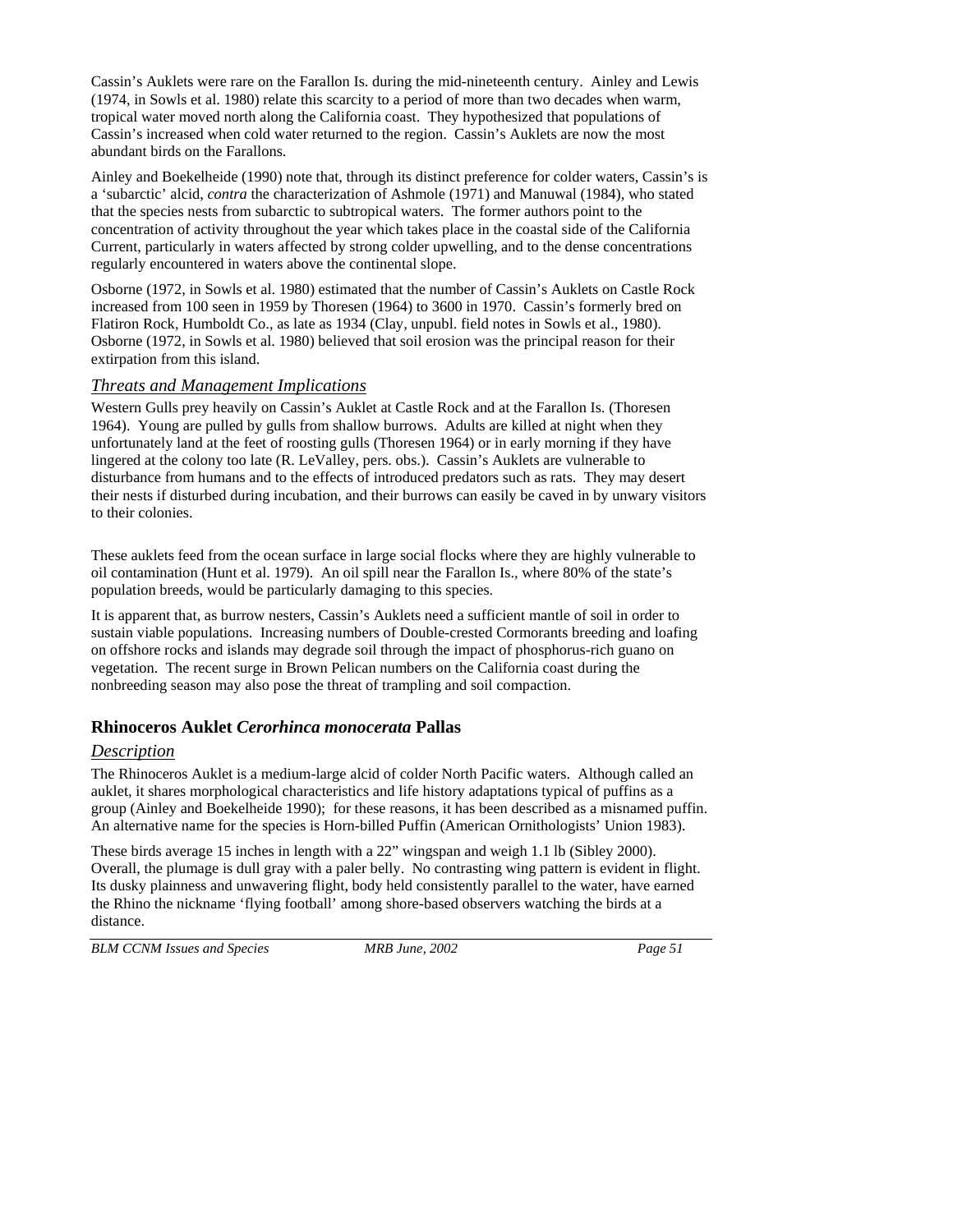Cassin's Auklets were rare on the Farallon Is. during the mid-nineteenth century. Ainley and Lewis (1974, in Sowls et al. 1980) relate this scarcity to a period of more than two decades when warm, tropical water moved north along the California coast. They hypothesized that populations of Cassin's increased when cold water returned to the region. Cassin's Auklets are now the most abundant birds on the Farallons.

Ainley and Boekelheide (1990) note that, through its distinct preference for colder waters, Cassin's is a 'subarctic' alcid, *contra* the characterization of Ashmole (1971) and Manuwal (1984), who stated that the species nests from subarctic to subtropical waters. The former authors point to the concentration of activity throughout the year which takes place in the coastal side of the California Current, particularly in waters affected by strong colder upwelling, and to the dense concentrations regularly encountered in waters above the continental slope.

Osborne (1972, in Sowls et al. 1980) estimated that the number of Cassin's Auklets on Castle Rock increased from 100 seen in 1959 by Thoresen (1964) to 3600 in 1970. Cassin's formerly bred on Flatiron Rock, Humboldt Co., as late as 1934 (Clay, unpubl. field notes in Sowls et al., 1980). Osborne (1972, in Sowls et al. 1980) believed that soil erosion was the principal reason for their extirpation from this island.

### *Threats and Management Implications*

Western Gulls prey heavily on Cassin's Auklet at Castle Rock and at the Farallon Is. (Thoresen 1964). Young are pulled by gulls from shallow burrows. Adults are killed at night when they unfortunately land at the feet of roosting gulls (Thoresen 1964) or in early morning if they have lingered at the colony too late (R. LeValley, pers. obs.). Cassin's Auklets are vulnerable to disturbance from humans and to the effects of introduced predators such as rats. They may desert their nests if disturbed during incubation, and their burrows can easily be caved in by unwary visitors to their colonies.

These auklets feed from the ocean surface in large social flocks where they are highly vulnerable to oil contamination (Hunt et al. 1979). An oil spill near the Farallon Is., where 80% of the state's population breeds, would be particularly damaging to this species.

It is apparent that, as burrow nesters, Cassin's Auklets need a sufficient mantle of soil in order to sustain viable populations. Increasing numbers of Double-crested Cormorants breeding and loafing on offshore rocks and islands may degrade soil through the impact of phosphorus-rich guano on vegetation. The recent surge in Brown Pelican numbers on the California coast during the nonbreeding season may also pose the threat of trampling and soil compaction.

## Rhinoceros Auklet *Cerorhinca monocerata* Pallas

### *Description*

The Rhinoceros Auklet is a medium-large alcid of colder North Pacific waters. Although called an auklet, it shares morphological characteristics and life history adaptations typical of puffins as a group (Ainley and Boekelheide 1990); for these reasons, it has been described as a misnamed puffin. An alternative name for the species is Horn-billed Puffin (American Ornithologists' Union 1983).

These birds average 15 inches in length with a 22" wingspan and weigh 1.1 lb (Sibley 2000). Overall, the plumage is dull gray with a paler belly. No contrasting wing pattern is evident in flight. Its dusky plainness and unwavering flight, body held consistently parallel to the water, have earned the Rhino the nickname 'flying football' among shore-based observers watching the birds at a distance.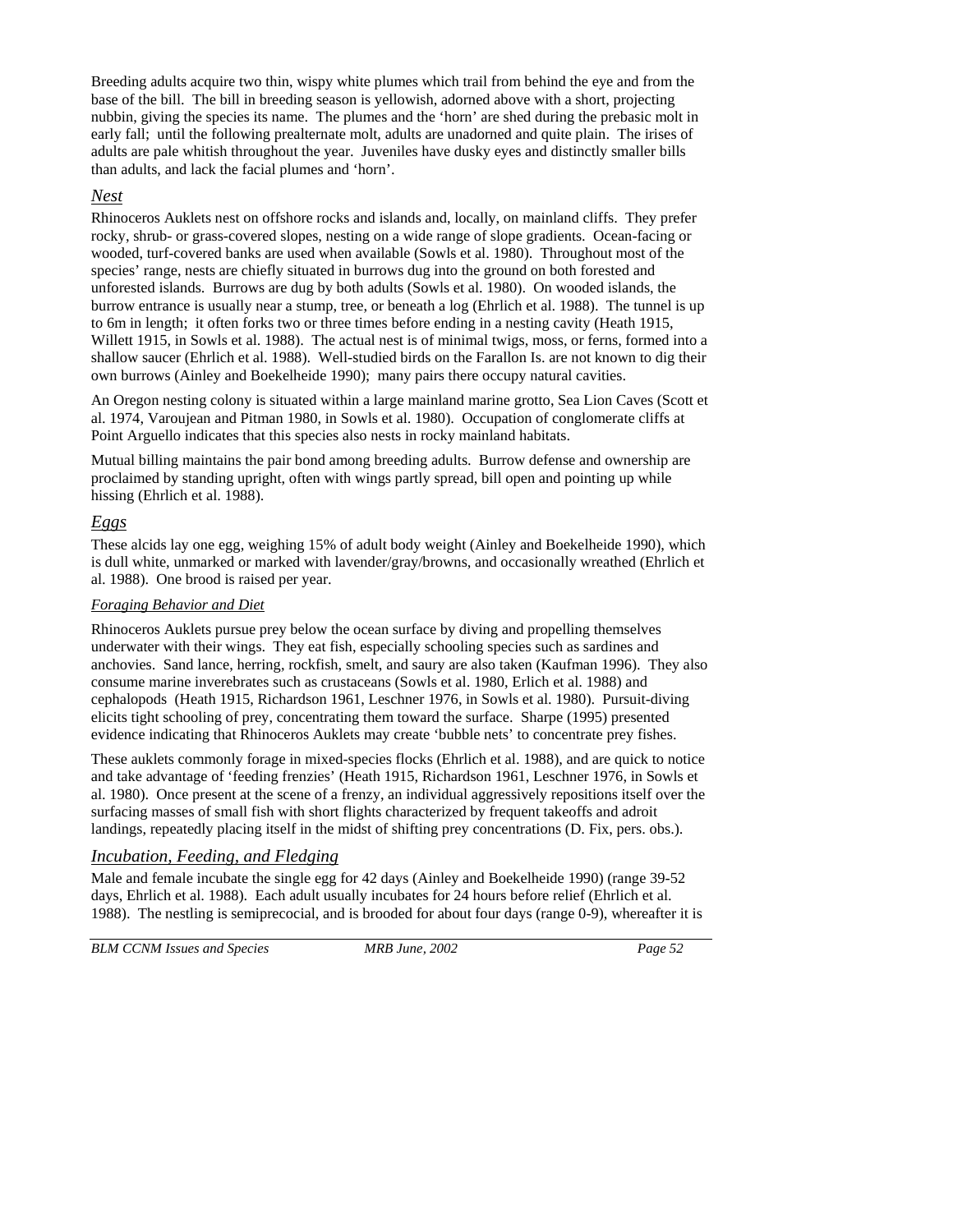Breeding adults acquire two thin, wispy white plumes which trail from behind the eye and from the base of the bill. The bill in breeding season is yellowish, adorned above with a short, projecting nubbin, giving the species its name. The plumes and the 'horn' are shed during the prebasic molt in early fall; until the following prealternate molt, adults are unadorned and quite plain. The irises of adults are pale whitish throughout the year. Juveniles have dusky eyes and distinctly smaller bills than adults, and lack the facial plumes and 'horn'.

### *Nest*

Rhinoceros Auklets nest on offshore rocks and islands and, locally, on mainland cliffs. They prefer rocky, shrub- or grass-covered slopes, nesting on a wide range of slope gradients. Ocean-facing or wooded, turf-covered banks are used when available (Sowls et al. 1980). Throughout most of the species' range, nests are chiefly situated in burrows dug into the ground on both forested and unforested islands. Burrows are dug by both adults (Sowls et al. 1980). On wooded islands, the burrow entrance is usually near a stump, tree, or beneath a log (Ehrlich et al. 1988). The tunnel is up to 6m in length; it often forks two or three times before ending in a nesting cavity (Heath 1915, Willett 1915, in Sowls et al. 1988). The actual nest is of minimal twigs, moss, or ferns, formed into a shallow saucer (Ehrlich et al. 1988). Well-studied birds on the Farallon Is. are not known to dig their own burrows (Ainley and Boekelheide 1990); many pairs there occupy natural cavities.

An Oregon nesting colony is situated within a large mainland marine grotto, Sea Lion Caves (Scott et al. 1974, Varoujean and Pitman 1980, in Sowls et al. 1980). Occupation of conglomerate cliffs at Point Arguello indicates that this species also nests in rocky mainland habitats.

Mutual billing maintains the pair bond among breeding adults. Burrow defense and ownership are proclaimed by standing upright, often with wings partly spread, bill open and pointing up while hissing (Ehrlich et al. 1988).

### *Eggs*

These alcids lay one egg, weighing 15% of adult body weight (Ainley and Boekelheide 1990), which is dull white, unmarked or marked with lavender/gray/browns, and occasionally wreathed (Ehrlich et al. 1988). One brood is raised per year.

#### *Foraging Behavior and Diet*

Rhinoceros Auklets pursue prey below the ocean surface by diving and propelling themselves underwater with their wings. They eat fish, especially schooling species such as sardines and anchovies. Sand lance, herring, rockfish, smelt, and saury are also taken (Kaufman 1996). They also consume marine inverebrates such as crustaceans (Sowls et al. 1980, Erlich et al. 1988) and cephalopods (Heath 1915, Richardson 1961, Leschner 1976, in Sowls et al. 1980). Pursuit-diving elicits tight schooling of prey, concentrating them toward the surface. Sharpe (1995) presented evidence indicating that Rhinoceros Auklets may create 'bubble nets' to concentrate prey fishes.

These auklets commonly forage in mixed-species flocks (Ehrlich et al. 1988), and are quick to notice and take advantage of 'feeding frenzies' (Heath 1915, Richardson 1961, Leschner 1976, in Sowls et al. 1980). Once present at the scene of a frenzy, an individual aggressively repositions itself over the surfacing masses of small fish with short flights characterized by frequent takeoffs and adroit landings, repeatedly placing itself in the midst of shifting prey concentrations (D. Fix, pers. obs.).

### *Incubation, Feeding, and Fledging*

Male and female incubate the single egg for 42 days (Ainley and Boekelheide 1990) (range 39-52 days, Ehrlich et al. 1988). Each adult usually incubates for 24 hours before relief (Ehrlich et al. 1988). The nestling is semiprecocial, and is brooded for about four days (range 0-9), whereafter it is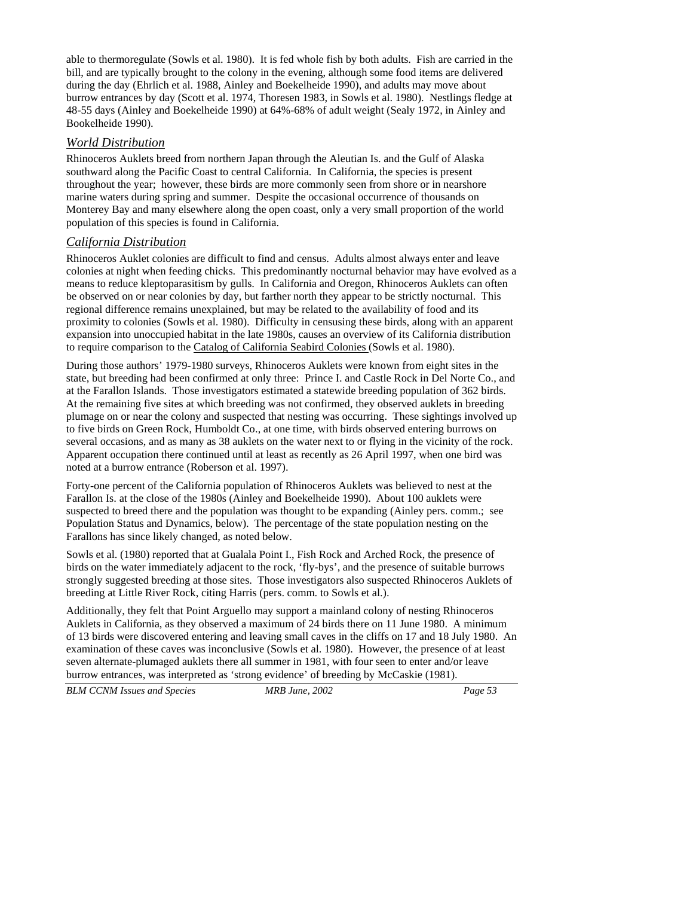able to thermoregulate (Sowls et al. 1980). It is fed whole fish by both adults. Fish are carried in the bill, and are typically brought to the colony in the evening, although some food items are delivered during the day (Ehrlich et al. 1988, Ainley and Boekelheide 1990), and adults may move about burrow entrances by day (Scott et al. 1974, Thoresen 1983, in Sowls et al. 1980). Nestlings fledge at 48-55 days (Ainley and Boekelheide 1990) at 64%-68% of adult weight (Sealy 1972, in Ainley and Bookelheide 1990).

### *World Distribution*

Rhinoceros Auklets breed from northern Japan through the Aleutian Is. and the Gulf of Alaska southward along the Pacific Coast to central California. In California, the species is present throughout the year; however, these birds are more commonly seen from shore or in nearshore marine waters during spring and summer. Despite the occasional occurrence of thousands on Monterey Bay and many elsewhere along the open coast, only a very small proportion of the world population of this species is found in California.

### *California Distribution*

Rhinoceros Auklet colonies are difficult to find and census. Adults almost always enter and leave colonies at night when feeding chicks. This predominantly nocturnal behavior may have evolved as a means to reduce kleptoparasitism by gulls. In California and Oregon, Rhinoceros Auklets can often be observed on or near colonies by day, but farther north they appear to be strictly nocturnal. This regional difference remains unexplained, but may be related to the availability of food and its proximity to colonies (Sowls et al. 1980). Difficulty in censusing these birds, along with an apparent expansion into unoccupied habitat in the late 1980s, causes an overview of its California distribution to require comparison to the Catalog of California Seabird Colonies (Sowls et al. 1980).

During those authors' 1979-1980 surveys, Rhinoceros Auklets were known from eight sites in the state, but breeding had been confirmed at only three: Prince I. and Castle Rock in Del Norte Co., and at the Farallon Islands. Those investigators estimated a statewide breeding population of 362 birds. At the remaining five sites at which breeding was not confirmed, they observed auklets in breeding plumage on or near the colony and suspected that nesting was occurring. These sightings involved up to five birds on Green Rock, Humboldt Co., at one time, with birds observed entering burrows on several occasions, and as many as 38 auklets on the water next to or flying in the vicinity of the rock. Apparent occupation there continued until at least as recently as 26 April 1997, when one bird was noted at a burrow entrance (Roberson et al. 1997).

Forty-one percent of the California population of Rhinoceros Auklets was believed to nest at the Farallon Is. at the close of the 1980s (Ainley and Boekelheide 1990). About 100 auklets were suspected to breed there and the population was thought to be expanding (Ainley pers. comm.; see Population Status and Dynamics, below). The percentage of the state population nesting on the Farallons has since likely changed, as noted below.

Sowls et al. (1980) reported that at Gualala Point I., Fish Rock and Arched Rock, the presence of birds on the water immediately adjacent to the rock, 'fly-bys', and the presence of suitable burrows strongly suggested breeding at those sites. Those investigators also suspected Rhinoceros Auklets of breeding at Little River Rock, citing Harris (pers. comm. to Sowls et al.).

Additionally, they felt that Point Arguello may support a mainland colony of nesting Rhinoceros Auklets in California, as they observed a maximum of 24 birds there on 11 June 1980. A minimum of 13 birds were discovered entering and leaving small caves in the cliffs on 17 and 18 July 1980. An examination of these caves was inconclusive (Sowls et al. 1980). However, the presence of at least seven alternate-plumaged auklets there all summer in 1981, with four seen to enter and/or leave burrow entrances, was interpreted as 'strong evidence' of breeding by McCaskie (1981).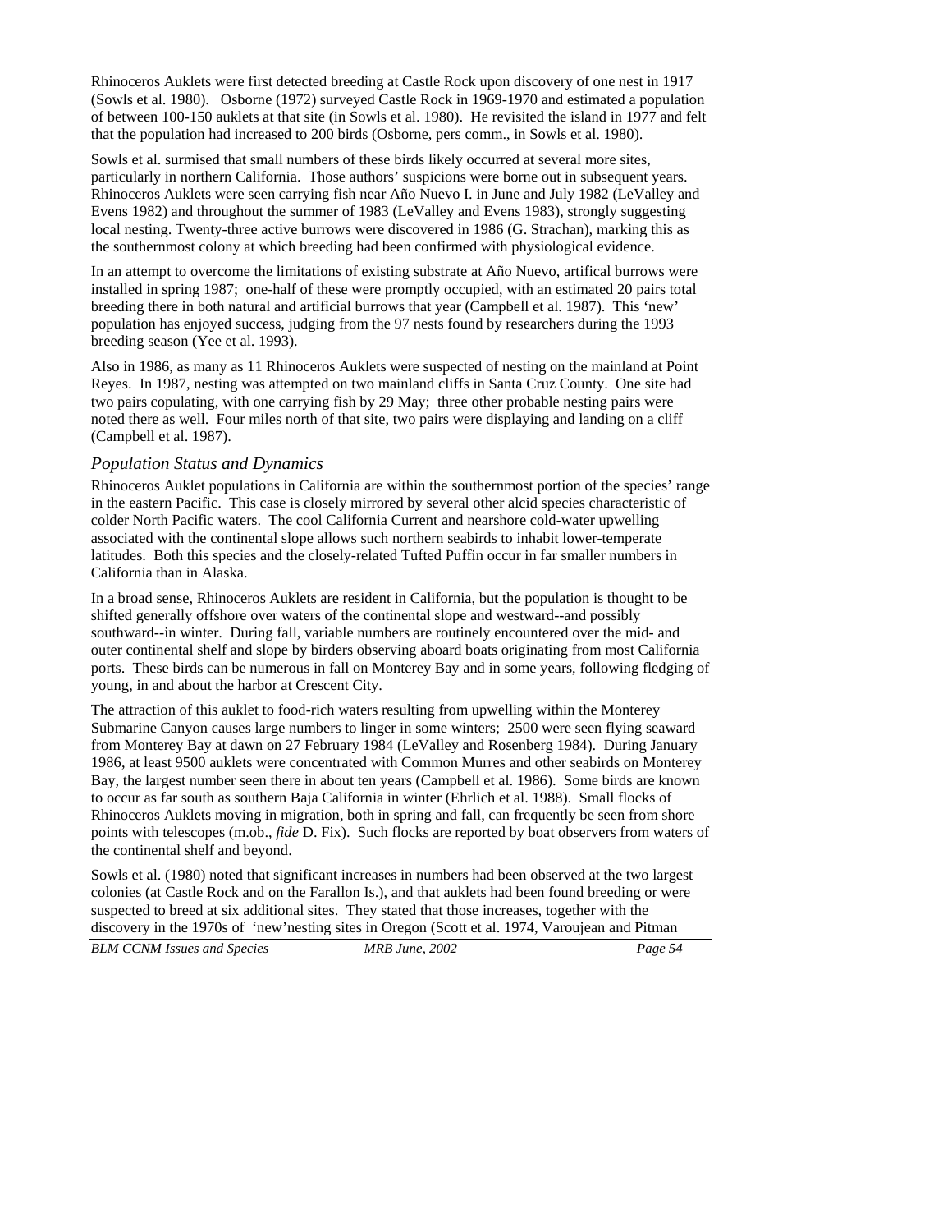Rhinoceros Auklets were first detected breeding at Castle Rock upon discovery of one nest in 1917 (Sowls et al. 1980). Osborne (1972) surveyed Castle Rock in 1969-1970 and estimated a population of between 100-150 auklets at that site (in Sowls et al. 1980). He revisited the island in 1977 and felt that the population had increased to 200 birds (Osborne, pers comm., in Sowls et al. 1980).

Sowls et al. surmised that small numbers of these birds likely occurred at several more sites, particularly in northern California. Those authors' suspicions were borne out in subsequent years. Rhinoceros Auklets were seen carrying fish near Año Nuevo I. in June and July 1982 (LeValley and Evens 1982) and throughout the summer of 1983 (LeValley and Evens 1983), strongly suggesting local nesting. Twenty-three active burrows were discovered in 1986 (G. Strachan), marking this as the southernmost colony at which breeding had been confirmed with physiological evidence.

In an attempt to overcome the limitations of existing substrate at Año Nuevo, artifical burrows were installed in spring 1987; one-half of these were promptly occupied, with an estimated 20 pairs total breeding there in both natural and artificial burrows that year (Campbell et al. 1987). This 'new' population has enjoyed success, judging from the 97 nests found by researchers during the 1993 breeding season (Yee et al. 1993).

Also in 1986, as many as 11 Rhinoceros Auklets were suspected of nesting on the mainland at Point Reyes. In 1987, nesting was attempted on two mainland cliffs in Santa Cruz County. One site had two pairs copulating, with one carrying fish by 29 May; three other probable nesting pairs were noted there as well. Four miles north of that site, two pairs were displaying and landing on a cliff (Campbell et al. 1987).

## *Population Status and Dynamics*

Rhinoceros Auklet populations in California are within the southernmost portion of the species' range in the eastern Pacific. This case is closely mirrored by several other alcid species characteristic of colder North Pacific waters. The cool California Current and nearshore cold-water upwelling associated with the continental slope allows such northern seabirds to inhabit lower-temperate latitudes. Both this species and the closely-related Tufted Puffin occur in far smaller numbers in California than in Alaska.

In a broad sense, Rhinoceros Auklets are resident in California, but the population is thought to be shifted generally offshore over waters of the continental slope and westward--and possibly southward--in winter. During fall, variable numbers are routinely encountered over the mid- and outer continental shelf and slope by birders observing aboard boats originating from most California ports. These birds can be numerous in fall on Monterey Bay and in some years, following fledging of young, in and about the harbor at Crescent City.

The attraction of this auklet to food-rich waters resulting from upwelling within the Monterey Submarine Canyon causes large numbers to linger in some winters; 2500 were seen flying seaward from Monterey Bay at dawn on 27 February 1984 (LeValley and Rosenberg 1984). During January 1986, at least 9500 auklets were concentrated with Common Murres and other seabirds on Monterey Bay, the largest number seen there in about ten years (Campbell et al. 1986). Some birds are known to occur as far south as southern Baja California in winter (Ehrlich et al. 1988). Small flocks of Rhinoceros Auklets moving in migration, both in spring and fall, can frequently be seen from shore points with telescopes (m.ob., *fide* D. Fix). Such flocks are reported by boat observers from waters of the continental shelf and beyond.

Sowls et al. (1980) noted that significant increases in numbers had been observed at the two largest colonies (at Castle Rock and on the Farallon Is.), and that auklets had been found breeding or were suspected to breed at six additional sites. They stated that those increases, together with the discovery in the 1970s of 'new'nesting sites in Oregon (Scott et al. 1974, Varoujean and Pitman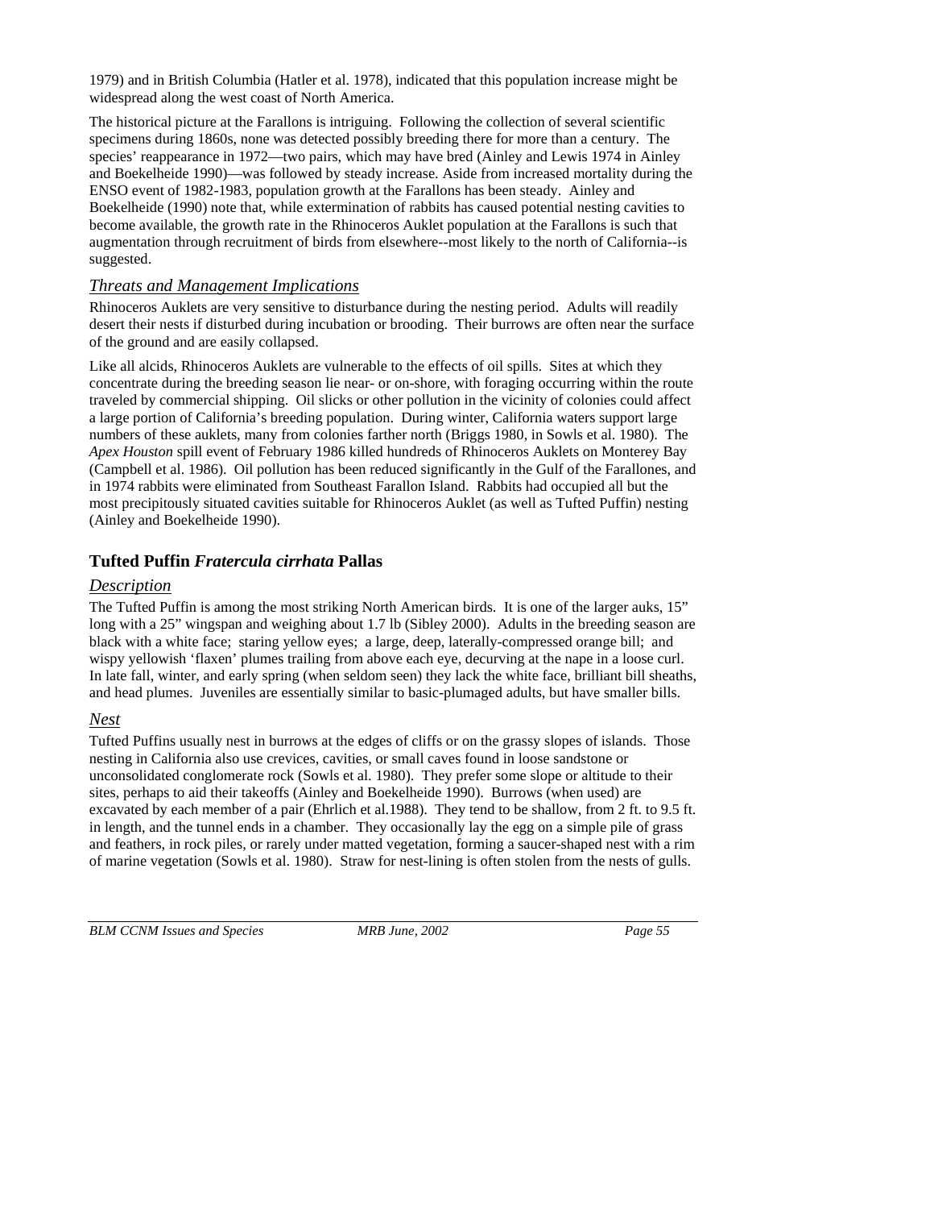1979) and in British Columbia (Hatler et al. 1978), indicated that this population increase might be widespread along the west coast of North America.

The historical picture at the Farallons is intriguing. Following the collection of several scientific specimens during 1860s, none was detected possibly breeding there for more than a century. The species' reappearance in 1972—two pairs, which may have bred (Ainley and Lewis 1974 in Ainley and Boekelheide 1990)—was followed by steady increase. Aside from increased mortality during the ENSO event of 1982-1983, population growth at the Farallons has been steady. Ainley and Boekelheide (1990) note that, while extermination of rabbits has caused potential nesting cavities to become available, the growth rate in the Rhinoceros Auklet population at the Farallons is such that augmentation through recruitment of birds from elsewhere--most likely to the north of California--is suggested.

### *Threats and Management Implications*

Rhinoceros Auklets are very sensitive to disturbance during the nesting period. Adults will readily desert their nests if disturbed during incubation or brooding. Their burrows are often near the surface of the ground and are easily collapsed.

Like all alcids, Rhinoceros Auklets are vulnerable to the effects of oil spills. Sites at which they concentrate during the breeding season lie near- or on-shore, with foraging occurring within the route traveled by commercial shipping. Oil slicks or other pollution in the vicinity of colonies could affect a large portion of California's breeding population. During winter, California waters support large numbers of these auklets, many from colonies farther north (Briggs 1980, in Sowls et al. 1980). The *Apex Houston* spill event of February 1986 killed hundreds of Rhinoceros Auklets on Monterey Bay (Campbell et al. 1986). Oil pollution has been reduced significantly in the Gulf of the Farallones, and in 1974 rabbits were eliminated from Southeast Farallon Island. Rabbits had occupied all but the most precipitously situated cavities suitable for Rhinoceros Auklet (as well as Tufted Puffin) nesting (Ainley and Boekelheide 1990).

## Tufted Puffin *Fratercula cirrhata* Pallas

### *Description*

The Tufted Puffin is among the most striking North American birds. It is one of the larger auks, 15" long with a 25" wingspan and weighing about 1.7 lb (Sibley 2000). Adults in the breeding season are black with a white face; staring yellow eyes; a large, deep, laterally-compressed orange bill; and wispy yellowish 'flaxen' plumes trailing from above each eye, decurving at the nape in a loose curl. In late fall, winter, and early spring (when seldom seen) they lack the white face, brilliant bill sheaths, and head plumes. Juveniles are essentially similar to basic-plumaged adults, but have smaller bills.

### *Nest*

Tufted Puffins usually nest in burrows at the edges of cliffs or on the grassy slopes of islands. Those nesting in California also use crevices, cavities, or small caves found in loose sandstone or unconsolidated conglomerate rock (Sowls et al. 1980). They prefer some slope or altitude to their sites, perhaps to aid their takeoffs (Ainley and Boekelheide 1990). Burrows (when used) are excavated by each member of a pair (Ehrlich et al.1988). They tend to be shallow, from 2 ft. to 9.5 ft. in length, and the tunnel ends in a chamber. They occasionally lay the egg on a simple pile of grass and feathers, in rock piles, or rarely under matted vegetation, forming a saucer-shaped nest with a rim of marine vegetation (Sowls et al. 1980). Straw for nest-lining is often stolen from the nests of gulls.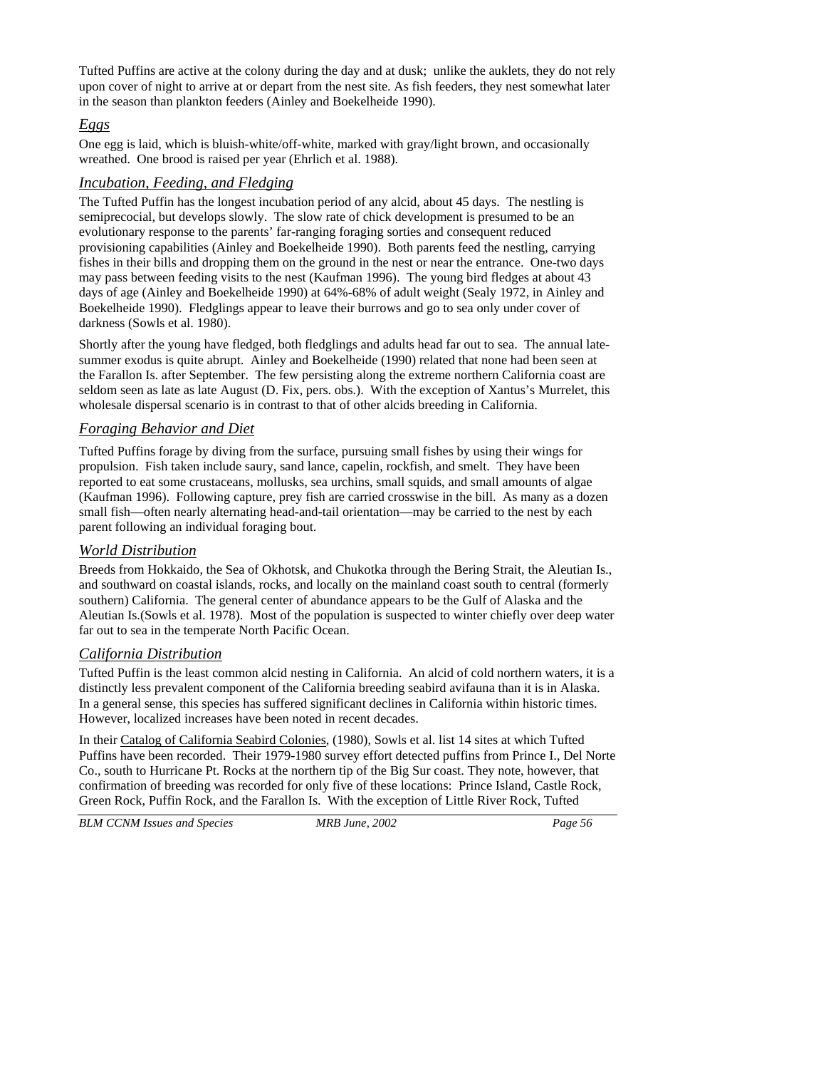Tufted Puffins are active at the colony during the day and at dusk;  unlike the auklets, they do not rely upon cover of night to arrive at or depart from the nest site. As fish feeders, they nest somewhat later in the season than plankton feeders (Ainley and Boekelheide 1990).

### *Eggs*

One egg is laid, which is bluish-white/off-white, marked with gray/light brown, and occasionally wreathed.  One brood is raised per year (Ehrlich et al. 1988).

### *Incubation, Feeding, and Fledging*

The Tufted Puffin has the longest incubation period of any alcid, about 45 days.  The nestling is semiprecocial, but develops slowly.  The slow rate of chick development is presumed to be an evolutionary response to the parents' far-ranging foraging sorties and consequent reduced provisioning capabilities (Ainley and Boekelheide 1990).  Both parents feed the nestling, carrying fishes in their bills and dropping them on the ground in the nest or near the entrance.  One-two days may pass between feeding visits to the nest (Kaufman 1996).  The young bird fledges at about 43 days of age (Ainley and Boekelheide 1990) at 64%-68% of adult weight (Sealy 1972, in Ainley and Boekelheide 1990).  Fledglings appear to leave their burrows and go to sea only under cover of darkness (Sowls et al. 1980).

Shortly after the young have fledged, both fledglings and adults head far out to sea.  The annual late-summer exodus is quite abrupt.  Ainley and Boekelheide (1990) related that none had been seen at the Farallon Is. after September.  The few persisting along the extreme northern California coast are seldom seen as late as late August (D. Fix, pers. obs.).  With the exception of Xantus's Murrelet, this wholesale dispersal scenario is in contrast to that of other alcids breeding in California.

### *Foraging Behavior and Diet*

Tufted Puffins forage by diving from the surface, pursuing small fishes by using their wings for propulsion.  Fish taken include saury, sand lance, capelin, rockfish, and smelt.  They have been reported to eat some crustaceans, mollusks, sea urchins, small squids, and small amounts of algae (Kaufman 1996).  Following capture, prey fish are carried crosswise in the bill.  As many as a dozen small fish—often nearly alternating head-and-tail orientation—may be carried to the nest by each parent following an individual foraging bout.

### *World Distribution*

Breeds from Hokkaido, the Sea of Okhotsk, and Chukotka through the Bering Strait, the Aleutian Is., and southward on coastal islands, rocks, and locally on the mainland coast south to central (formerly southern) California.  The general center of abundance appears to be the Gulf of Alaska and the Aleutian Is.(Sowls et al. 1978).  Most of the population is suspected to winter chiefly over deep water far out to sea in the temperate North Pacific Ocean.

### *California Distribution*

Tufted Puffin is the least common alcid nesting in California.  An alcid of cold northern waters, it is a distinctly less prevalent component of the California breeding seabird avifauna than it is in Alaska.  In a general sense, this species has suffered significant declines in California within historic times.  However, localized increases have been noted in recent decades.

In their Catalog of California Seabird Colonies, (1980), Sowls et al. list 14 sites at which Tufted Puffins have been recorded.  Their 1979-1980 survey effort detected puffins from Prince I., Del Norte Co., south to Hurricane Pt. Rocks at the northern tip of the Big Sur coast. They note, however, that confirmation of breeding was recorded for only five of these locations:  Prince Island, Castle Rock, Green Rock, Puffin Rock, and the Farallon Is.  With the exception of Little River Rock, Tufted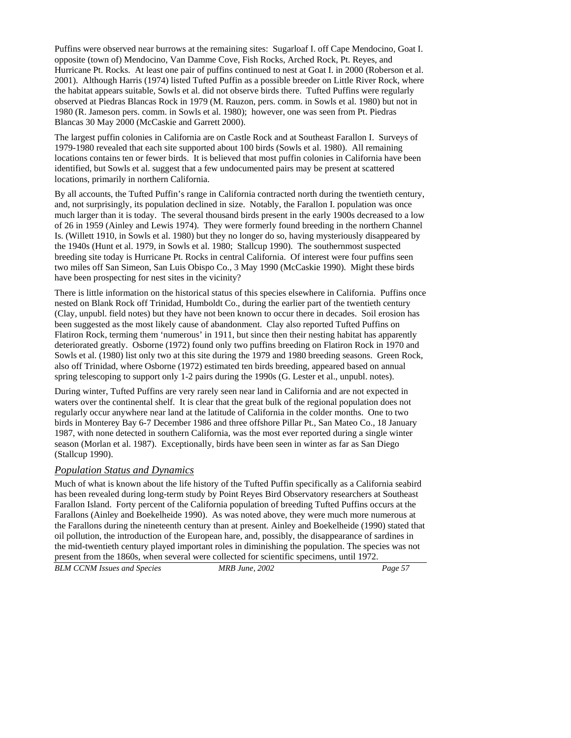Puffins were observed near burrows at the remaining sites: Sugarloaf I. off Cape Mendocino, Goat I. opposite (town of) Mendocino, Van Damme Cove, Fish Rocks, Arched Rock, Pt. Reyes, and Hurricane Pt. Rocks. At least one pair of puffins continued to nest at Goat I. in 2000 (Roberson et al. 2001). Although Harris (1974) listed Tufted Puffin as a possible breeder on Little River Rock, where the habitat appears suitable, Sowls et al. did not observe birds there. Tufted Puffins were regularly observed at Piedras Blancas Rock in 1979 (M. Rauzon, pers. comm. in Sowls et al. 1980) but not in 1980 (R. Jameson pers. comm. in Sowls et al. 1980); however, one was seen from Pt. Piedras Blancas 30 May 2000 (McCaskie and Garrett 2000).

The largest puffin colonies in California are on Castle Rock and at Southeast Farallon I. Surveys of 1979-1980 revealed that each site supported about 100 birds (Sowls et al. 1980). All remaining locations contains ten or fewer birds. It is believed that most puffin colonies in California have been identified, but Sowls et al. suggest that a few undocumented pairs may be present at scattered locations, primarily in northern California.

By all accounts, the Tufted Puffin's range in California contracted north during the twentieth century, and, not surprisingly, its population declined in size. Notably, the Farallon I. population was once much larger than it is today. The several thousand birds present in the early 1900s decreased to a low of 26 in 1959 (Ainley and Lewis 1974). They were formerly found breeding in the northern Channel Is. (Willett 1910, in Sowls et al. 1980) but they no longer do so, having mysteriously disappeared by the 1940s (Hunt et al. 1979, in Sowls et al. 1980; Stallcup 1990). The southernmost suspected breeding site today is Hurricane Pt. Rocks in central California. Of interest were four puffins seen two miles off San Simeon, San Luis Obispo Co., 3 May 1990 (McCaskie 1990). Might these birds have been prospecting for nest sites in the vicinity?

There is little information on the historical status of this species elsewhere in California. Puffins once nested on Blank Rock off Trinidad, Humboldt Co., during the earlier part of the twentieth century (Clay, unpubl. field notes) but they have not been known to occur there in decades. Soil erosion has been suggested as the most likely cause of abandonment. Clay also reported Tufted Puffins on Flatiron Rock, terming them 'numerous' in 1911, but since then their nesting habitat has apparently deteriorated greatly. Osborne (1972) found only two puffins breeding on Flatiron Rock in 1970 and Sowls et al. (1980) list only two at this site during the 1979 and 1980 breeding seasons. Green Rock, also off Trinidad, where Osborne (1972) estimated ten birds breeding, appeared based on annual spring telescoping to support only 1-2 pairs during the 1990s (G. Lester et al., unpubl. notes).

During winter, Tufted Puffins are very rarely seen near land in California and are not expected in waters over the continental shelf. It is clear that the great bulk of the regional population does not regularly occur anywhere near land at the latitude of California in the colder months. One to two birds in Monterey Bay 6-7 December 1986 and three offshore Pillar Pt., San Mateo Co., 18 January 1987, with none detected in southern California, was the most ever reported during a single winter season (Morlan et al. 1987). Exceptionally, birds have been seen in winter as far as San Diego (Stallcup 1990).

## *Population Status and Dynamics*

Much of what is known about the life history of the Tufted Puffin specifically as a California seabird has been revealed during long-term study by Point Reyes Bird Observatory researchers at Southeast Farallon Island. Forty percent of the California population of breeding Tufted Puffins occurs at the Farallons (Ainley and Boekelheide 1990). As was noted above, they were much more numerous at the Farallons during the nineteenth century than at present. Ainley and Boekelheide (1990) stated that oil pollution, the introduction of the European hare, and, possibly, the disappearance of sardines in the mid-twentieth century played important roles in diminishing the population. The species was not present from the 1860s, when several were collected for scientific specimens, until 1972.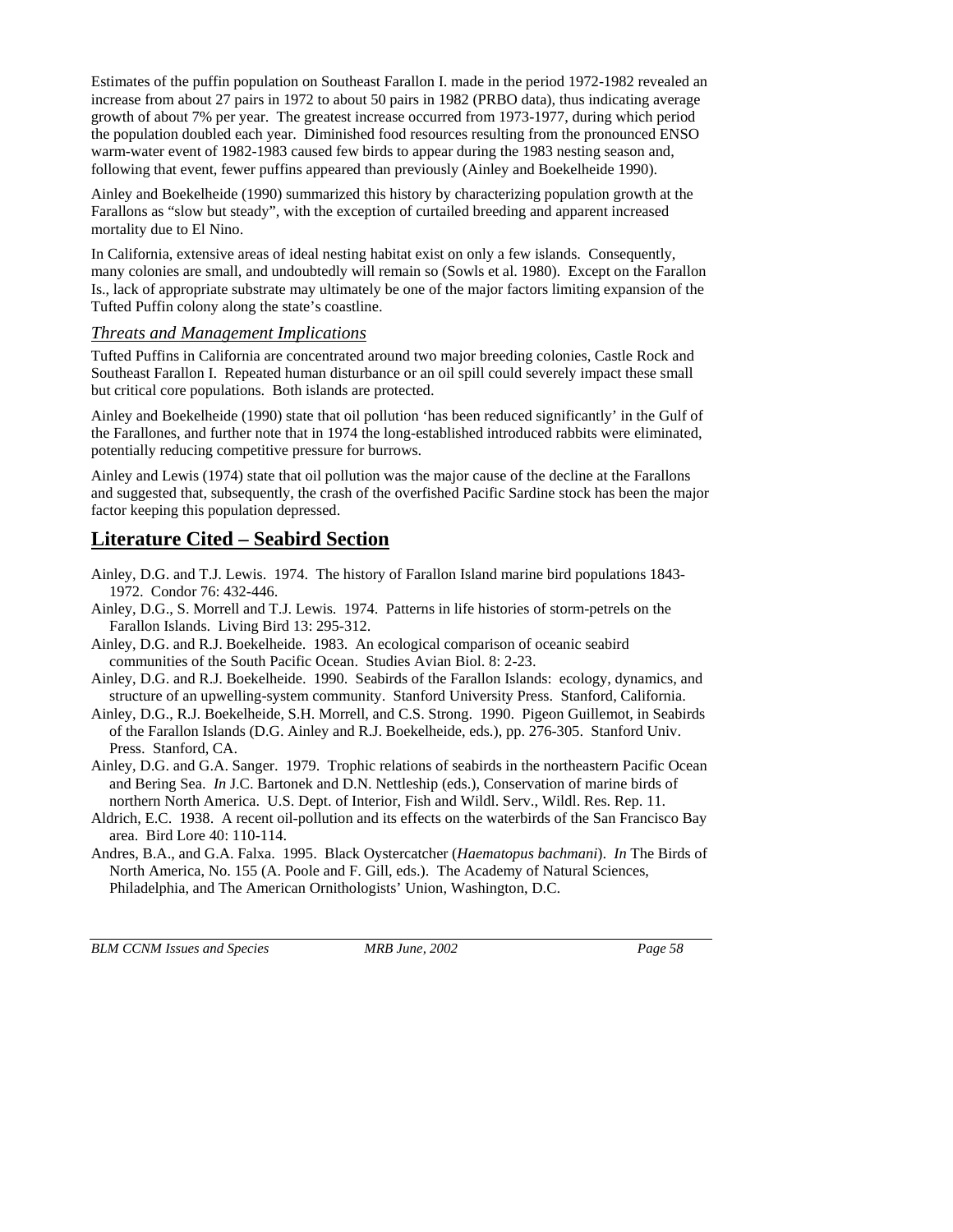Estimates of the puffin population on Southeast Farallon I. made in the period 1972-1982 revealed an increase from about 27 pairs in 1972 to about 50 pairs in 1982 (PRBO data), thus indicating average growth of about 7% per year. The greatest increase occurred from 1973-1977, during which period the population doubled each year. Diminished food resources resulting from the pronounced ENSO warm-water event of 1982-1983 caused few birds to appear during the 1983 nesting season and, following that event, fewer puffins appeared than previously (Ainley and Boekelheide 1990).

Ainley and Boekelheide (1990) summarized this history by characterizing population growth at the Farallons as "slow but steady", with the exception of curtailed breeding and apparent increased mortality due to El Nino.

In California, extensive areas of ideal nesting habitat exist on only a few islands. Consequently, many colonies are small, and undoubtedly will remain so (Sowls et al. 1980). Except on the Farallon Is., lack of appropriate substrate may ultimately be one of the major factors limiting expansion of the Tufted Puffin colony along the state's coastline.

### *Threats and Management Implications*

Tufted Puffins in California are concentrated around two major breeding colonies, Castle Rock and Southeast Farallon I. Repeated human disturbance or an oil spill could severely impact these small but critical core populations. Both islands are protected.

Ainley and Boekelheide (1990) state that oil pollution 'has been reduced significantly' in the Gulf of the Farallones, and further note that in 1974 the long-established introduced rabbits were eliminated, potentially reducing competitive pressure for burrows.

Ainley and Lewis (1974) state that oil pollution was the major cause of the decline at the Farallons and suggested that, subsequently, the crash of the overfished Pacific Sardine stock has been the major factor keeping this population depressed.

## Literature Cited – Seabird Section

Ainley, D.G. and T.J. Lewis. 1974. The history of Farallon Island marine bird populations 1843-1972. Condor 76: 432-446.

Ainley, D.G., S. Morrell and T.J. Lewis. 1974. Patterns in life histories of storm-petrels on the Farallon Islands. Living Bird 13: 295-312.

Ainley, D.G. and R.J. Boekelheide. 1983. An ecological comparison of oceanic seabird communities of the South Pacific Ocean. Studies Avian Biol. 8: 2-23.

Ainley, D.G. and R.J. Boekelheide. 1990. Seabirds of the Farallon Islands: ecology, dynamics, and structure of an upwelling-system community. Stanford University Press. Stanford, California.

Ainley, D.G., R.J. Boekelheide, S.H. Morrell, and C.S. Strong. 1990. Pigeon Guillemot, in Seabirds of the Farallon Islands (D.G. Ainley and R.J. Boekelheide, eds.), pp. 276-305. Stanford Univ. Press. Stanford, CA.

Ainley, D.G. and G.A. Sanger. 1979. Trophic relations of seabirds in the northeastern Pacific Ocean and Bering Sea. *In* J.C. Bartonek and D.N. Nettleship (eds.), Conservation of marine birds of northern North America. U.S. Dept. of Interior, Fish and Wildl. Serv., Wildl. Res. Rep. 11.

Aldrich, E.C. 1938. A recent oil-pollution and its effects on the waterbirds of the San Francisco Bay area. Bird Lore 40: 110-114.

Andres, B.A., and G.A. Falxa. 1995. Black Oystercatcher (*Haematopus bachmani*). *In* The Birds of North America, No. 155 (A. Poole and F. Gill, eds.). The Academy of Natural Sciences, Philadelphia, and The American Ornithologists' Union, Washington, D.C.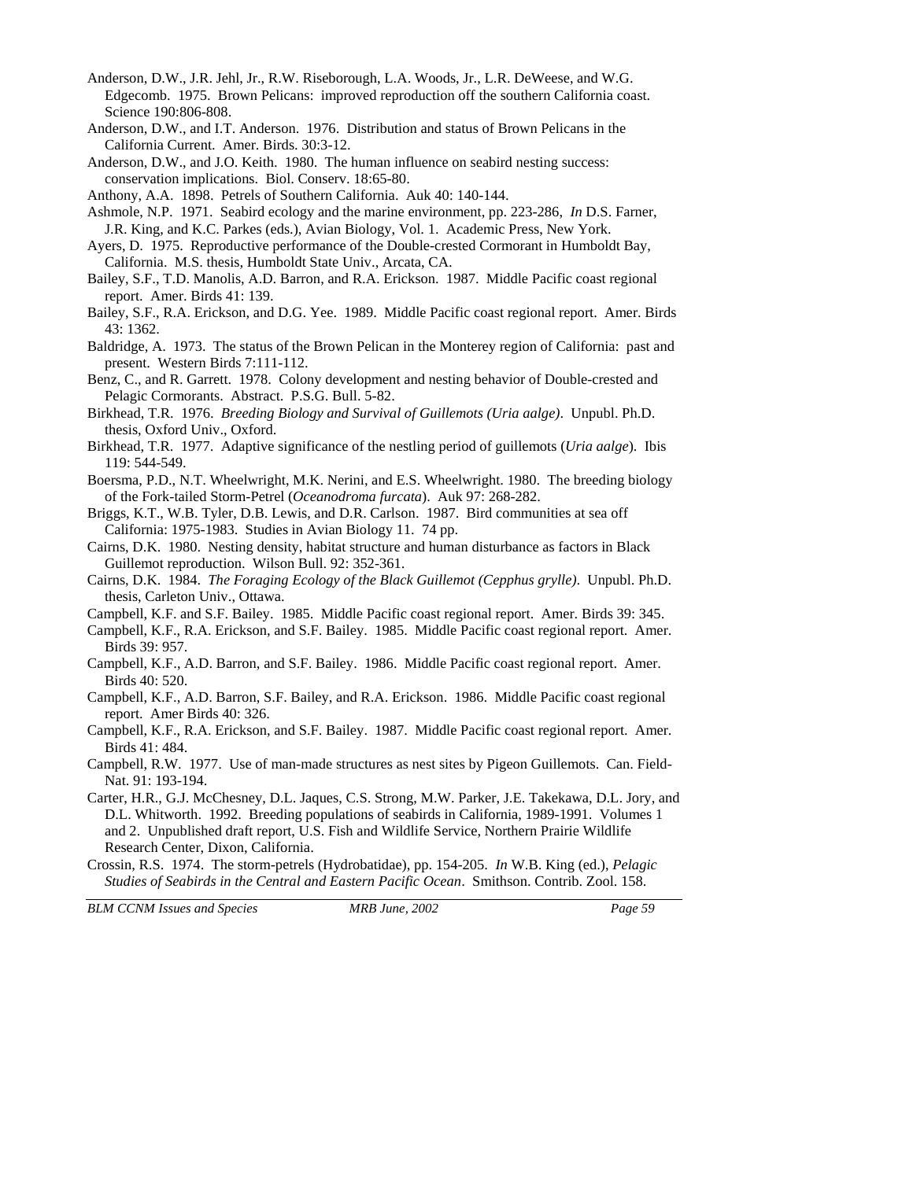Anderson, D.W., J.R. Jehl, Jr., R.W. Riseborough, L.A. Woods, Jr., L.R. DeWeese, and W.G. Edgecomb. 1975. Brown Pelicans: improved reproduction off the southern California coast. Science 190:806-808.

Anderson, D.W., and I.T. Anderson. 1976. Distribution and status of Brown Pelicans in the California Current. Amer. Birds. 30:3-12.

Anderson, D.W., and J.O. Keith. 1980. The human influence on seabird nesting success: conservation implications. Biol. Conserv. 18:65-80.

Anthony, A.A. 1898. Petrels of Southern California. Auk 40: 140-144.

Ashmole, N.P. 1971. Seabird ecology and the marine environment, pp. 223-286, *In* D.S. Farner, J.R. King, and K.C. Parkes (eds.), Avian Biology, Vol. 1. Academic Press, New York.

Ayers, D. 1975. Reproductive performance of the Double-crested Cormorant in Humboldt Bay, California. M.S. thesis, Humboldt State Univ., Arcata, CA.

Bailey, S.F., T.D. Manolis, A.D. Barron, and R.A. Erickson. 1987. Middle Pacific coast regional report. Amer. Birds 41: 139.

Bailey, S.F., R.A. Erickson, and D.G. Yee. 1989. Middle Pacific coast regional report. Amer. Birds 43: 1362.

Baldridge, A. 1973. The status of the Brown Pelican in the Monterey region of California: past and present. Western Birds 7:111-112.

Benz, C., and R. Garrett. 1978. Colony development and nesting behavior of Double-crested and Pelagic Cormorants. Abstract. P.S.G. Bull. 5-82.

Birkhead, T.R. 1976. *Breeding Biology and Survival of Guillemots (Uria aalge)*. Unpubl. Ph.D. thesis, Oxford Univ., Oxford.

Birkhead, T.R. 1977. Adaptive significance of the nestling period of guillemots (*Uria aalge*). Ibis 119: 544-549.

Boersma, P.D., N.T. Wheelwright, M.K. Nerini, and E.S. Wheelwright. 1980. The breeding biology of the Fork-tailed Storm-Petrel (*Oceanodroma furcata*). Auk 97: 268-282.

Briggs, K.T., W.B. Tyler, D.B. Lewis, and D.R. Carlson. 1987. Bird communities at sea off California: 1975-1983. Studies in Avian Biology 11. 74 pp.

Cairns, D.K. 1980. Nesting density, habitat structure and human disturbance as factors in Black Guillemot reproduction. Wilson Bull. 92: 352-361.

Cairns, D.K. 1984. *The Foraging Ecology of the Black Guillemot (Cepphus grylle)*. Unpubl. Ph.D. thesis, Carleton Univ., Ottawa.

Campbell, K.F. and S.F. Bailey. 1985. Middle Pacific coast regional report. Amer. Birds 39: 345.

Campbell, K.F., R.A. Erickson, and S.F. Bailey. 1985. Middle Pacific coast regional report. Amer. Birds 39: 957.

Campbell, K.F., A.D. Barron, and S.F. Bailey. 1986. Middle Pacific coast regional report. Amer. Birds 40: 520.

Campbell, K.F., A.D. Barron, S.F. Bailey, and R.A. Erickson. 1986. Middle Pacific coast regional report. Amer Birds 40: 326.

Campbell, K.F., R.A. Erickson, and S.F. Bailey. 1987. Middle Pacific coast regional report. Amer. Birds 41: 484.

Campbell, R.W. 1977. Use of man-made structures as nest sites by Pigeon Guillemots. Can. Field-Nat. 91: 193-194.

Carter, H.R., G.J. McChesney, D.L. Jaques, C.S. Strong, M.W. Parker, J.E. Takekawa, D.L. Jory, and D.L. Whitworth. 1992. Breeding populations of seabirds in California, 1989-1991. Volumes 1 and 2. Unpublished draft report, U.S. Fish and Wildlife Service, Northern Prairie Wildlife Research Center, Dixon, California.

Crossin, R.S. 1974. The storm-petrels (Hydrobatidae), pp. 154-205. *In* W.B. King (ed.), *Pelagic Studies of Seabirds in the Central and Eastern Pacific Ocean*. Smithson. Contrib. Zool. 158.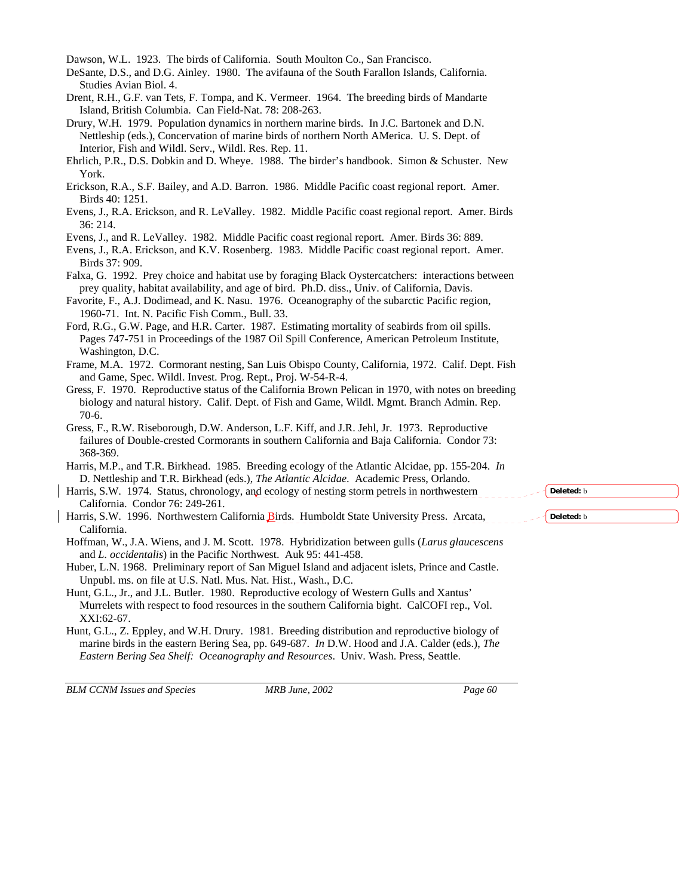Dawson, W.L. 1923. The birds of California. South Moulton Co., San Francisco.

DeSante, D.S., and D.G. Ainley. 1980. The avifauna of the South Farallon Islands, California. Studies Avian Biol. 4.

Drent, R.H., G.F. van Tets, F. Tompa, and K. Vermeer. 1964. The breeding birds of Mandarte Island, British Columbia. Can Field-Nat. 78: 208-263.

Drury, W.H. 1979. Population dynamics in northern marine birds. In J.C. Bartonek and D.N. Nettleship (eds.), Concervation of marine birds of northern North AMerica. U. S. Dept. of Interior, Fish and Wildl. Serv., Wildl. Res. Rep. 11.

Ehrlich, P.R., D.S. Dobkin and D. Wheye. 1988. The birder's handbook. Simon & Schuster. New York.

Erickson, R.A., S.F. Bailey, and A.D. Barron. 1986. Middle Pacific coast regional report. Amer. Birds 40: 1251.

Evens, J., R.A. Erickson, and R. LeValley. 1982. Middle Pacific coast regional report. Amer. Birds 36: 214.

Evens, J., and R. LeValley. 1982. Middle Pacific coast regional report. Amer. Birds 36: 889.

Evens, J., R.A. Erickson, and K.V. Rosenberg. 1983. Middle Pacific coast regional report. Amer. Birds 37: 909.

Falxa, G. 1992. Prey choice and habitat use by foraging Black Oystercatchers: interactions between prey quality, habitat availability, and age of bird. Ph.D. diss., Univ. of California, Davis.

Favorite, F., A.J. Dodimead, and K. Nasu. 1976. Oceanography of the subarctic Pacific region, 1960-71. Int. N. Pacific Fish Comm., Bull. 33.

Ford, R.G., G.W. Page, and H.R. Carter. 1987. Estimating mortality of seabirds from oil spills. Pages 747-751 in Proceedings of the 1987 Oil Spill Conference, American Petroleum Institute, Washington, D.C.

Frame, M.A. 1972. Cormorant nesting, San Luis Obispo County, California, 1972. Calif. Dept. Fish and Game, Spec. Wildl. Invest. Prog. Rept., Proj. W-54-R-4.

Gress, F. 1970. Reproductive status of the California Brown Pelican in 1970, with notes on breeding biology and natural history. Calif. Dept. of Fish and Game, Wildl. Mgmt. Branch Admin. Rep. 70-6.

Gress, F., R.W. Riseborough, D.W. Anderson, L.F. Kiff, and J.R. Jehl, Jr. 1973. Reproductive failures of Double-crested Cormorants in southern California and Baja California. Condor 73: 368-369.

Harris, M.P., and T.R. Birkhead. 1985. Breeding ecology of the Atlantic Alcidae, pp. 155-204. *In* D. Nettleship and T.R. Birkhead (eds.), *The Atlantic Alcidae.* Academic Press, Orlando.

Harris, S.W. 1974. Status, chronology, and ecology of nesting storm petrels in northwestern California. Condor 76: 249-261.

Harris, S.W. 1996. Northwestern California Birds. Humboldt State University Press. Arcata, California.

Hoffman, W., J.A. Wiens, and J. M. Scott. 1978. Hybridization between gulls (*Larus glaucescens* and *L. occidentalis*) in the Pacific Northwest. Auk 95: 441-458.

Huber, L.N. 1968. Preliminary report of San Miguel Island and adjacent islets, Prince and Castle. Unpubl. ms. on file at U.S. Natl. Mus. Nat. Hist., Wash., D.C.

Hunt, G.L., Jr., and J.L. Butler. 1980. Reproductive ecology of Western Gulls and Xantus' Murrelets with respect to food resources in the southern California bight. CalCOFI rep., Vol. XXI:62-67.

Hunt, G.L., Z. Eppley, and W.H. Drury. 1981. Breeding distribution and reproductive biology of marine birds in the eastern Bering Sea, pp. 649-687. *In* D.W. Hood and J.A. Calder (eds.), *The Eastern Bering Sea Shelf: Oceanography and Resources*. Univ. Wash. Press, Seattle.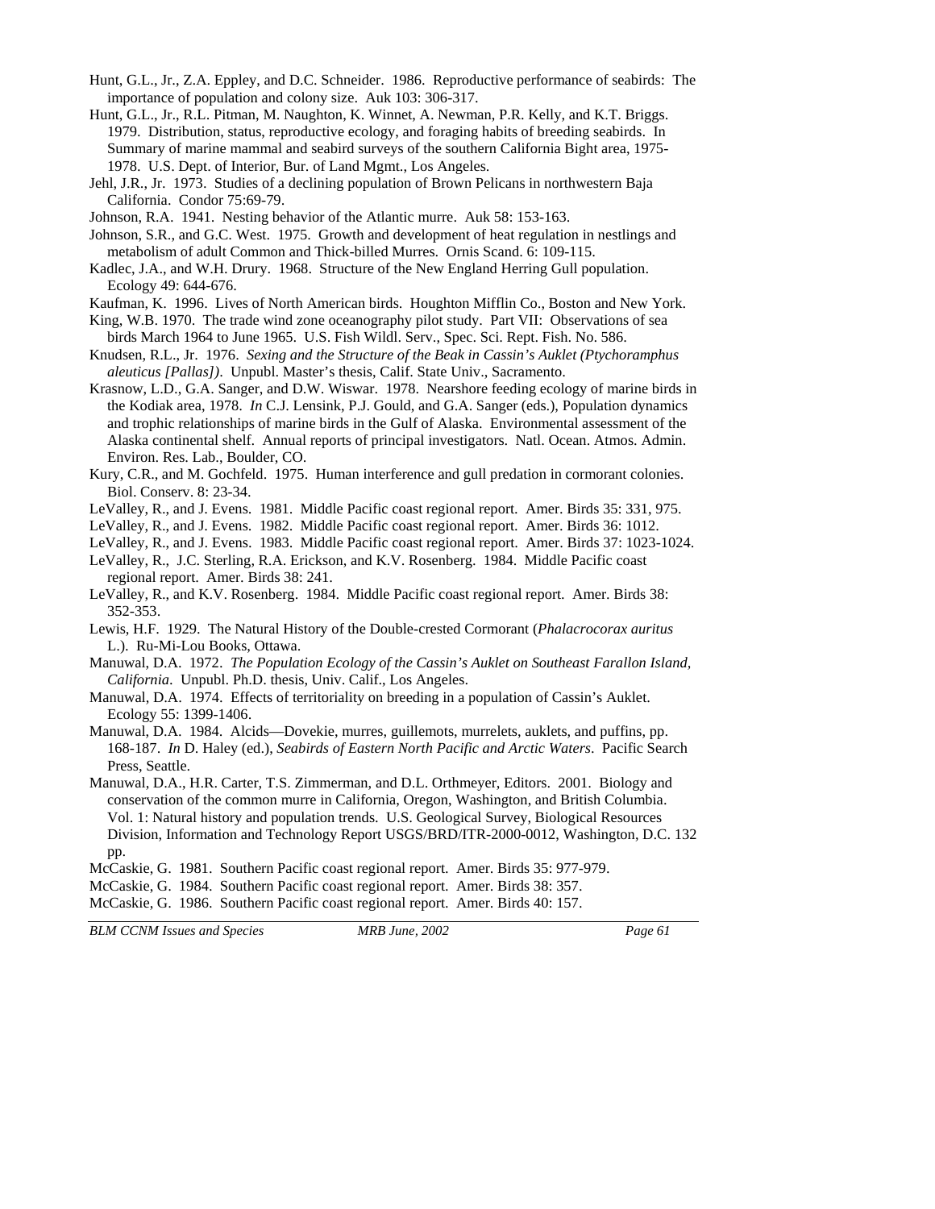Hunt, G.L., Jr., Z.A. Eppley, and D.C. Schneider. 1986. Reproductive performance of seabirds: The importance of population and colony size. Auk 103: 306-317.

Hunt, G.L., Jr., R.L. Pitman, M. Naughton, K. Winnet, A. Newman, P.R. Kelly, and K.T. Briggs. 1979. Distribution, status, reproductive ecology, and foraging habits of breeding seabirds. In Summary of marine mammal and seabird surveys of the southern California Bight area, 1975-1978. U.S. Dept. of Interior, Bur. of Land Mgmt., Los Angeles.

Jehl, J.R., Jr. 1973. Studies of a declining population of Brown Pelicans in northwestern Baja California. Condor 75:69-79.

Johnson, R.A. 1941. Nesting behavior of the Atlantic murre. Auk 58: 153-163.

Johnson, S.R., and G.C. West. 1975. Growth and development of heat regulation in nestlings and metabolism of adult Common and Thick-billed Murres. Ornis Scand. 6: 109-115.

Kadlec, J.A., and W.H. Drury. 1968. Structure of the New England Herring Gull population. Ecology 49: 644-676.

Kaufman, K. 1996. Lives of North American birds. Houghton Mifflin Co., Boston and New York.

King, W.B. 1970. The trade wind zone oceanography pilot study. Part VII: Observations of sea birds March 1964 to June 1965. U.S. Fish Wildl. Serv., Spec. Sci. Rept. Fish. No. 586.

Knudsen, R.L., Jr. 1976. *Sexing and the Structure of the Beak in Cassin's Auklet (Ptychoramphus aleuticus [Pallas])*. Unpubl. Master's thesis, Calif. State Univ., Sacramento.

Krasnow, L.D., G.A. Sanger, and D.W. Wiswar. 1978. Nearshore feeding ecology of marine birds in the Kodiak area, 1978. *In* C.J. Lensink, P.J. Gould, and G.A. Sanger (eds.), Population dynamics and trophic relationships of marine birds in the Gulf of Alaska. Environmental assessment of the Alaska continental shelf. Annual reports of principal investigators. Natl. Ocean. Atmos. Admin. Environ. Res. Lab., Boulder, CO.

Kury, C.R., and M. Gochfeld. 1975. Human interference and gull predation in cormorant colonies. Biol. Conserv. 8: 23-34.

LeValley, R., and J. Evens. 1981. Middle Pacific coast regional report. Amer. Birds 35: 331, 975.

LeValley, R., and J. Evens. 1982. Middle Pacific coast regional report. Amer. Birds 36: 1012.

LeValley, R., and J. Evens. 1983. Middle Pacific coast regional report. Amer. Birds 37: 1023-1024.

LeValley, R., J.C. Sterling, R.A. Erickson, and K.V. Rosenberg. 1984. Middle Pacific coast regional report. Amer. Birds 38: 241.

LeValley, R., and K.V. Rosenberg. 1984. Middle Pacific coast regional report. Amer. Birds 38: 352-353.

Lewis, H.F. 1929. The Natural History of the Double-crested Cormorant (*Phalacrocorax auritus* L.). Ru-Mi-Lou Books, Ottawa.

Manuwal, D.A. 1972. *The Population Ecology of the Cassin's Auklet on Southeast Farallon Island, California*. Unpubl. Ph.D. thesis, Univ. Calif., Los Angeles.

Manuwal, D.A. 1974. Effects of territoriality on breeding in a population of Cassin's Auklet. Ecology 55: 1399-1406.

Manuwal, D.A. 1984. Alcids—Dovekie, murres, guillemots, murrelets, auklets, and puffins, pp. 168-187. *In* D. Haley (ed.), *Seabirds of Eastern North Pacific and Arctic Waters*. Pacific Search Press, Seattle.

Manuwal, D.A., H.R. Carter, T.S. Zimmerman, and D.L. Orthmeyer, Editors. 2001. Biology and conservation of the common murre in California, Oregon, Washington, and British Columbia. Vol. 1: Natural history and population trends. U.S. Geological Survey, Biological Resources Division, Information and Technology Report USGS/BRD/ITR-2000-0012, Washington, D.C. 132 pp.

McCaskie, G. 1981. Southern Pacific coast regional report. Amer. Birds 35: 977-979.

McCaskie, G. 1984. Southern Pacific coast regional report. Amer. Birds 38: 357.

McCaskie, G. 1986. Southern Pacific coast regional report. Amer. Birds 40: 157.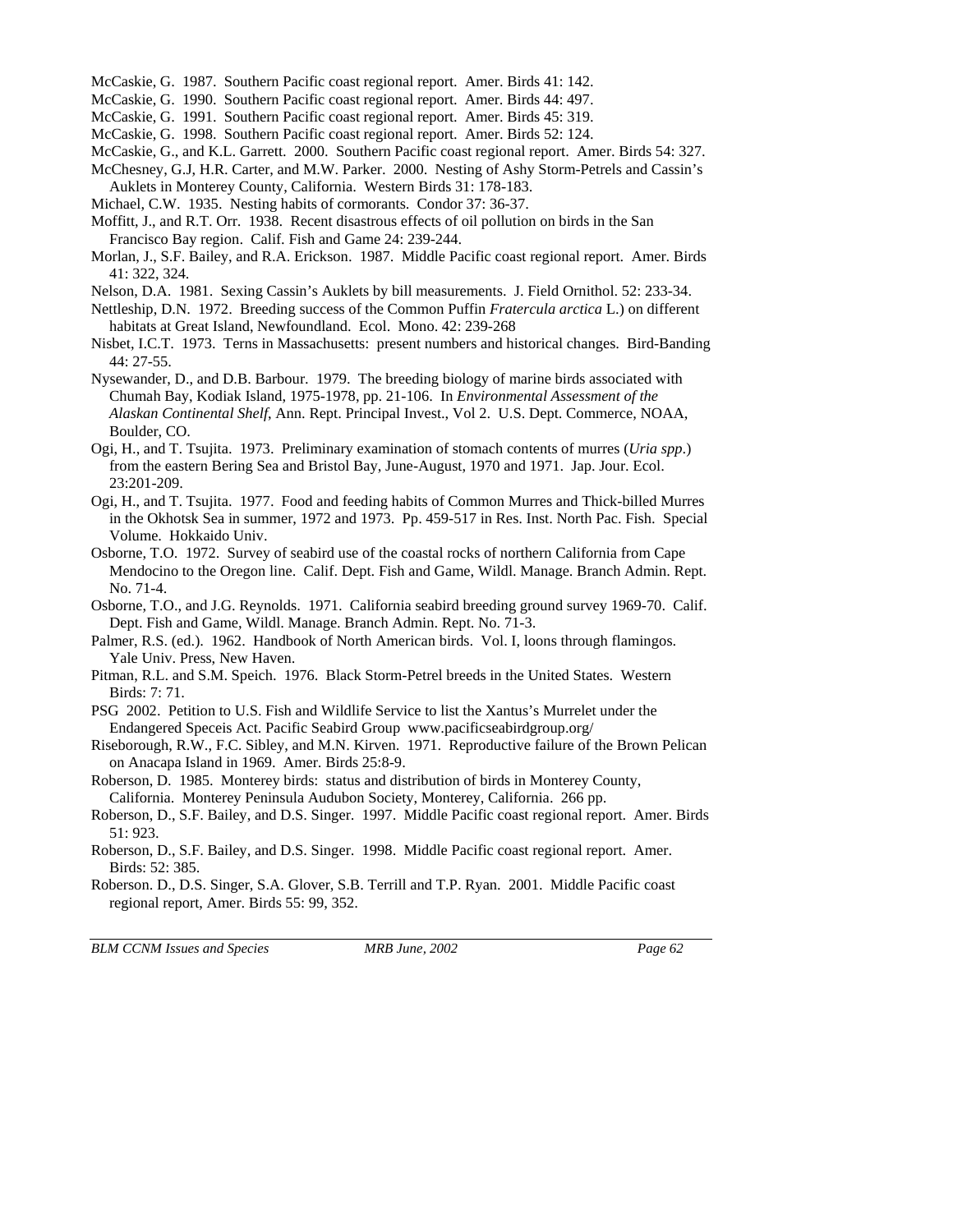McCaskie, G. 1987. Southern Pacific coast regional report. Amer. Birds 41: 142.

McCaskie, G. 1990. Southern Pacific coast regional report. Amer. Birds 44: 497.

McCaskie, G. 1991. Southern Pacific coast regional report. Amer. Birds 45: 319.

McCaskie, G. 1998. Southern Pacific coast regional report. Amer. Birds 52: 124.

McCaskie, G., and K.L. Garrett. 2000. Southern Pacific coast regional report. Amer. Birds 54: 327.

McChesney, G.J, H.R. Carter, and M.W. Parker. 2000. Nesting of Ashy Storm-Petrels and Cassin's Auklets in Monterey County, California. Western Birds 31: 178-183.

Michael, C.W. 1935. Nesting habits of cormorants. Condor 37: 36-37.

Moffitt, J., and R.T. Orr. 1938. Recent disastrous effects of oil pollution on birds in the San Francisco Bay region. Calif. Fish and Game 24: 239-244.

Morlan, J., S.F. Bailey, and R.A. Erickson. 1987. Middle Pacific coast regional report. Amer. Birds 41: 322, 324.

Nelson, D.A. 1981. Sexing Cassin's Auklets by bill measurements. J. Field Ornithol. 52: 233-34.

Nettleship, D.N. 1972. Breeding success of the Common Puffin *Fratercula arctica* L.) on different habitats at Great Island, Newfoundland. Ecol. Mono. 42: 239-268

Nisbet, I.C.T. 1973. Terns in Massachusetts: present numbers and historical changes. Bird-Banding 44: 27-55.

Nysewander, D., and D.B. Barbour. 1979. The breeding biology of marine birds associated with Chumah Bay, Kodiak Island, 1975-1978, pp. 21-106. In *Environmental Assessment of the Alaskan Continental Shelf*, Ann. Rept. Principal Invest., Vol 2. U.S. Dept. Commerce, NOAA, Boulder, CO.

Ogi, H., and T. Tsujita. 1973. Preliminary examination of stomach contents of murres (*Uria spp.*) from the eastern Bering Sea and Bristol Bay, June-August, 1970 and 1971. Jap. Jour. Ecol. 23:201-209.

Ogi, H., and T. Tsujita. 1977. Food and feeding habits of Common Murres and Thick-billed Murres in the Okhotsk Sea in summer, 1972 and 1973. Pp. 459-517 in Res. Inst. North Pac. Fish. Special Volume. Hokkaido Univ.

Osborne, T.O. 1972. Survey of seabird use of the coastal rocks of northern California from Cape Mendocino to the Oregon line. Calif. Dept. Fish and Game, Wildl. Manage. Branch Admin. Rept. No. 71-4.

Osborne, T.O., and J.G. Reynolds. 1971. California seabird breeding ground survey 1969-70. Calif. Dept. Fish and Game, Wildl. Manage. Branch Admin. Rept. No. 71-3.

Palmer, R.S. (ed.). 1962. Handbook of North American birds. Vol. I, loons through flamingos. Yale Univ. Press, New Haven.

Pitman, R.L. and S.M. Speich. 1976. Black Storm-Petrel breeds in the United States. Western Birds: 7: 71.

PSG 2002. Petition to U.S. Fish and Wildlife Service to list the Xantus's Murrelet under the Endangered Speceis Act. Pacific Seabird Group www.pacificseabirdgroup.org/

Riseborough, R.W., F.C. Sibley, and M.N. Kirven. 1971. Reproductive failure of the Brown Pelican on Anacapa Island in 1969. Amer. Birds 25:8-9.

Roberson, D. 1985. Monterey birds: status and distribution of birds in Monterey County, California. Monterey Peninsula Audubon Society, Monterey, California. 266 pp.

Roberson, D., S.F. Bailey, and D.S. Singer. 1997. Middle Pacific coast regional report. Amer. Birds 51: 923.

Roberson, D., S.F. Bailey, and D.S. Singer. 1998. Middle Pacific coast regional report. Amer. Birds: 52: 385.

Roberson. D., D.S. Singer, S.A. Glover, S.B. Terrill and T.P. Ryan. 2001. Middle Pacific coast regional report, Amer. Birds 55: 99, 352.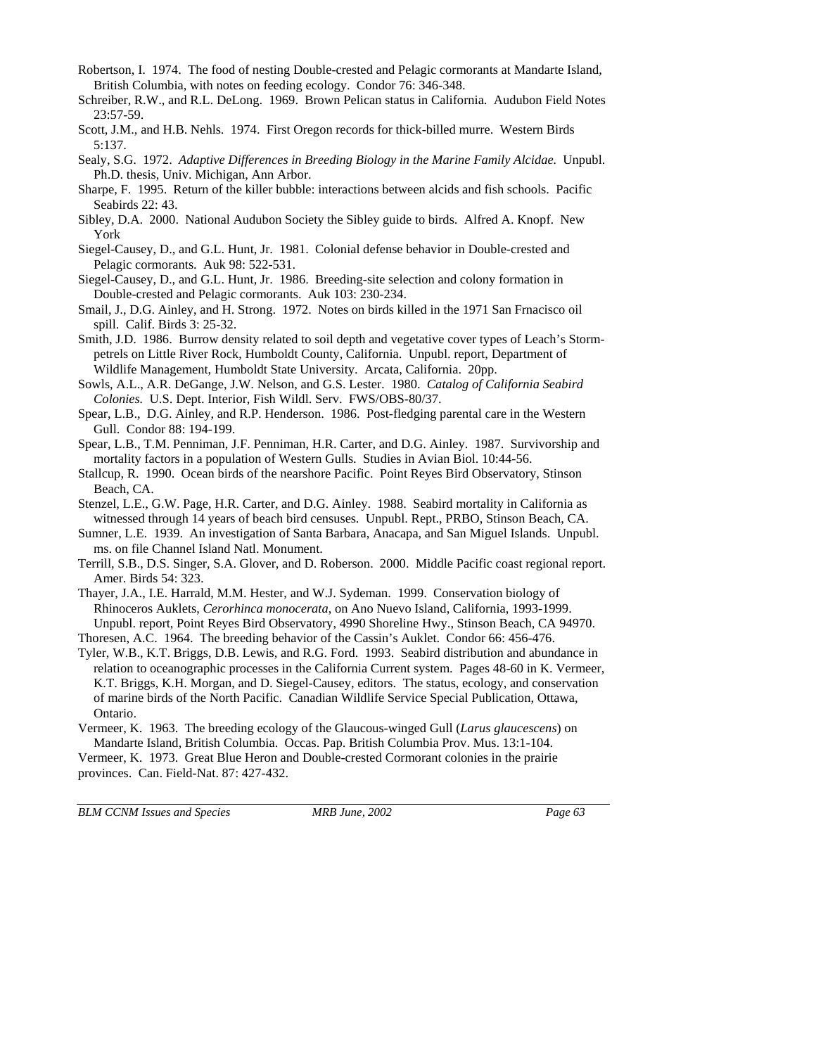Robertson, I. 1974. The food of nesting Double-crested and Pelagic cormorants at Mandarte Island, British Columbia, with notes on feeding ecology. Condor 76: 346-348.

Schreiber, R.W., and R.L. DeLong. 1969. Brown Pelican status in California. Audubon Field Notes 23:57-59.

Scott, J.M., and H.B. Nehls. 1974. First Oregon records for thick-billed murre. Western Birds 5:137.

Sealy, S.G. 1972. *Adaptive Differences in Breeding Biology in the Marine Family Alcidae.* Unpubl. Ph.D. thesis, Univ. Michigan, Ann Arbor.

Sharpe, F. 1995. Return of the killer bubble: interactions between alcids and fish schools. Pacific Seabirds 22: 43.

Sibley, D.A. 2000. National Audubon Society the Sibley guide to birds. Alfred A. Knopf. New York

Siegel-Causey, D., and G.L. Hunt, Jr. 1981. Colonial defense behavior in Double-crested and Pelagic cormorants. Auk 98: 522-531.

Siegel-Causey, D., and G.L. Hunt, Jr. 1986. Breeding-site selection and colony formation in Double-crested and Pelagic cormorants. Auk 103: 230-234.

Smail, J., D.G. Ainley, and H. Strong. 1972. Notes on birds killed in the 1971 San Frnacisco oil spill. Calif. Birds 3: 25-32.

Smith, J.D. 1986. Burrow density related to soil depth and vegetative cover types of Leach's Storm-petrels on Little River Rock, Humboldt County, California. Unpubl. report, Department of Wildlife Management, Humboldt State University. Arcata, California. 20pp.

Sowls, A.L., A.R. DeGange, J.W. Nelson, and G.S. Lester. 1980. *Catalog of California Seabird Colonies.* U.S. Dept. Interior, Fish Wildl. Serv. FWS/OBS-80/37.

Spear, L.B., D.G. Ainley, and R.P. Henderson. 1986. Post-fledging parental care in the Western Gull. Condor 88: 194-199.

Spear, L.B., T.M. Penniman, J.F. Penniman, H.R. Carter, and D.G. Ainley. 1987. Survivorship and mortality factors in a population of Western Gulls. Studies in Avian Biol. 10:44-56.

Stallcup, R. 1990. Ocean birds of the nearshore Pacific. Point Reyes Bird Observatory, Stinson Beach, CA.

Stenzel, L.E., G.W. Page, H.R. Carter, and D.G. Ainley. 1988. Seabird mortality in California as witnessed through 14 years of beach bird censuses. Unpubl. Rept., PRBO, Stinson Beach, CA.

Sumner, L.E. 1939. An investigation of Santa Barbara, Anacapa, and San Miguel Islands. Unpubl. ms. on file Channel Island Natl. Monument.

Terrill, S.B., D.S. Singer, S.A. Glover, and D. Roberson. 2000. Middle Pacific coast regional report. Amer. Birds 54: 323.

Thayer, J.A., I.E. Harrald, M.M. Hester, and W.J. Sydeman. 1999. Conservation biology of Rhinoceros Auklets, *Cerorhinca monocerata*, on Ano Nuevo Island, California, 1993-1999. Unpubl. report, Point Reyes Bird Observatory, 4990 Shoreline Hwy., Stinson Beach, CA 94970.

Thoresen, A.C. 1964. The breeding behavior of the Cassin's Auklet. Condor 66: 456-476.

Tyler, W.B., K.T. Briggs, D.B. Lewis, and R.G. Ford. 1993. Seabird distribution and abundance in relation to oceanographic processes in the California Current system. Pages 48-60 in K. Vermeer, K.T. Briggs, K.H. Morgan, and D. Siegel-Causey, editors. The status, ecology, and conservation of marine birds of the North Pacific. Canadian Wildlife Service Special Publication, Ottawa, Ontario.

Vermeer, K. 1963. The breeding ecology of the Glaucous-winged Gull (*Larus glaucescens*) on Mandarte Island, British Columbia. Occas. Pap. British Columbia Prov. Mus. 13:1-104.

Vermeer, K. 1973. Great Blue Heron and Double-crested Cormorant colonies in the prairie provinces. Can. Field-Nat. 87: 427-432.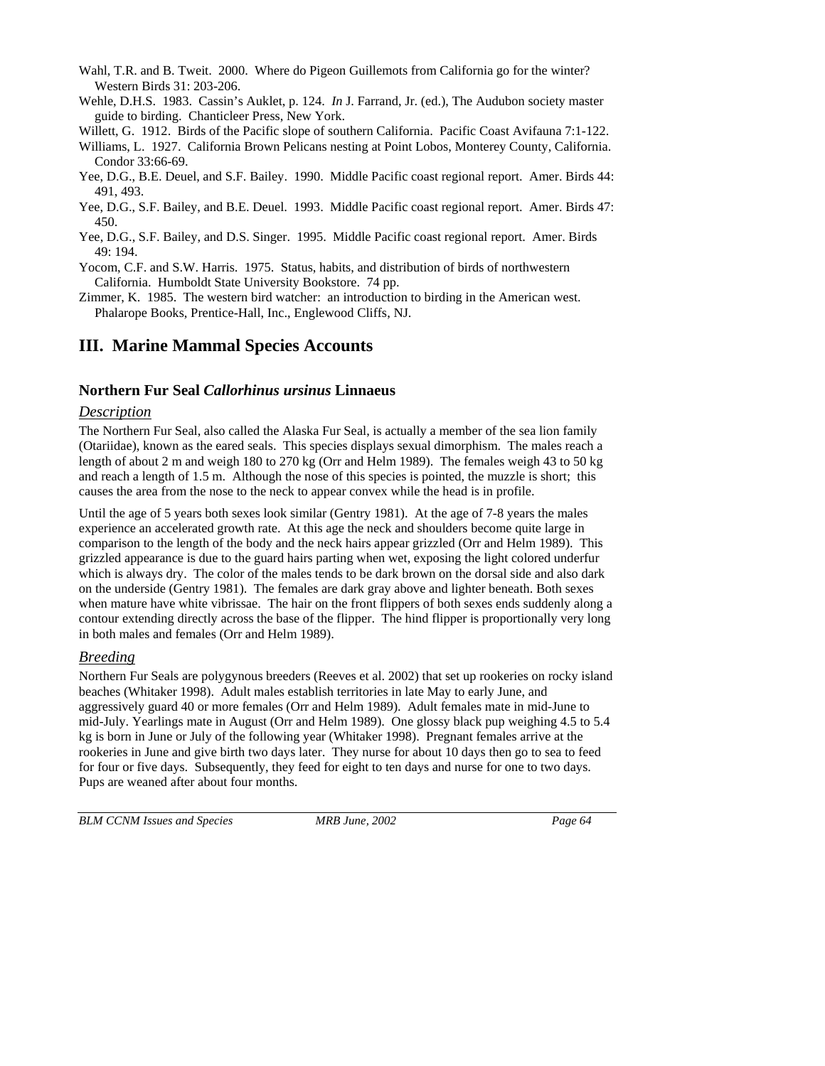Wahl, T.R. and B. Tweit. 2000. Where do Pigeon Guillemots from California go for the winter? Western Birds 31: 203-206.

Wehle, D.H.S. 1983. Cassin's Auklet, p. 124. *In* J. Farrand, Jr. (ed.), The Audubon society master guide to birding. Chanticleer Press, New York.

Willett, G. 1912. Birds of the Pacific slope of southern California. Pacific Coast Avifauna 7:1-122.

Williams, L. 1927. California Brown Pelicans nesting at Point Lobos, Monterey County, California. Condor 33:66-69.

Yee, D.G., B.E. Deuel, and S.F. Bailey. 1990. Middle Pacific coast regional report. Amer. Birds 44: 491, 493.

Yee, D.G., S.F. Bailey, and B.E. Deuel. 1993. Middle Pacific coast regional report. Amer. Birds 47: 450.

Yee, D.G., S.F. Bailey, and D.S. Singer. 1995. Middle Pacific coast regional report. Amer. Birds 49: 194.

Yocom, C.F. and S.W. Harris. 1975. Status, habits, and distribution of birds of northwestern California. Humboldt State University Bookstore. 74 pp.

Zimmer, K. 1985. The western bird watcher: an introduction to birding in the American west. Phalarope Books, Prentice-Hall, Inc., Englewood Cliffs, NJ.

# III. Marine Mammal Species Accounts

## Northern Fur Seal *Callorhinus ursinus* Linnaeus

### *Description*

The Northern Fur Seal, also called the Alaska Fur Seal, is actually a member of the sea lion family (Otariidae), known as the eared seals. This species displays sexual dimorphism. The males reach a length of about 2 m and weigh 180 to 270 kg (Orr and Helm 1989). The females weigh 43 to 50 kg and reach a length of 1.5 m. Although the nose of this species is pointed, the muzzle is short; this causes the area from the nose to the neck to appear convex while the head is in profile.

Until the age of 5 years both sexes look similar (Gentry 1981). At the age of 7-8 years the males experience an accelerated growth rate. At this age the neck and shoulders become quite large in comparison to the length of the body and the neck hairs appear grizzled (Orr and Helm 1989). This grizzled appearance is due to the guard hairs parting when wet, exposing the light colored underfur which is always dry. The color of the males tends to be dark brown on the dorsal side and also dark on the underside (Gentry 1981). The females are dark gray above and lighter beneath. Both sexes when mature have white vibrissae. The hair on the front flippers of both sexes ends suddenly along a contour extending directly across the base of the flipper. The hind flipper is proportionally very long in both males and females (Orr and Helm 1989).

### *Breeding*

Northern Fur Seals are polygynous breeders (Reeves et al. 2002) that set up rookeries on rocky island beaches (Whitaker 1998). Adult males establish territories in late May to early June, and aggressively guard 40 or more females (Orr and Helm 1989). Adult females mate in mid-June to mid-July. Yearlings mate in August (Orr and Helm 1989). One glossy black pup weighing 4.5 to 5.4 kg is born in June or July of the following year (Whitaker 1998). Pregnant females arrive at the rookeries in June and give birth two days later. They nurse for about 10 days then go to sea to feed for four or five days. Subsequently, they feed for eight to ten days and nurse for one to two days. Pups are weaned after about four months.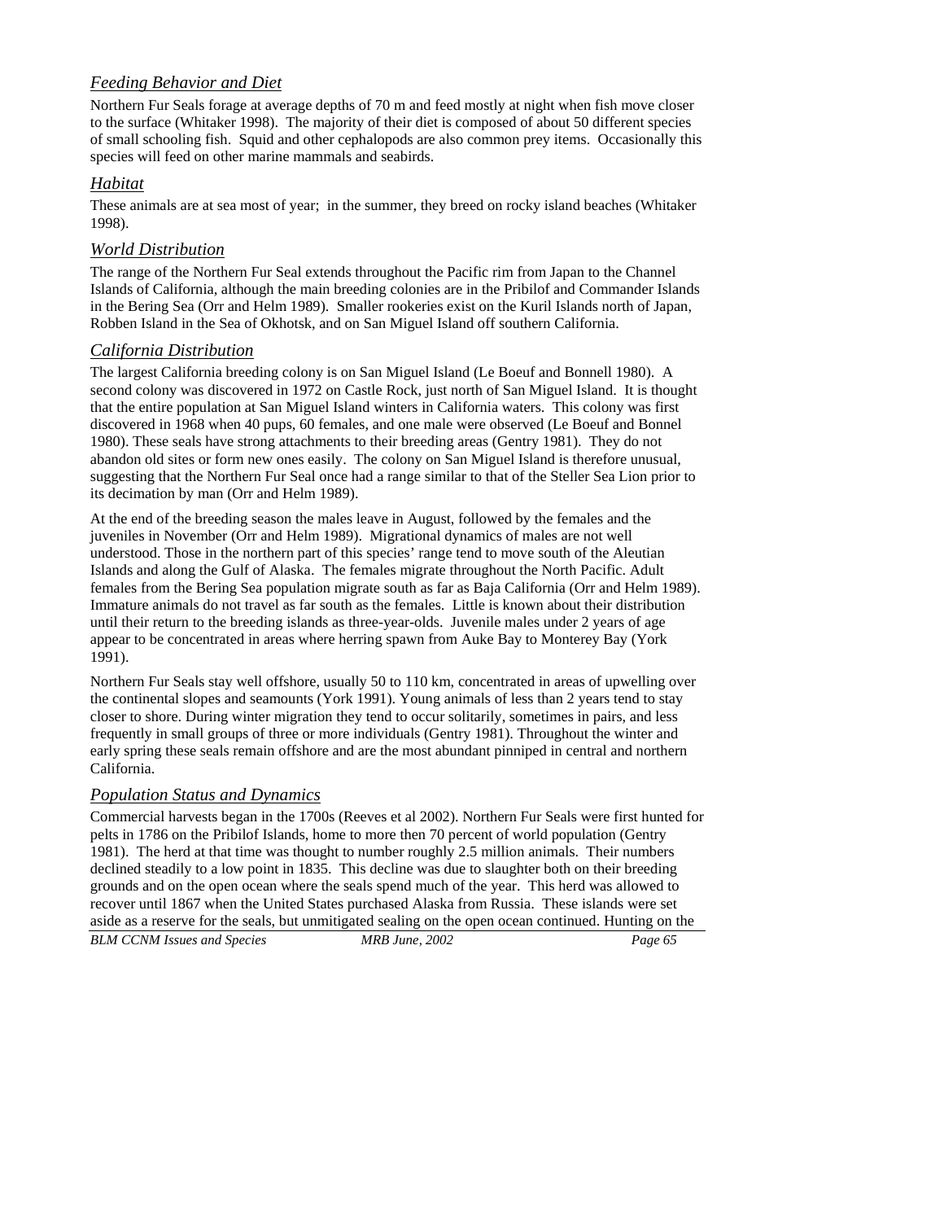### *Feeding Behavior and Diet*

Northern Fur Seals forage at average depths of 70 m and feed mostly at night when fish move closer to the surface (Whitaker 1998). The majority of their diet is composed of about 50 different species of small schooling fish. Squid and other cephalopods are also common prey items. Occasionally this species will feed on other marine mammals and seabirds.

### *Habitat*

These animals are at sea most of year; in the summer, they breed on rocky island beaches (Whitaker 1998).

### *World Distribution*

The range of the Northern Fur Seal extends throughout the Pacific rim from Japan to the Channel Islands of California, although the main breeding colonies are in the Pribilof and Commander Islands in the Bering Sea (Orr and Helm 1989). Smaller rookeries exist on the Kuril Islands north of Japan, Robben Island in the Sea of Okhotsk, and on San Miguel Island off southern California.

### *California Distribution*

The largest California breeding colony is on San Miguel Island (Le Boeuf and Bonnell 1980). A second colony was discovered in 1972 on Castle Rock, just north of San Miguel Island. It is thought that the entire population at San Miguel Island winters in California waters. This colony was first discovered in 1968 when 40 pups, 60 females, and one male were observed (Le Boeuf and Bonnel 1980). These seals have strong attachments to their breeding areas (Gentry 1981). They do not abandon old sites or form new ones easily. The colony on San Miguel Island is therefore unusual, suggesting that the Northern Fur Seal once had a range similar to that of the Steller Sea Lion prior to its decimation by man (Orr and Helm 1989).

At the end of the breeding season the males leave in August, followed by the females and the juveniles in November (Orr and Helm 1989). Migrational dynamics of males are not well understood. Those in the northern part of this species' range tend to move south of the Aleutian Islands and along the Gulf of Alaska. The females migrate throughout the North Pacific. Adult females from the Bering Sea population migrate south as far as Baja California (Orr and Helm 1989). Immature animals do not travel as far south as the females. Little is known about their distribution until their return to the breeding islands as three-year-olds. Juvenile males under 2 years of age appear to be concentrated in areas where herring spawn from Auke Bay to Monterey Bay (York 1991).

Northern Fur Seals stay well offshore, usually 50 to 110 km, concentrated in areas of upwelling over the continental slopes and seamounts (York 1991). Young animals of less than 2 years tend to stay closer to shore. During winter migration they tend to occur solitarily, sometimes in pairs, and less frequently in small groups of three or more individuals (Gentry 1981). Throughout the winter and early spring these seals remain offshore and are the most abundant pinniped in central and northern California.

### *Population Status and Dynamics*

Commercial harvests began in the 1700s (Reeves et al 2002). Northern Fur Seals were first hunted for pelts in 1786 on the Pribilof Islands, home to more then 70 percent of world population (Gentry 1981). The herd at that time was thought to number roughly 2.5 million animals. Their numbers declined steadily to a low point in 1835. This decline was due to slaughter both on their breeding grounds and on the open ocean where the seals spend much of the year. This herd was allowed to recover until 1867 when the United States purchased Alaska from Russia. These islands were set aside as a reserve for the seals, but unmitigated sealing on the open ocean continued. Hunting on the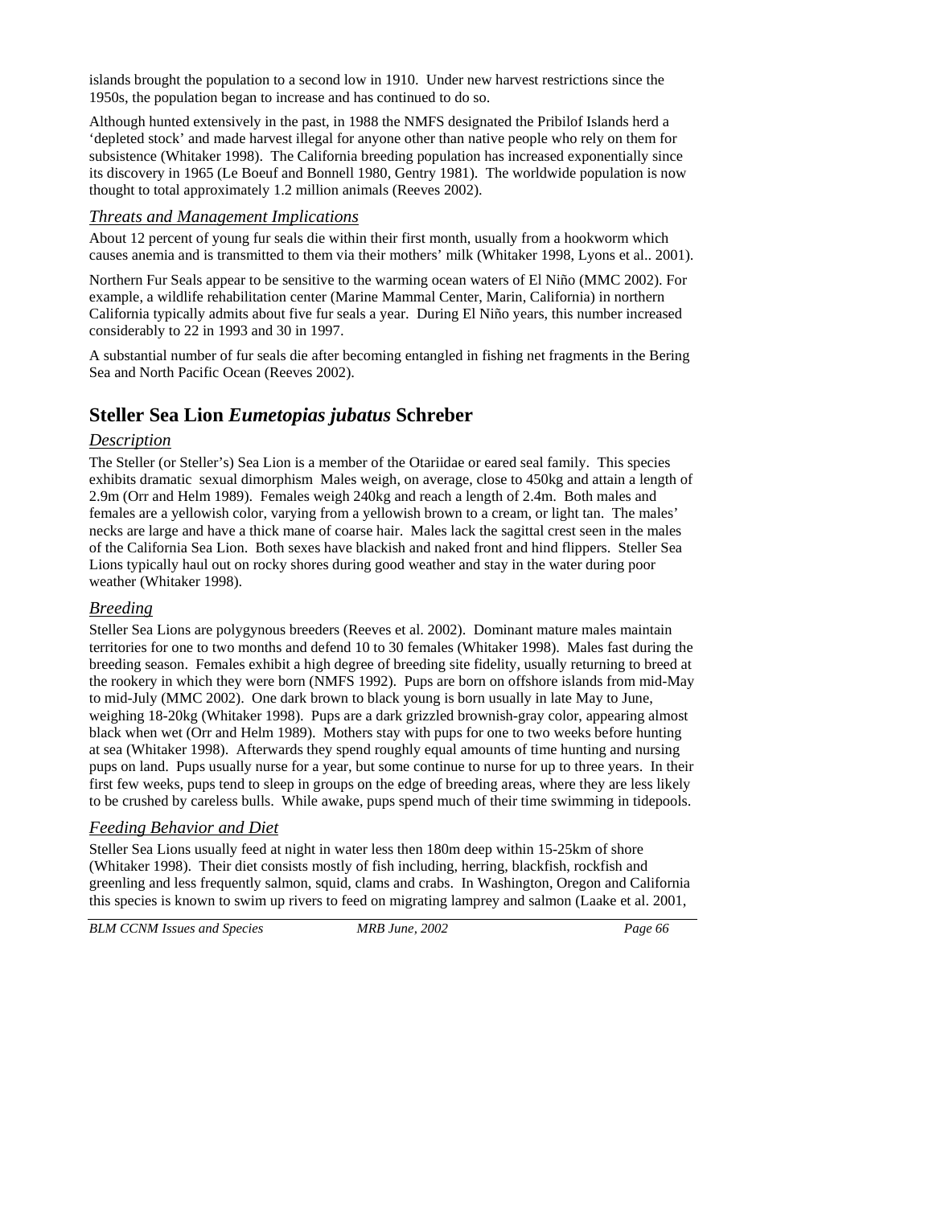islands brought the population to a second low in 1910. Under new harvest restrictions since the 1950s, the population began to increase and has continued to do so.

Although hunted extensively in the past, in 1988 the NMFS designated the Pribilof Islands herd a 'depleted stock' and made harvest illegal for anyone other than native people who rely on them for subsistence (Whitaker 1998). The California breeding population has increased exponentially since its discovery in 1965 (Le Boeuf and Bonnell 1980, Gentry 1981). The worldwide population is now thought to total approximately 1.2 million animals (Reeves 2002).

### *Threats and Management Implications*

About 12 percent of young fur seals die within their first month, usually from a hookworm which causes anemia and is transmitted to them via their mothers' milk (Whitaker 1998, Lyons et al.. 2001).

Northern Fur Seals appear to be sensitive to the warming ocean waters of El Niño (MMC 2002). For example, a wildlife rehabilitation center (Marine Mammal Center, Marin, California) in northern California typically admits about five fur seals a year. During El Niño years, this number increased considerably to 22 in 1993 and 30 in 1997.

A substantial number of fur seals die after becoming entangled in fishing net fragments in the Bering Sea and North Pacific Ocean (Reeves 2002).

## Steller Sea Lion *Eumetopias jubatus* Schreber

### *Description*

The Steller (or Steller's) Sea Lion is a member of the Otariidae or eared seal family. This species exhibits dramatic sexual dimorphism Males weigh, on average, close to 450kg and attain a length of 2.9m (Orr and Helm 1989). Females weigh 240kg and reach a length of 2.4m. Both males and females are a yellowish color, varying from a yellowish brown to a cream, or light tan. The males' necks are large and have a thick mane of coarse hair. Males lack the sagittal crest seen in the males of the California Sea Lion. Both sexes have blackish and naked front and hind flippers. Steller Sea Lions typically haul out on rocky shores during good weather and stay in the water during poor weather (Whitaker 1998).

### *Breeding*

Steller Sea Lions are polygynous breeders (Reeves et al. 2002). Dominant mature males maintain territories for one to two months and defend 10 to 30 females (Whitaker 1998). Males fast during the breeding season. Females exhibit a high degree of breeding site fidelity, usually returning to breed at the rookery in which they were born (NMFS 1992). Pups are born on offshore islands from mid-May to mid-July (MMC 2002). One dark brown to black young is born usually in late May to June, weighing 18-20kg (Whitaker 1998). Pups are a dark grizzled brownish-gray color, appearing almost black when wet (Orr and Helm 1989). Mothers stay with pups for one to two weeks before hunting at sea (Whitaker 1998). Afterwards they spend roughly equal amounts of time hunting and nursing pups on land. Pups usually nurse for a year, but some continue to nurse for up to three years. In their first few weeks, pups tend to sleep in groups on the edge of breeding areas, where they are less likely to be crushed by careless bulls. While awake, pups spend much of their time swimming in tidepools.

### *Feeding Behavior and Diet*

Steller Sea Lions usually feed at night in water less then 180m deep within 15-25km of shore (Whitaker 1998). Their diet consists mostly of fish including, herring, blackfish, rockfish and greenling and less frequently salmon, squid, clams and crabs. In Washington, Oregon and California this species is known to swim up rivers to feed on migrating lamprey and salmon (Laake et al. 2001,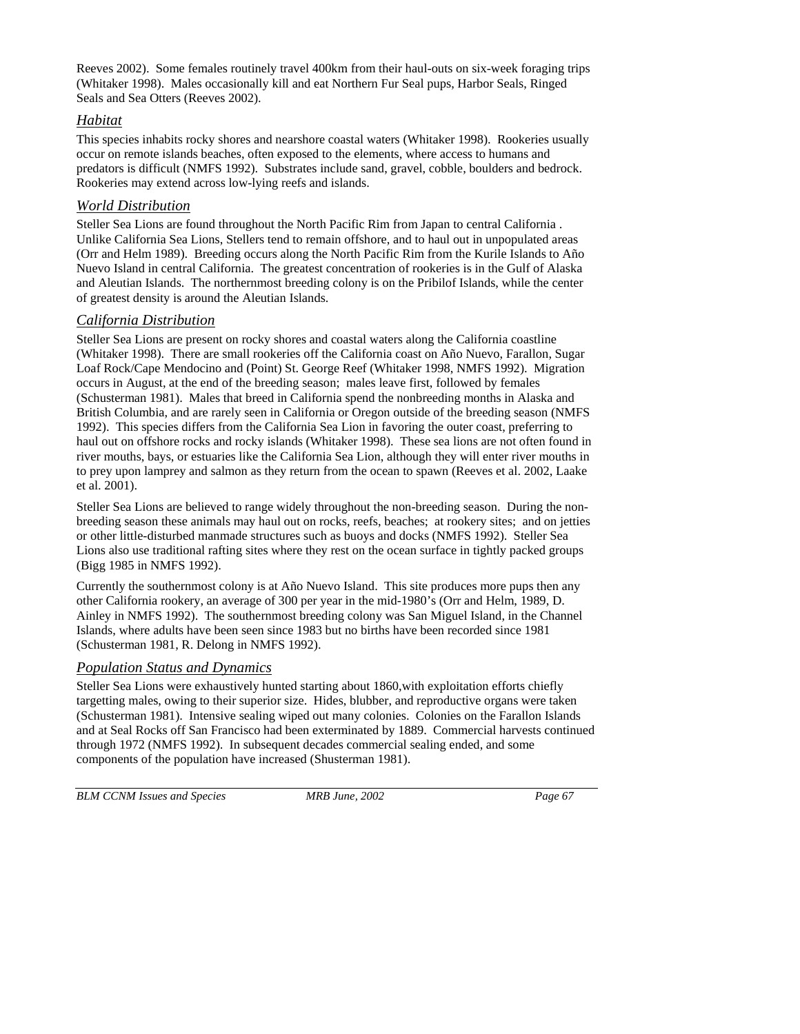Reeves 2002). Some females routinely travel 400km from their haul-outs on six-week foraging trips (Whitaker 1998). Males occasionally kill and eat Northern Fur Seal pups, Harbor Seals, Ringed Seals and Sea Otters (Reeves 2002).

### *Habitat*

This species inhabits rocky shores and nearshore coastal waters (Whitaker 1998). Rookeries usually occur on remote islands beaches, often exposed to the elements, where access to humans and predators is difficult (NMFS 1992). Substrates include sand, gravel, cobble, boulders and bedrock. Rookeries may extend across low-lying reefs and islands.

### *World Distribution*

Steller Sea Lions are found throughout the North Pacific Rim from Japan to central California . Unlike California Sea Lions, Stellers tend to remain offshore, and to haul out in unpopulated areas (Orr and Helm 1989). Breeding occurs along the North Pacific Rim from the Kurile Islands to Año Nuevo Island in central California. The greatest concentration of rookeries is in the Gulf of Alaska and Aleutian Islands. The northernmost breeding colony is on the Pribilof Islands, while the center of greatest density is around the Aleutian Islands.

### *California Distribution*

Steller Sea Lions are present on rocky shores and coastal waters along the California coastline (Whitaker 1998). There are small rookeries off the California coast on Año Nuevo, Farallon, Sugar Loaf Rock/Cape Mendocino and (Point) St. George Reef (Whitaker 1998, NMFS 1992). Migration occurs in August, at the end of the breeding season; males leave first, followed by females (Schusterman 1981). Males that breed in California spend the nonbreeding months in Alaska and British Columbia, and are rarely seen in California or Oregon outside of the breeding season (NMFS 1992). This species differs from the California Sea Lion in favoring the outer coast, preferring to haul out on offshore rocks and rocky islands (Whitaker 1998). These sea lions are not often found in river mouths, bays, or estuaries like the California Sea Lion, although they will enter river mouths in to prey upon lamprey and salmon as they return from the ocean to spawn (Reeves et al. 2002, Laake et al. 2001).

Steller Sea Lions are believed to range widely throughout the non-breeding season. During the non-breeding season these animals may haul out on rocks, reefs, beaches; at rookery sites; and on jetties or other little-disturbed manmade structures such as buoys and docks (NMFS 1992). Steller Sea Lions also use traditional rafting sites where they rest on the ocean surface in tightly packed groups (Bigg 1985 in NMFS 1992).

Currently the southernmost colony is at Año Nuevo Island. This site produces more pups then any other California rookery, an average of 300 per year in the mid-1980's (Orr and Helm, 1989, D. Ainley in NMFS 1992). The southernmost breeding colony was San Miguel Island, in the Channel Islands, where adults have been seen since 1983 but no births have been recorded since 1981 (Schusterman 1981, R. Delong in NMFS 1992).

### *Population Status and Dynamics*

Steller Sea Lions were exhaustively hunted starting about 1860,with exploitation efforts chiefly targetting males, owing to their superior size. Hides, blubber, and reproductive organs were taken (Schusterman 1981). Intensive sealing wiped out many colonies. Colonies on the Farallon Islands and at Seal Rocks off San Francisco had been exterminated by 1889. Commercial harvests continued through 1972 (NMFS 1992). In subsequent decades commercial sealing ended, and some components of the population have increased (Shusterman 1981).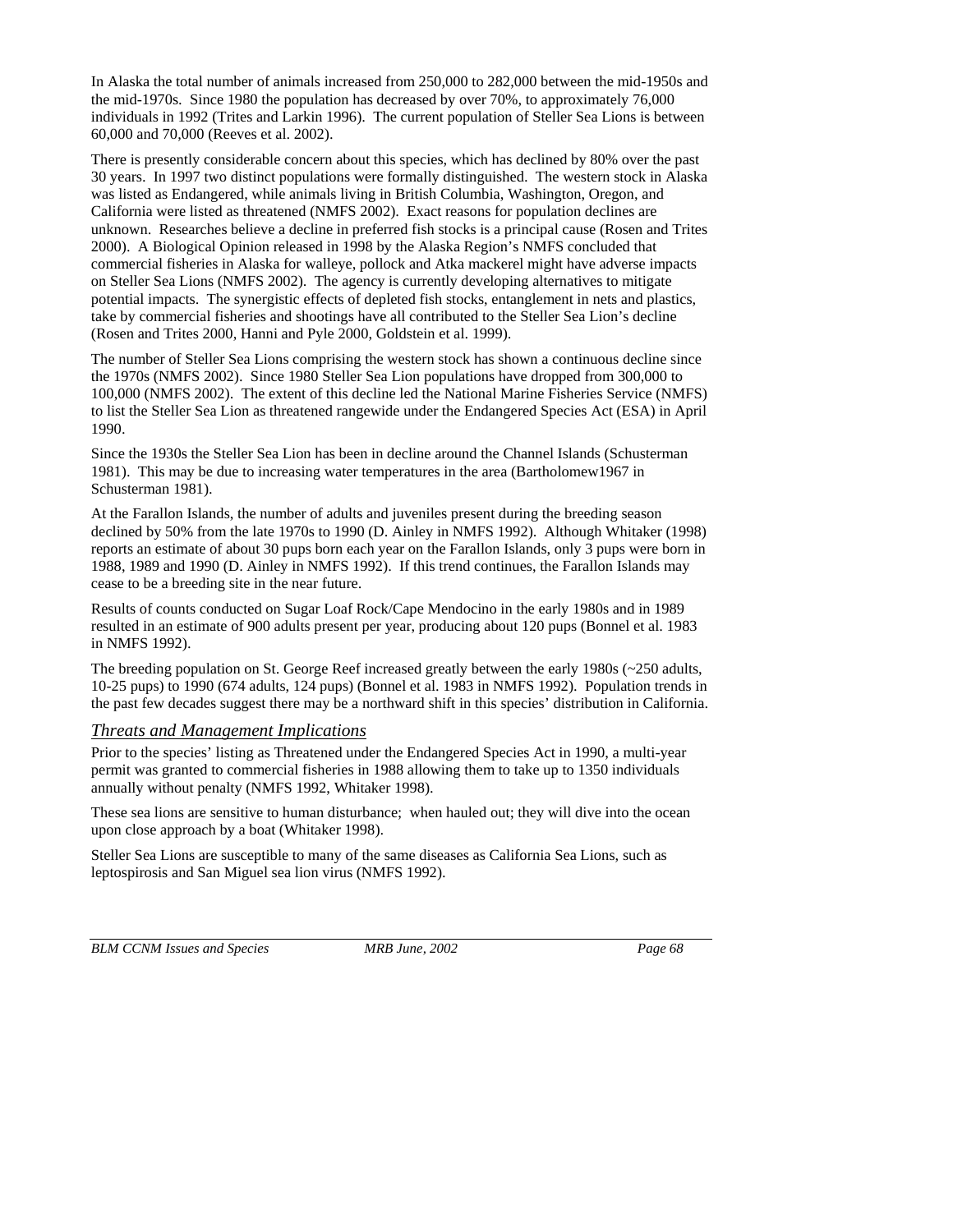In Alaska the total number of animals increased from 250,000 to 282,000 between the mid-1950s and the mid-1970s. Since 1980 the population has decreased by over 70%, to approximately 76,000 individuals in 1992 (Trites and Larkin 1996). The current population of Steller Sea Lions is between 60,000 and 70,000 (Reeves et al. 2002).

There is presently considerable concern about this species, which has declined by 80% over the past 30 years. In 1997 two distinct populations were formally distinguished. The western stock in Alaska was listed as Endangered, while animals living in British Columbia, Washington, Oregon, and California were listed as threatened (NMFS 2002). Exact reasons for population declines are unknown. Researches believe a decline in preferred fish stocks is a principal cause (Rosen and Trites 2000). A Biological Opinion released in 1998 by the Alaska Region's NMFS concluded that commercial fisheries in Alaska for walleye, pollock and Atka mackerel might have adverse impacts on Steller Sea Lions (NMFS 2002). The agency is currently developing alternatives to mitigate potential impacts. The synergistic effects of depleted fish stocks, entanglement in nets and plastics, take by commercial fisheries and shootings have all contributed to the Steller Sea Lion's decline (Rosen and Trites 2000, Hanni and Pyle 2000, Goldstein et al. 1999).

The number of Steller Sea Lions comprising the western stock has shown a continuous decline since the 1970s (NMFS 2002). Since 1980 Steller Sea Lion populations have dropped from 300,000 to 100,000 (NMFS 2002). The extent of this decline led the National Marine Fisheries Service (NMFS) to list the Steller Sea Lion as threatened rangewide under the Endangered Species Act (ESA) in April 1990.

Since the 1930s the Steller Sea Lion has been in decline around the Channel Islands (Schusterman 1981). This may be due to increasing water temperatures in the area (Bartholomew1967 in Schusterman 1981).

At the Farallon Islands, the number of adults and juveniles present during the breeding season declined by 50% from the late 1970s to 1990 (D. Ainley in NMFS 1992). Although Whitaker (1998) reports an estimate of about 30 pups born each year on the Farallon Islands, only 3 pups were born in 1988, 1989 and 1990 (D. Ainley in NMFS 1992). If this trend continues, the Farallon Islands may cease to be a breeding site in the near future.

Results of counts conducted on Sugar Loaf Rock/Cape Mendocino in the early 1980s and in 1989 resulted in an estimate of 900 adults present per year, producing about 120 pups (Bonnel et al. 1983 in NMFS 1992).

The breeding population on St. George Reef increased greatly between the early 1980s (~250 adults, 10-25 pups) to 1990 (674 adults, 124 pups) (Bonnel et al. 1983 in NMFS 1992). Population trends in the past few decades suggest there may be a northward shift in this species' distribution in California.

### *Threats and Management Implications*

Prior to the species' listing as Threatened under the Endangered Species Act in 1990, a multi-year permit was granted to commercial fisheries in 1988 allowing them to take up to 1350 individuals annually without penalty (NMFS 1992, Whitaker 1998).

These sea lions are sensitive to human disturbance; when hauled out; they will dive into the ocean upon close approach by a boat (Whitaker 1998).

Steller Sea Lions are susceptible to many of the same diseases as California Sea Lions, such as leptospirosis and San Miguel sea lion virus (NMFS 1992).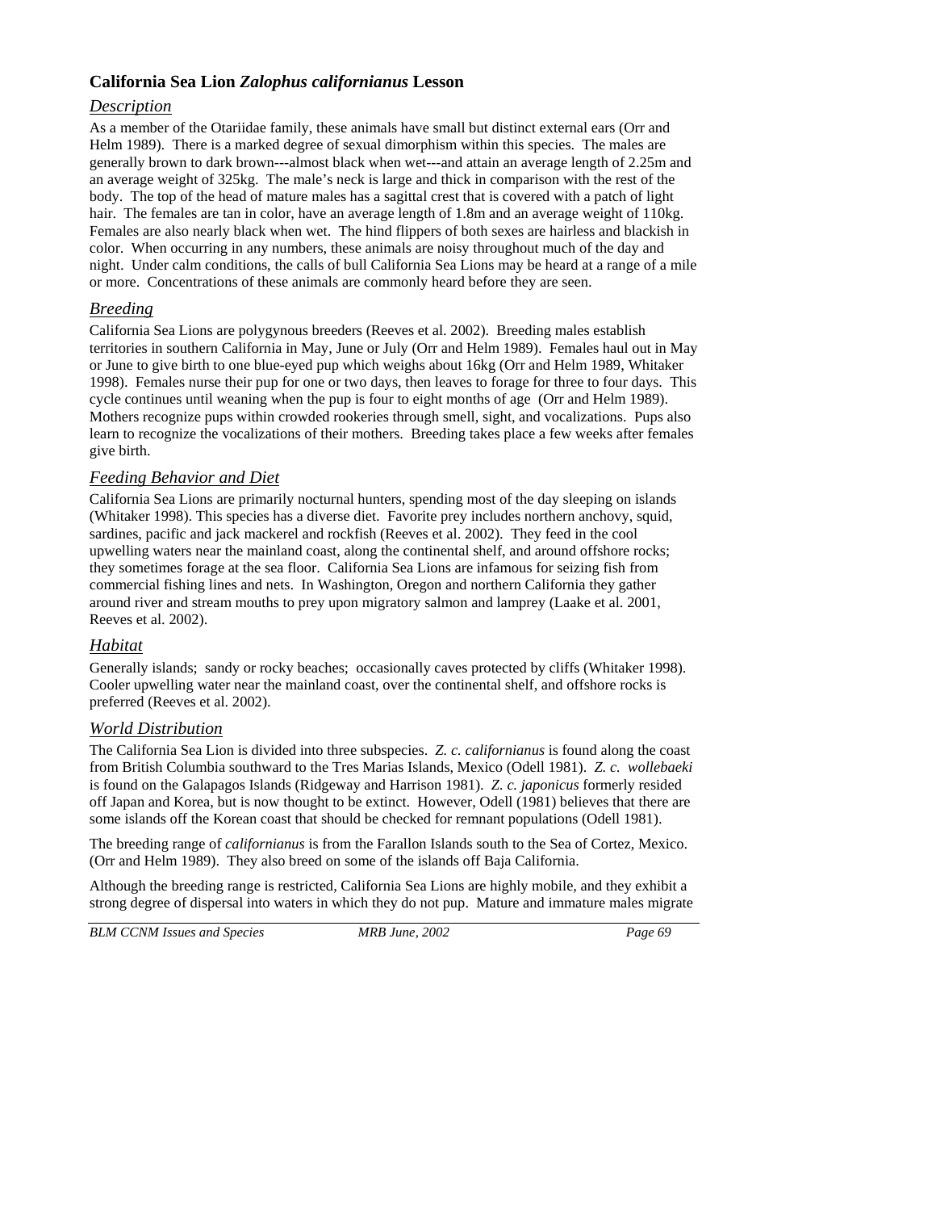## California Sea Lion *Zalophus californianus* Lesson

### *Description*

As a member of the Otariidae family, these animals have small but distinct external ears (Orr and Helm 1989). There is a marked degree of sexual dimorphism within this species. The males are generally brown to dark brown---almost black when wet---and attain an average length of 2.25m and an average weight of 325kg. The male's neck is large and thick in comparison with the rest of the body. The top of the head of mature males has a sagittal crest that is covered with a patch of light hair. The females are tan in color, have an average length of 1.8m and an average weight of 110kg. Females are also nearly black when wet. The hind flippers of both sexes are hairless and blackish in color. When occurring in any numbers, these animals are noisy throughout much of the day and night. Under calm conditions, the calls of bull California Sea Lions may be heard at a range of a mile or more. Concentrations of these animals are commonly heard before they are seen.

### *Breeding*

California Sea Lions are polygynous breeders (Reeves et al. 2002). Breeding males establish territories in southern California in May, June or July (Orr and Helm 1989). Females haul out in May or June to give birth to one blue-eyed pup which weighs about 16kg (Orr and Helm 1989, Whitaker 1998). Females nurse their pup for one or two days, then leaves to forage for three to four days. This cycle continues until weaning when the pup is four to eight months of age (Orr and Helm 1989). Mothers recognize pups within crowded rookeries through smell, sight, and vocalizations. Pups also learn to recognize the vocalizations of their mothers. Breeding takes place a few weeks after females give birth.

### *Feeding Behavior and Diet*

California Sea Lions are primarily nocturnal hunters, spending most of the day sleeping on islands (Whitaker 1998). This species has a diverse diet. Favorite prey includes northern anchovy, squid, sardines, pacific and jack mackerel and rockfish (Reeves et al. 2002). They feed in the cool upwelling waters near the mainland coast, along the continental shelf, and around offshore rocks; they sometimes forage at the sea floor. California Sea Lions are infamous for seizing fish from commercial fishing lines and nets. In Washington, Oregon and northern California they gather around river and stream mouths to prey upon migratory salmon and lamprey (Laake et al. 2001, Reeves et al. 2002).

### *Habitat*

Generally islands; sandy or rocky beaches; occasionally caves protected by cliffs (Whitaker 1998). Cooler upwelling water near the mainland coast, over the continental shelf, and offshore rocks is preferred (Reeves et al. 2002).

### *World Distribution*

The California Sea Lion is divided into three subspecies. *Z. c. californianus* is found along the coast from British Columbia southward to the Tres Marias Islands, Mexico (Odell 1981). *Z. c. wollebaeki* is found on the Galapagos Islands (Ridgeway and Harrison 1981). *Z. c. japonicus* formerly resided off Japan and Korea, but is now thought to be extinct. However, Odell (1981) believes that there are some islands off the Korean coast that should be checked for remnant populations (Odell 1981).

The breeding range of *californianus* is from the Farallon Islands south to the Sea of Cortez, Mexico. (Orr and Helm 1989). They also breed on some of the islands off Baja California.

Although the breeding range is restricted, California Sea Lions are highly mobile, and they exhibit a strong degree of dispersal into waters in which they do not pup. Mature and immature males migrate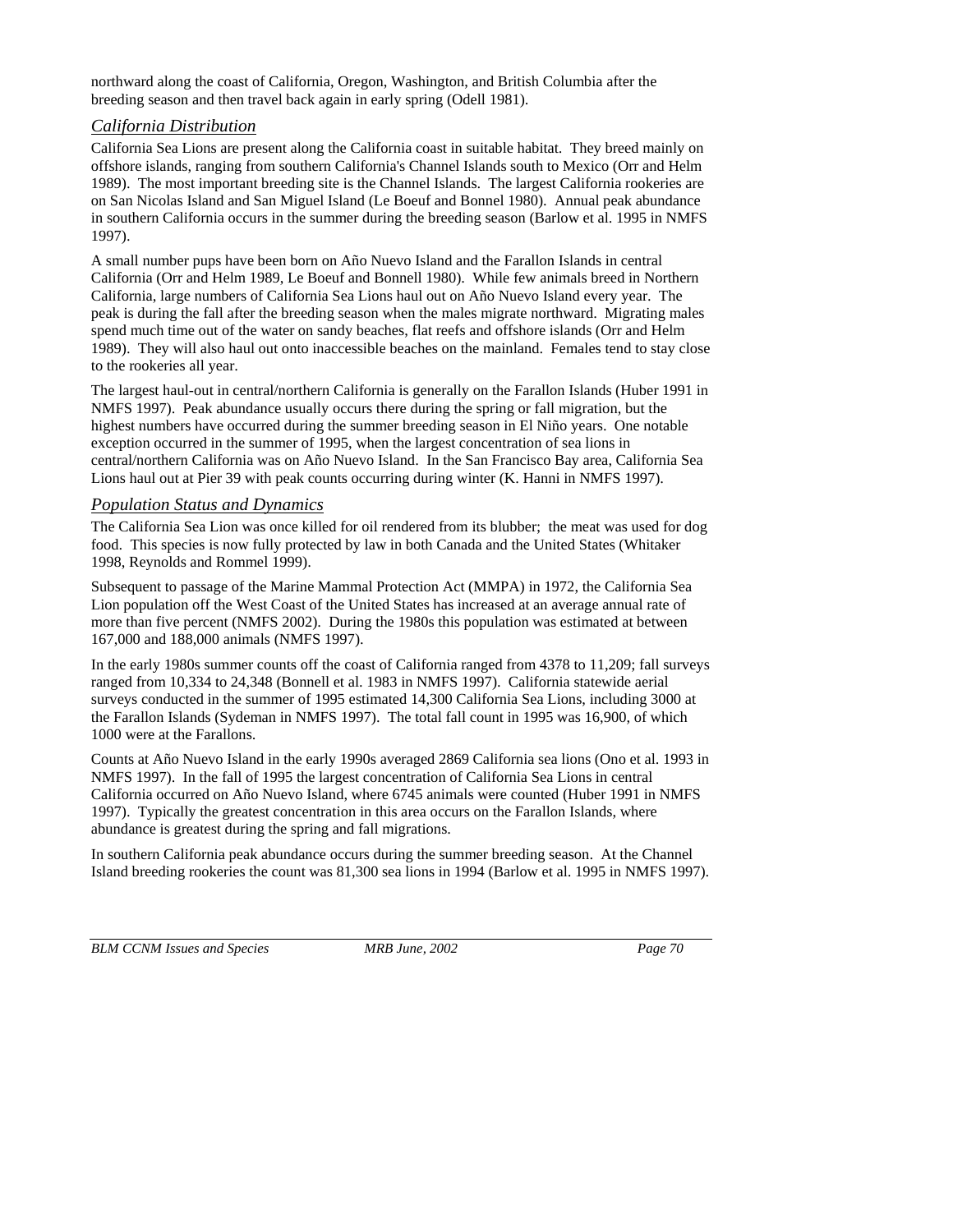northward along the coast of California, Oregon, Washington, and British Columbia after the breeding season and then travel back again in early spring (Odell 1981).

### *California Distribution*

California Sea Lions are present along the California coast in suitable habitat. They breed mainly on offshore islands, ranging from southern California's Channel Islands south to Mexico (Orr and Helm 1989). The most important breeding site is the Channel Islands. The largest California rookeries are on San Nicolas Island and San Miguel Island (Le Boeuf and Bonnel 1980). Annual peak abundance in southern California occurs in the summer during the breeding season (Barlow et al. 1995 in NMFS 1997).

A small number pups have been born on Año Nuevo Island and the Farallon Islands in central California (Orr and Helm 1989, Le Boeuf and Bonnell 1980). While few animals breed in Northern California, large numbers of California Sea Lions haul out on Año Nuevo Island every year. The peak is during the fall after the breeding season when the males migrate northward. Migrating males spend much time out of the water on sandy beaches, flat reefs and offshore islands (Orr and Helm 1989). They will also haul out onto inaccessible beaches on the mainland. Females tend to stay close to the rookeries all year.

The largest haul-out in central/northern California is generally on the Farallon Islands (Huber 1991 in NMFS 1997). Peak abundance usually occurs there during the spring or fall migration, but the highest numbers have occurred during the summer breeding season in El Niño years. One notable exception occurred in the summer of 1995, when the largest concentration of sea lions in central/northern California was on Año Nuevo Island. In the San Francisco Bay area, California Sea Lions haul out at Pier 39 with peak counts occurring during winter (K. Hanni in NMFS 1997).

### *Population Status and Dynamics*

The California Sea Lion was once killed for oil rendered from its blubber; the meat was used for dog food. This species is now fully protected by law in both Canada and the United States (Whitaker 1998, Reynolds and Rommel 1999).

Subsequent to passage of the Marine Mammal Protection Act (MMPA) in 1972, the California Sea Lion population off the West Coast of the United States has increased at an average annual rate of more than five percent (NMFS 2002). During the 1980s this population was estimated at between 167,000 and 188,000 animals (NMFS 1997).

In the early 1980s summer counts off the coast of California ranged from 4378 to 11,209; fall surveys ranged from 10,334 to 24,348 (Bonnell et al. 1983 in NMFS 1997). California statewide aerial surveys conducted in the summer of 1995 estimated 14,300 California Sea Lions, including 3000 at the Farallon Islands (Sydeman in NMFS 1997). The total fall count in 1995 was 16,900, of which 1000 were at the Farallons.

Counts at Año Nuevo Island in the early 1990s averaged 2869 California sea lions (Ono et al. 1993 in NMFS 1997). In the fall of 1995 the largest concentration of California Sea Lions in central California occurred on Año Nuevo Island, where 6745 animals were counted (Huber 1991 in NMFS 1997). Typically the greatest concentration in this area occurs on the Farallon Islands, where abundance is greatest during the spring and fall migrations.

In southern California peak abundance occurs during the summer breeding season. At the Channel Island breeding rookeries the count was 81,300 sea lions in 1994 (Barlow et al. 1995 in NMFS 1997).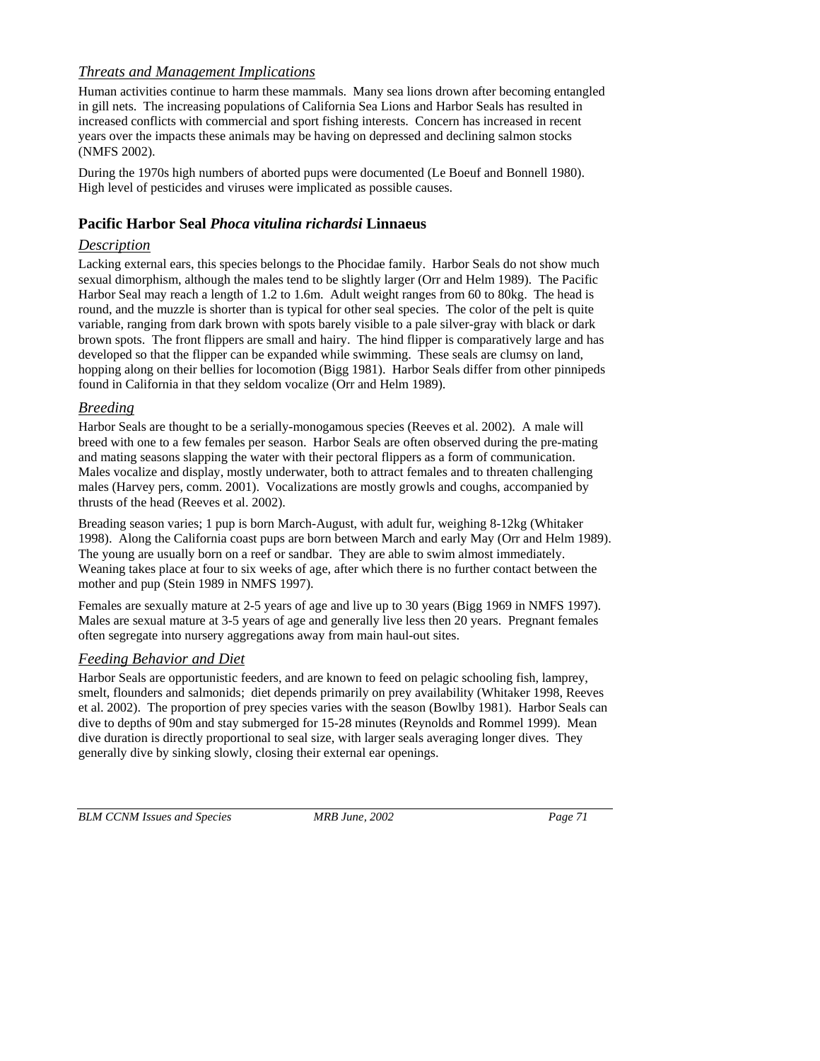### *Threats and Management Implications*

Human activities continue to harm these mammals. Many sea lions drown after becoming entangled in gill nets. The increasing populations of California Sea Lions and Harbor Seals has resulted in increased conflicts with commercial and sport fishing interests. Concern has increased in recent years over the impacts these animals may be having on depressed and declining salmon stocks (NMFS 2002).

During the 1970s high numbers of aborted pups were documented (Le Boeuf and Bonnell 1980). High level of pesticides and viruses were implicated as possible causes.

## Pacific Harbor Seal *Phoca vitulina richardsi* Linnaeus

### *Description*

Lacking external ears, this species belongs to the Phocidae family. Harbor Seals do not show much sexual dimorphism, although the males tend to be slightly larger (Orr and Helm 1989). The Pacific Harbor Seal may reach a length of 1.2 to 1.6m. Adult weight ranges from 60 to 80kg. The head is round, and the muzzle is shorter than is typical for other seal species. The color of the pelt is quite variable, ranging from dark brown with spots barely visible to a pale silver-gray with black or dark brown spots. The front flippers are small and hairy. The hind flipper is comparatively large and has developed so that the flipper can be expanded while swimming. These seals are clumsy on land, hopping along on their bellies for locomotion (Bigg 1981). Harbor Seals differ from other pinnipeds found in California in that they seldom vocalize (Orr and Helm 1989).

### *Breeding*

Harbor Seals are thought to be a serially-monogamous species (Reeves et al. 2002). A male will breed with one to a few females per season. Harbor Seals are often observed during the pre-mating and mating seasons slapping the water with their pectoral flippers as a form of communication. Males vocalize and display, mostly underwater, both to attract females and to threaten challenging males (Harvey pers, comm. 2001). Vocalizations are mostly growls and coughs, accompanied by thrusts of the head (Reeves et al. 2002).

Breading season varies; 1 pup is born March-August, with adult fur, weighing 8-12kg (Whitaker 1998). Along the California coast pups are born between March and early May (Orr and Helm 1989). The young are usually born on a reef or sandbar. They are able to swim almost immediately. Weaning takes place at four to six weeks of age, after which there is no further contact between the mother and pup (Stein 1989 in NMFS 1997).

Females are sexually mature at 2-5 years of age and live up to 30 years (Bigg 1969 in NMFS 1997). Males are sexual mature at 3-5 years of age and generally live less then 20 years. Pregnant females often segregate into nursery aggregations away from main haul-out sites.

### *Feeding Behavior and Diet*

Harbor Seals are opportunistic feeders, and are known to feed on pelagic schooling fish, lamprey, smelt, flounders and salmonids; diet depends primarily on prey availability (Whitaker 1998, Reeves et al. 2002). The proportion of prey species varies with the season (Bowlby 1981). Harbor Seals can dive to depths of 90m and stay submerged for 15-28 minutes (Reynolds and Rommel 1999). Mean dive duration is directly proportional to seal size, with larger seals averaging longer dives. They generally dive by sinking slowly, closing their external ear openings.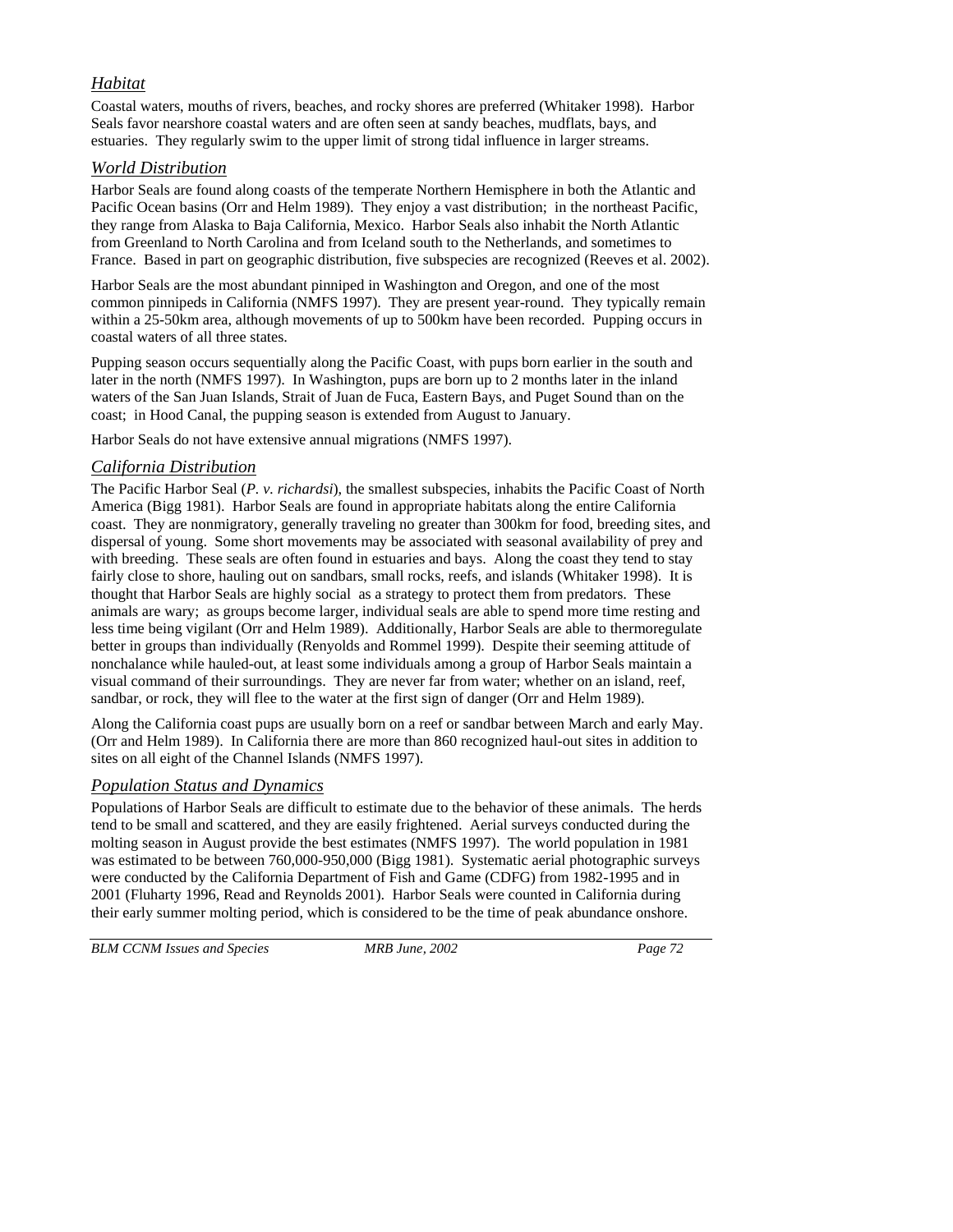## *Habitat*

Coastal waters, mouths of rivers, beaches, and rocky shores are preferred (Whitaker 1998). Harbor Seals favor nearshore coastal waters and are often seen at sandy beaches, mudflats, bays, and estuaries. They regularly swim to the upper limit of strong tidal influence in larger streams.

## *World Distribution*

Harbor Seals are found along coasts of the temperate Northern Hemisphere in both the Atlantic and Pacific Ocean basins (Orr and Helm 1989). They enjoy a vast distribution; in the northeast Pacific, they range from Alaska to Baja California, Mexico. Harbor Seals also inhabit the North Atlantic from Greenland to North Carolina and from Iceland south to the Netherlands, and sometimes to France. Based in part on geographic distribution, five subspecies are recognized (Reeves et al. 2002).

Harbor Seals are the most abundant pinniped in Washington and Oregon, and one of the most common pinnipeds in California (NMFS 1997). They are present year-round. They typically remain within a 25-50km area, although movements of up to 500km have been recorded. Pupping occurs in coastal waters of all three states.

Pupping season occurs sequentially along the Pacific Coast, with pups born earlier in the south and later in the north (NMFS 1997). In Washington, pups are born up to 2 months later in the inland waters of the San Juan Islands, Strait of Juan de Fuca, Eastern Bays, and Puget Sound than on the coast; in Hood Canal, the pupping season is extended from August to January.

Harbor Seals do not have extensive annual migrations (NMFS 1997).

## *California Distribution*

The Pacific Harbor Seal (*P. v. richardsi*), the smallest subspecies, inhabits the Pacific Coast of North America (Bigg 1981). Harbor Seals are found in appropriate habitats along the entire California coast. They are nonmigratory, generally traveling no greater than 300km for food, breeding sites, and dispersal of young. Some short movements may be associated with seasonal availability of prey and with breeding. These seals are often found in estuaries and bays. Along the coast they tend to stay fairly close to shore, hauling out on sandbars, small rocks, reefs, and islands (Whitaker 1998). It is thought that Harbor Seals are highly social as a strategy to protect them from predators. These animals are wary; as groups become larger, individual seals are able to spend more time resting and less time being vigilant (Orr and Helm 1989). Additionally, Harbor Seals are able to thermoregulate better in groups than individually (Renyolds and Rommel 1999). Despite their seeming attitude of nonchalance while hauled-out, at least some individuals among a group of Harbor Seals maintain a visual command of their surroundings. They are never far from water; whether on an island, reef, sandbar, or rock, they will flee to the water at the first sign of danger (Orr and Helm 1989).

Along the California coast pups are usually born on a reef or sandbar between March and early May. (Orr and Helm 1989). In California there are more than 860 recognized haul-out sites in addition to sites on all eight of the Channel Islands (NMFS 1997).

## *Population Status and Dynamics*

Populations of Harbor Seals are difficult to estimate due to the behavior of these animals. The herds tend to be small and scattered, and they are easily frightened. Aerial surveys conducted during the molting season in August provide the best estimates (NMFS 1997). The world population in 1981 was estimated to be between 760,000-950,000 (Bigg 1981). Systematic aerial photographic surveys were conducted by the California Department of Fish and Game (CDFG) from 1982-1995 and in 2001 (Fluharty 1996, Read and Reynolds 2001). Harbor Seals were counted in California during their early summer molting period, which is considered to be the time of peak abundance onshore.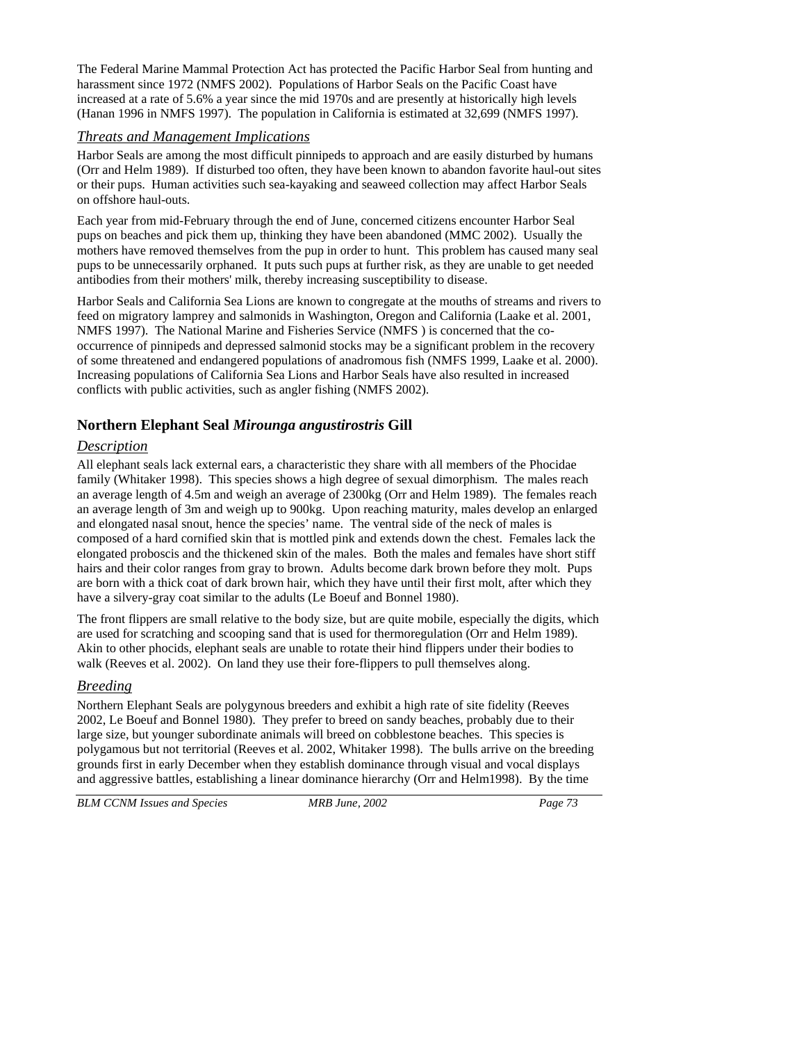The Federal Marine Mammal Protection Act has protected the Pacific Harbor Seal from hunting and harassment since 1972 (NMFS 2002). Populations of Harbor Seals on the Pacific Coast have increased at a rate of 5.6% a year since the mid 1970s and are presently at historically high levels (Hanan 1996 in NMFS 1997). The population in California is estimated at 32,699 (NMFS 1997).

### *Threats and Management Implications*

Harbor Seals are among the most difficult pinnipeds to approach and are easily disturbed by humans (Orr and Helm 1989). If disturbed too often, they have been known to abandon favorite haul-out sites or their pups. Human activities such sea-kayaking and seaweed collection may affect Harbor Seals on offshore haul-outs.

Each year from mid-February through the end of June, concerned citizens encounter Harbor Seal pups on beaches and pick them up, thinking they have been abandoned (MMC 2002). Usually the mothers have removed themselves from the pup in order to hunt. This problem has caused many seal pups to be unnecessarily orphaned. It puts such pups at further risk, as they are unable to get needed antibodies from their mothers' milk, thereby increasing susceptibility to disease.

Harbor Seals and California Sea Lions are known to congregate at the mouths of streams and rivers to feed on migratory lamprey and salmonids in Washington, Oregon and California (Laake et al. 2001, NMFS 1997). The National Marine and Fisheries Service (NMFS ) is concerned that the co-occurrence of pinnipeds and depressed salmonid stocks may be a significant problem in the recovery of some threatened and endangered populations of anadromous fish (NMFS 1999, Laake et al. 2000). Increasing populations of California Sea Lions and Harbor Seals have also resulted in increased conflicts with public activities, such as angler fishing (NMFS 2002).

## Northern Elephant Seal *Mirounga angustirostris* Gill

### *Description*

All elephant seals lack external ears, a characteristic they share with all members of the Phocidae family (Whitaker 1998). This species shows a high degree of sexual dimorphism. The males reach an average length of 4.5m and weigh an average of 2300kg (Orr and Helm 1989). The females reach an average length of 3m and weigh up to 900kg. Upon reaching maturity, males develop an enlarged and elongated nasal snout, hence the species' name. The ventral side of the neck of males is composed of a hard cornified skin that is mottled pink and extends down the chest. Females lack the elongated proboscis and the thickened skin of the males. Both the males and females have short stiff hairs and their color ranges from gray to brown. Adults become dark brown before they molt. Pups are born with a thick coat of dark brown hair, which they have until their first molt, after which they have a silvery-gray coat similar to the adults (Le Boeuf and Bonnel 1980).

The front flippers are small relative to the body size, but are quite mobile, especially the digits, which are used for scratching and scooping sand that is used for thermoregulation (Orr and Helm 1989). Akin to other phocids, elephant seals are unable to rotate their hind flippers under their bodies to walk (Reeves et al. 2002). On land they use their fore-flippers to pull themselves along.

### *Breeding*

Northern Elephant Seals are polygynous breeders and exhibit a high rate of site fidelity (Reeves 2002, Le Boeuf and Bonnel 1980). They prefer to breed on sandy beaches, probably due to their large size, but younger subordinate animals will breed on cobblestone beaches. This species is polygamous but not territorial (Reeves et al. 2002, Whitaker 1998). The bulls arrive on the breeding grounds first in early December when they establish dominance through visual and vocal displays and aggressive battles, establishing a linear dominance hierarchy (Orr and Helm1998). By the time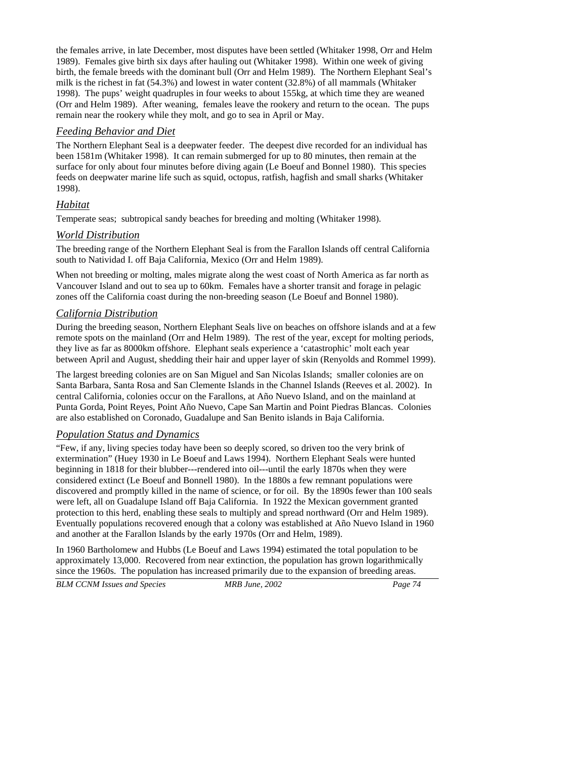the females arrive, in late December, most disputes have been settled (Whitaker 1998, Orr and Helm 1989). Females give birth six days after hauling out (Whitaker 1998). Within one week of giving birth, the female breeds with the dominant bull (Orr and Helm 1989). The Northern Elephant Seal's milk is the richest in fat (54.3%) and lowest in water content (32.8%) of all mammals (Whitaker 1998). The pups' weight quadruples in four weeks to about 155kg, at which time they are weaned (Orr and Helm 1989). After weaning, females leave the rookery and return to the ocean. The pups remain near the rookery while they molt, and go to sea in April or May.

### *Feeding Behavior and Diet*

The Northern Elephant Seal is a deepwater feeder. The deepest dive recorded for an individual has been 1581m (Whitaker 1998). It can remain submerged for up to 80 minutes, then remain at the surface for only about four minutes before diving again (Le Boeuf and Bonnel 1980). This species feeds on deepwater marine life such as squid, octopus, ratfish, hagfish and small sharks (Whitaker 1998).

### *Habitat*

Temperate seas; subtropical sandy beaches for breeding and molting (Whitaker 1998).

### *World Distribution*

The breeding range of the Northern Elephant Seal is from the Farallon Islands off central California south to Natividad I. off Baja California, Mexico (Orr and Helm 1989).

When not breeding or molting, males migrate along the west coast of North America as far north as Vancouver Island and out to sea up to 60km. Females have a shorter transit and forage in pelagic zones off the California coast during the non-breeding season (Le Boeuf and Bonnel 1980).

### *California Distribution*

During the breeding season, Northern Elephant Seals live on beaches on offshore islands and at a few remote spots on the mainland (Orr and Helm 1989). The rest of the year, except for molting periods, they live as far as 8000km offshore. Elephant seals experience a 'catastrophic' molt each year between April and August, shedding their hair and upper layer of skin (Renyolds and Rommel 1999).

The largest breeding colonies are on San Miguel and San Nicolas Islands; smaller colonies are on Santa Barbara, Santa Rosa and San Clemente Islands in the Channel Islands (Reeves et al. 2002). In central California, colonies occur on the Farallons, at Año Nuevo Island, and on the mainland at Punta Gorda, Point Reyes, Point Año Nuevo, Cape San Martin and Point Piedras Blancas. Colonies are also established on Coronado, Guadalupe and San Benito islands in Baja California.

### *Population Status and Dynamics*

"Few, if any, living species today have been so deeply scored, so driven too the very brink of extermination" (Huey 1930 in Le Boeuf and Laws 1994). Northern Elephant Seals were hunted beginning in 1818 for their blubber---rendered into oil---until the early 1870s when they were considered extinct (Le Boeuf and Bonnell 1980). In the 1880s a few remnant populations were discovered and promptly killed in the name of science, or for oil. By the 1890s fewer than 100 seals were left, all on Guadalupe Island off Baja California. In 1922 the Mexican government granted protection to this herd, enabling these seals to multiply and spread northward (Orr and Helm 1989). Eventually populations recovered enough that a colony was established at Año Nuevo Island in 1960 and another at the Farallon Islands by the early 1970s (Orr and Helm, 1989).

In 1960 Bartholomew and Hubbs (Le Boeuf and Laws 1994) estimated the total population to be approximately 13,000. Recovered from near extinction, the population has grown logarithmically since the 1960s. The population has increased primarily due to the expansion of breeding areas.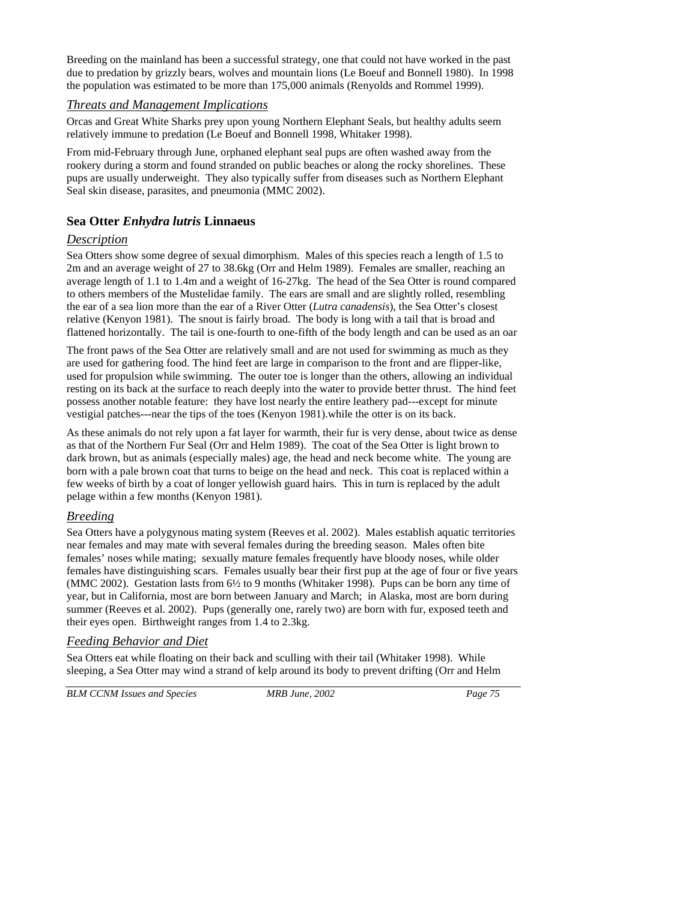Breeding on the mainland has been a successful strategy, one that could not have worked in the past due to predation by grizzly bears, wolves and mountain lions (Le Boeuf and Bonnell 1980). In 1998 the population was estimated to be more than 175,000 animals (Renyolds and Rommel 1999).

### *Threats and Management Implications*

Orcas and Great White Sharks prey upon young Northern Elephant Seals, but healthy adults seem relatively immune to predation (Le Boeuf and Bonnell 1998, Whitaker 1998).

From mid-February through June, orphaned elephant seal pups are often washed away from the rookery during a storm and found stranded on public beaches or along the rocky shorelines. These pups are usually underweight. They also typically suffer from diseases such as Northern Elephant Seal skin disease, parasites, and pneumonia (MMC 2002).

## **Sea Otter *Enhydra lutris* Linnaeus**

### *Description*

Sea Otters show some degree of sexual dimorphism. Males of this species reach a length of 1.5 to 2m and an average weight of 27 to 38.6kg (Orr and Helm 1989). Females are smaller, reaching an average length of 1.1 to 1.4m and a weight of 16-27kg. The head of the Sea Otter is round compared to others members of the Mustelidae family. The ears are small and are slightly rolled, resembling the ear of a sea lion more than the ear of a River Otter (*Lutra canadensis*), the Sea Otter's closest relative (Kenyon 1981). The snout is fairly broad. The body is long with a tail that is broad and flattened horizontally. The tail is one-fourth to one-fifth of the body length and can be used as an oar

The front paws of the Sea Otter are relatively small and are not used for swimming as much as they are used for gathering food. The hind feet are large in comparison to the front and are flipper-like, used for propulsion while swimming. The outer toe is longer than the others, allowing an individual resting on its back at the surface to reach deeply into the water to provide better thrust. The hind feet possess another notable feature: they have lost nearly the entire leathery pad---except for minute vestigial patches---near the tips of the toes (Kenyon 1981).while the otter is on its back.

As these animals do not rely upon a fat layer for warmth, their fur is very dense, about twice as dense as that of the Northern Fur Seal (Orr and Helm 1989). The coat of the Sea Otter is light brown to dark brown, but as animals (especially males) age, the head and neck become white. The young are born with a pale brown coat that turns to beige on the head and neck. This coat is replaced within a few weeks of birth by a coat of longer yellowish guard hairs. This in turn is replaced by the adult pelage within a few months (Kenyon 1981).

### *Breeding*

Sea Otters have a polygynous mating system (Reeves et al. 2002). Males establish aquatic territories near females and may mate with several females during the breeding season. Males often bite females' noses while mating; sexually mature females frequently have bloody noses, while older females have distinguishing scars. Females usually bear their first pup at the age of four or five years (MMC 2002). Gestation lasts from 6½ to 9 months (Whitaker 1998). Pups can be born any time of year, but in California, most are born between January and March; in Alaska, most are born during summer (Reeves et al. 2002). Pups (generally one, rarely two) are born with fur, exposed teeth and their eyes open. Birthweight ranges from 1.4 to 2.3kg.

### *Feeding Behavior and Diet*

Sea Otters eat while floating on their back and sculling with their tail (Whitaker 1998). While sleeping, a Sea Otter may wind a strand of kelp around its body to prevent drifting (Orr and Helm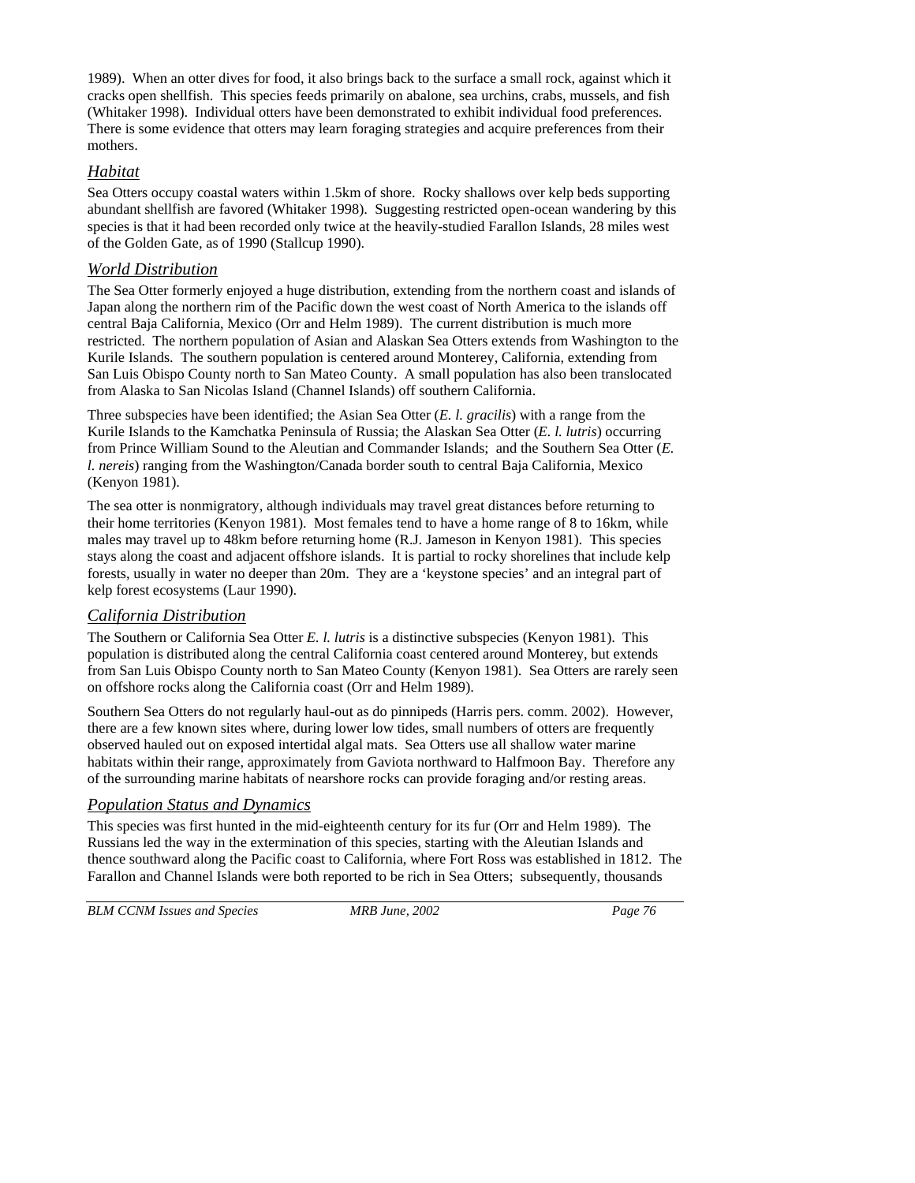1989). When an otter dives for food, it also brings back to the surface a small rock, against which it cracks open shellfish. This species feeds primarily on abalone, sea urchins, crabs, mussels, and fish (Whitaker 1998). Individual otters have been demonstrated to exhibit individual food preferences. There is some evidence that otters may learn foraging strategies and acquire preferences from their mothers.

### *Habitat*

Sea Otters occupy coastal waters within 1.5km of shore. Rocky shallows over kelp beds supporting abundant shellfish are favored (Whitaker 1998). Suggesting restricted open-ocean wandering by this species is that it had been recorded only twice at the heavily-studied Farallon Islands, 28 miles west of the Golden Gate, as of 1990 (Stallcup 1990).

### *World Distribution*

The Sea Otter formerly enjoyed a huge distribution, extending from the northern coast and islands of Japan along the northern rim of the Pacific down the west coast of North America to the islands off central Baja California, Mexico (Orr and Helm 1989). The current distribution is much more restricted. The northern population of Asian and Alaskan Sea Otters extends from Washington to the Kurile Islands. The southern population is centered around Monterey, California, extending from San Luis Obispo County north to San Mateo County. A small population has also been translocated from Alaska to San Nicolas Island (Channel Islands) off southern California.

Three subspecies have been identified; the Asian Sea Otter (*E. l. gracilis*) with a range from the Kurile Islands to the Kamchatka Peninsula of Russia; the Alaskan Sea Otter (*E. l. lutris*) occurring from Prince William Sound to the Aleutian and Commander Islands; and the Southern Sea Otter (*E. l. nereis*) ranging from the Washington/Canada border south to central Baja California, Mexico (Kenyon 1981).

The sea otter is nonmigratory, although individuals may travel great distances before returning to their home territories (Kenyon 1981). Most females tend to have a home range of 8 to 16km, while males may travel up to 48km before returning home (R.J. Jameson in Kenyon 1981). This species stays along the coast and adjacent offshore islands. It is partial to rocky shorelines that include kelp forests, usually in water no deeper than 20m. They are a 'keystone species' and an integral part of kelp forest ecosystems (Laur 1990).

### *California Distribution*

The Southern or California Sea Otter *E. l. lutris* is a distinctive subspecies (Kenyon 1981). This population is distributed along the central California coast centered around Monterey, but extends from San Luis Obispo County north to San Mateo County (Kenyon 1981). Sea Otters are rarely seen on offshore rocks along the California coast (Orr and Helm 1989).

Southern Sea Otters do not regularly haul-out as do pinnipeds (Harris pers. comm. 2002). However, there are a few known sites where, during lower low tides, small numbers of otters are frequently observed hauled out on exposed intertidal algal mats. Sea Otters use all shallow water marine habitats within their range, approximately from Gaviota northward to Halfmoon Bay. Therefore any of the surrounding marine habitats of nearshore rocks can provide foraging and/or resting areas.

### *Population Status and Dynamics*

This species was first hunted in the mid-eighteenth century for its fur (Orr and Helm 1989). The Russians led the way in the extermination of this species, starting with the Aleutian Islands and thence southward along the Pacific coast to California, where Fort Ross was established in 1812. The Farallon and Channel Islands were both reported to be rich in Sea Otters; subsequently, thousands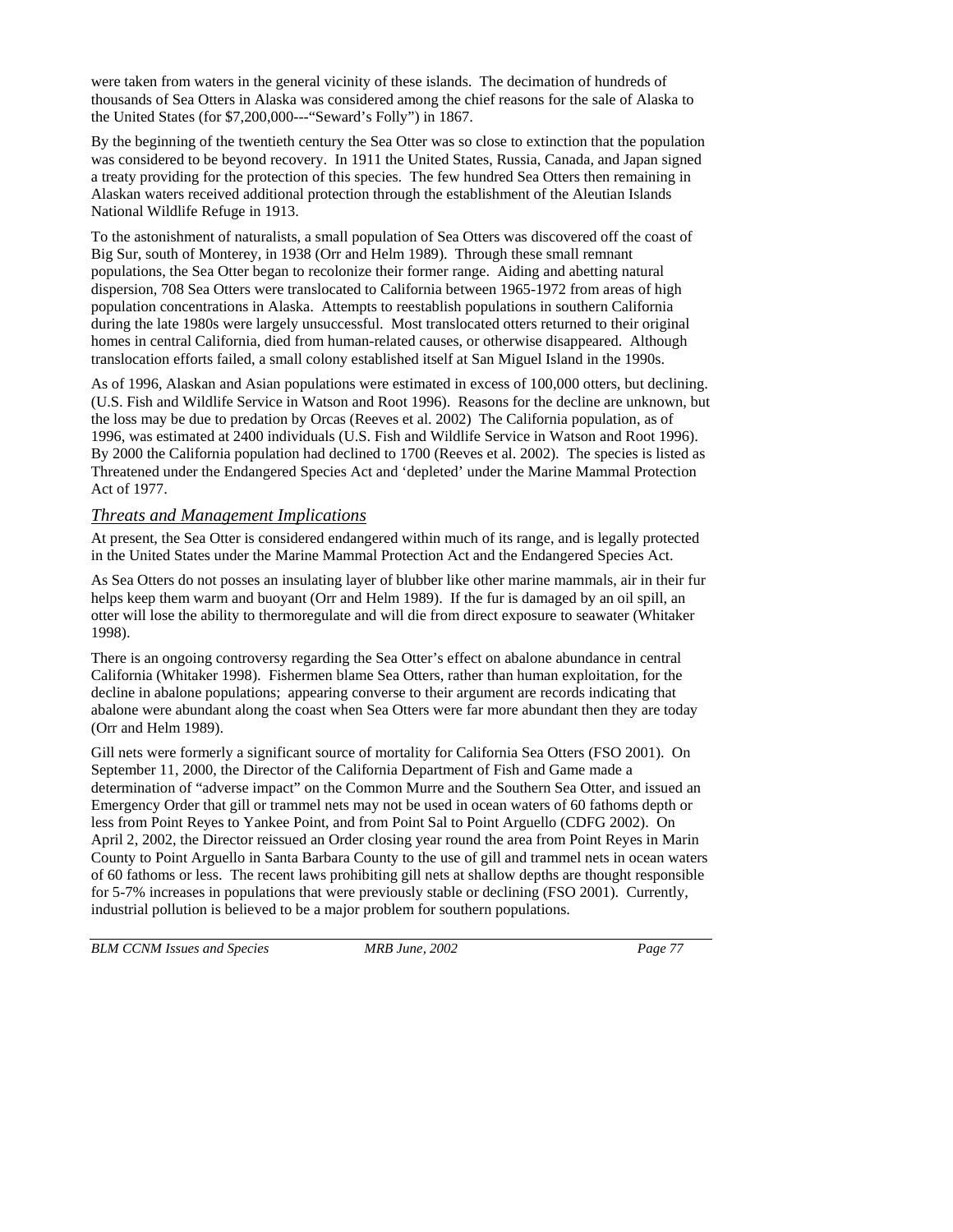were taken from waters in the general vicinity of these islands. The decimation of hundreds of thousands of Sea Otters in Alaska was considered among the chief reasons for the sale of Alaska to the United States (for $7,200,000---"Seward's Folly") in 1867.

By the beginning of the twentieth century the Sea Otter was so close to extinction that the population was considered to be beyond recovery. In 1911 the United States, Russia, Canada, and Japan signed a treaty providing for the protection of this species. The few hundred Sea Otters then remaining in Alaskan waters received additional protection through the establishment of the Aleutian Islands National Wildlife Refuge in 1913.

To the astonishment of naturalists, a small population of Sea Otters was discovered off the coast of Big Sur, south of Monterey, in 1938 (Orr and Helm 1989). Through these small remnant populations, the Sea Otter began to recolonize their former range. Aiding and abetting natural dispersion, 708 Sea Otters were translocated to California between 1965-1972 from areas of high population concentrations in Alaska. Attempts to reestablish populations in southern California during the late 1980s were largely unsuccessful. Most translocated otters returned to their original homes in central California, died from human-related causes, or otherwise disappeared. Although translocation efforts failed, a small colony established itself at San Miguel Island in the 1990s.

As of 1996, Alaskan and Asian populations were estimated in excess of 100,000 otters, but declining. (U.S. Fish and Wildlife Service in Watson and Root 1996). Reasons for the decline are unknown, but the loss may be due to predation by Orcas (Reeves et al. 2002) The California population, as of 1996, was estimated at 2400 individuals (U.S. Fish and Wildlife Service in Watson and Root 1996). By 2000 the California population had declined to 1700 (Reeves et al. 2002). The species is listed as Threatened under the Endangered Species Act and 'depleted' under the Marine Mammal Protection Act of 1977.

### *Threats and Management Implications*

At present, the Sea Otter is considered endangered within much of its range, and is legally protected in the United States under the Marine Mammal Protection Act and the Endangered Species Act.

As Sea Otters do not posses an insulating layer of blubber like other marine mammals, air in their fur helps keep them warm and buoyant (Orr and Helm 1989). If the fur is damaged by an oil spill, an otter will lose the ability to thermoregulate and will die from direct exposure to seawater (Whitaker 1998).

There is an ongoing controversy regarding the Sea Otter's effect on abalone abundance in central California (Whitaker 1998). Fishermen blame Sea Otters, rather than human exploitation, for the decline in abalone populations; appearing converse to their argument are records indicating that abalone were abundant along the coast when Sea Otters were far more abundant then they are today (Orr and Helm 1989).

Gill nets were formerly a significant source of mortality for California Sea Otters (FSO 2001). On September 11, 2000, the Director of the California Department of Fish and Game made a determination of "adverse impact" on the Common Murre and the Southern Sea Otter, and issued an Emergency Order that gill or trammel nets may not be used in ocean waters of 60 fathoms depth or less from Point Reyes to Yankee Point, and from Point Sal to Point Arguello (CDFG 2002). On April 2, 2002, the Director reissued an Order closing year round the area from Point Reyes in Marin County to Point Arguello in Santa Barbara County to the use of gill and trammel nets in ocean waters of 60 fathoms or less. The recent laws prohibiting gill nets at shallow depths are thought responsible for 5-7% increases in populations that were previously stable or declining (FSO 2001). Currently, industrial pollution is believed to be a major problem for southern populations.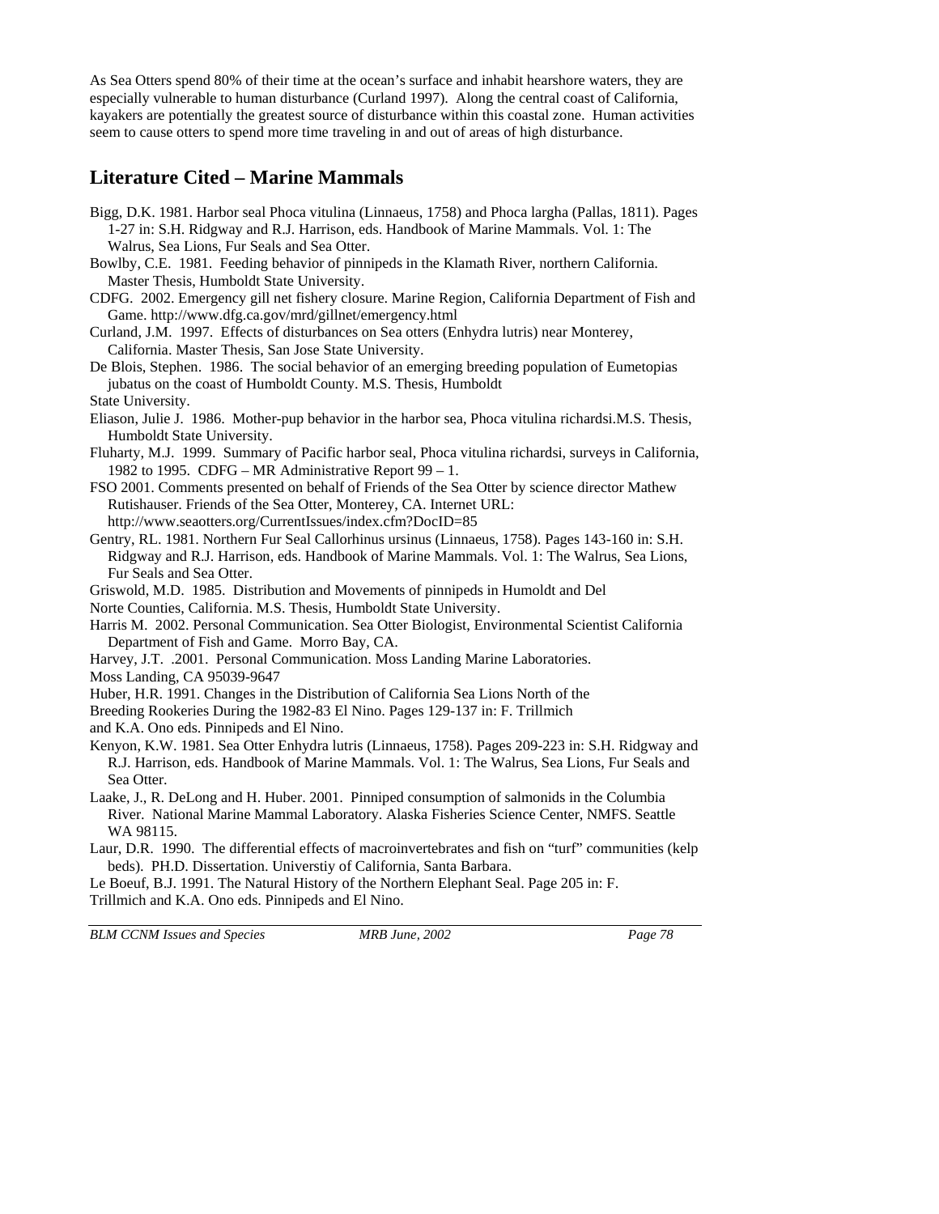As Sea Otters spend 80% of their time at the ocean's surface and inhabit hearshore waters, they are especially vulnerable to human disturbance (Curland 1997). Along the central coast of California, kayakers are potentially the greatest source of disturbance within this coastal zone. Human activities seem to cause otters to spend more time traveling in and out of areas of high disturbance.

## Literature Cited – Marine Mammals

Bigg, D.K. 1981. Harbor seal Phoca vitulina (Linnaeus, 1758) and Phoca largha (Pallas, 1811). Pages 1-27 in: S.H. Ridgway and R.J. Harrison, eds. Handbook of Marine Mammals. Vol. 1: The Walrus, Sea Lions, Fur Seals and Sea Otter.

Bowlby, C.E. 1981. Feeding behavior of pinnipeds in the Klamath River, northern California. Master Thesis, Humboldt State University.

CDFG. 2002. Emergency gill net fishery closure. Marine Region, California Department of Fish and Game. http://www.dfg.ca.gov/mrd/gillnet/emergency.html

Curland, J.M. 1997. Effects of disturbances on Sea otters (Enhydra lutris) near Monterey, California. Master Thesis, San Jose State University.

De Blois, Stephen. 1986. The social behavior of an emerging breeding population of Eumetopias jubatus on the coast of Humboldt County. M.S. Thesis, Humboldt State University.

Eliason, Julie J. 1986. Mother-pup behavior in the harbor sea, Phoca vitulina richardsi.M.S. Thesis, Humboldt State University.

Fluharty, M.J. 1999. Summary of Pacific harbor seal, Phoca vitulina richardsi, surveys in California, 1982 to 1995. CDFG – MR Administrative Report 99 – 1.

FSO 2001. Comments presented on behalf of Friends of the Sea Otter by science director Mathew Rutishauser. Friends of the Sea Otter, Monterey, CA. Internet URL: http://www.seaotters.org/CurrentIssues/index.cfm?DocID=85

Gentry, RL. 1981. Northern Fur Seal Callorhinus ursinus (Linnaeus, 1758). Pages 143-160 in: S.H. Ridgway and R.J. Harrison, eds. Handbook of Marine Mammals. Vol. 1: The Walrus, Sea Lions, Fur Seals and Sea Otter.

Griswold, M.D. 1985. Distribution and Movements of pinnipeds in Humoldt and Del Norte Counties, California. M.S. Thesis, Humboldt State University.

Harris M. 2002. Personal Communication. Sea Otter Biologist, Environmental Scientist California Department of Fish and Game. Morro Bay, CA.

Harvey, J.T. .2001. Personal Communication. Moss Landing Marine Laboratories. Moss Landing, CA 95039-9647

Huber, H.R. 1991. Changes in the Distribution of California Sea Lions North of the Breeding Rookeries During the 1982-83 El Nino. Pages 129-137 in: F. Trillmich and K.A. Ono eds. Pinnipeds and El Nino.

Kenyon, K.W. 1981. Sea Otter Enhydra lutris (Linnaeus, 1758). Pages 209-223 in: S.H. Ridgway and R.J. Harrison, eds. Handbook of Marine Mammals. Vol. 1: The Walrus, Sea Lions, Fur Seals and Sea Otter.

Laake, J., R. DeLong and H. Huber. 2001. Pinniped consumption of salmonids in the Columbia River. National Marine Mammal Laboratory. Alaska Fisheries Science Center, NMFS. Seattle WA 98115.

Laur, D.R. 1990. The differential effects of macroinvertebrates and fish on "turf" communities (kelp beds). PH.D. Dissertation. Universtiy of California, Santa Barbara.

Le Boeuf, B.J. 1991. The Natural History of the Northern Elephant Seal. Page 205 in: F. Trillmich and K.A. Ono eds. Pinnipeds and El Nino.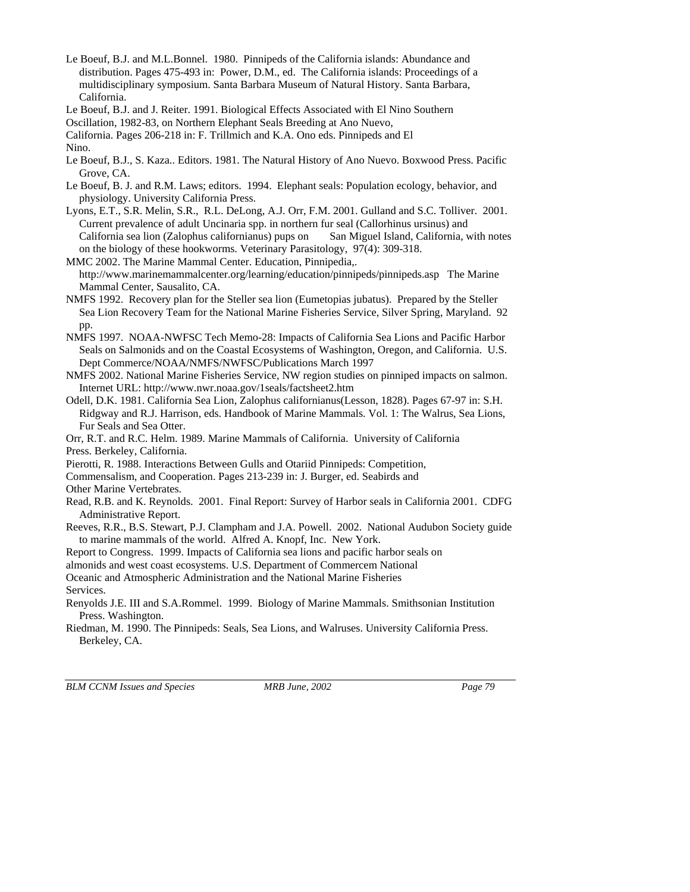Le Boeuf, B.J. and M.L.Bonnel. 1980. Pinnipeds of the California islands: Abundance and distribution. Pages 475-493 in: Power, D.M., ed. The California islands: Proceedings of a multidisciplinary symposium. Santa Barbara Museum of Natural History. Santa Barbara, California.

Le Boeuf, B.J. and J. Reiter. 1991. Biological Effects Associated with El Nino Southern Oscillation, 1982-83, on Northern Elephant Seals Breeding at Ano Nuevo, California. Pages 206-218 in: F. Trillmich and K.A. Ono eds. Pinnipeds and El Nino.

Le Boeuf, B.J., S. Kaza.. Editors. 1981. The Natural History of Ano Nuevo. Boxwood Press. Pacific Grove, CA.

Le Boeuf, B. J. and R.M. Laws; editors. 1994. Elephant seals: Population ecology, behavior, and physiology. University California Press.

Lyons, E.T., S.R. Melin, S.R., R.L. DeLong, A.J. Orr, F.M. 2001. Gulland and S.C. Tolliver. 2001. Current prevalence of adult Uncinaria spp. in northern fur seal (Callorhinus ursinus) and California sea lion (Zalophus californianus) pups on San Miguel Island, California, with notes on the biology of these hookworms. Veterinary Parasitology, 97(4): 309-318.

MMC 2002. The Marine Mammal Center. Education, Pinnipedia,. http://www.marinemammalcenter.org/learning/education/pinnipeds/pinnipeds.asp The Marine Mammal Center, Sausalito, CA.

NMFS 1992. Recovery plan for the Steller sea lion (Eumetopias jubatus). Prepared by the Steller Sea Lion Recovery Team for the National Marine Fisheries Service, Silver Spring, Maryland. 92 pp.

NMFS 1997. NOAA-NWFSC Tech Memo-28: Impacts of California Sea Lions and Pacific Harbor Seals on Salmonids and on the Coastal Ecosystems of Washington, Oregon, and California. U.S. Dept Commerce/NOAA/NMFS/NWFSC/Publications March 1997

NMFS 2002. National Marine Fisheries Service, NW region studies on pinniped impacts on salmon. Internet URL: http://www.nwr.noaa.gov/1seals/factsheet2.htm

Odell, D.K. 1981. California Sea Lion, Zalophus californianus(Lesson, 1828). Pages 67-97 in: S.H. Ridgway and R.J. Harrison, eds. Handbook of Marine Mammals. Vol. 1: The Walrus, Sea Lions, Fur Seals and Sea Otter.

Orr, R.T. and R.C. Helm. 1989. Marine Mammals of California. University of California Press. Berkeley, California.

Pierotti, R. 1988. Interactions Between Gulls and Otariid Pinnipeds: Competition, Commensalism, and Cooperation. Pages 213-239 in: J. Burger, ed. Seabirds and Other Marine Vertebrates.

Read, R.B. and K. Reynolds. 2001. Final Report: Survey of Harbor seals in California 2001. CDFG Administrative Report.

Reeves, R.R., B.S. Stewart, P.J. Clampham and J.A. Powell. 2002. National Audubon Society guide to marine mammals of the world. Alfred A. Knopf, Inc. New York.

Report to Congress. 1999. Impacts of California sea lions and pacific harbor seals on almonids and west coast ecosystems. U.S. Department of Commercem National Oceanic and Atmospheric Administration and the National Marine Fisheries Services.

Renyolds J.E. III and S.A.Rommel. 1999. Biology of Marine Mammals. Smithsonian Institution Press. Washington.

Riedman, M. 1990. The Pinnipeds: Seals, Sea Lions, and Walruses. University California Press. Berkeley, CA.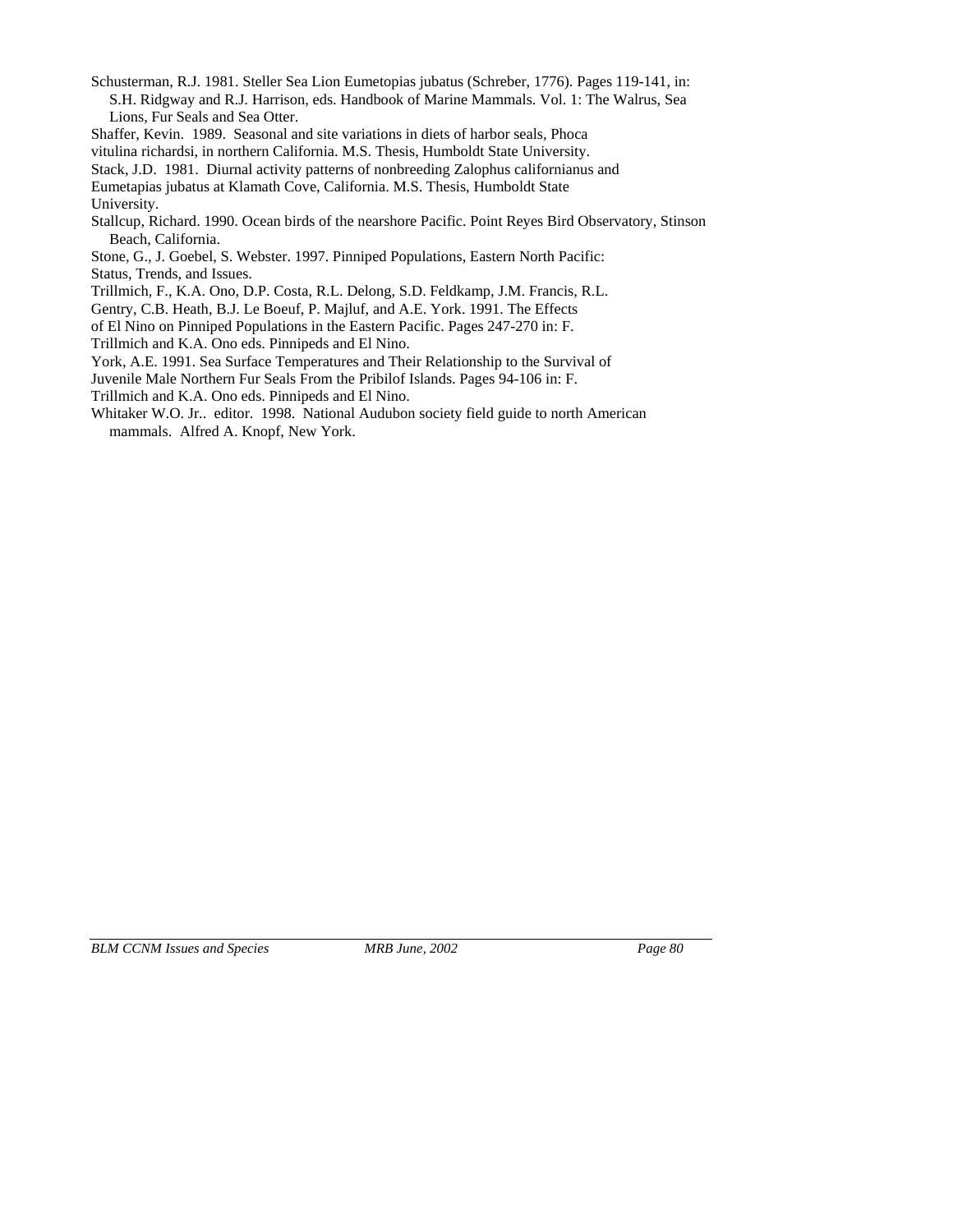Schusterman, R.J. 1981. Steller Sea Lion Eumetopias jubatus (Schreber, 1776). Pages 119-141, in: S.H. Ridgway and R.J. Harrison, eds. Handbook of Marine Mammals. Vol. 1: The Walrus, Sea Lions, Fur Seals and Sea Otter.

Shaffer, Kevin. 1989. Seasonal and site variations in diets of harbor seals, Phoca vitulina richardsi, in northern California. M.S. Thesis, Humboldt State University.

Stack, J.D. 1981. Diurnal activity patterns of nonbreeding Zalophus californianus and Eumetapias jubatus at Klamath Cove, California. M.S. Thesis, Humboldt State University.

Stallcup, Richard. 1990. Ocean birds of the nearshore Pacific. Point Reyes Bird Observatory, Stinson Beach, California.

Stone, G., J. Goebel, S. Webster. 1997. Pinniped Populations, Eastern North Pacific: Status, Trends, and Issues.

Trillmich, F., K.A. Ono, D.P. Costa, R.L. Delong, S.D. Feldkamp, J.M. Francis, R.L. Gentry, C.B. Heath, B.J. Le Boeuf, P. Majluf, and A.E. York. 1991. The Effects of El Nino on Pinniped Populations in the Eastern Pacific. Pages 247-270 in: F. Trillmich and K.A. Ono eds. Pinnipeds and El Nino.

York, A.E. 1991. Sea Surface Temperatures and Their Relationship to the Survival of Juvenile Male Northern Fur Seals From the Pribilof Islands. Pages 94-106 in: F. Trillmich and K.A. Ono eds. Pinnipeds and El Nino.

Whitaker W.O. Jr.. editor. 1998. National Audubon society field guide to north American mammals. Alfred A. Knopf, New York.